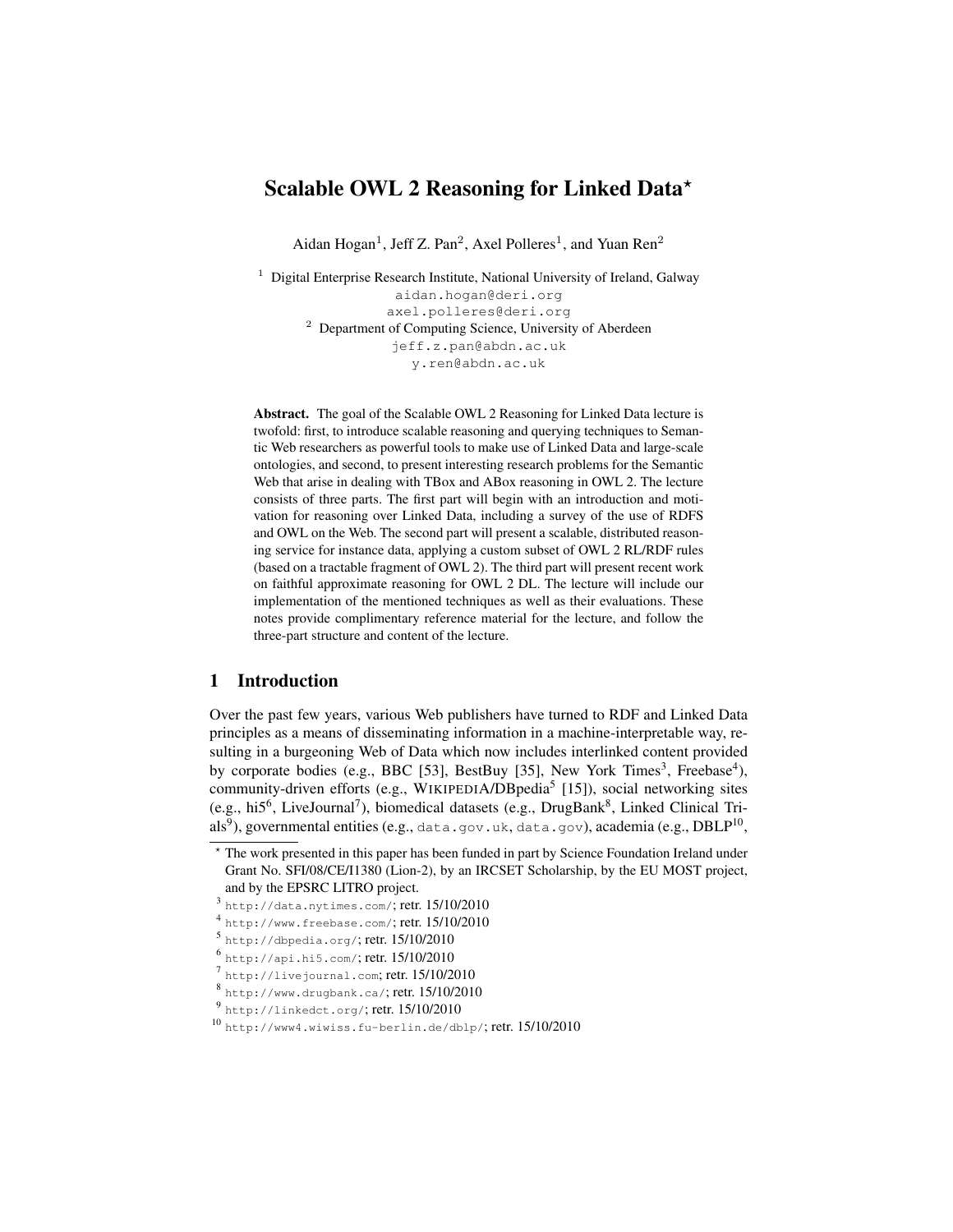# Scalable OWL 2 Reasoning for Linked Data*

Aidan Hogan[1], Jeff Z. Pan[2], Axel Polleres[1], and Yuan Ren[2]

[1] Digital Enterprise Research Institute, National University of Ireland, Galway
aidan.hogan@deri.org
axel.polleres@deri.org

[2] Department of Computing Science, University of Aberdeen
jeff.z.pan@abdn.ac.uk
y.ren@abdn.ac.uk

**Abstract.** The goal of the Scalable OWL 2 Reasoning for Linked Data lecture is twofold: first, to introduce scalable reasoning and querying techniques to Semantic Web researchers as powerful tools to make use of Linked Data and large-scale ontologies, and second, to present interesting research problems for the Semantic Web that arise in dealing with TBox and ABox reasoning in OWL 2. The lecture consists of three parts. The first part will begin with an introduction and motivation for reasoning over Linked Data, including a survey of the use of RDFS and OWL on the Web. The second part will present a scalable, distributed reasoning service for instance data, applying a custom subset of OWL 2 RL/RDF rules (based on a tractable fragment of OWL 2). The third part will present recent work on faithful approximate reasoning for OWL 2 DL. The lecture will include our implementation of the mentioned techniques as well as their evaluations. These notes provide complimentary reference material for the lecture, and follow the three-part structure and content of the lecture.

## 1 Introduction

Over the past few years, various Web publishers have turned to RDF and Linked Data principles as a means of disseminating information in a machine-interpretable way, resulting in a burgeoning Web of Data which now includes interlinked content provided by corporate bodies (e.g., BBC [53], BestBuy [35], New York Times[3], Freebase[4]), community-driven efforts (e.g., WIKIPEDIA/DBpedia[5] [15]), social networking sites (e.g., hi5[6], LiveJournal[7]), biomedical datasets (e.g., DrugBank[8], Linked Clinical Trials[9]), governmental entities (e.g., data.gov.uk, data.gov), academia (e.g., DBLP[10],

* The work presented in this paper has been funded in part by Science Foundation Ireland under Grant No. SFI/08/CE/I1380 (Lion-2), by an IRCSET Scholarship, by the EU MOST project, and by the EPSRC LITRO project.

[3] http://data.nytimes.com/; retr. 15/10/2010

[4] http://www.freebase.com/; retr. 15/10/2010

[5] http://dbpedia.org/; retr. 15/10/2010

[6] http://api.hi5.com/; retr. 15/10/2010

[7] http://livejournal.com; retr. 15/10/2010

[8] http://www.drugbank.ca/; retr. 15/10/2010

[9] http://linkedct.org/; retr. 15/10/2010

[10] http://www4.wiwiss.fu-berlin.de/dblp/; retr. 15/10/2010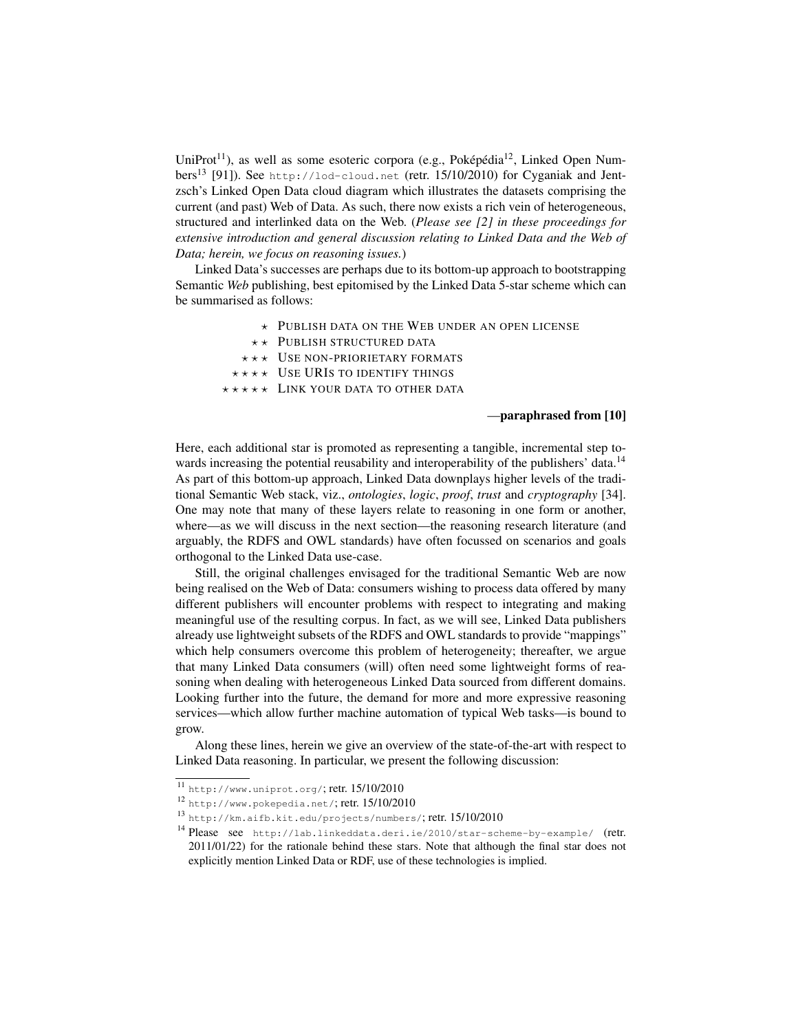UniProt[11]), as well as some esoteric corpora (e.g., Poképédia[12], Linked Open Numbers[13] [91]). See http://lod-cloud.net (retr. 15/10/2010) for Cyganiak and Jentzsch's Linked Open Data cloud diagram which illustrates the datasets comprising the current (and past) Web of Data. As such, there now exists a rich vein of heterogeneous, structured and interlinked data on the Web. (*Please see [2] in these proceedings for extensive introduction and general discussion relating to Linked Data and the Web of Data; herein, we focus on reasoning issues.*)

Linked Data's successes are perhaps due to its bottom-up approach to bootstrapping Semantic *Web* publishing, best epitomised by the Linked Data 5-star scheme which can be summarised as follows:

- ⋆ PUBLISH DATA ON THE WEB UNDER AN OPEN LICENSE
- ⋆⋆ PUBLISH STRUCTURED DATA
- ⋆⋆⋆ USE NON-PRIORIETARY FORMATS
- ⋆⋆⋆⋆ USE URIS TO IDENTIFY THINGS
- ⋆⋆⋆⋆⋆ LINK YOUR DATA TO OTHER DATA

—**paraphrased from [10]**

Here, each additional star is promoted as representing a tangible, incremental step towards increasing the potential reusability and interoperability of the publishers' data.[14] As part of this bottom-up approach, Linked Data downplays higher levels of the traditional Semantic Web stack, viz., *ontologies*, *logic*, *proof*, *trust* and *cryptography* [34]. One may note that many of these layers relate to reasoning in one form or another, where—as we will discuss in the next section—the reasoning research literature (and arguably, the RDFS and OWL standards) have often focussed on scenarios and goals orthogonal to the Linked Data use-case.

Still, the original challenges envisaged for the traditional Semantic Web are now being realised on the Web of Data: consumers wishing to process data offered by many different publishers will encounter problems with respect to integrating and making meaningful use of the resulting corpus. In fact, as we will see, Linked Data publishers already use lightweight subsets of the RDFS and OWL standards to provide "mappings" which help consumers overcome this problem of heterogeneity; thereafter, we argue that many Linked Data consumers (will) often need some lightweight forms of reasoning when dealing with heterogeneous Linked Data sourced from different domains. Looking further into the future, the demand for more and more expressive reasoning services—which allow further machine automation of typical Web tasks—is bound to grow.

Along these lines, herein we give an overview of the state-of-the-art with respect to Linked Data reasoning. In particular, we present the following discussion:

---

[11] http://www.uniprot.org/; retr. 15/10/2010

[12] http://www.pokepedia.net/; retr. 15/10/2010

[13] http://km.aifb.kit.edu/projects/numbers/; retr. 15/10/2010

[14] Please see http://lab.linkeddata.deri.ie/2010/star-scheme-by-example/ (retr. 2011/01/22) for the rationale behind these stars. Note that although the final star does not explicitly mention Linked Data or RDF, use of these technologies is implied.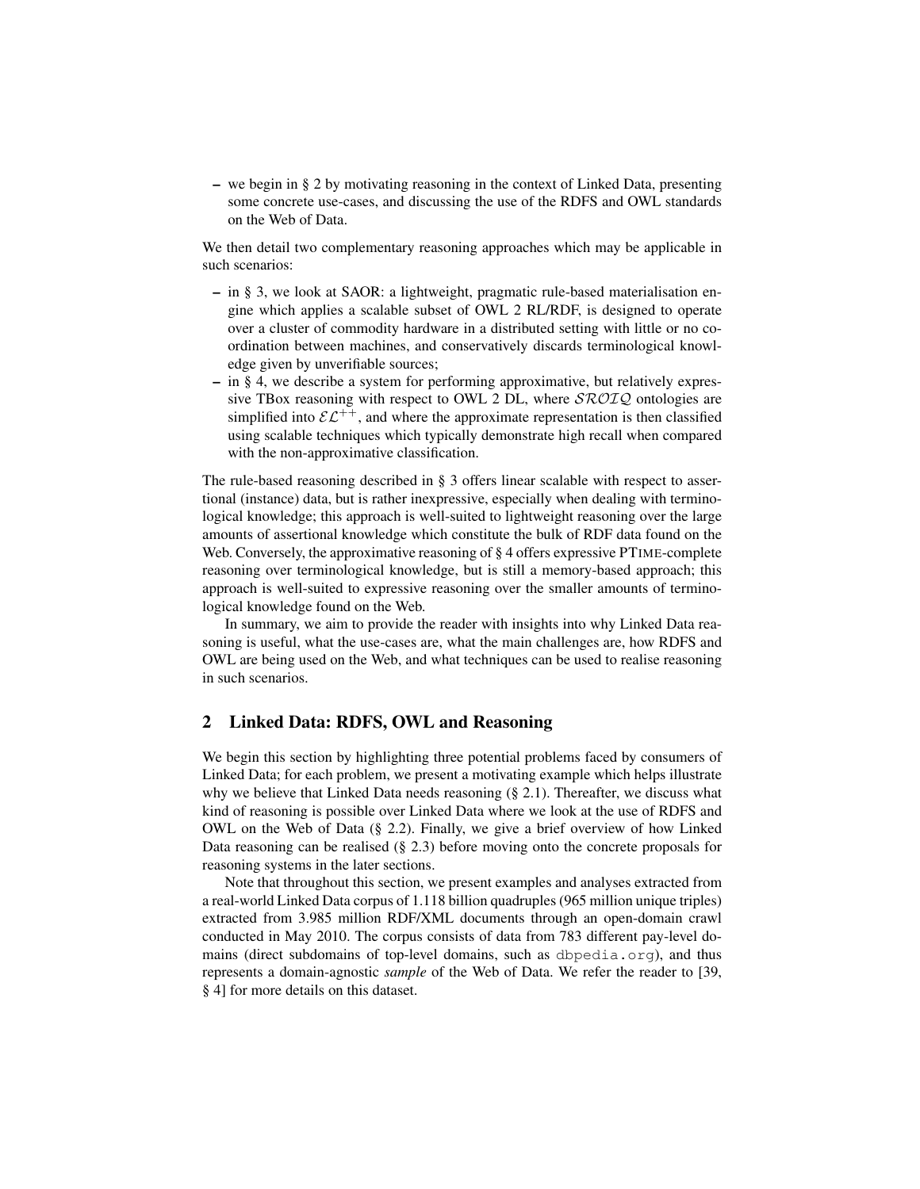– we begin in § 2 by motivating reasoning in the context of Linked Data, presenting some concrete use-cases, and discussing the use of the RDFS and OWL standards on the Web of Data.

We then detail two complementary reasoning approaches which may be applicable in such scenarios:

– in § 3, we look at SAOR: a lightweight, pragmatic rule-based materialisation engine which applies a scalable subset of OWL 2 RL/RDF, is designed to operate over a cluster of commodity hardware in a distributed setting with little or no coordination between machines, and conservatively discards terminological knowledge given by unverifiable sources;
– in § 4, we describe a system for performing approximative, but relatively expressive TBox reasoning with respect to OWL 2 DL, where $\mathcal{SROIQ}$ ontologies are simplified into $\mathcal{EL}^{++}$, and where the approximate representation is then classified using scalable techniques which typically demonstrate high recall when compared with the non-approximative classification.

The rule-based reasoning described in § 3 offers linear scalable with respect to assertional (instance) data, but is rather inexpressive, especially when dealing with terminological knowledge; this approach is well-suited to lightweight reasoning over the large amounts of assertional knowledge which constitute the bulk of RDF data found on the Web. Conversely, the approximative reasoning of § 4 offers expressive PTIME-complete reasoning over terminological knowledge, but is still a memory-based approach; this approach is well-suited to expressive reasoning over the smaller amounts of terminological knowledge found on the Web.

In summary, we aim to provide the reader with insights into why Linked Data reasoning is useful, what the use-cases are, what the main challenges are, how RDFS and OWL are being used on the Web, and what techniques can be used to realise reasoning in such scenarios.

## 2 Linked Data: RDFS, OWL and Reasoning

We begin this section by highlighting three potential problems faced by consumers of Linked Data; for each problem, we present a motivating example which helps illustrate why we believe that Linked Data needs reasoning (§ 2.1). Thereafter, we discuss what kind of reasoning is possible over Linked Data where we look at the use of RDFS and OWL on the Web of Data (§ 2.2). Finally, we give a brief overview of how Linked Data reasoning can be realised (§ 2.3) before moving onto the concrete proposals for reasoning systems in the later sections.

Note that throughout this section, we present examples and analyses extracted from a real-world Linked Data corpus of 1.118 billion quadruples (965 million unique triples) extracted from 3.985 million RDF/XML documents through an open-domain crawl conducted in May 2010. The corpus consists of data from 783 different pay-level domains (direct subdomains of top-level domains, such as `dbpedia.org`), and thus represents a domain-agnostic *sample* of the Web of Data. We refer the reader to [39, § 4] for more details on this dataset.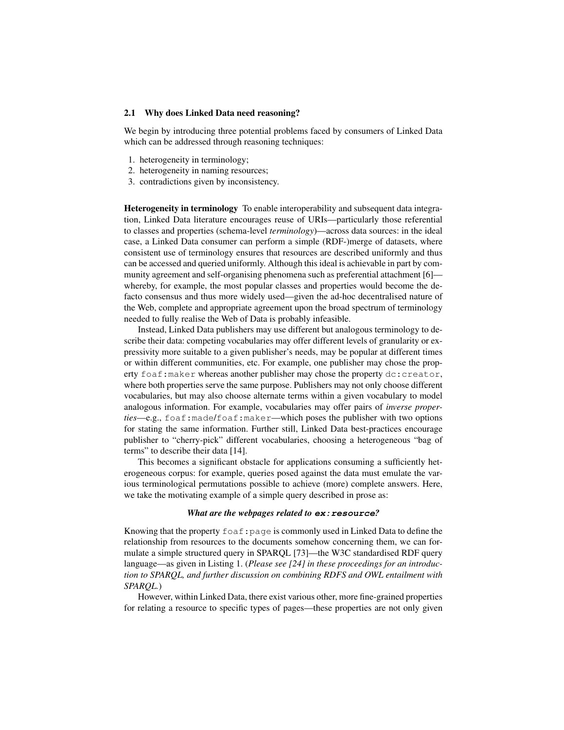### 2.1 Why does Linked Data need reasoning?

We begin by introducing three potential problems faced by consumers of Linked Data which can be addressed through reasoning techniques:

1. heterogeneity in terminology;
2. heterogeneity in naming resources;
3. contradictions given by inconsistency.

**Heterogeneity in terminology** To enable interoperability and subsequent data integration, Linked Data literature encourages reuse of URIs—particularly those referential to classes and properties (schema-level *terminology*)—across data sources: in the ideal case, a Linked Data consumer can perform a simple (RDF-)merge of datasets, where consistent use of terminology ensures that resources are described uniformly and thus can be accessed and queried uniformly. Although this ideal is achievable in part by community agreement and self-organising phenomena such as preferential attachment [6]—whereby, for example, the most popular classes and properties would become the de-facto consensus and thus more widely used—given the ad-hoc decentralised nature of the Web, complete and appropriate agreement upon the broad spectrum of terminology needed to fully realise the Web of Data is probably infeasible.

Instead, Linked Data publishers may use different but analogous terminology to describe their data: competing vocabularies may offer different levels of granularity or expressivity more suitable to a given publisher's needs, may be popular at different times or within different communities, etc. For example, one publisher may chose the property `foaf:maker` whereas another publisher may chose the property `dc:creator`, where both properties serve the same purpose. Publishers may not only choose different vocabularies, but may also choose alternate terms within a given vocabulary to model analogous information. For example, vocabularies may offer pairs of *inverse properties*—e.g., `foaf:made`/`foaf:maker`—which poses the publisher with two options for stating the same information. Further still, Linked Data best-practices encourage publisher to "cherry-pick" different vocabularies, choosing a heterogeneous "bag of terms" to describe their data [14].

This becomes a significant obstacle for applications consuming a sufficiently heterogeneous corpus: for example, queries posed against the data must emulate the various terminological permutations possible to achieve (more) complete answers. Here, we take the motivating example of a simple query described in prose as:

***What are the webpages related to `ex:resource`?***

Knowing that the property `foaf:page` is commonly used in Linked Data to define the relationship from resources to the documents somehow concerning them, we can formulate a simple structured query in SPARQL [73]—the W3C standardised RDF query language—as given in Listing 1. (*Please see [24] in these proceedings for an introduction to SPARQL, and further discussion on combining RDFS and OWL entailment with SPARQL.*)

However, within Linked Data, there exist various other, more fine-grained properties for relating a resource to specific types of pages—these properties are not only given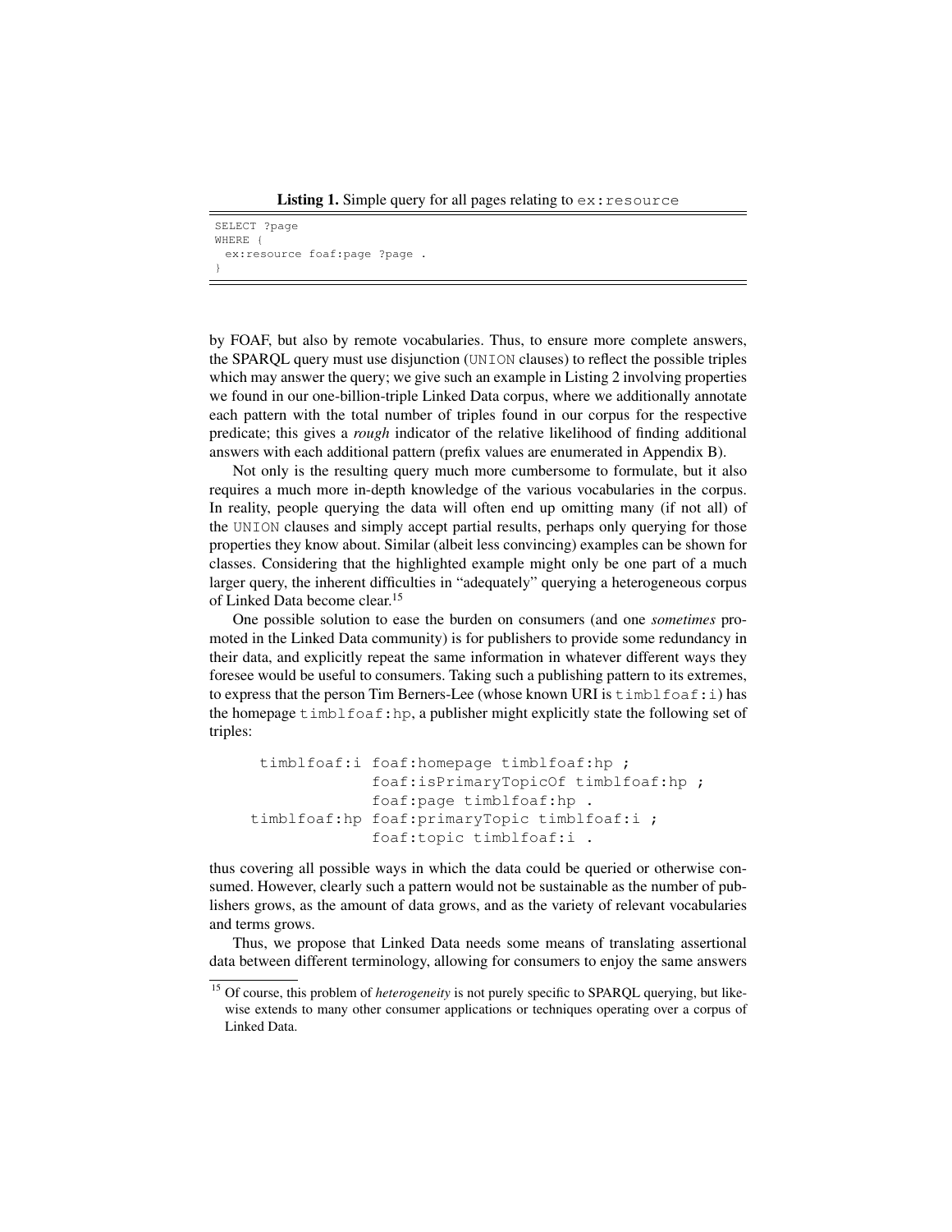**Listing 1.** Simple query for all pages relating to `ex:resource`

```
SELECT ?page
WHERE {
 ex:resource foaf:page ?page .
}
```

by FOAF, but also by remote vocabularies. Thus, to ensure more complete answers, the SPARQL query must use disjunction (`UNION` clauses) to reflect the possible triples which may answer the query; we give such an example in Listing 2 involving properties we found in our one-billion-triple Linked Data corpus, where we additionally annotate each pattern with the total number of triples found in our corpus for the respective predicate; this gives a *rough* indicator of the relative likelihood of finding additional answers with each additional pattern (prefix values are enumerated in Appendix B).

Not only is the resulting query much more cumbersome to formulate, but it also requires a much more in-depth knowledge of the various vocabularies in the corpus. In reality, people querying the data will often end up omitting many (if not all) of the `UNION` clauses and simply accept partial results, perhaps only querying for those properties they know about. Similar (albeit less convincing) examples can be shown for classes. Considering that the highlighted example might only be one part of a much larger query, the inherent difficulties in "adequately" querying a heterogeneous corpus of Linked Data become clear.[15]

One possible solution to ease the burden on consumers (and one *sometimes* promoted in the Linked Data community) is for publishers to provide some redundancy in their data, and explicitly repeat the same information in whatever different ways they foresee would be useful to consumers. Taking such a publishing pattern to its extremes, to express that the person Tim Berners-Lee (whose known URI is `timblfoaf:i`) has the homepage `timblfoaf:hp`, a publisher might explicitly state the following set of triples:

```
 timblfoaf:i foaf:homepage timblfoaf:hp ;
             foaf:isPrimaryTopicOf timblfoaf:hp ;
             foaf:page timblfoaf:hp .
timblfoaf:hp foaf:primaryTopic timblfoaf:i ;
             foaf:topic timblfoaf:i .
```

thus covering all possible ways in which the data could be queried or otherwise consumed. However, clearly such a pattern would not be sustainable as the number of publishers grows, as the amount of data grows, and as the variety of relevant vocabularies and terms grows.

Thus, we propose that Linked Data needs some means of translating assertional data between different terminology, allowing for consumers to enjoy the same answers

[15] Of course, this problem of *heterogeneity* is not purely specific to SPARQL querying, but likewise extends to many other consumer applications or techniques operating over a corpus of Linked Data.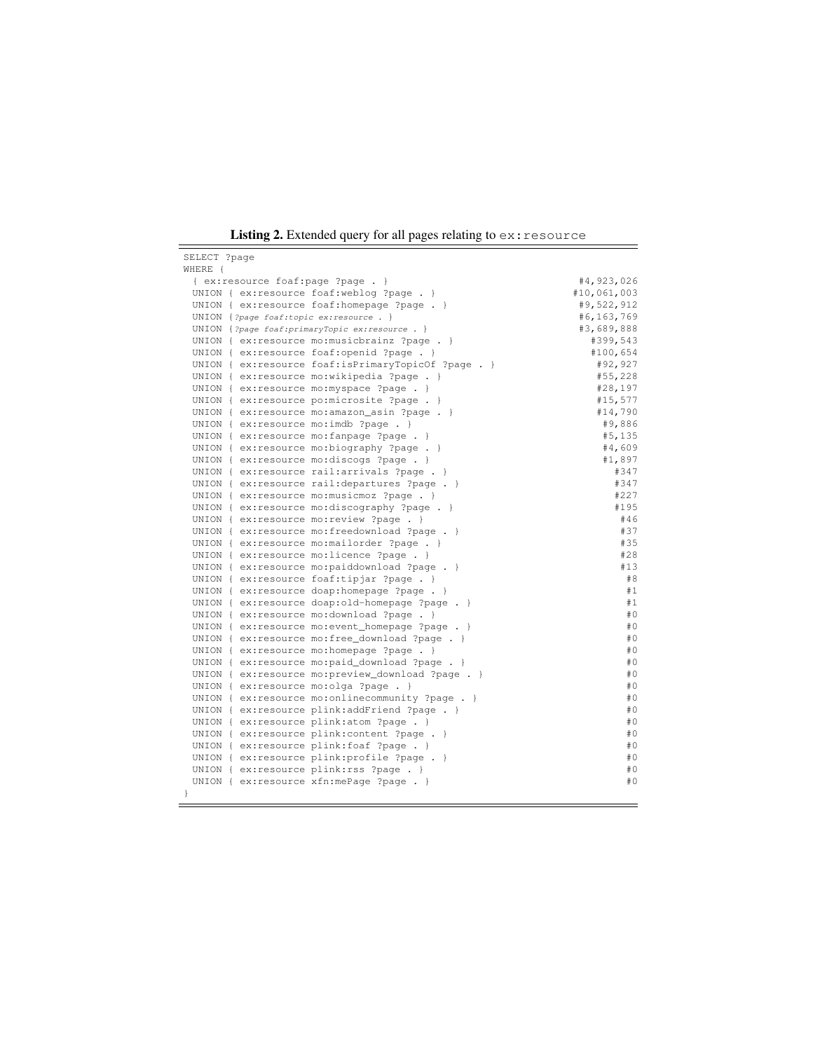**Listing 2.** Extended query for all pages relating to `ex:resource`

```
SELECT ?page
WHERE {
 { ex:resource foaf:page ?page . }                                  #4,923,026
 UNION { ex:resource foaf:weblog ?page . }                         #10,061,003
 UNION { ex:resource foaf:homepage ?page . }                        #9,522,912
 UNION {?page foaf:topic ex:resource . }                            #6,163,769
 UNION {?page foaf:primaryTopic ex:resource . }                     #3,689,888
 UNION { ex:resource mo:musicbrainz ?page . }                         #399,543
 UNION { ex:resource foaf:openid ?page . }                            #100,654
 UNION { ex:resource foaf:isPrimaryTopicOf ?page . }                   #92,927
 UNION { ex:resource mo:wikipedia ?page . }                            #55,228
 UNION { ex:resource mo:myspace ?page . }                              #28,197
 UNION { ex:resource po:microsite ?page . }                            #15,577
 UNION { ex:resource mo:amazon_asin ?page . }                          #14,790
 UNION { ex:resource mo:imdb ?page . }                                  #9,886
 UNION { ex:resource mo:fanpage ?page . }                               #5,135
 UNION { ex:resource mo:biography ?page . }                             #4,609
 UNION { ex:resource mo:discogs ?page . }                               #1,897
 UNION { ex:resource rail:arrivals ?page . }                              #347
 UNION { ex:resource rail:departures ?page . }                            #347
 UNION { ex:resource mo:musicmoz ?page . }                                #227
 UNION { ex:resource mo:discography ?page . }                             #195
 UNION { ex:resource mo:review ?page . }                                   #46
 UNION { ex:resource mo:freedownload ?page . }                             #37
 UNION { ex:resource mo:mailorder ?page . }                                #35
 UNION { ex:resource mo:licence ?page . }                                  #28
 UNION { ex:resource mo:paiddownload ?page . }                             #13
 UNION { ex:resource foaf:tipjar ?page . }                                  #8
 UNION { ex:resource doap:homepage ?page . }                                #1
 UNION { ex:resource doap:old-homepage ?page . }                            #1
 UNION { ex:resource mo:download ?page . }                                  #0
 UNION { ex:resource mo:event_homepage ?page . }                            #0
 UNION { ex:resource mo:free_download ?page . }                             #0
 UNION { ex:resource mo:homepage ?page . }                                  #0
 UNION { ex:resource mo:paid_download ?page . }                             #0
 UNION { ex:resource mo:preview_download ?page . }                          #0
 UNION { ex:resource mo:olga ?page . }                                      #0
 UNION { ex:resource mo:onlinecommunity ?page . }                           #0
 UNION { ex:resource plink:addFriend ?page . }                              #0
 UNION { ex:resource plink:atom ?page . }                                   #0
 UNION { ex:resource plink:content ?page . }                                #0
 UNION { ex:resource plink:foaf ?page . }                                   #0
 UNION { ex:resource plink:profile ?page . }                                #0
 UNION { ex:resource plink:rss ?page . }                                    #0
 UNION { ex:resource xfn:mePage ?page . }                                   #0
}
```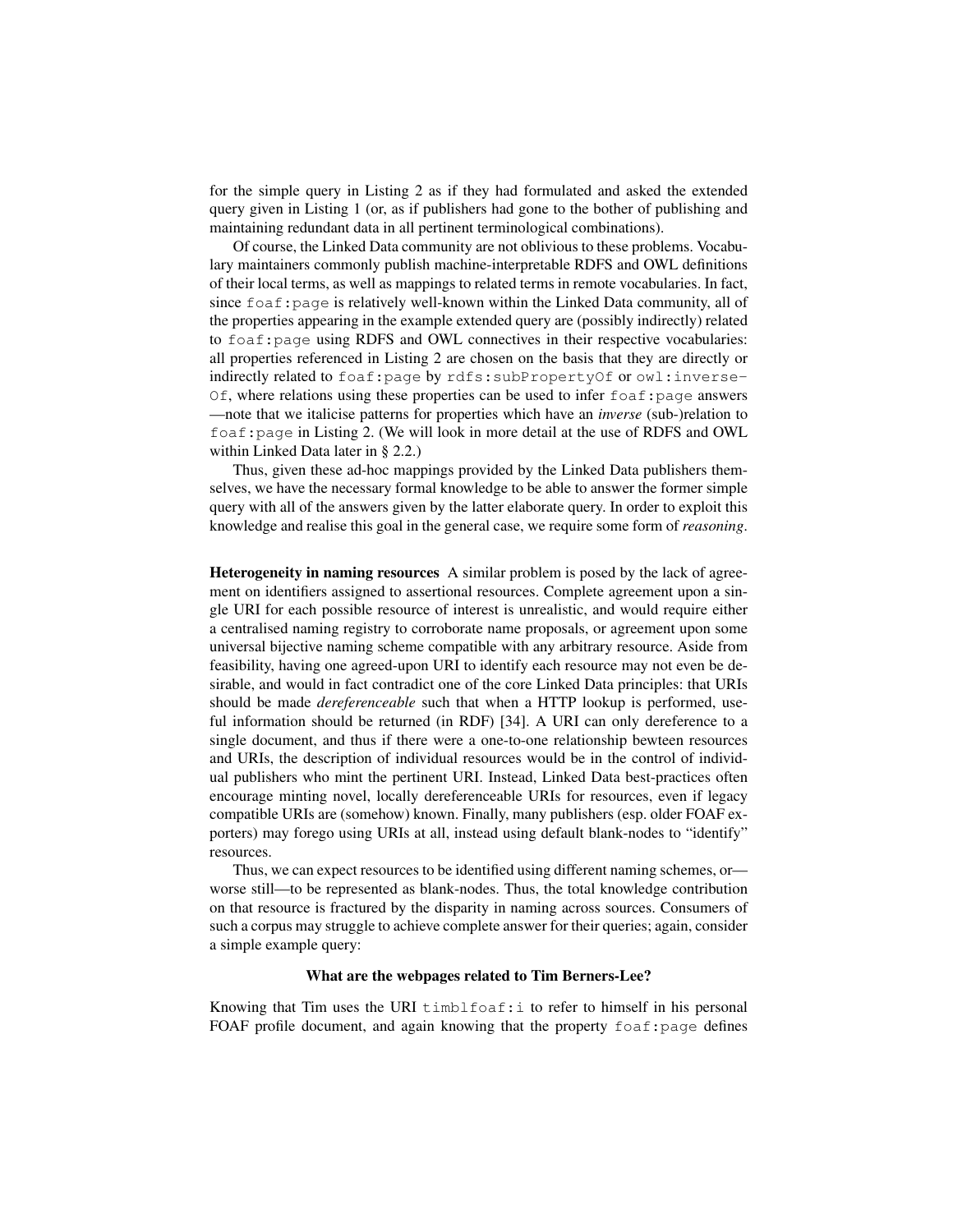for the simple query in Listing 2 as if they had formulated and asked the extended query given in Listing 1 (or, as if publishers had gone to the bother of publishing and maintaining redundant data in all pertinent terminological combinations).

Of course, the Linked Data community are not oblivious to these problems. Vocabulary maintainers commonly publish machine-interpretable RDFS and OWL definitions of their local terms, as well as mappings to related terms in remote vocabularies. In fact, since `foaf:page` is relatively well-known within the Linked Data community, all of the properties appearing in the example extended query are (possibly indirectly) related to `foaf:page` using RDFS and OWL connectives in their respective vocabularies: all properties referenced in Listing 2 are chosen on the basis that they are directly or indirectly related to `foaf:page` by `rdfs:subPropertyOf` or `owl:inverse-Of`, where relations using these properties can be used to infer `foaf:page` answers —note that we italicise patterns for properties which have an *inverse* (sub-)relation to `foaf:page` in Listing 2. (We will look in more detail at the use of RDFS and OWL within Linked Data later in § 2.2.)

Thus, given these ad-hoc mappings provided by the Linked Data publishers themselves, we have the necessary formal knowledge to be able to answer the former simple query with all of the answers given by the latter elaborate query. In order to exploit this knowledge and realise this goal in the general case, we require some form of *reasoning*.

**Heterogeneity in naming resources** A similar problem is posed by the lack of agreement on identifiers assigned to assertional resources. Complete agreement upon a single URI for each possible resource of interest is unrealistic, and would require either a centralised naming registry to corroborate name proposals, or agreement upon some universal bijective naming scheme compatible with any arbitrary resource. Aside from feasibility, having one agreed-upon URI to identify each resource may not even be desirable, and would in fact contradict one of the core Linked Data principles: that URIs should be made *dereferenceable* such that when a HTTP lookup is performed, useful information should be returned (in RDF) [34]. A URI can only dereference to a single document, and thus if there were a one-to-one relationship bewteen resources and URIs, the description of individual resources would be in the control of individual publishers who mint the pertinent URI. Instead, Linked Data best-practices often encourage minting novel, locally dereferenceable URIs for resources, even if legacy compatible URIs are (somehow) known. Finally, many publishers (esp. older FOAF exporters) may forego using URIs at all, instead using default blank-nodes to "identify" resources.

Thus, we can expect resources to be identified using different naming schemes, or—worse still—to be represented as blank-nodes. Thus, the total knowledge contribution on that resource is fractured by the disparity in naming across sources. Consumers of such a corpus may struggle to achieve complete answer for their queries; again, consider a simple example query:

**What are the webpages related to Tim Berners-Lee?**

Knowing that Tim uses the URI `timblfoaf:i` to refer to himself in his personal FOAF profile document, and again knowing that the property `foaf:page` defines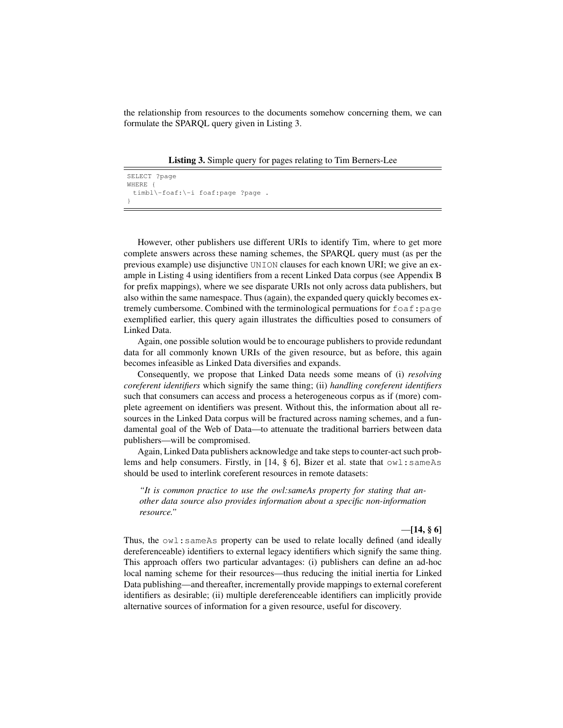the relationship from resources to the documents somehow concerning them, we can formulate the SPARQL query given in Listing 3.

**Listing 3.** Simple query for pages relating to Tim Berners-Lee

```
SELECT ?page
WHERE {
 timbl\-foaf:\-i foaf:page ?page .
}
```

However, other publishers use different URIs to identify Tim, where to get more complete answers across these naming schemes, the SPARQL query must (as per the previous example) use disjunctive `UNION` clauses for each known URI; we give an example in Listing 4 using identifiers from a recent Linked Data corpus (see Appendix B for prefix mappings), where we see disparate URIs not only across data publishers, but also within the same namespace. Thus (again), the expanded query quickly becomes extremely cumbersome. Combined with the terminological permuations for `foaf:page` exemplified earlier, this query again illustrates the difficulties posed to consumers of Linked Data.

Again, one possible solution would be to encourage publishers to provide redundant data for all commonly known URIs of the given resource, but as before, this again becomes infeasible as Linked Data diversifies and expands.

Consequently, we propose that Linked Data needs some means of (i) *resolving coreferent identifiers* which signify the same thing; (ii) *handling coreferent identifiers* such that consumers can access and process a heterogeneous corpus as if (more) complete agreement on identifiers was present. Without this, the information about all resources in the Linked Data corpus will be fractured across naming schemes, and a fundamental goal of the Web of Data—to attenuate the traditional barriers between data publishers—will be compromised.

Again, Linked Data publishers acknowledge and take steps to counter-act such problems and help consumers. Firstly, in [14, § 6], Bizer et al. state that `owl:sameAs` should be used to interlink coreferent resources in remote datasets:

> *"It is common practice to use the owl:sameAs property for stating that another data source also provides information about a specific non-information resource."*
>
> **—[14, § 6]**

Thus, the `owl:sameAs` property can be used to relate locally defined (and ideally dereferenceable) identifiers to external legacy identifiers which signify the same thing. This approach offers two particular advantages: (i) publishers can define an ad-hoc local naming scheme for their resources—thus reducing the initial inertia for Linked Data publishing—and thereafter, incrementally provide mappings to external coreferent identifiers as desirable; (ii) multiple dereferenceable identifiers can implicitly provide alternative sources of information for a given resource, useful for discovery.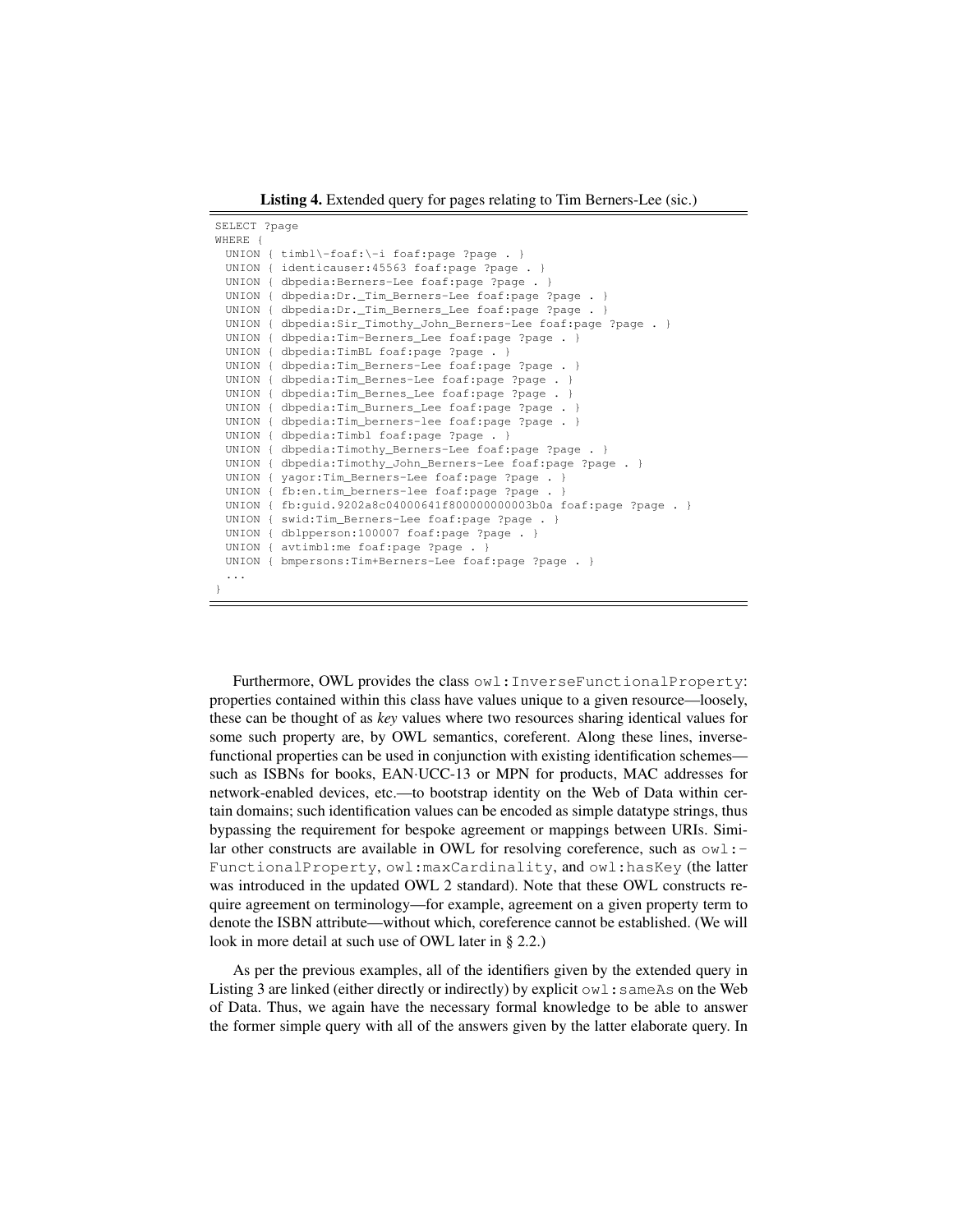**Listing 4.** Extended query for pages relating to Tim Berners-Lee (sic.)

```
SELECT ?page
WHERE {
  UNION { timbl\-foaf:\-i foaf:page ?page . }
  UNION { identicauser:45563 foaf:page ?page . }
  UNION { dbpedia:Berners-Lee foaf:page ?page . }
  UNION { dbpedia:Dr._Tim_Berners-Lee foaf:page ?page . }
  UNION { dbpedia:Dr._Tim_Berners_Lee foaf:page ?page . }
  UNION { dbpedia:Sir_Timothy_John_Berners-Lee foaf:page ?page . }
  UNION { dbpedia:Tim-Berners_Lee foaf:page ?page . }
  UNION { dbpedia:TimBL foaf:page ?page . }
  UNION { dbpedia:Tim_Berners-Lee foaf:page ?page . }
  UNION { dbpedia:Tim_Bernes-Lee foaf:page ?page . }
  UNION { dbpedia:Tim_Bernes_Lee foaf:page ?page . }
  UNION { dbpedia:Tim_Burners_Lee foaf:page ?page . }
  UNION { dbpedia:Tim_berners-lee foaf:page ?page . }
  UNION { dbpedia:Timbl foaf:page ?page . }
  UNION { dbpedia:Timothy_Berners-Lee foaf:page ?page . }
  UNION { dbpedia:Timothy_John_Berners-Lee foaf:page ?page . }
  UNION { yagor:Tim_Berners-Lee foaf:page ?page . }
  UNION { fb:en.tim_berners-lee foaf:page ?page . }
  UNION { fb:guid.9202a8c04000641f800000000003b0a foaf:page ?page . }
  UNION { swid:Tim_Berners-Lee foaf:page ?page . }
  UNION { dblpperson:100007 foaf:page ?page . }
  UNION { avtimbl:me foaf:page ?page . }
  UNION { bmpersons:Tim+Berners-Lee foaf:page ?page . }
  ...
}
```

Furthermore, OWL provides the class `owl:InverseFunctionalProperty`: properties contained within this class have values unique to a given resource—loosely, these can be thought of as *key* values where two resources sharing identical values for some such property are, by OWL semantics, coreferent. Along these lines, inverse-functional properties can be used in conjunction with existing identification schemes—such as ISBNs for books, EAN·UCC-13 or MPN for products, MAC addresses for network-enabled devices, etc.—to bootstrap identity on the Web of Data within certain domains; such identification values can be encoded as simple datatype strings, thus bypassing the requirement for bespoke agreement or mappings between URIs. Similar other constructs are available in OWL for resolving coreference, such as `owl:FunctionalProperty`, `owl:maxCardinality`, and `owl:hasKey` (the latter was introduced in the updated OWL 2 standard). Note that these OWL constructs require agreement on terminology—for example, agreement on a given property term to denote the ISBN attribute—without which, coreference cannot be established. (We will look in more detail at such use of OWL later in § 2.2.)

As per the previous examples, all of the identifiers given by the extended query in Listing 3 are linked (either directly or indirectly) by explicit `owl:sameAs` on the Web of Data. Thus, we again have the necessary formal knowledge to be able to answer the former simple query with all of the answers given by the latter elaborate query. In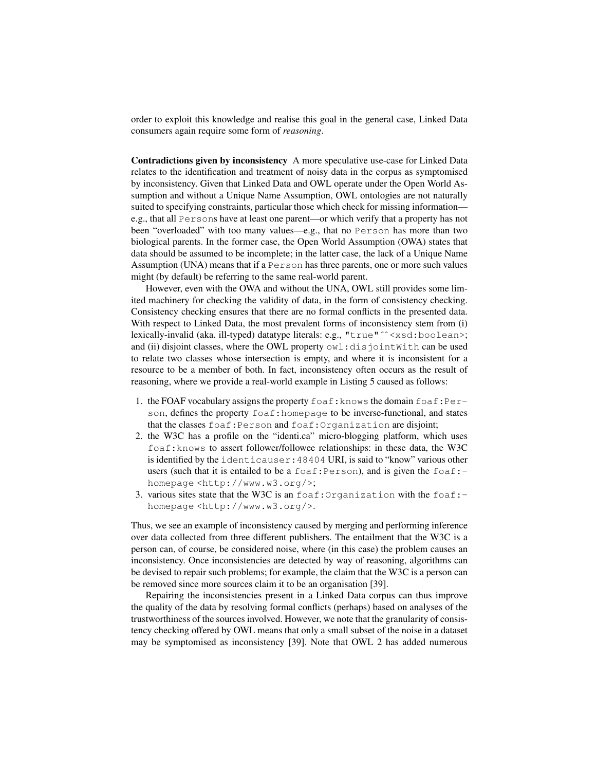order to exploit this knowledge and realise this goal in the general case, Linked Data consumers again require some form of *reasoning*.

**Contradictions given by inconsistency** A more speculative use-case for Linked Data relates to the identification and treatment of noisy data in the corpus as symptomised by inconsistency. Given that Linked Data and OWL operate under the Open World Assumption and without a Unique Name Assumption, OWL ontologies are not naturally suited to specifying constraints, particular those which check for missing information—e.g., that all `Person`s have at least one parent—or which verify that a property has not been "overloaded" with too many values—e.g., that no `Person` has more than two biological parents. In the former case, the Open World Assumption (OWA) states that data should be assumed to be incomplete; in the latter case, the lack of a Unique Name Assumption (UNA) means that if a `Person` has three parents, one or more such values might (by default) be referring to the same real-world parent.

However, even with the OWA and without the UNA, OWL still provides some limited machinery for checking the validity of data, in the form of consistency checking. Consistency checking ensures that there are no formal conflicts in the presented data. With respect to Linked Data, the most prevalent forms of inconsistency stem from (i) lexically-invalid (aka. ill-typed) datatype literals: e.g., `"true"^^<xsd:boolean>`; and (ii) disjoint classes, where the OWL property `owl:disjointWith` can be used to relate two classes whose intersection is empty, and where it is inconsistent for a resource to be a member of both. In fact, inconsistency often occurs as the result of reasoning, where we provide a real-world example in Listing 5 caused as follows:

1. the FOAF vocabulary assigns the property `foaf:knows` the domain `foaf:Person`, defines the property `foaf:homepage` to be inverse-functional, and states that the classes `foaf:Person` and `foaf:Organization` are disjoint;
2. the W3C has a profile on the "identi.ca" micro-blogging platform, which uses `foaf:knows` to assert follower/followee relationships: in these data, the W3C is identified by the `identicauser:48404` URI, is said to "know" various other users (such that it is entailed to be a `foaf:Person`), and is given the `foaf:homepage` `<http://www.w3.org/>`;
3. various sites state that the W3C is an `foaf:Organization` with the `foaf:homepage` `<http://www.w3.org/>`.

Thus, we see an example of inconsistency caused by merging and performing inference over data collected from three different publishers. The entailment that the W3C is a person can, of course, be considered noise, where (in this case) the problem causes an inconsistency. Once inconsistencies are detected by way of reasoning, algorithms can be devised to repair such problems; for example, the claim that the W3C is a person can be removed since more sources claim it to be an organisation [39].

Repairing the inconsistencies present in a Linked Data corpus can thus improve the quality of the data by resolving formal conflicts (perhaps) based on analyses of the trustworthiness of the sources involved. However, we note that the granularity of consistency checking offered by OWL means that only a small subset of the noise in a dataset may be symptomised as inconsistency [39]. Note that OWL 2 has added numerous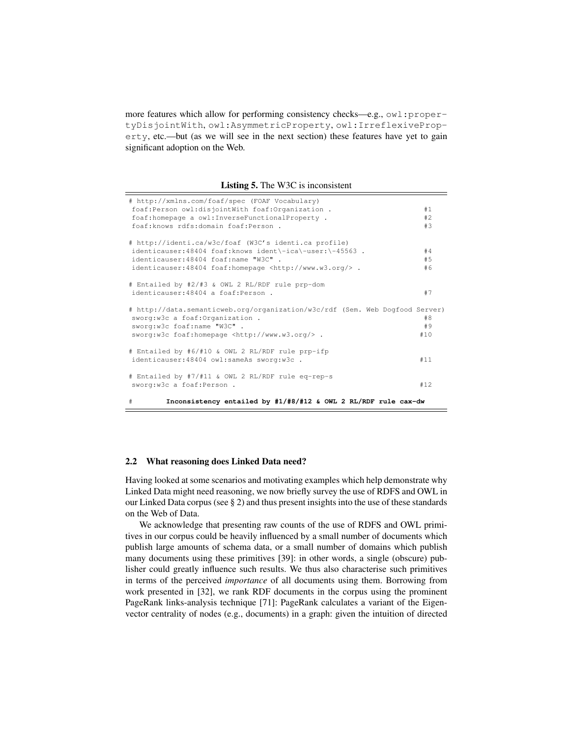more features which allow for performing consistency checks—e.g., `owl:propertyDisjointWith`, `owl:AsymmetricProperty`, `owl:IrreflexiveProperty`, etc.—but (as we will see in the next section) these features have yet to gain significant adoption on the Web.

**Listing 5.** The W3C is inconsistent

```
# http://xmlns.com/foaf/spec (FOAF Vocabulary)
 foaf:Person owl:disjointWith foaf:Organization .                              #1
 foaf:homepage a owl:InverseFunctionalProperty .                               #2
 foaf:knows rdfs:domain foaf:Person .                                          #3

# http://identi.ca/w3c/foaf (W3C's identi.ca profile)
 identicauser:48404 foaf:knows ident\-ica\-user:\-45563 .                      #4
 identicauser:48404 foaf:name "W3C" .                                          #5
 identicauser:48404 foaf:homepage <http://www.w3.org/> .                       #6

# Entailed by #2/#3 & OWL 2 RL/RDF rule prp-dom
 identicauser:48404 a foaf:Person .                                            #7

# http://data.semanticweb.org/organization/w3c/rdf (Sem. Web Dogfood Server)
 sworg:w3c a foaf:Organization .                                               #8
 sworg:w3c foaf:name "W3C" .                                                   #9
 sworg:w3c foaf:homepage <http://www.w3.org/> .                               #10

# Entailed by #6/#10 & OWL 2 RL/RDF rule prp-ifp
 identicauser:48404 owl:sameAs sworg:w3c .                                    #11

# Entailed by #7/#11 & OWL 2 RL/RDF rule eq-rep-s
 sworg:w3c a foaf:Person .                                                    #12

#        Inconsistency entailed by #1/#8/#12 & OWL 2 RL/RDF rule cax-dw
```

### 2.2 What reasoning does Linked Data need?

Having looked at some scenarios and motivating examples which help demonstrate why Linked Data might need reasoning, we now briefly survey the use of RDFS and OWL in our Linked Data corpus (see § 2) and thus present insights into the use of these standards on the Web of Data.

We acknowledge that presenting raw counts of the use of RDFS and OWL primitives in our corpus could be heavily influenced by a small number of documents which publish large amounts of schema data, or a small number of domains which publish many documents using these primitives [39]: in other words, a single (obscure) publisher could greatly influence such results. We thus also characterise such primitives in terms of the perceived *importance* of all documents using them. Borrowing from work presented in [32], we rank RDF documents in the corpus using the prominent PageRank links-analysis technique [71]: PageRank calculates a variant of the Eigenvector centrality of nodes (e.g., documents) in a graph: given the intuition of directed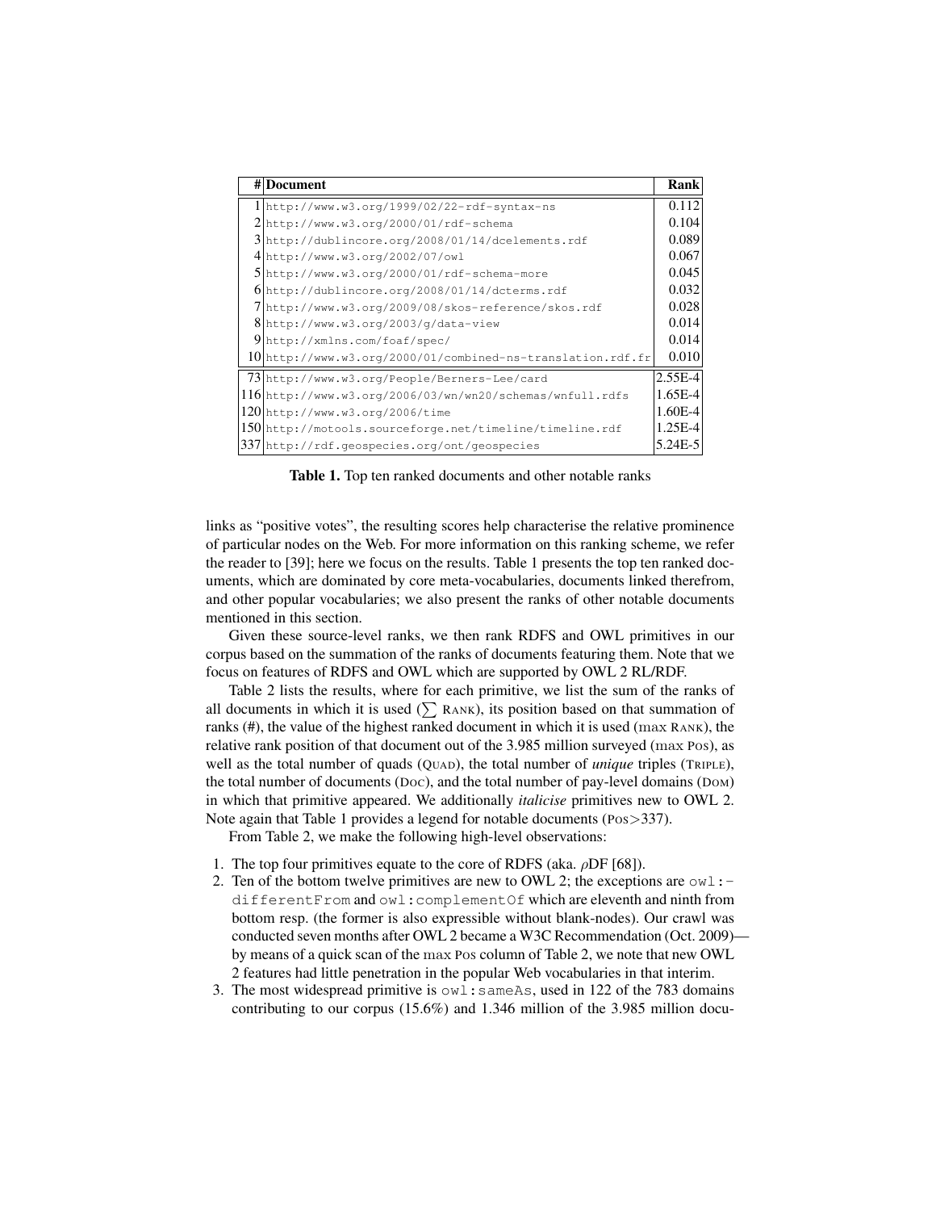| # | Document | Rank |
|---|---|---|
| 1 | http://www.w3.org/1999/02/22-rdf-syntax-ns | 0.112 |
| 2 | http://www.w3.org/2000/01/rdf-schema | 0.104 |
| 3 | http://dublincore.org/2008/01/14/dcelements.rdf | 0.089 |
| 4 | http://www.w3.org/2002/07/owl | 0.067 |
| 5 | http://www.w3.org/2000/01/rdf-schema-more | 0.045 |
| 6 | http://dublincore.org/2008/01/14/dcterms.rdf | 0.032 |
| 7 | http://www.w3.org/2009/08/skos-reference/skos.rdf | 0.028 |
| 8 | http://www.w3.org/2003/g/data-view | 0.014 |
| 9 | http://xmlns.com/foaf/spec/ | 0.014 |
| 10 | http://www.w3.org/2000/01/combined-ns-translation.rdf.fr | 0.010 |
| 73 | http://www.w3.org/People/Berners-Lee/card | 2.55E-4 |
| 116 | http://www.w3.org/2006/03/wn/wn20/schemas/wnfull.rdfs | 1.65E-4 |
| 120 | http://www.w3.org/2006/time | 1.60E-4 |
| 150 | http://motools.sourceforge.net/timeline/timeline.rdf | 1.25E-4 |
| 337 | http://rdf.geospecies.org/ont/geospecies | 5.24E-5 |

**Table 1.** Top ten ranked documents and other notable ranks

links as "positive votes", the resulting scores help characterise the relative prominence of particular nodes on the Web. For more information on this ranking scheme, we refer the reader to [39]; here we focus on the results. Table 1 presents the top ten ranked documents, which are dominated by core meta-vocabularies, documents linked therefrom, and other popular vocabularies; we also present the ranks of other notable documents mentioned in this section.

Given these source-level ranks, we then rank RDFS and OWL primitives in our corpus based on the summation of the ranks of documents featuring them. Note that we focus on features of RDFS and OWL which are supported by OWL 2 RL/RDF.

Table 2 lists the results, where for each primitive, we list the sum of the ranks of all documents in which it is used ($\sum$ RANK), its position based on that summation of ranks (#), the value of the highest ranked document in which it is used ($\max$ RANK), the relative rank position of that document out of the 3.985 million surveyed ($\max$ POS), as well as the total number of quads (QUAD), the total number of *unique* triples (TRIPLE), the total number of documents (DOC), and the total number of pay-level domains (DOM) in which that primitive appeared. We additionally *italicise* primitives new to OWL 2. Note again that Table 1 provides a legend for notable documents (POS>337).

From Table 2, we make the following high-level observations:

1. The top four primitives equate to the core of RDFS (aka. $\rho$DF [68]).
2. Ten of the bottom twelve primitives are new to OWL 2; the exceptions are owl:differentFrom and owl:complementOf which are eleventh and ninth from bottom resp. (the former is also expressible without blank-nodes). Our crawl was conducted seven months after OWL 2 became a W3C Recommendation (Oct. 2009)—by means of a quick scan of the $\max$ POS column of Table 2, we note that new OWL 2 features had little penetration in the popular Web vocabularies in that interim.
3. The most widespread primitive is owl:sameAs, used in 122 of the 783 domains contributing to our corpus (15.6%) and 1.346 million of the 3.985 million docu-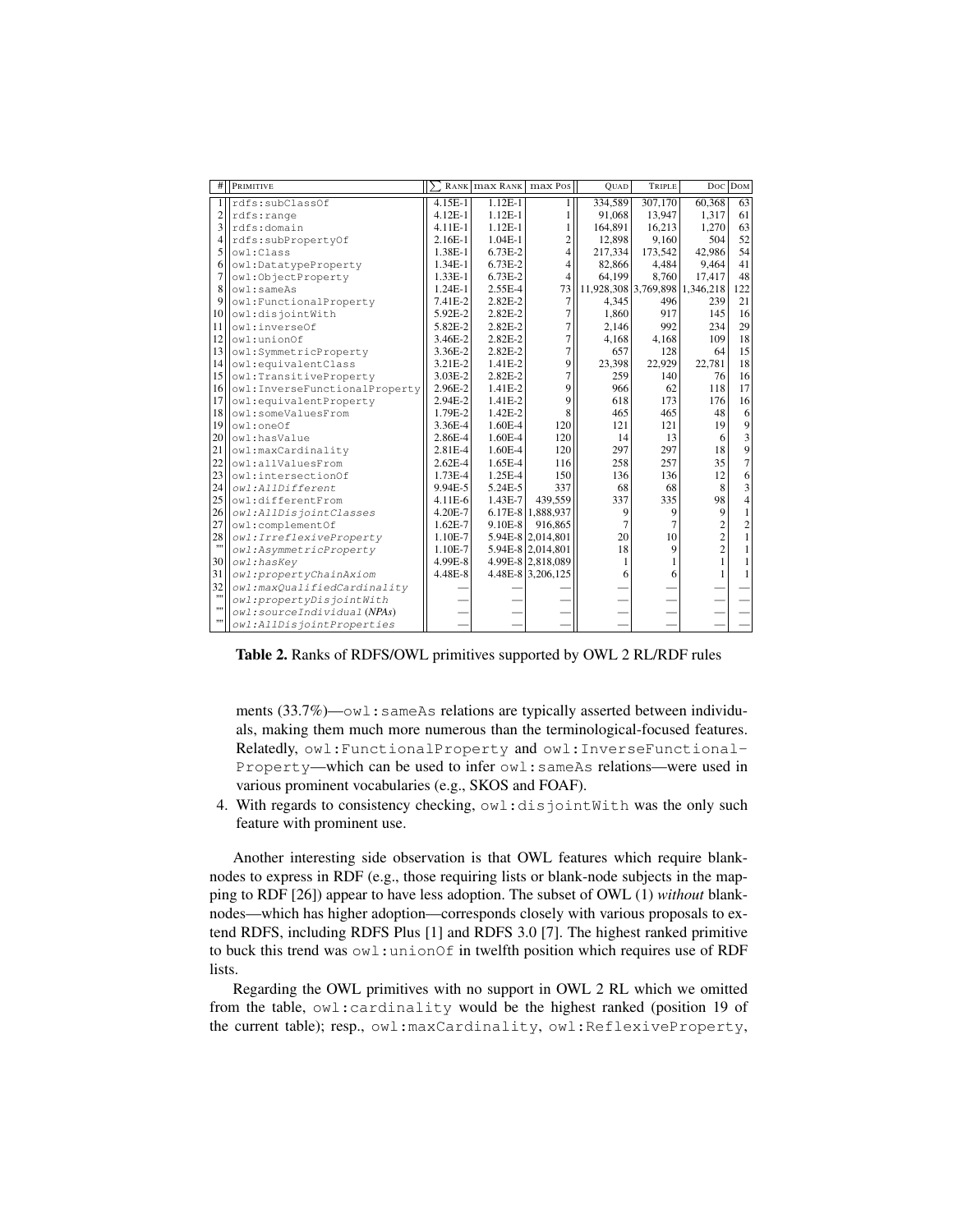| # | Primitive | ∑ Rank | max Rank | max Pos | Quad | Triple | Doc | Dom |
|---|---|---|---|---|---|---|---|---|
| 1 | rdfs:subClassOf | 4.15E-1 | 1.12E-1 | 1 | 334,589 | 307,170 | 60,368 | 63 |
| 2 | rdfs:range | 4.12E-1 | 1.12E-1 | 1 | 91,068 | 13,947 | 1,317 | 61 |
| 3 | rdfs:domain | 4.11E-1 | 1.12E-1 | 1 | 164,891 | 16,213 | 1,270 | 63 |
| 4 | rdfs:subPropertyOf | 2.16E-1 | 1.04E-1 | 2 | 12,898 | 9,160 | 504 | 52 |
| 5 | owl:Class | 1.38E-1 | 6.73E-2 | 4 | 217,334 | 173,542 | 42,986 | 54 |
| 6 | owl:DatatypeProperty | 1.34E-1 | 6.73E-2 | 4 | 82,866 | 4,484 | 9,464 | 41 |
| 7 | owl:ObjectProperty | 1.33E-1 | 6.73E-2 | 4 | 64,199 | 8,760 | 17,417 | 48 |
| 8 | owl:sameAs | 1.24E-1 | 2.55E-4 | 73 | 11,928,308 | 3,769,898 | 1,346,218 | 122 |
| 9 | owl:FunctionalProperty | 7.41E-2 | 2.82E-2 | 7 | 4,345 | 496 | 239 | 21 |
| 10 | owl:disjointWith | 5.92E-2 | 2.82E-2 | 7 | 1,860 | 917 | 145 | 16 |
| 11 | owl:inverseOf | 5.82E-2 | 2.82E-2 | 7 | 2,146 | 992 | 234 | 29 |
| 12 | owl:unionOf | 3.46E-2 | 2.82E-2 | 7 | 4,168 | 4,168 | 109 | 18 |
| 13 | owl:SymmetricProperty | 3.36E-2 | 2.82E-2 | 7 | 657 | 128 | 64 | 15 |
| 14 | owl:equivalentClass | 3.21E-2 | 1.41E-2 | 9 | 23,398 | 22,929 | 22,781 | 18 |
| 15 | owl:TransitiveProperty | 3.03E-2 | 2.82E-2 | 7 | 259 | 140 | 76 | 16 |
| 16 | owl:InverseFunctionalProperty | 2.96E-2 | 1.41E-2 | 9 | 966 | 62 | 118 | 17 |
| 17 | owl:equivalentProperty | 2.94E-2 | 1.41E-2 | 9 | 618 | 173 | 176 | 16 |
| 18 | owl:someValuesFrom | 1.79E-2 | 1.42E-2 | 8 | 465 | 465 | 48 | 6 |
| 19 | owl:oneOf | 3.36E-4 | 1.60E-4 | 120 | 121 | 121 | 19 | 9 |
| 20 | owl:hasValue | 2.86E-4 | 1.60E-4 | 120 | 14 | 13 | 6 | 3 |
| 21 | owl:maxCardinality | 2.81E-4 | 1.60E-4 | 120 | 297 | 297 | 18 | 9 |
| 22 | owl:allValuesFrom | 2.62E-4 | 1.65E-4 | 116 | 258 | 257 | 35 | 7 |
| 23 | owl:intersectionOf | 1.73E-4 | 1.25E-4 | 150 | 136 | 136 | 12 | 6 |
| 24 | *owl:AllDifferent* | 9.94E-5 | 5.24E-5 | 337 | 68 | 68 | 8 | 3 |
| 25 | owl:differentFrom | 4.11E-6 | 1.43E-7 | 439,559 | 337 | 335 | 98 | 4 |
| 26 | *owl:AllDisjointClasses* | 4.20E-7 | 6.17E-8 | 1,888,937 | 9 | 9 | 9 | 1 |
| 27 | owl:complementOf | 1.62E-7 | 9.10E-8 | 916,865 | 7 | 7 | 2 | 2 |
| 28 | *owl:IrreflexiveProperty* | 1.10E-7 | 5.94E-8 | 2,014,801 | 20 | 10 | 2 | 1 |
| " | *owl:AsymmetricProperty* | 1.10E-7 | 5.94E-8 | 2,014,801 | 18 | 9 | 2 | 1 |
| 30 | *owl:hasKey* | 4.99E-8 | 4.99E-8 | 2,818,089 | 1 | 1 | 1 | 1 |
| 31 | *owl:propertyChainAxiom* | 4.48E-8 | 4.48E-8 | 3,206,125 | 6 | 6 | 1 | 1 |
| 32 | *owl:maxQualifiedCardinality* | — | — | — | — | — | — | — |
| " | *owl:propertyDisjointWith* | — | — | — | — | — | — | — |
| " | *owl:sourceIndividual (NPAs)* | — | — | — | — | — | — | — |
| " | *owl:AllDisjointProperties* | — | — | — | — | — | — | — |

**Table 2.** Ranks of RDFS/OWL primitives supported by OWL 2 RL/RDF rules

ments (33.7%)—owl:sameAs relations are typically asserted between individuals, making them much more numerous than the terminological-focused features. Relatedly, owl:FunctionalProperty and owl:InverseFunctional-Property—which can be used to infer owl:sameAs relations—were used in various prominent vocabularies (e.g., SKOS and FOAF).

4. With regards to consistency checking, owl:disjointWith was the only such feature with prominent use.

Another interesting side observation is that OWL features which require blank-nodes to express in RDF (e.g., those requiring lists or blank-node subjects in the mapping to RDF [26]) appear to have less adoption. The subset of OWL (1) *without* blank-nodes—which has higher adoption—corresponds closely with various proposals to extend RDFS, including RDFS Plus [1] and RDFS 3.0 [7]. The highest ranked primitive to buck this trend was owl:unionOf in twelfth position which requires use of RDF lists.

Regarding the OWL primitives with no support in OWL 2 RL which we omitted from the table, owl:cardinality would be the highest ranked (position 19 of the current table); resp., owl:maxCardinality, owl:ReflexiveProperty,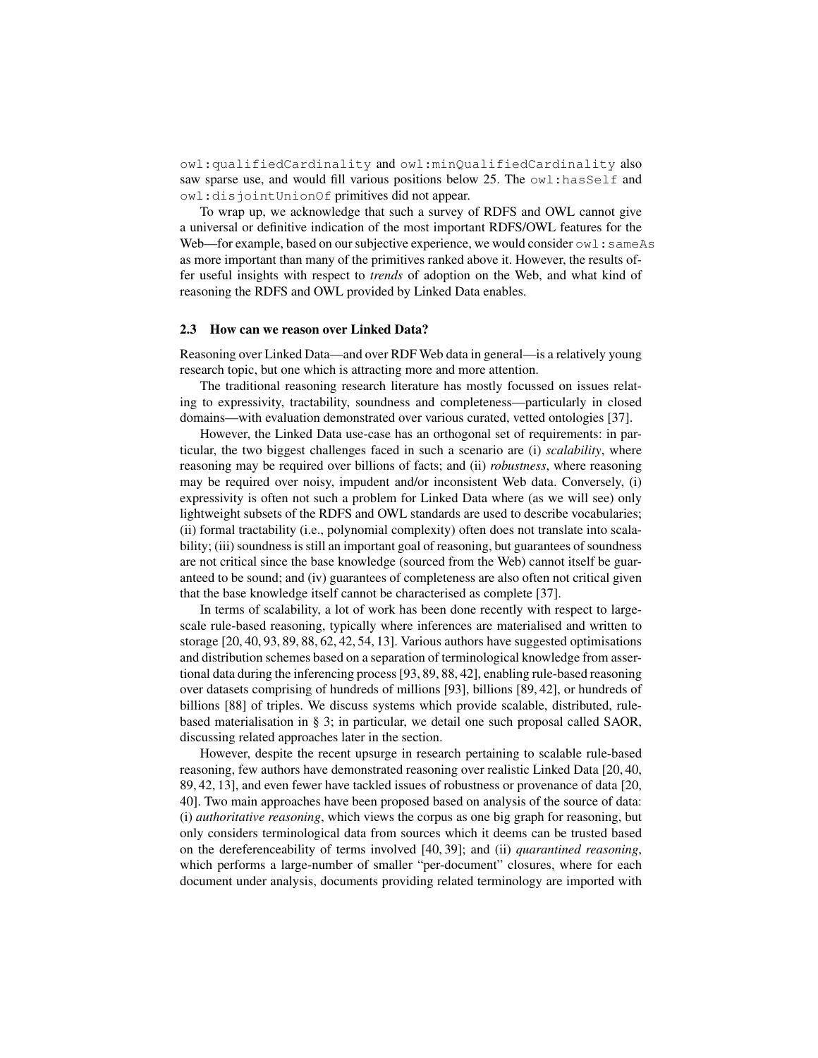owl:qualifiedCardinality and owl:minQualifiedCardinality also saw sparse use, and would fill various positions below 25. The owl:hasSelf and owl:disjointUnionOf primitives did not appear.

To wrap up, we acknowledge that such a survey of RDFS and OWL cannot give a universal or definitive indication of the most important RDFS/OWL features for the Web—for example, based on our subjective experience, we would consider owl:sameAs as more important than many of the primitives ranked above it. However, the results offer useful insights with respect to *trends* of adoption on the Web, and what kind of reasoning the RDFS and OWL provided by Linked Data enables.

### 2.3 How can we reason over Linked Data?

Reasoning over Linked Data—and over RDF Web data in general—is a relatively young research topic, but one which is attracting more and more attention.

The traditional reasoning research literature has mostly focussed on issues relating to expressivity, tractability, soundness and completeness—particularly in closed domains—with evaluation demonstrated over various curated, vetted ontologies [37].

However, the Linked Data use-case has an orthogonal set of requirements: in particular, the two biggest challenges faced in such a scenario are (i) *scalability*, where reasoning may be required over billions of facts; and (ii) *robustness*, where reasoning may be required over noisy, impudent and/or inconsistent Web data. Conversely, (i) expressivity is often not such a problem for Linked Data where (as we will see) only lightweight subsets of the RDFS and OWL standards are used to describe vocabularies; (ii) formal tractability (i.e., polynomial complexity) often does not translate into scalability; (iii) soundness is still an important goal of reasoning, but guarantees of soundness are not critical since the base knowledge (sourced from the Web) cannot itself be guaranteed to be sound; and (iv) guarantees of completeness are also often not critical given that the base knowledge itself cannot be characterised as complete [37].

In terms of scalability, a lot of work has been done recently with respect to large-scale rule-based reasoning, typically where inferences are materialised and written to storage [20, 40, 93, 89, 88, 62, 42, 54, 13]. Various authors have suggested optimisations and distribution schemes based on a separation of terminological knowledge from assertional data during the inferencing process [93, 89, 88, 42], enabling rule-based reasoning over datasets comprising of hundreds of millions [93], billions [89, 42], or hundreds of billions [88] of triples. We discuss systems which provide scalable, distributed, rule-based materialisation in § 3; in particular, we detail one such proposal called SAOR, discussing related approaches later in the section.

However, despite the recent upsurge in research pertaining to scalable rule-based reasoning, few authors have demonstrated reasoning over realistic Linked Data [20, 40, 89, 42, 13], and even fewer have tackled issues of robustness or provenance of data [20, 40]. Two main approaches have been proposed based on analysis of the source of data: (i) *authoritative reasoning*, which views the corpus as one big graph for reasoning, but only considers terminological data from sources which it deems can be trusted based on the dereferenceability of terms involved [40, 39]; and (ii) *quarantined reasoning*, which performs a large-number of smaller "per-document" closures, where for each document under analysis, documents providing related terminology are imported with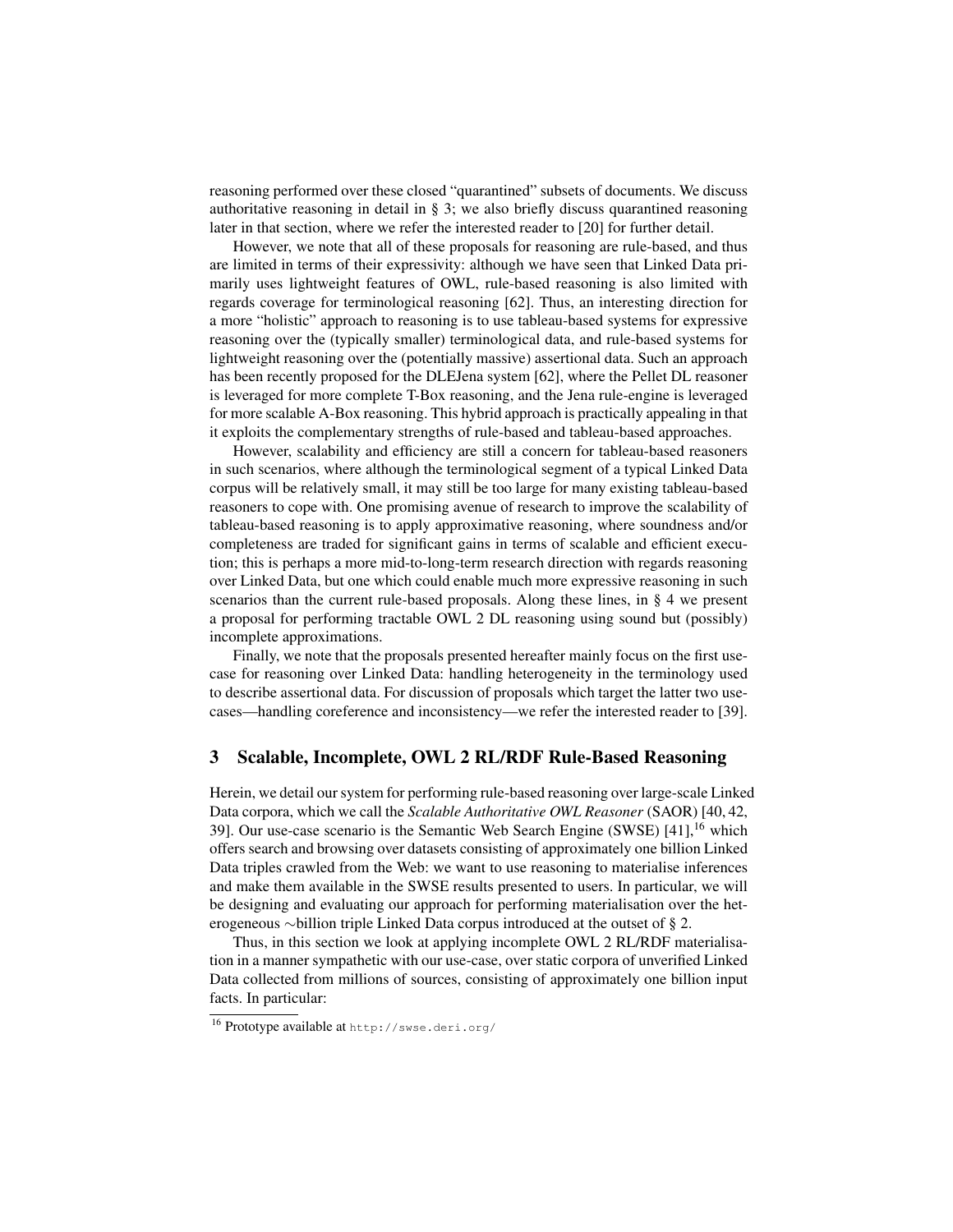reasoning performed over these closed "quarantined" subsets of documents. We discuss authoritative reasoning in detail in § 3; we also briefly discuss quarantined reasoning later in that section, where we refer the interested reader to [20] for further detail.

However, we note that all of these proposals for reasoning are rule-based, and thus are limited in terms of their expressivity: although we have seen that Linked Data primarily uses lightweight features of OWL, rule-based reasoning is also limited with regards coverage for terminological reasoning [62]. Thus, an interesting direction for a more "holistic" approach to reasoning is to use tableau-based systems for expressive reasoning over the (typically smaller) terminological data, and rule-based systems for lightweight reasoning over the (potentially massive) assertional data. Such an approach has been recently proposed for the DLEJena system [62], where the Pellet DL reasoner is leveraged for more complete T-Box reasoning, and the Jena rule-engine is leveraged for more scalable A-Box reasoning. This hybrid approach is practically appealing in that it exploits the complementary strengths of rule-based and tableau-based approaches.

However, scalability and efficiency are still a concern for tableau-based reasoners in such scenarios, where although the terminological segment of a typical Linked Data corpus will be relatively small, it may still be too large for many existing tableau-based reasoners to cope with. One promising avenue of research to improve the scalability of tableau-based reasoning is to apply approximative reasoning, where soundness and/or completeness are traded for significant gains in terms of scalable and efficient execution; this is perhaps a more mid-to-long-term research direction with regards reasoning over Linked Data, but one which could enable much more expressive reasoning in such scenarios than the current rule-based proposals. Along these lines, in § 4 we present a proposal for performing tractable OWL 2 DL reasoning using sound but (possibly) incomplete approximations.

Finally, we note that the proposals presented hereafter mainly focus on the first use-case for reasoning over Linked Data: handling heterogeneity in the terminology used to describe assertional data. For discussion of proposals which target the latter two use-cases—handling coreference and inconsistency—we refer the interested reader to [39].

## 3 Scalable, Incomplete, OWL 2 RL/RDF Rule-Based Reasoning

Herein, we detail our system for performing rule-based reasoning over large-scale Linked Data corpora, which we call the *Scalable Authoritative OWL Reasoner* (SAOR) [40, 42, 39]. Our use-case scenario is the Semantic Web Search Engine (SWSE) [41],[16] which offers search and browsing over datasets consisting of approximately one billion Linked Data triples crawled from the Web: we want to use reasoning to materialise inferences and make them available in the SWSE results presented to users. In particular, we will be designing and evaluating our approach for performing materialisation over the heterogeneous ∼billion triple Linked Data corpus introduced at the outset of § 2.

Thus, in this section we look at applying incomplete OWL 2 RL/RDF materialisation in a manner sympathetic with our use-case, over static corpora of unverified Linked Data collected from millions of sources, consisting of approximately one billion input facts. In particular:

[16] Prototype available at http://swse.deri.org/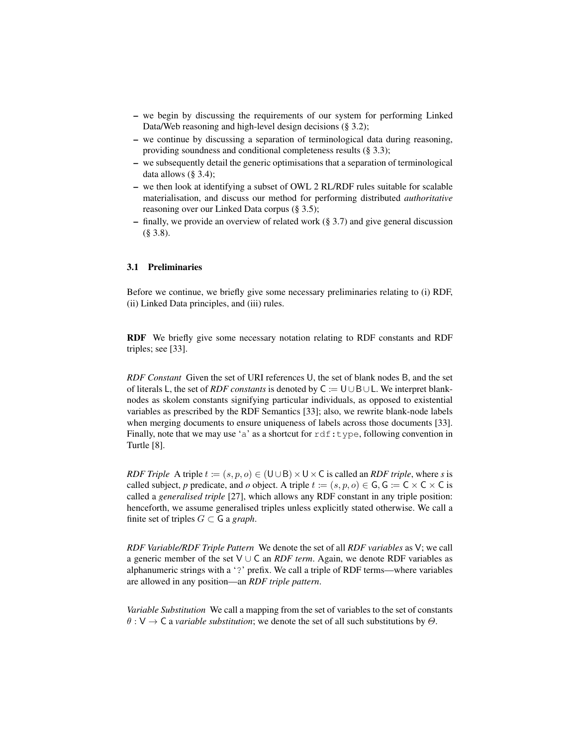- we begin by discussing the requirements of our system for performing Linked Data/Web reasoning and high-level design decisions (§ 3.2);
- we continue by discussing a separation of terminological data during reasoning, providing soundness and conditional completeness results (§ 3.3);
- we subsequently detail the generic optimisations that a separation of terminological data allows (§ 3.4);
- we then look at identifying a subset of OWL 2 RL/RDF rules suitable for scalable materialisation, and discuss our method for performing distributed *authoritative* reasoning over our Linked Data corpus (§ 3.5);
- finally, we provide an overview of related work (§ 3.7) and give general discussion (§ 3.8).

### 3.1 Preliminaries

Before we continue, we briefly give some necessary preliminaries relating to (i) RDF, (ii) Linked Data principles, and (iii) rules.

**RDF** We briefly give some necessary notation relating to RDF constants and RDF triples; see [33].

*RDF Constant* Given the set of URI references $\mathsf{U}$, the set of blank nodes $\mathsf{B}$, and the set of literals $\mathsf{L}$, the set of *RDF constants* is denoted by $\mathsf{C} := \mathsf{U} \cup \mathsf{B} \cup \mathsf{L}$. We interpret blank-nodes as skolem constants signifying particular individuals, as opposed to existential variables as prescribed by the RDF Semantics [33]; also, we rewrite blank-node labels when merging documents to ensure uniqueness of labels across those documents [33]. Finally, note that we may use '`a`' as a shortcut for `rdf:type`, following convention in Turtle [8].

*RDF Triple* A triple $t := (s, p, o) \in (\mathsf{U} \cup \mathsf{B}) \times \mathsf{U} \times \mathsf{C}$ is called an *RDF triple*, where *s* is called subject, *p* predicate, and *o* object. A triple $t := (s, p, o) \in \mathsf{G}, \mathsf{G} := \mathsf{C} \times \mathsf{C} \times \mathsf{C}$ is called a *generalised triple* [27], which allows any RDF constant in any triple position: henceforth, we assume generalised triples unless explicitly stated otherwise. We call a finite set of triples $G \subset \mathsf{G}$ a *graph*.

*RDF Variable/RDF Triple Pattern* We denote the set of all *RDF variables* as $\mathsf{V}$; we call a generic member of the set $\mathsf{V} \cup \mathsf{C}$ an *RDF term*. Again, we denote RDF variables as alphanumeric strings with a '`?`' prefix. We call a triple of RDF terms—where variables are allowed in any position—an *RDF triple pattern*.

*Variable Substitution* We call a mapping from the set of variables to the set of constants $\theta : \mathsf{V} \to \mathsf{C}$ a *variable substitution*; we denote the set of all such substitutions by $\Theta$.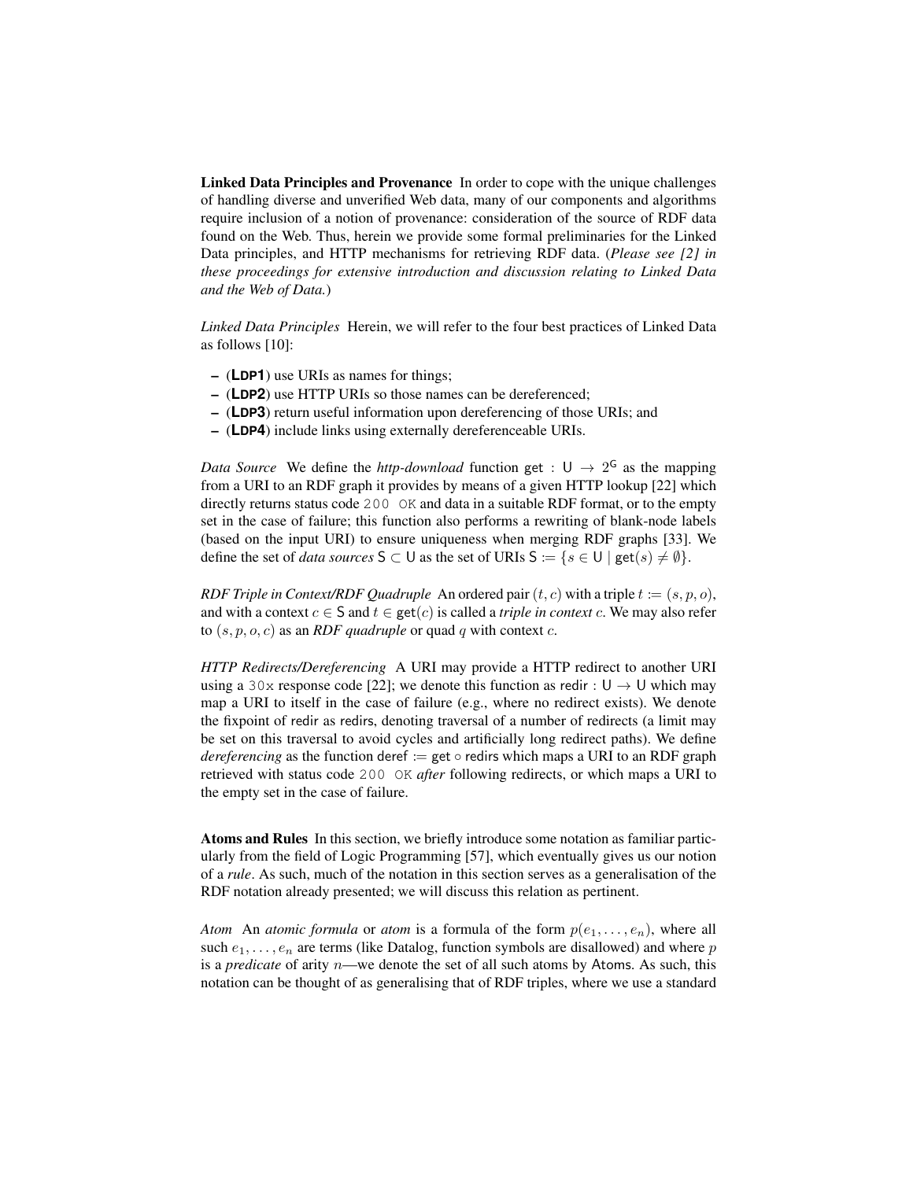**Linked Data Principles and Provenance** In order to cope with the unique challenges of handling diverse and unverified Web data, many of our components and algorithms require inclusion of a notion of provenance: consideration of the source of RDF data found on the Web. Thus, herein we provide some formal preliminaries for the Linked Data principles, and HTTP mechanisms for retrieving RDF data. (*Please see [2] in these proceedings for extensive introduction and discussion relating to Linked Data and the Web of Data.*)

*Linked Data Principles* Herein, we will refer to the four best practices of Linked Data as follows [10]:

– (**LDP1**) use URIs as names for things;
– (**LDP2**) use HTTP URIs so those names can be dereferenced;
– (**LDP3**) return useful information upon dereferencing of those URIs; and
– (**LDP4**) include links using externally dereferenceable URIs.

*Data Source* We define the *http-download* function $\mathsf{get} : \mathsf{U} \rightarrow 2^{\mathsf{G}}$ as the mapping from a URI to an RDF graph it provides by means of a given HTTP lookup [22] which directly returns status code `200 OK` and data in a suitable RDF format, or to the empty set in the case of failure; this function also performs a rewriting of blank-node labels (based on the input URI) to ensure uniqueness when merging RDF graphs [33]. We define the set of *data sources* $\mathsf{S} \subset \mathsf{U}$ as the set of URIs $\mathsf{S} := \{s \in \mathsf{U} \mid \mathsf{get}(s) \neq \emptyset\}$.

*RDF Triple in Context/RDF Quadruple* An ordered pair $(t, c)$ with a triple $t := (s, p, o)$, and with a context $c \in \mathsf{S}$ and $t \in \mathsf{get}(c)$ is called a *triple in context* $c$. We may also refer to $(s, p, o, c)$ as an *RDF quadruple* or quad $q$ with context $c$.

*HTTP Redirects/Dereferencing* A URI may provide a HTTP redirect to another URI using a `30x` response code [22]; we denote this function as $\mathsf{redir} : \mathsf{U} \rightarrow \mathsf{U}$ which may map a URI to itself in the case of failure (e.g., where no redirect exists). We denote the fixpoint of $\mathsf{redir}$ as $\mathsf{redirs}$, denoting traversal of a number of redirects (a limit may be set on this traversal to avoid cycles and artificially long redirect paths). We define *dereferencing* as the function $\mathsf{deref} := \mathsf{get} \circ \mathsf{redirs}$ which maps a URI to an RDF graph retrieved with status code `200 OK` *after* following redirects, or which maps a URI to the empty set in the case of failure.

**Atoms and Rules** In this section, we briefly introduce some notation as familiar particularly from the field of Logic Programming [57], which eventually gives us our notion of a *rule*. As such, much of the notation in this section serves as a generalisation of the RDF notation already presented; we will discuss this relation as pertinent.

*Atom* An *atomic formula* or *atom* is a formula of the form $p(e_1, \ldots, e_n)$, where all such $e_1, \ldots, e_n$ are terms (like Datalog, function symbols are disallowed) and where $p$ is a *predicate* of arity $n$—we denote the set of all such atoms by $\mathsf{Atoms}$. As such, this notation can be thought of as generalising that of RDF triples, where we use a standard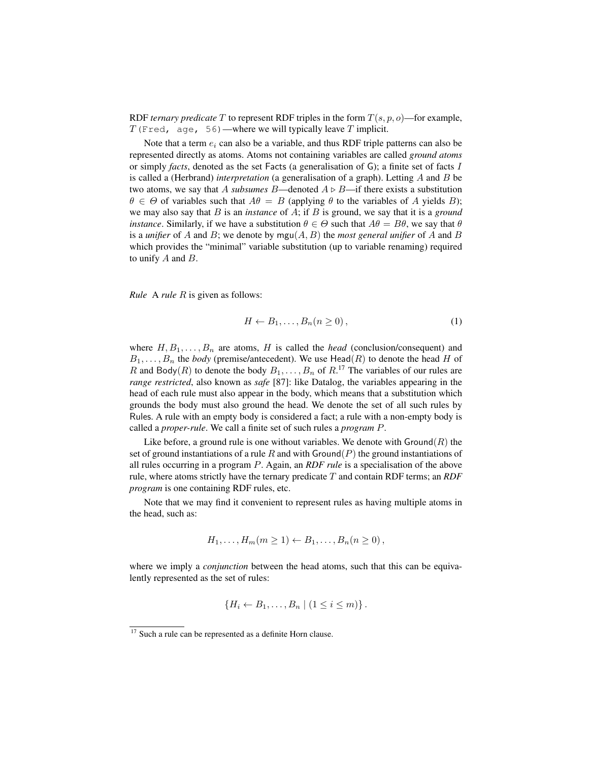RDF *ternary predicate* $T$ to represent RDF triples in the form $T(s, p, o)$—for example, `T(Fred, age, 56)`—where we will typically leave $T$ implicit.

Note that a term $e_i$ can also be a variable, and thus RDF triple patterns can also be represented directly as atoms. Atoms not containing variables are called *ground atoms* or simply *facts*, denoted as the set Facts (a generalisation of G); a finite set of facts $I$ is called a (Herbrand) *interpretation* (a generalisation of a graph). Letting $A$ and $B$ be two atoms, we say that $A$ *subsumes* $B$—denoted $A \triangleright B$—if there exists a substitution $\theta \in \Theta$ of variables such that $A\theta = B$ (applying $\theta$ to the variables of $A$ yields $B$); we may also say that $B$ is an *instance* of $A$; if $B$ is ground, we say that it is a *ground instance*. Similarly, if we have a substitution $\theta \in \Theta$ such that $A\theta = B\theta$, we say that $\theta$ is a *unifier* of $A$ and $B$; we denote by $\mathsf{mgu}(A, B)$ the *most general unifier* of $A$ and $B$ which provides the "minimal" variable substitution (up to variable renaming) required to unify $A$ and $B$.

*Rule* A *rule* $R$ is given as follows:

$$H \leftarrow B_1, \ldots, B_n (n \geq 0), \tag{1}$$

where $H, B_1, \ldots, B_n$ are atoms, $H$ is called the *head* (conclusion/consequent) and $B_1, \ldots, B_n$ the *body* (premise/antecedent). We use $\mathsf{Head}(R)$ to denote the head $H$ of $R$ and $\mathsf{Body}(R)$ to denote the body $B_1, \ldots, B_n$ of $R$.[17] The variables of our rules are *range restricted*, also known as *safe* [87]: like Datalog, the variables appearing in the head of each rule must also appear in the body, which means that a substitution which grounds the body must also ground the head. We denote the set of all such rules by Rules. A rule with an empty body is considered a fact; a rule with a non-empty body is called a *proper-rule*. We call a finite set of such rules a *program* $P$.

Like before, a ground rule is one without variables. We denote with $\mathsf{Ground}(R)$ the set of ground instantiations of a rule $R$ and with $\mathsf{Ground}(P)$ the ground instantiations of all rules occurring in a program $P$. Again, an ***RDF rule*** is a specialisation of the above rule, where atoms strictly have the ternary predicate $T$ and contain RDF terms; an ***RDF program*** is one containing RDF rules, etc.

Note that we may find it convenient to represent rules as having multiple atoms in the head, such as:

$$H_1, \ldots, H_m (m \geq 1) \leftarrow B_1, \ldots, B_n (n \geq 0),$$

where we imply a *conjunction* between the head atoms, such that this can be equivalently represented as the set of rules:

$$\{H_i \leftarrow B_1, \ldots, B_n \mid (1 \leq i \leq m)\}.$$

[17] Such a rule can be represented as a definite Horn clause.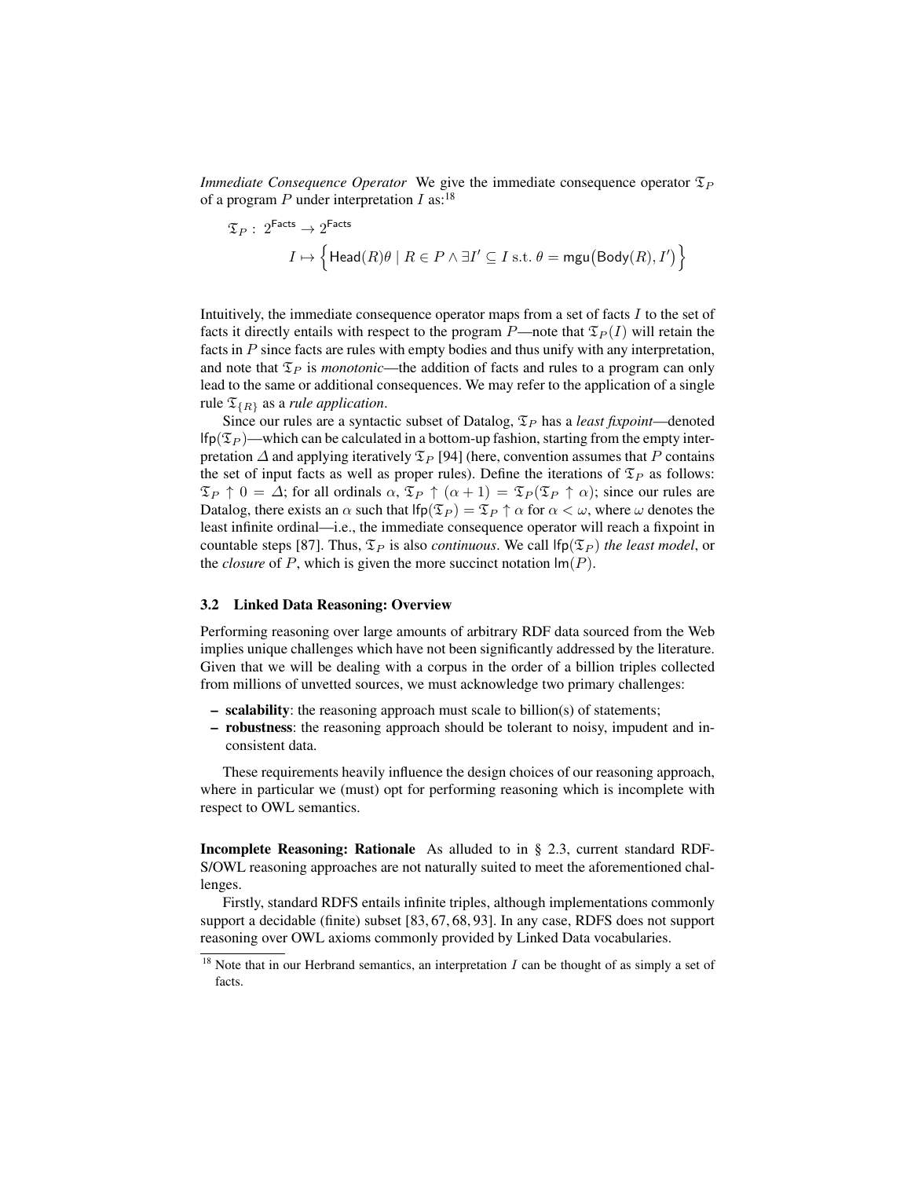*Immediate Consequence Operator* We give the immediate consequence operator $\mathfrak{T}_P$ of a program $P$ under interpretation $I$ as:[18]

$$\mathfrak{T}_P : 2^{\mathsf{Facts}} \rightarrow 2^{\mathsf{Facts}}$$
$$I \mapsto \Big\{ \mathsf{Head}(R)\theta \mid R \in P \land \exists I' \subseteq I \text{ s.t. } \theta = \mathsf{mgu}\big(\mathsf{Body}(R), I'\big) \Big\}$$

Intuitively, the immediate consequence operator maps from a set of facts $I$ to the set of facts it directly entails with respect to the program $P$—note that $\mathfrak{T}_P(I)$ will retain the facts in $P$ since facts are rules with empty bodies and thus unify with any interpretation, and note that $\mathfrak{T}_P$ is *monotonic*—the addition of facts and rules to a program can only lead to the same or additional consequences. We may refer to the application of a single rule $\mathfrak{T}_{\{R\}}$ as a *rule application*.

Since our rules are a syntactic subset of Datalog, $\mathfrak{T}_P$ has a *least fixpoint*—denoted $\mathsf{lfp}(\mathfrak{T}_P)$—which can be calculated in a bottom-up fashion, starting from the empty interpretation $\Delta$ and applying iteratively $\mathfrak{T}_P$ [94] (here, convention assumes that $P$ contains the set of input facts as well as proper rules). Define the iterations of $\mathfrak{T}_P$ as follows: $\mathfrak{T}_P \uparrow 0 = \Delta$; for all ordinals $\alpha$, $\mathfrak{T}_P \uparrow (\alpha + 1) = \mathfrak{T}_P(\mathfrak{T}_P \uparrow \alpha)$; since our rules are Datalog, there exists an $\alpha$ such that $\mathsf{lfp}(\mathfrak{T}_P) = \mathfrak{T}_P \uparrow \alpha$ for $\alpha < \omega$, where $\omega$ denotes the least infinite ordinal—i.e., the immediate consequence operator will reach a fixpoint in countable steps [87]. Thus, $\mathfrak{T}_P$ is also *continuous*. We call $\mathsf{lfp}(\mathfrak{T}_P)$ *the least model*, or the *closure* of $P$, which is given the more succinct notation $\mathsf{lm}(P)$.

### 3.2 Linked Data Reasoning: Overview

Performing reasoning over large amounts of arbitrary RDF data sourced from the Web implies unique challenges which have not been significantly addressed by the literature. Given that we will be dealing with a corpus in the order of a billion triples collected from millions of unvetted sources, we must acknowledge two primary challenges:

- **scalability**: the reasoning approach must scale to billion(s) of statements;
- **robustness**: the reasoning approach should be tolerant to noisy, impudent and inconsistent data.

These requirements heavily influence the design choices of our reasoning approach, where in particular we (must) opt for performing reasoning which is incomplete with respect to OWL semantics.

**Incomplete Reasoning: Rationale** As alluded to in § 2.3, current standard RDFS/OWL reasoning approaches are not naturally suited to meet the aforementioned challenges.

Firstly, standard RDFS entails infinite triples, although implementations commonly support a decidable (finite) subset [83, 67, 68, 93]. In any case, RDFS does not support reasoning over OWL axioms commonly provided by Linked Data vocabularies.

[18] Note that in our Herbrand semantics, an interpretation $I$ can be thought of as simply a set of facts.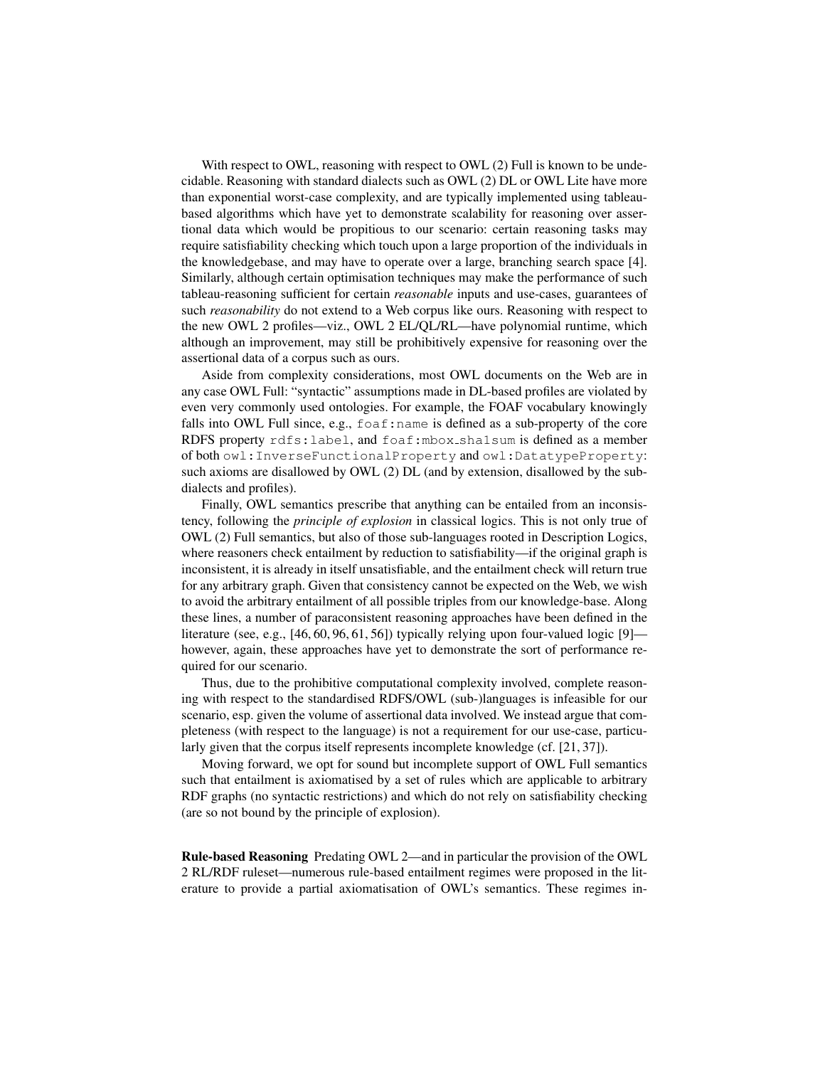With respect to OWL, reasoning with respect to OWL (2) Full is known to be undecidable. Reasoning with standard dialects such as OWL (2) DL or OWL Lite have more than exponential worst-case complexity, and are typically implemented using tableau-based algorithms which have yet to demonstrate scalability for reasoning over assertional data which would be propitious to our scenario: certain reasoning tasks may require satisfiability checking which touch upon a large proportion of the individuals in the knowledgebase, and may have to operate over a large, branching search space [4]. Similarly, although certain optimisation techniques may make the performance of such tableau-reasoning sufficient for certain *reasonable* inputs and use-cases, guarantees of such *reasonability* do not extend to a Web corpus like ours. Reasoning with respect to the new OWL 2 profiles—viz., OWL 2 EL/QL/RL—have polynomial runtime, which although an improvement, may still be prohibitively expensive for reasoning over the assertional data of a corpus such as ours.

Aside from complexity considerations, most OWL documents on the Web are in any case OWL Full: "syntactic" assumptions made in DL-based profiles are violated by even very commonly used ontologies. For example, the FOAF vocabulary knowingly falls into OWL Full since, e.g., `foaf:name` is defined as a sub-property of the core RDFS property `rdfs:label`, and `foaf:mbox_sha1sum` is defined as a member of both `owl:InverseFunctionalProperty` and `owl:DatatypeProperty`: such axioms are disallowed by OWL (2) DL (and by extension, disallowed by the sub-dialects and profiles).

Finally, OWL semantics prescribe that anything can be entailed from an inconsistency, following the *principle of explosion* in classical logics. This is not only true of OWL (2) Full semantics, but also of those sub-languages rooted in Description Logics, where reasoners check entailment by reduction to satisfiability—if the original graph is inconsistent, it is already in itself unsatisfiable, and the entailment check will return true for any arbitrary graph. Given that consistency cannot be expected on the Web, we wish to avoid the arbitrary entailment of all possible triples from our knowledge-base. Along these lines, a number of paraconsistent reasoning approaches have been defined in the literature (see, e.g., [46, 60, 96, 61, 56]) typically relying upon four-valued logic [9]—however, again, these approaches have yet to demonstrate the sort of performance required for our scenario.

Thus, due to the prohibitive computational complexity involved, complete reasoning with respect to the standardised RDFS/OWL (sub-)languages is infeasible for our scenario, esp. given the volume of assertional data involved. We instead argue that completeness (with respect to the language) is not a requirement for our use-case, particularly given that the corpus itself represents incomplete knowledge (cf. [21, 37]).

Moving forward, we opt for sound but incomplete support of OWL Full semantics such that entailment is axiomatised by a set of rules which are applicable to arbitrary RDF graphs (no syntactic restrictions) and which do not rely on satisfiability checking (are so not bound by the principle of explosion).

**Rule-based Reasoning** Predating OWL 2—and in particular the provision of the OWL 2 RL/RDF ruleset—numerous rule-based entailment regimes were proposed in the literature to provide a partial axiomatisation of OWL's semantics. These regimes in-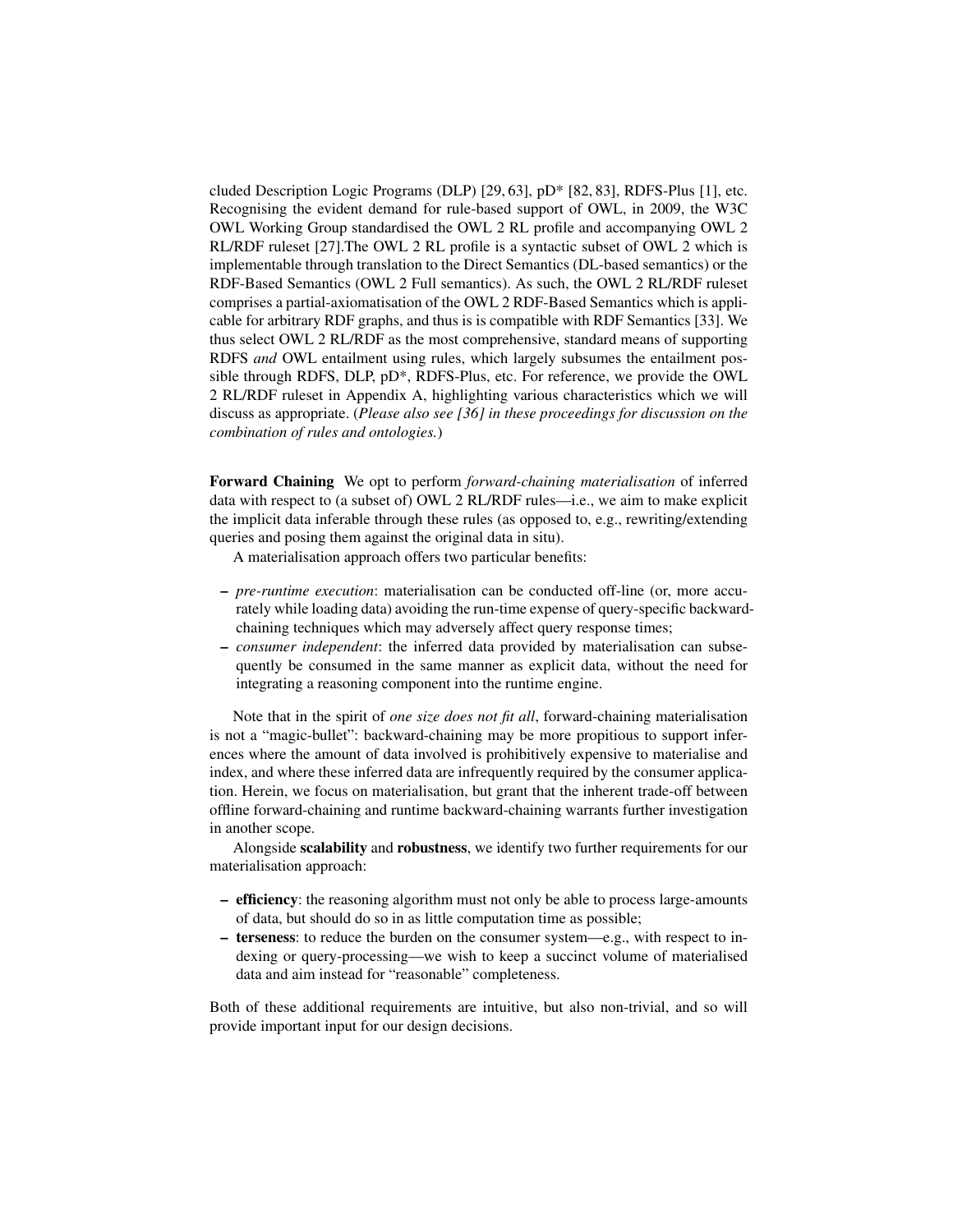cluded Description Logic Programs (DLP) [29, 63], pD* [82, 83], RDFS-Plus [1], etc. Recognising the evident demand for rule-based support of OWL, in 2009, the W3C OWL Working Group standardised the OWL 2 RL profile and accompanying OWL 2 RL/RDF ruleset [27].The OWL 2 RL profile is a syntactic subset of OWL 2 which is implementable through translation to the Direct Semantics (DL-based semantics) or the RDF-Based Semantics (OWL 2 Full semantics). As such, the OWL 2 RL/RDF ruleset comprises a partial-axiomatisation of the OWL 2 RDF-Based Semantics which is applicable for arbitrary RDF graphs, and thus is is compatible with RDF Semantics [33]. We thus select OWL 2 RL/RDF as the most comprehensive, standard means of supporting RDFS *and* OWL entailment using rules, which largely subsumes the entailment possible through RDFS, DLP, pD*, RDFS-Plus, etc. For reference, we provide the OWL 2 RL/RDF ruleset in Appendix A, highlighting various characteristics which we will discuss as appropriate. (*Please also see [36] in these proceedings for discussion on the combination of rules and ontologies.*)

**Forward Chaining** We opt to perform *forward-chaining materialisation* of inferred data with respect to (a subset of) OWL 2 RL/RDF rules—i.e., we aim to make explicit the implicit data inferable through these rules (as opposed to, e.g., rewriting/extending queries and posing them against the original data in situ).

A materialisation approach offers two particular benefits:

- *pre-runtime execution*: materialisation can be conducted off-line (or, more accurately while loading data) avoiding the run-time expense of query-specific backward-chaining techniques which may adversely affect query response times;
- *consumer independent*: the inferred data provided by materialisation can subsequently be consumed in the same manner as explicit data, without the need for integrating a reasoning component into the runtime engine.

Note that in the spirit of *one size does not fit all*, forward-chaining materialisation is not a "magic-bullet": backward-chaining may be more propitious to support inferences where the amount of data involved is prohibitively expensive to materialise and index, and where these inferred data are infrequently required by the consumer application. Herein, we focus on materialisation, but grant that the inherent trade-off between offline forward-chaining and runtime backward-chaining warrants further investigation in another scope.

Alongside **scalability** and **robustness**, we identify two further requirements for our materialisation approach:

- **efficiency**: the reasoning algorithm must not only be able to process large-amounts of data, but should do so in as little computation time as possible;
- **terseness**: to reduce the burden on the consumer system—e.g., with respect to indexing or query-processing—we wish to keep a succinct volume of materialised data and aim instead for "reasonable" completeness.

Both of these additional requirements are intuitive, but also non-trivial, and so will provide important input for our design decisions.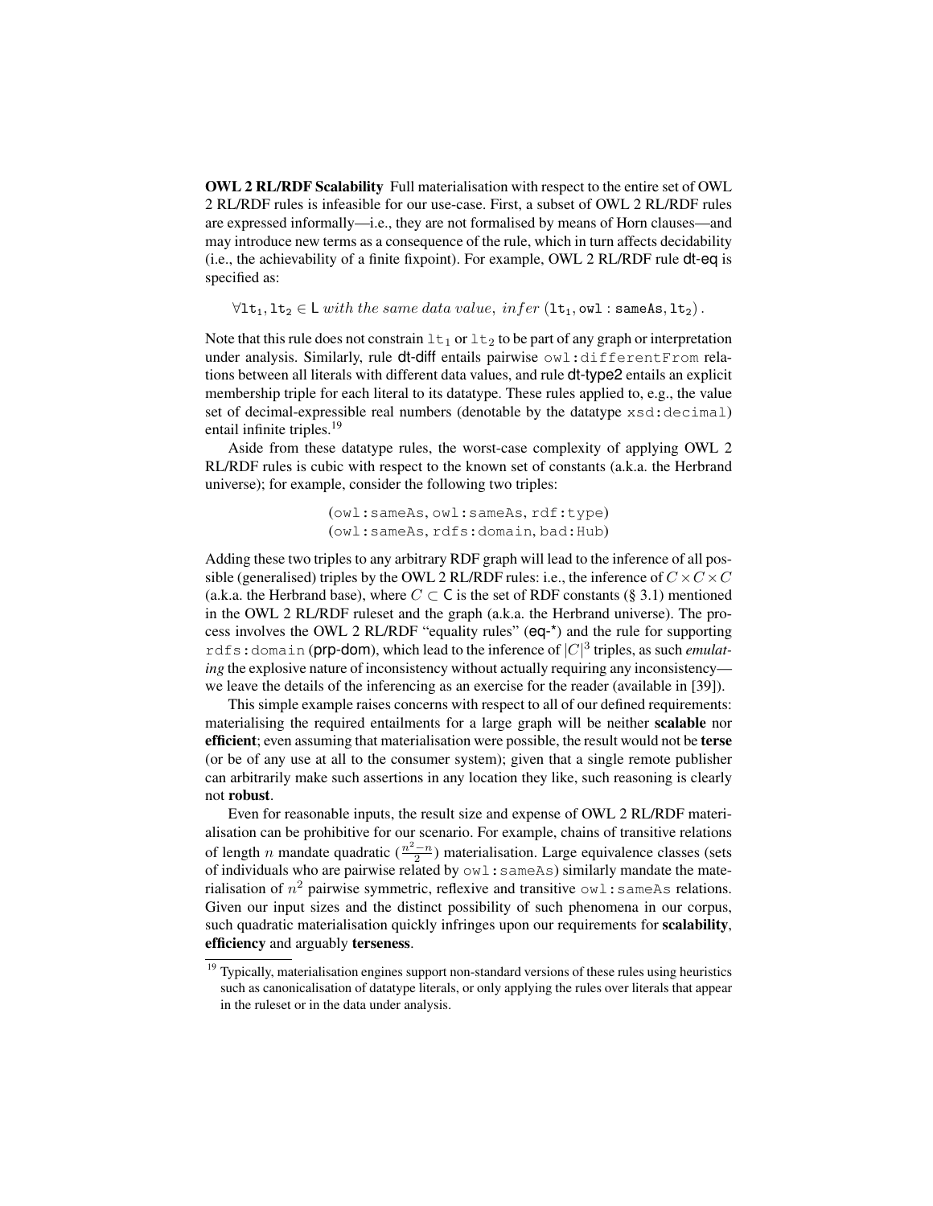**OWL 2 RL/RDF Scalability** Full materialisation with respect to the entire set of OWL 2 RL/RDF rules is infeasible for our use-case. First, a subset of OWL 2 RL/RDF rules are expressed informally—i.e., they are not formalised by means of Horn clauses—and may introduce new terms as a consequence of the rule, which in turn affects decidability (i.e., the achievability of a finite fixpoint). For example, OWL 2 RL/RDF rule dt-eq is specified as:

$$\forall \mathtt{lt}_1, \mathtt{lt}_2 \in \mathsf{L} \; \textit{with the same data value, infer} \; (\mathtt{lt}_1, \mathtt{owl:sameAs}, \mathtt{lt}_2).$$

Note that this rule does not constrain $\mathtt{lt}_1$ or $\mathtt{lt}_2$ to be part of any graph or interpretation under analysis. Similarly, rule dt-diff entails pairwise `owl:differentFrom` relations between all literals with different data values, and rule dt-type2 entails an explicit membership triple for each literal to its datatype. These rules applied to, e.g., the value set of decimal-expressible real numbers (denotable by the datatype `xsd:decimal`) entail infinite triples.[19]

Aside from these datatype rules, the worst-case complexity of applying OWL 2 RL/RDF rules is cubic with respect to the known set of constants (a.k.a. the Herbrand universe); for example, consider the following two triples:

(`owl:sameAs`, `owl:sameAs`, `rdf:type`)
(`owl:sameAs`, `rdfs:domain`, `bad:Hub`)

Adding these two triples to any arbitrary RDF graph will lead to the inference of all possible (generalised) triples by the OWL 2 RL/RDF rules: i.e., the inference of $C \times C \times C$ (a.k.a. the Herbrand base), where $C \subset \mathsf{C}$ is the set of RDF constants (§ 3.1) mentioned in the OWL 2 RL/RDF ruleset and the graph (a.k.a. the Herbrand universe). The process involves the OWL 2 RL/RDF "equality rules" (eq-*) and the rule for supporting `rdfs:domain` (prp-dom), which lead to the inference of $|C|^3$ triples, as such *emulating* the explosive nature of inconsistency without actually requiring any inconsistency—we leave the details of the inferencing as an exercise for the reader (available in [39]).

This simple example raises concerns with respect to all of our defined requirements: materialising the required entailments for a large graph will be neither **scalable** nor **efficient**; even assuming that materialisation were possible, the result would not be **terse** (or be of any use at all to the consumer system); given that a single remote publisher can arbitrarily make such assertions in any location they like, such reasoning is clearly not **robust**.

Even for reasonable inputs, the result size and expense of OWL 2 RL/RDF materialisation can be prohibitive for our scenario. For example, chains of transitive relations of length $n$ mandate quadratic ($\frac{n^2-n}{2}$) materialisation. Large equivalence classes (sets of individuals who are pairwise related by `owl:sameAs`) similarly mandate the materialisation of $n^2$ pairwise symmetric, reflexive and transitive `owl:sameAs` relations. Given our input sizes and the distinct possibility of such phenomena in our corpus, such quadratic materialisation quickly infringes upon our requirements for **scalability**, **efficiency** and arguably **terseness**.

[19] Typically, materialisation engines support non-standard versions of these rules using heuristics such as canonicalisation of datatype literals, or only applying the rules over literals that appear in the ruleset or in the data under analysis.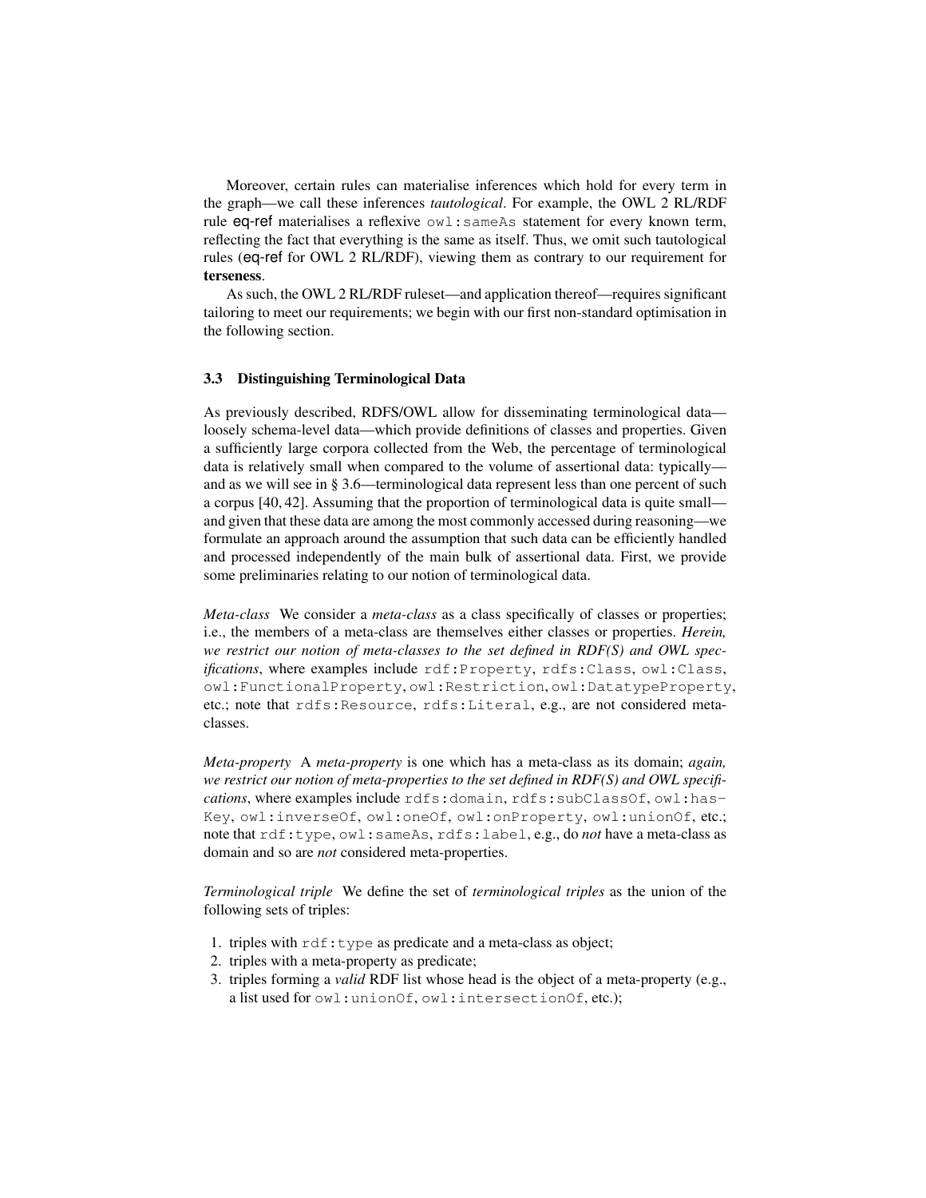Moreover, certain rules can materialise inferences which hold for every term in the graph—we call these inferences *tautological*. For example, the OWL 2 RL/RDF rule eq-ref materialises a reflexive `owl:sameAs` statement for every known term, reflecting the fact that everything is the same as itself. Thus, we omit such tautological rules (eq-ref for OWL 2 RL/RDF), viewing them as contrary to our requirement for **terseness**.

As such, the OWL 2 RL/RDF ruleset—and application thereof—requires significant tailoring to meet our requirements; we begin with our first non-standard optimisation in the following section.

### 3.3 Distinguishing Terminological Data

As previously described, RDFS/OWL allow for disseminating terminological data—loosely schema-level data—which provide definitions of classes and properties. Given a sufficiently large corpora collected from the Web, the percentage of terminological data is relatively small when compared to the volume of assertional data: typically—and as we will see in § 3.6—terminological data represent less than one percent of such a corpus [40, 42]. Assuming that the proportion of terminological data is quite small—and given that these data are among the most commonly accessed during reasoning—we formulate an approach around the assumption that such data can be efficiently handled and processed independently of the main bulk of assertional data. First, we provide some preliminaries relating to our notion of terminological data.

*Meta-class* We consider a *meta-class* as a class specifically of classes or properties; i.e., the members of a meta-class are themselves either classes or properties. *Herein, we restrict our notion of meta-classes to the set defined in RDF(S) and OWL specifications*, where examples include `rdf:Property`, `rdfs:Class`, `owl:Class`, `owl:FunctionalProperty`, `owl:Restriction`, `owl:DatatypeProperty`, etc.; note that `rdfs:Resource`, `rdfs:Literal`, e.g., are not considered meta-classes.

*Meta-property* A *meta-property* is one which has a meta-class as its domain; *again, we restrict our notion of meta-properties to the set defined in RDF(S) and OWL specifications*, where examples include `rdfs:domain`, `rdfs:subClassOf`, `owl:hasKey`, `owl:inverseOf`, `owl:oneOf`, `owl:onProperty`, `owl:unionOf`, etc.; note that `rdf:type`, `owl:sameAs`, `rdfs:label`, e.g., do *not* have a meta-class as domain and so are *not* considered meta-properties.

*Terminological triple* We define the set of *terminological triples* as the union of the following sets of triples:

1. triples with `rdf:type` as predicate and a meta-class as object;
2. triples with a meta-property as predicate;
3. triples forming a *valid* RDF list whose head is the object of a meta-property (e.g., a list used for `owl:unionOf`, `owl:intersectionOf`, etc.);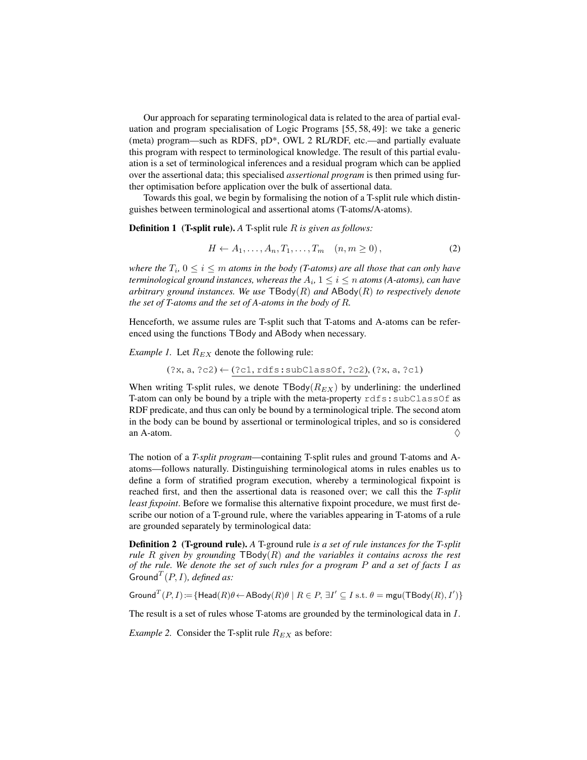Our approach for separating terminological data is related to the area of partial evaluation and program specialisation of Logic Programs [55, 58, 49]: we take a generic (meta) program—such as RDFS, pD*, OWL 2 RL/RDF, etc.—and partially evaluate this program with respect to terminological knowledge. The result of this partial evaluation is a set of terminological inferences and a residual program which can be applied over the assertional data; this specialised *assertional program* is then primed using further optimisation before application over the bulk of assertional data.

Towards this goal, we begin by formalising the notion of a T-split rule which distinguishes between terminological and assertional atoms (T-atoms/A-atoms).

**Definition 1 (T-split rule).** *A* T-split rule $R$ *is given as follows:*

$$H \leftarrow A_1, \ldots, A_n, T_1, \ldots, T_m \quad (n, m \geq 0)\,, \tag{2}$$

*where the $T_i$, $0 \leq i \leq m$ atoms in the body (T-atoms) are all those that can only have terminological ground instances, whereas the $A_i$, $1 \leq i \leq n$ atoms (A-atoms), can have arbitrary ground instances. We use $\mathsf{TBody}(R)$ and $\mathsf{ABody}(R)$ to respectively denote the set of T-atoms and the set of A-atoms in the body of $R$.*

Henceforth, we assume rules are T-split such that T-atoms and A-atoms can be referenced using the functions TBody and ABody when necessary.

*Example 1.* Let $R_{EX}$ denote the following rule:

$$(\texttt{?x, a, ?c2}) \leftarrow \underline{(\texttt{?c1, rdfs:subClassOf, ?c2})}, (\texttt{?x, a, ?c1})$$

When writing T-split rules, we denote $\mathsf{TBody}(R_{EX})$ by underlining: the underlined T-atom can only be bound by a triple with the meta-property `rdfs:subClassOf` as RDF predicate, and thus can only be bound by a terminological triple. The second atom in the body can be bound by assertional or terminological triples, and so is considered an A-atom. ◊

The notion of a *T-split program*—containing T-split rules and ground T-atoms and A-atoms—follows naturally. Distinguishing terminological atoms in rules enables us to define a form of stratified program execution, whereby a terminological fixpoint is reached first, and then the assertional data is reasoned over; we call this the *T-split least fixpoint*. Before we formalise this alternative fixpoint procedure, we must first describe our notion of a T-ground rule, where the variables appearing in T-atoms of a rule are grounded separately by terminological data:

**Definition 2 (T-ground rule).** *A* T-ground rule *is a set of rule instances for the T-split rule $R$ given by grounding $\mathsf{TBody}(R)$ and the variables it contains across the rest of the rule. We denote the set of such rules for a program $P$ and a set of facts $I$ as $\mathsf{Ground}^T(P, I)$, defined as:*

$$\mathsf{Ground}^T(P, I) := \{\mathsf{Head}(R)\theta \leftarrow \mathsf{ABody}(R)\theta \mid R \in P,\ \exists I' \subseteq I \text{ s.t. } \theta = \mathsf{mgu}(\mathsf{TBody}(R), I')\}$$

The result is a set of rules whose T-atoms are grounded by the terminological data in $I$.

*Example 2.* Consider the T-split rule $R_{EX}$ as before: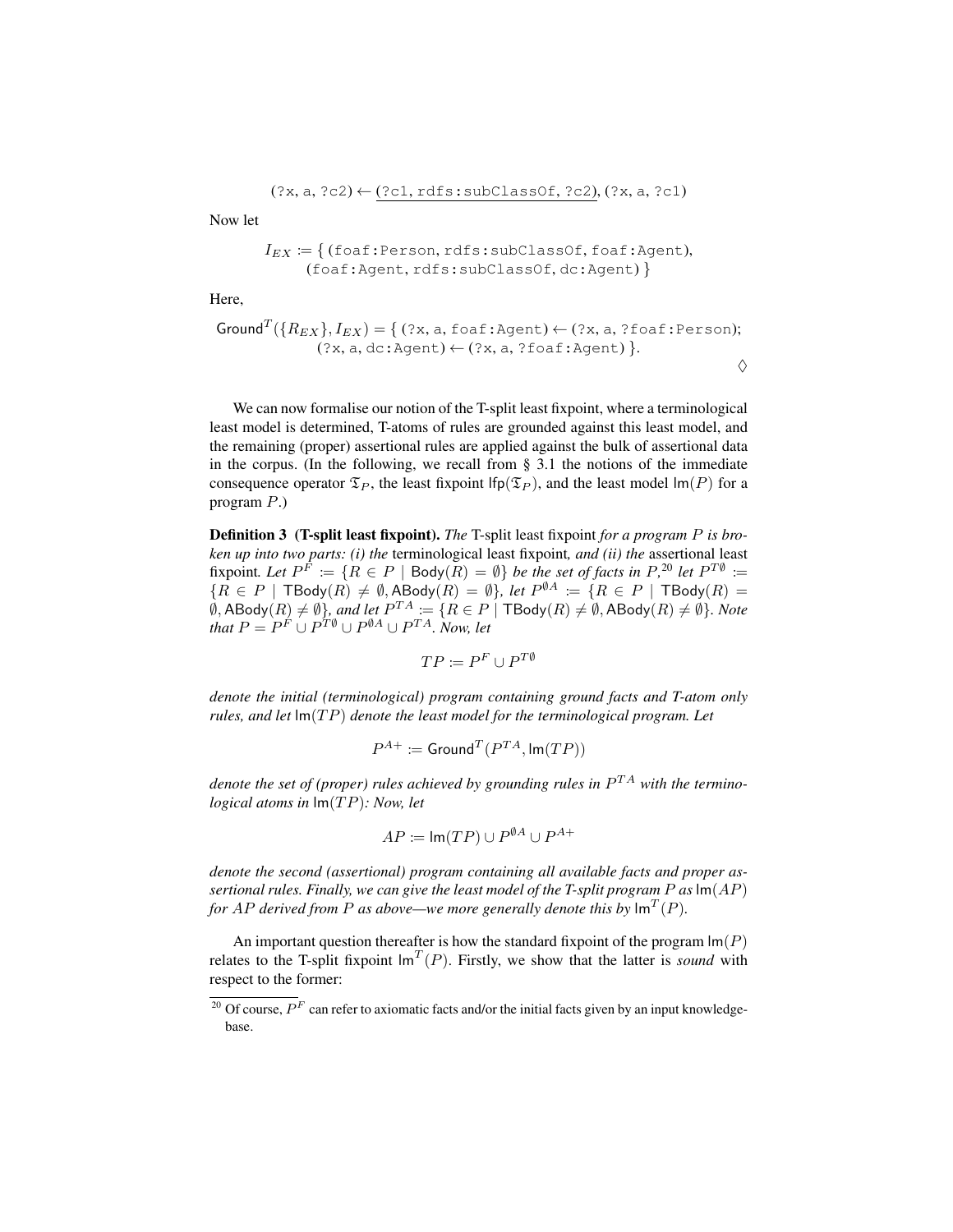$$(\texttt{?x, a, ?c2}) \leftarrow \underline{(\texttt{?c1, rdfs:subClassOf, ?c2})}, (\texttt{?x, a, ?c1})$$

Now let

$$I_{EX} := \{\, (\texttt{foaf:Person, rdfs:subClassOf, foaf:Agent}), \\ (\texttt{foaf:Agent, rdfs:subClassOf, dc:Agent}) \,\}$$

Here,

$$\mathsf{Ground}^T(\{R_{EX}\}, I_{EX}) = \{\, (\texttt{?x, a, foaf:Agent}) \leftarrow (\texttt{?x, a, ?foaf:Person}); \\ (\texttt{?x, a, dc:Agent}) \leftarrow (\texttt{?x, a, ?foaf:Agent}) \,\}.$$

◊

We can now formalise our notion of the T-split least fixpoint, where a terminological least model is determined, T-atoms of rules are grounded against this least model, and the remaining (proper) assertional rules are applied against the bulk of assertional data in the corpus. (In the following, we recall from § 3.1 the notions of the immediate consequence operator $\mathfrak{T}_P$, the least fixpoint $\mathsf{lfp}(\mathfrak{T}_P)$, and the least model $\mathsf{lm}(P)$ for a program $P$.)

**Definition 3 (T-split least fixpoint).** *The* T-split least fixpoint *for a program $P$ is broken up into two parts: (i) the* terminological least fixpoint*, and (ii) the* assertional least fixpoint*. Let $P^F := \{R \in P \mid \mathsf{Body}(R) = \emptyset\}$ be the set of facts in $P$,[20] let $P^{T\emptyset} := \{R \in P \mid \mathsf{TBody}(R) \neq \emptyset, \mathsf{ABody}(R) = \emptyset\}$, let $P^{\emptyset A} := \{R \in P \mid \mathsf{TBody}(R) = \emptyset, \mathsf{ABody}(R) \neq \emptyset\}$, and let $P^{TA} := \{R \in P \mid \mathsf{TBody}(R) \neq \emptyset, \mathsf{ABody}(R) \neq \emptyset\}$. Note that $P = P^F \cup P^{T\emptyset} \cup P^{\emptyset A} \cup P^{TA}$. Now, let*

$$TP := P^F \cup P^{T\emptyset}$$

*denote the initial (terminological) program containing ground facts and T-atom only rules, and let $\mathsf{lm}(TP)$ denote the least model for the terminological program. Let*

$$P^{A+} := \mathsf{Ground}^T(P^{TA}, \mathsf{lm}(TP))$$

*denote the set of (proper) rules achieved by grounding rules in $P^{TA}$ with the terminological atoms in $\mathsf{lm}(TP)$: Now, let*

$$AP := \mathsf{lm}(TP) \cup P^{\emptyset A} \cup P^{A+}$$

*denote the second (assertional) program containing all available facts and proper assertional rules. Finally, we can give the least model of the T-split program $P$ as $\mathsf{lm}(AP)$ for $AP$ derived from $P$ as above—we more generally denote this by $\mathsf{lm}^T(P)$.*

An important question thereafter is how the standard fixpoint of the program $\mathsf{lm}(P)$ relates to the T-split fixpoint $\mathsf{lm}^T(P)$. Firstly, we show that the latter is *sound* with respect to the former:

[20] Of course, $P^F$ can refer to axiomatic facts and/or the initial facts given by an input knowledge-base.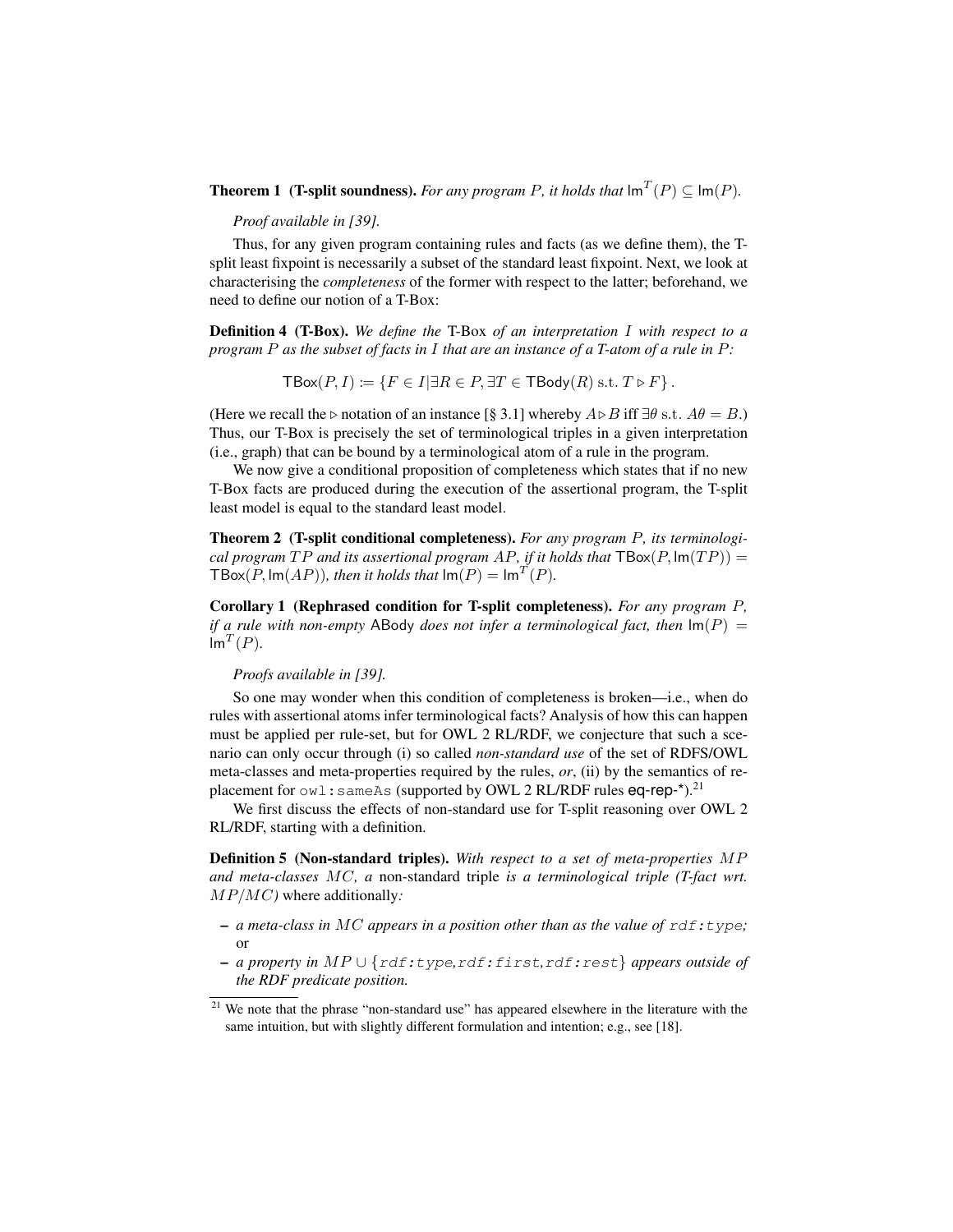**Theorem 1 (T-split soundness).** *For any program $P$, it holds that $\mathsf{lm}^T(P) \subseteq \mathsf{lm}(P)$.*

*Proof available in [39].*

Thus, for any given program containing rules and facts (as we define them), the T-split least fixpoint is necessarily a subset of the standard least fixpoint. Next, we look at characterising the *completeness* of the former with respect to the latter; beforehand, we need to define our notion of a T-Box:

**Definition 4 (T-Box).** *We define the* T-Box *of an interpretation $I$ with respect to a program $P$ as the subset of facts in $I$ that are an instance of a T-atom of a rule in $P$:*

$$\mathsf{TBox}(P, I) := \{F \in I | \exists R \in P, \exists T \in \mathsf{TBody}(R) \text{ s.t. } T \triangleright F\}.$$

(Here we recall the $\triangleright$ notation of an instance [§ 3.1] whereby $A \triangleright B$ iff $\exists \theta$ s.t. $A\theta = B$.) Thus, our T-Box is precisely the set of terminological triples in a given interpretation (i.e., graph) that can be bound by a terminological atom of a rule in the program.

We now give a conditional proposition of completeness which states that if no new T-Box facts are produced during the execution of the assertional program, the T-split least model is equal to the standard least model.

**Theorem 2 (T-split conditional completeness).** *For any program $P$, its terminological program $TP$ and its assertional program $AP$, if it holds that $\mathsf{TBox}(P, \mathsf{lm}(TP)) = \mathsf{TBox}(P, \mathsf{lm}(AP))$, then it holds that $\mathsf{lm}(P) = \mathsf{lm}^T(P)$.*

**Corollary 1 (Rephrased condition for T-split completeness).** *For any program $P$, if a rule with non-empty* ABody *does not infer a terminological fact, then $\mathsf{lm}(P) = \mathsf{lm}^T(P)$.*

*Proofs available in [39].*

So one may wonder when this condition of completeness is broken—i.e., when do rules with assertional atoms infer terminological facts? Analysis of how this can happen must be applied per rule-set, but for OWL 2 RL/RDF, we conjecture that such a scenario can only occur through (i) so called *non-standard use* of the set of RDFS/OWL meta-classes and meta-properties required by the rules, *or*, (ii) by the semantics of replacement for `owl:sameAs` (supported by OWL 2 RL/RDF rules eq-rep-*).[21]

We first discuss the effects of non-standard use for T-split reasoning over OWL 2 RL/RDF, starting with a definition.

**Definition 5 (Non-standard triples).** *With respect to a set of meta-properties $MP$ and meta-classes $MC$, a* non-standard triple *is a terminological triple (T-fact wrt. $MP/MC$)* where additionally*:*

- *a meta-class in $MC$ appears in a position other than as the value of `rdf:type`;* or
- *a property in $MP \cup \{$`rdf:type`, `rdf:first`, `rdf:rest`$\}$ appears outside of the RDF predicate position.*

[21] We note that the phrase "non-standard use" has appeared elsewhere in the literature with the same intuition, but with slightly different formulation and intention; e.g., see [18].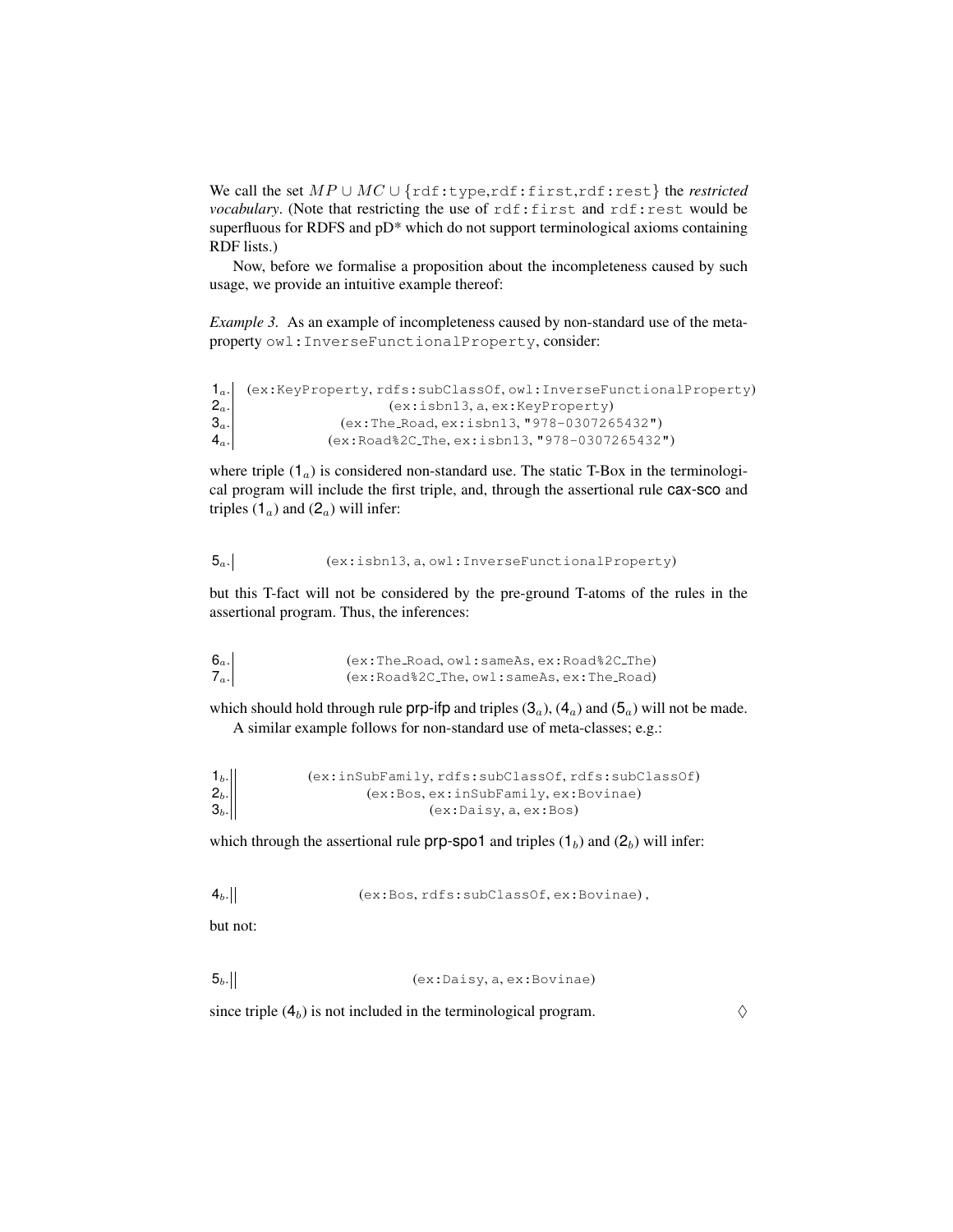We call the set $MP \cup MC \cup \{$rdf:type,rdf:first,rdf:rest$\}$ the *restricted vocabulary*. (Note that restricting the use of rdf:first and rdf:rest would be superfluous for RDFS and pD* which do not support terminological axioms containing RDF lists.)

Now, before we formalise a proposition about the incompleteness caused by such usage, we provide an intuitive example thereof:

*Example 3.* As an example of incompleteness caused by non-standard use of the meta-property owl:InverseFunctionalProperty, consider:

| | |
|---|---|
| $1_a$. | (ex:KeyProperty, rdfs:subClassOf, owl:InverseFunctionalProperty) |
| $2_a$. | (ex:isbn13, a, ex:KeyProperty) |
| $3_a$. | (ex:The_Road, ex:isbn13, "978-0307265432") |
| $4_a$. | (ex:Road%2C_The, ex:isbn13, "978-0307265432") |

where triple $(1_a)$ is considered non-standard use. The static T-Box in the terminological program will include the first triple, and, through the assertional rule cax-sco and triples $(1_a)$ and $(2_a)$ will infer:

| | |
|---|---|
| $5_a$. | (ex:isbn13, a, owl:InverseFunctionalProperty) |

but this T-fact will not be considered by the pre-ground T-atoms of the rules in the assertional program. Thus, the inferences:

| | |
|---|---|
| $6_a$. | (ex:The_Road, owl:sameAs, ex:Road%2C_The) |
| $7_a$. | (ex:Road%2C_The, owl:sameAs, ex:The_Road) |

which should hold through rule prp-ifp and triples $(3_a)$, $(4_a)$ and $(5_a)$ will not be made.

A similar example follows for non-standard use of meta-classes; e.g.:

| | |
|---|---|
| $1_b$. | (ex:inSubFamily, rdfs:subClassOf, rdfs:subClassOf) |
| $2_b$. | (ex:Bos, ex:inSubFamily, ex:Bovinae) |
| $3_b$. | (ex:Daisy, a, ex:Bos) |

which through the assertional rule prp-spo1 and triples $(1_b)$ and $(2_b)$ will infer:

| | |
|---|---|
| $4_b$. | (ex:Bos, rdfs:subClassOf, ex:Bovinae) , |

but not:

| | |
|---|---|
| $5_b$. | (ex:Daisy, a, ex:Bovinae) |

since triple $(4_b)$ is not included in the terminological program. ◊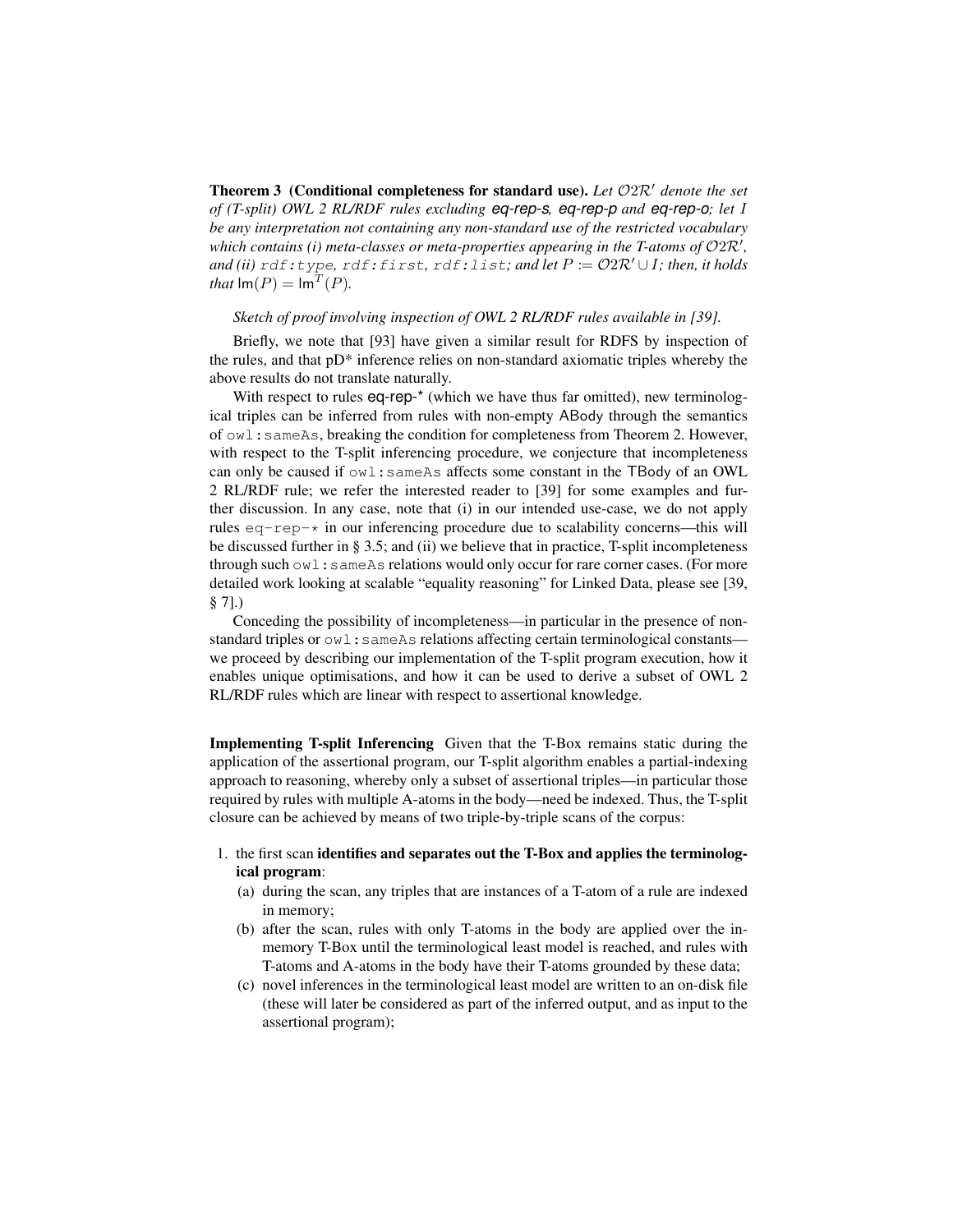**Theorem 3 (Conditional completeness for standard use).** *Let $\mathcal{O}2\mathcal{R}'$ denote the set of (T-split) OWL 2 RL/RDF rules excluding **eq-rep-s**, **eq-rep-p** and **eq-rep-o**; let $I$ be any interpretation not containing any non-standard use of the restricted vocabulary which contains (i) meta-classes or meta-properties appearing in the T-atoms of $\mathcal{O}2\mathcal{R}'$, and (ii) `rdf:type`, `rdf:first`, `rdf:list`; and let $P := \mathcal{O}2\mathcal{R}' \cup I$; then, it holds that $\mathsf{lm}(P) = \mathsf{lm}^T(P)$.*

*Sketch of proof involving inspection of OWL 2 RL/RDF rules available in [39].*

Briefly, we note that [93] have given a similar result for RDFS by inspection of the rules, and that pD* inference relies on non-standard axiomatic triples whereby the above results do not translate naturally.

With respect to rules **eq-rep-*** (which we have thus far omitted), new terminological triples can be inferred from rules with non-empty ABody through the semantics of `owl:sameAs`, breaking the condition for completeness from Theorem 2. However, with respect to the T-split inferencing procedure, we conjecture that incompleteness can only be caused if `owl:sameAs` affects some constant in the TBody of an OWL 2 RL/RDF rule; we refer the interested reader to [39] for some examples and further discussion. In any case, note that (i) in our intended use-case, we do not apply rules `eq-rep-*` in our inferencing procedure due to scalability concerns—this will be discussed further in § 3.5; and (ii) we believe that in practice, T-split incompleteness through such `owl:sameAs` relations would only occur for rare corner cases. (For more detailed work looking at scalable "equality reasoning" for Linked Data, please see [39, § 7].)

Conceding the possibility of incompleteness—in particular in the presence of non-standard triples or `owl:sameAs` relations affecting certain terminological constants—we proceed by describing our implementation of the T-split program execution, how it enables unique optimisations, and how it can be used to derive a subset of OWL 2 RL/RDF rules which are linear with respect to assertional knowledge.

**Implementing T-split Inferencing** Given that the T-Box remains static during the application of the assertional program, our T-split algorithm enables a partial-indexing approach to reasoning, whereby only a subset of assertional triples—in particular those required by rules with multiple A-atoms in the body—need be indexed. Thus, the T-split closure can be achieved by means of two triple-by-triple scans of the corpus:

1. the first scan **identifies and separates out the T-Box and applies the terminological program**:
   (a) during the scan, any triples that are instances of a T-atom of a rule are indexed in memory;
   (b) after the scan, rules with only T-atoms in the body are applied over the in-memory T-Box until the terminological least model is reached, and rules with T-atoms and A-atoms in the body have their T-atoms grounded by these data;
   (c) novel inferences in the terminological least model are written to an on-disk file (these will later be considered as part of the inferred output, and as input to the assertional program);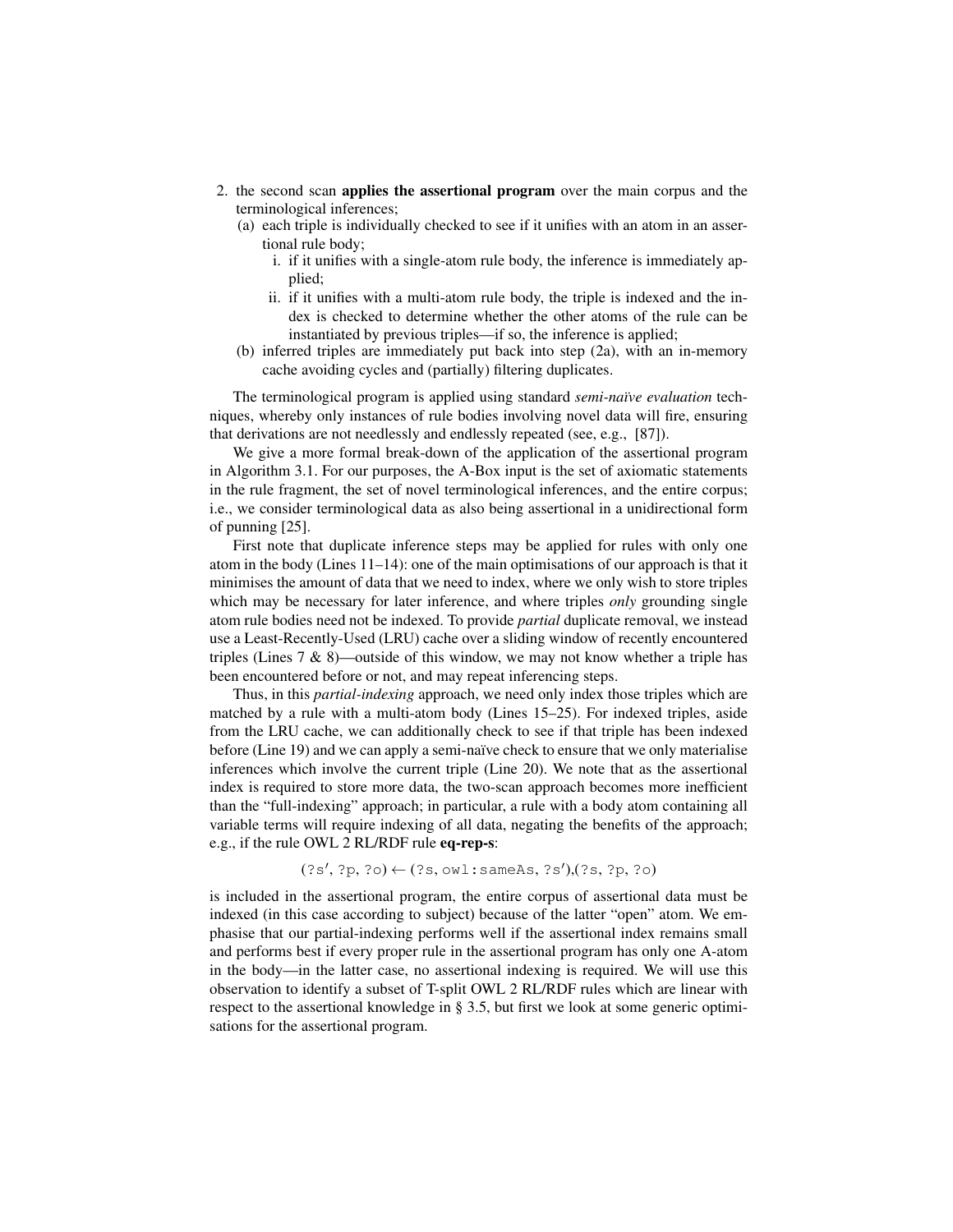2. the second scan **applies the assertional program** over the main corpus and the terminological inferences;
   (a) each triple is individually checked to see if it unifies with an atom in an assertional rule body;
      i. if it unifies with a single-atom rule body, the inference is immediately applied;
      ii. if it unifies with a multi-atom rule body, the triple is indexed and the index is checked to determine whether the other atoms of the rule can be instantiated by previous triples—if so, the inference is applied;
   (b) inferred triples are immediately put back into step (2a), with an in-memory cache avoiding cycles and (partially) filtering duplicates.

The terminological program is applied using standard *semi-naïve evaluation* techniques, whereby only instances of rule bodies involving novel data will fire, ensuring that derivations are not needlessly and endlessly repeated (see, e.g., [87]).

We give a more formal break-down of the application of the assertional program in Algorithm 3.1. For our purposes, the A-Box input is the set of axiomatic statements in the rule fragment, the set of novel terminological inferences, and the entire corpus; i.e., we consider terminological data as also being assertional in a unidirectional form of punning [25].

First note that duplicate inference steps may be applied for rules with only one atom in the body (Lines 11–14): one of the main optimisations of our approach is that it minimises the amount of data that we need to index, where we only wish to store triples which may be necessary for later inference, and where triples *only* grounding single atom rule bodies need not be indexed. To provide *partial* duplicate removal, we instead use a Least-Recently-Used (LRU) cache over a sliding window of recently encountered triples (Lines 7 & 8)—outside of this window, we may not know whether a triple has been encountered before or not, and may repeat inferencing steps.

Thus, in this *partial-indexing* approach, we need only index those triples which are matched by a rule with a multi-atom body (Lines 15–25). For indexed triples, aside from the LRU cache, we can additionally check to see if that triple has been indexed before (Line 19) and we can apply a semi-naïve check to ensure that we only materialise inferences which involve the current triple (Line 20). We note that as the assertional index is required to store more data, the two-scan approach becomes more inefficient than the "full-indexing" approach; in particular, a rule with a body atom containing all variable terms will require indexing of all data, negating the benefits of the approach; e.g., if the rule OWL 2 RL/RDF rule **eq-rep-s**:

$$(\texttt{?s}', \texttt{?p}, \texttt{?o}) \leftarrow (\texttt{?s}, \texttt{owl:sameAs}, \texttt{?s}'),(\texttt{?s}, \texttt{?p}, \texttt{?o})$$

is included in the assertional program, the entire corpus of assertional data must be indexed (in this case according to subject) because of the latter "open" atom. We emphasise that our partial-indexing performs well if the assertional index remains small and performs best if every proper rule in the assertional program has only one A-atom in the body—in the latter case, no assertional indexing is required. We will use this observation to identify a subset of T-split OWL 2 RL/RDF rules which are linear with respect to the assertional knowledge in § 3.5, but first we look at some generic optimisations for the assertional program.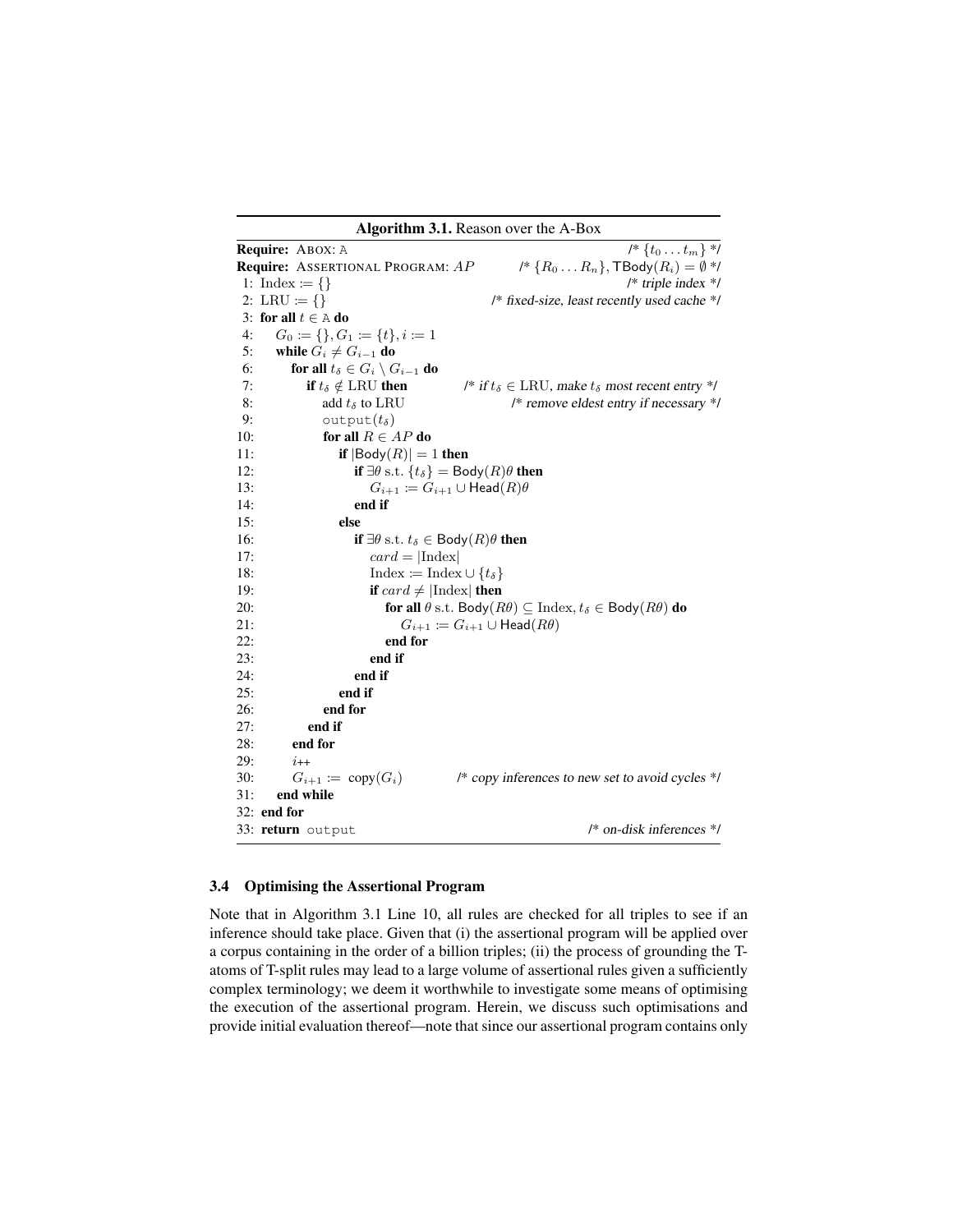**Algorithm 3.1.** Reason over the A-Box

```
Require: ABOX: 𝔸                                          /* {t_0 ... t_m} */
Require: ASSERTIONAL PROGRAM: AP           /* {R_0 ... R_n}, TBody(R_i) = ∅ */
 1: Index := {}                                            /* triple index */
 2: LRU := {}                          /* fixed-size, least recently used cache */
 3: for all t ∈ 𝔸 do
 4:    G_0 := {}, G_1 := {t}, i := 1
 5:    while G_i ≠ G_{i-1} do
 6:       for all t_δ ∈ G_i \ G_{i-1} do
 7:          if t_δ ∉ LRU then          /* if t_δ ∈ LRU, make t_δ most recent entry */
 8:             add t_δ to LRU                   /* remove eldest entry if necessary */
 9:             output(t_δ)
10:             for all R ∈ AP do
11:                if |Body(R)| = 1 then
12:                   if ∃θ s.t. {t_δ} = Body(R)θ then
13:                      G_{i+1} := G_{i+1} ∪ Head(R)θ
14:                   end if
15:                else
16:                   if ∃θ s.t. t_δ ∈ Body(R)θ then
17:                      card = |Index|
18:                      Index := Index ∪ {t_δ}
19:                      if card ≠ |Index| then
20:                         for all θ s.t. Body(Rθ) ⊆ Index, t_δ ∈ Body(Rθ) do
21:                            G_{i+1} := G_{i+1} ∪ Head(Rθ)
22:                         end for
23:                      end if
24:                   end if
25:                end if
26:             end for
27:          end if
28:       end for
29:       i++
30:       G_{i+1} := copy(G_i)         /* copy inferences to new set to avoid cycles */
31:    end while
32: end for
33: return output                                       /* on-disk inferences */
```

### 3.4 Optimising the Assertional Program

Note that in Algorithm 3.1 Line 10, all rules are checked for all triples to see if an inference should take place. Given that (i) the assertional program will be applied over a corpus containing in the order of a billion triples; (ii) the process of grounding the T-atoms of T-split rules may lead to a large volume of assertional rules given a sufficiently complex terminology; we deem it worthwhile to investigate some means of optimising the execution of the assertional program. Herein, we discuss such optimisations and provide initial evaluation thereof—note that since our assertional program contains only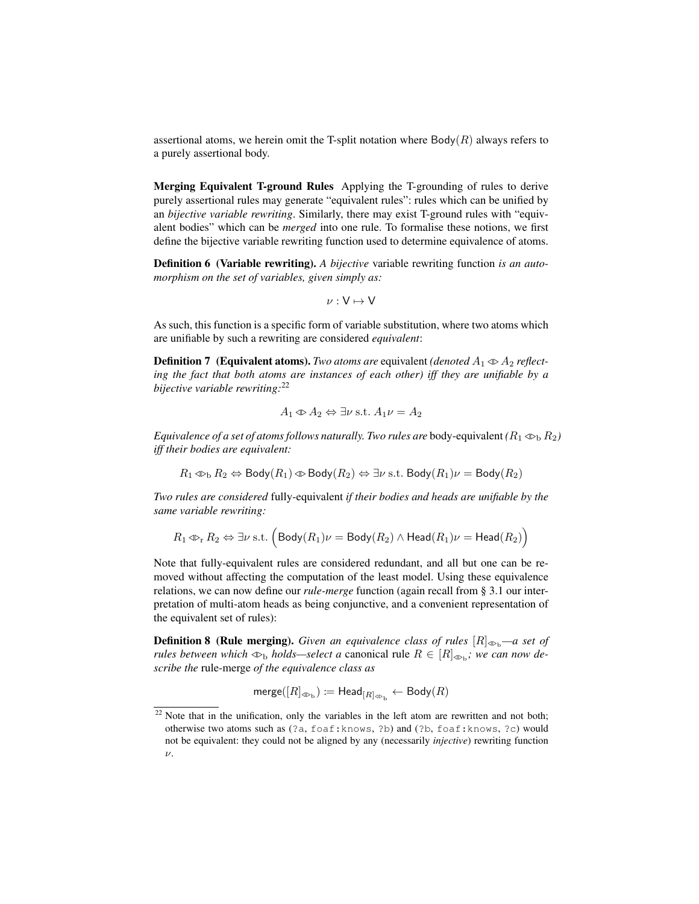assertional atoms, we herein omit the T-split notation where $\mathsf{Body}(R)$ always refers to a purely assertional body.

**Merging Equivalent T-ground Rules** Applying the T-grounding of rules to derive purely assertional rules may generate "equivalent rules": rules which can be unified by an *bijective variable rewriting*. Similarly, there may exist T-ground rules with "equivalent bodies" which can be *merged* into one rule. To formalise these notions, we first define the bijective variable rewriting function used to determine equivalence of atoms.

**Definition 6 (Variable rewriting).** *A bijective variable rewriting function is an automorphism on the set of variables, given simply as:*

$$\nu : \mathsf{V} \mapsto \mathsf{V}$$

As such, this function is a specific form of variable substitution, where two atoms which are unifiable by such a rewriting are considered *equivalent*:

**Definition 7 (Equivalent atoms).** *Two atoms are equivalent (denoted $A_1 \Leftrightarrow A_2$ reflecting the fact that both atoms are instances of each other) iff they are unifiable by a bijective variable rewriting:*[22]

$$A_1 \Leftrightarrow A_2 \Leftrightarrow \exists \nu \text{ s.t. } A_1\nu = A_2$$

*Equivalence of a set of atoms follows naturally. Two rules are body-equivalent ($R_1 \Leftrightarrow_{\mathrm{b}} R_2$) iff their bodies are equivalent:*

$$R_1 \Leftrightarrow_{\mathrm{b}} R_2 \Leftrightarrow \mathsf{Body}(R_1) \Leftrightarrow \mathsf{Body}(R_2) \Leftrightarrow \exists \nu \text{ s.t. } \mathsf{Body}(R_1)\nu = \mathsf{Body}(R_2)$$

*Two rules are considered fully-equivalent if their bodies and heads are unifiable by the same variable rewriting:*

$$R_1 \Leftrightarrow_{\mathrm{r}} R_2 \Leftrightarrow \exists \nu \text{ s.t. } \Big(\mathsf{Body}(R_1)\nu = \mathsf{Body}(R_2) \wedge \mathsf{Head}(R_1)\nu = \mathsf{Head}(R_2)\Big)$$

Note that fully-equivalent rules are considered redundant, and all but one can be removed without affecting the computation of the least model. Using these equivalence relations, we can now define our *rule-merge* function (again recall from § 3.1 our interpretation of multi-atom heads as being conjunctive, and a convenient representation of the equivalent set of rules):

**Definition 8 (Rule merging).** *Given an equivalence class of rules $[R]_{\Leftrightarrow_{\mathrm{b}}}$—a set of rules between which $\Leftrightarrow_{\mathrm{b}}$ holds—select a canonical rule $R \in [R]_{\Leftrightarrow_{\mathrm{b}}}$; we can now describe the rule-merge of the equivalence class as*

$$\mathsf{merge}([R]_{\Leftrightarrow_{\mathrm{b}}}) := \mathsf{Head}_{[R]_{\Leftrightarrow_{\mathrm{b}}}} \leftarrow \mathsf{Body}(R)$$

[22] Note that in the unification, only the variables in the left atom are rewritten and not both; otherwise two atoms such as (`?a`, `foaf:knows`, `?b`) and (`?b`, `foaf:knows`, `?c`) would not be equivalent: they could not be aligned by any (necessarily *injective*) rewriting function $\nu$.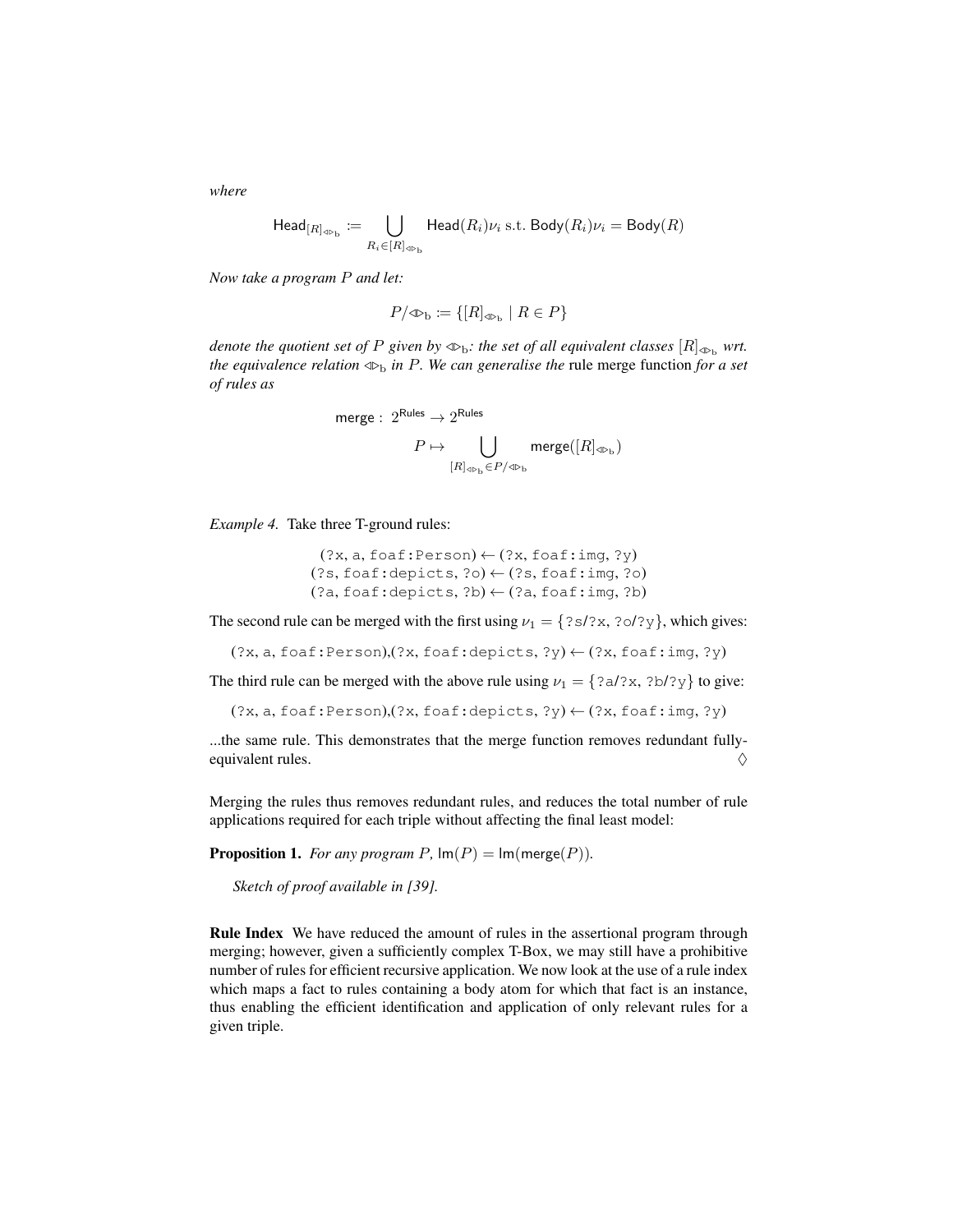*where*

$$\mathsf{Head}_{[R]_{\Leftrightarrow_{\rm b}}} := \bigcup_{R_i \in [R]_{\Leftrightarrow_{\rm b}}} \mathsf{Head}(R_i)\nu_i \text{ s.t. } \mathsf{Body}(R_i)\nu_i = \mathsf{Body}(R)$$

*Now take a program $P$ and let:*

$$P/\Leftrightarrow_{\rm b} := \{[R]_{\Leftrightarrow_{\rm b}} \mid R \in P\}$$

*denote the quotient set of $P$ given by $\Leftrightarrow_{\rm b}$: the set of all equivalent classes $[R]_{\Leftrightarrow_{\rm b}}$ wrt. the equivalence relation $\Leftrightarrow_{\rm b}$ in $P$. We can generalise the* rule merge function *for a set of rules as*

$$\mathsf{merge}: 2^{\mathsf{Rules}} \to 2^{\mathsf{Rules}}$$
$$P \mapsto \bigcup_{[R]_{\Leftrightarrow_{\rm b}} \in P/\Leftrightarrow_{\rm b}} \mathsf{merge}([R]_{\Leftrightarrow_{\rm b}})$$

*Example 4.* Take three T-ground rules:

(?x, a, foaf:Person) ← (?x, foaf:img, ?y)
(?s, foaf:depicts, ?o) ← (?s, foaf:img, ?o)
(?a, foaf:depicts, ?b) ← (?a, foaf:img, ?b)

The second rule can be merged with the first using $\nu_1 = \{$?s/?x, ?o/?y$\}$, which gives:

(?x, a, foaf:Person),(?x, foaf:depicts, ?y) ← (?x, foaf:img, ?y)

The third rule can be merged with the above rule using $\nu_1 = \{$?a/?x, ?b/?y$\}$ to give:

(?x, a, foaf:Person),(?x, foaf:depicts, ?y) ← (?x, foaf:img, ?y)

...the same rule. This demonstrates that the merge function removes redundant fully-equivalent rules. ◊

Merging the rules thus removes redundant rules, and reduces the total number of rule applications required for each triple without affecting the final least model:

**Proposition 1.** *For any program $P$, $\mathsf{lm}(P) = \mathsf{lm}(\mathsf{merge}(P))$.*

*Sketch of proof available in [39].*

**Rule Index** We have reduced the amount of rules in the assertional program through merging; however, given a sufficiently complex T-Box, we may still have a prohibitive number of rules for efficient recursive application. We now look at the use of a rule index which maps a fact to rules containing a body atom for which that fact is an instance, thus enabling the efficient identification and application of only relevant rules for a given triple.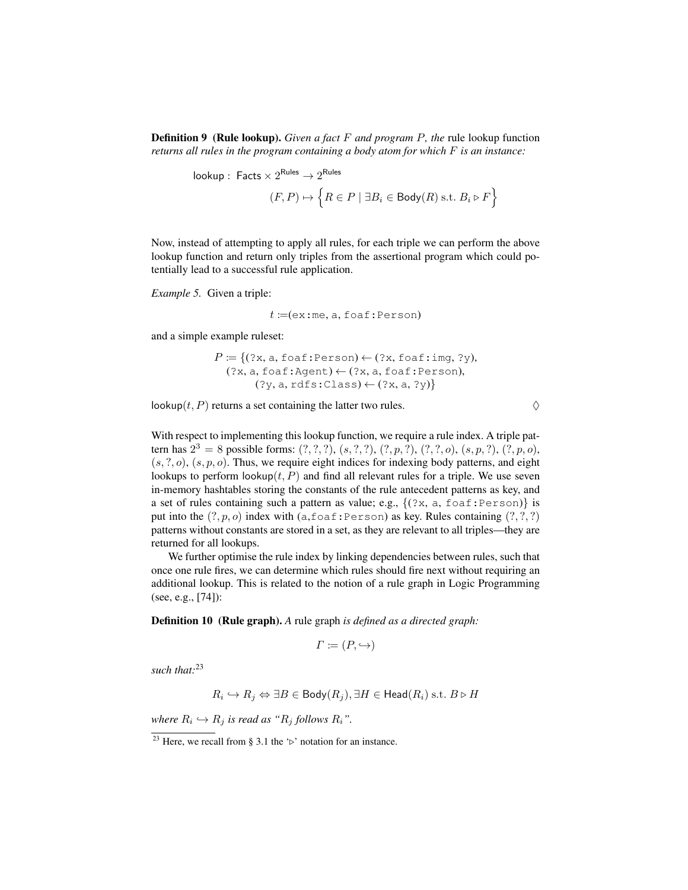**Definition 9 (Rule lookup).** *Given a fact $F$ and program $P$, the* rule lookup function *returns all rules in the program containing a body atom for which $F$ is an instance:*

$$\mathsf{lookup} : \mathsf{Facts} \times 2^{\mathsf{Rules}} \to 2^{\mathsf{Rules}}$$

$$(F, P) \mapsto \Big\{ R \in P \mid \exists B_i \in \mathsf{Body}(R) \text{ s.t. } B_i \triangleright F \Big\}$$

Now, instead of attempting to apply all rules, for each triple we can perform the above lookup function and return only triples from the assertional program which could potentially lead to a successful rule application.

*Example 5.* Given a triple:

$$t := (\texttt{ex:me}, \texttt{a}, \texttt{foaf:Person})$$

and a simple example ruleset:

$$P := \{(\texttt{?x}, \texttt{a}, \texttt{foaf:Person}) \leftarrow (\texttt{?x}, \texttt{foaf:img}, \texttt{?y}),$$
$$(\texttt{?x}, \texttt{a}, \texttt{foaf:Agent}) \leftarrow (\texttt{?x}, \texttt{a}, \texttt{foaf:Person}),$$
$$(\texttt{?y}, \texttt{a}, \texttt{rdfs:Class}) \leftarrow (\texttt{?x}, \texttt{a}, \texttt{?y})\}$$

$\mathsf{lookup}(t, P)$ returns a set containing the latter two rules. $\diamondsuit$

With respect to implementing this lookup function, we require a rule index. A triple pattern has $2^3 = 8$ possible forms: $(?, ?, ?)$, $(s, ?, ?)$, $(?, p, ?)$, $(?, ?, o)$, $(s, p, ?)$, $(?, p, o)$, $(s, ?, o)$, $(s, p, o)$. Thus, we require eight indices for indexing body patterns, and eight lookups to perform $\mathsf{lookup}(t, P)$ and find all relevant rules for a triple. We use seven in-memory hashtables storing the constants of the rule antecedent patterns as key, and a set of rules containing such a pattern as value; e.g., $\{(\texttt{?x}, \texttt{a}, \texttt{foaf:Person})\}$ is put into the $(?, p, o)$ index with $(\texttt{a}, \texttt{foaf:Person})$ as key. Rules containing $(?, ?, ?)$ patterns without constants are stored in a set, as they are relevant to all triples—they are returned for all lookups.

We further optimise the rule index by linking dependencies between rules, such that once one rule fires, we can determine which rules should fire next without requiring an additional lookup. This is related to the notion of a rule graph in Logic Programming (see, e.g., [74]):

**Definition 10 (Rule graph).** *A* rule graph *is defined as a directed graph:*

$$\Gamma := (P, \hookrightarrow)$$

*such that:*[23]

$$R_i \hookrightarrow R_j \Leftrightarrow \exists B \in \mathsf{Body}(R_j), \exists H \in \mathsf{Head}(R_i) \text{ s.t. } B \triangleright H$$

*where $R_i \hookrightarrow R_j$ is read as "$R_j$ follows $R_i$".*

[23] Here, we recall from § 3.1 the '$\triangleright$' notation for an instance.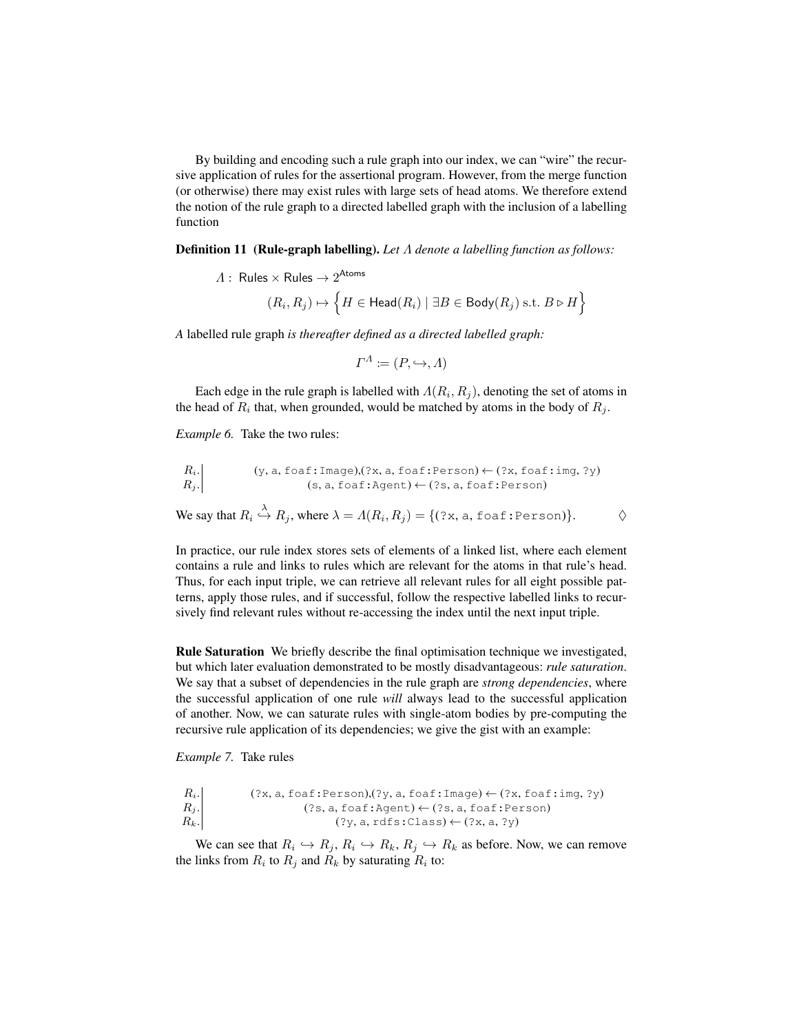By building and encoding such a rule graph into our index, we can "wire" the recursive application of rules for the assertional program. However, from the merge function (or otherwise) there may exist rules with large sets of head atoms. We therefore extend the notion of the rule graph to a directed labelled graph with the inclusion of a labelling function

**Definition 11 (Rule-graph labelling).** *Let $\Lambda$ denote a labelling function as follows:*

$$\Lambda : \text{Rules} \times \text{Rules} \rightarrow 2^{\text{Atoms}}$$

$$(R_i, R_j) \mapsto \Big\{ H \in \text{Head}(R_i) \mid \exists B \in \text{Body}(R_j) \text{ s.t. } B \rhd H \Big\}$$

*A* labelled rule graph *is thereafter defined as a directed labelled graph:*

$$\Gamma^{\Lambda} := (P, \hookrightarrow, \Lambda)$$

Each edge in the rule graph is labelled with $\Lambda(R_i, R_j)$, denoting the set of atoms in the head of $R_i$ that, when grounded, would be matched by atoms in the body of $R_j$.

*Example 6.* Take the two rules:

| | |
|---|---|
| $R_i$. | (y, a, foaf:Image),(?x, a, foaf:Person) ← (?x, foaf:img, ?y) |
| $R_j$. | (s, a, foaf:Agent) ← (?s, a, foaf:Person) |

We say that $R_i \overset{\lambda}{\hookrightarrow} R_j$, where $\lambda = \Lambda(R_i, R_j) = \{$(?x, a, foaf:Person)$\}$. ◊

In practice, our rule index stores sets of elements of a linked list, where each element contains a rule and links to rules which are relevant for the atoms in that rule's head. Thus, for each input triple, we can retrieve all relevant rules for all eight possible patterns, apply those rules, and if successful, follow the respective labelled links to recursively find relevant rules without re-accessing the index until the next input triple.

**Rule Saturation** We briefly describe the final optimisation technique we investigated, but which later evaluation demonstrated to be mostly disadvantageous: *rule saturation*. We say that a subset of dependencies in the rule graph are *strong dependencies*, where the successful application of one rule *will* always lead to the successful application of another. Now, we can saturate rules with single-atom bodies by pre-computing the recursive rule application of its dependencies; we give the gist with an example:

*Example 7.* Take rules

| | |
|---|---|
| $R_i$. | (?x, a, foaf:Person),(?y, a, foaf:Image) ← (?x, foaf:img, ?y) |
| $R_j$. | (?s, a, foaf:Agent) ← (?s, a, foaf:Person) |
| $R_k$. | (?y, a, rdfs:Class) ← (?x, a, ?y) |

We can see that $R_i \hookrightarrow R_j$, $R_i \hookrightarrow R_k$, $R_j \hookrightarrow R_k$ as before. Now, we can remove the links from $R_i$ to $R_j$ and $R_k$ by saturating $R_i$ to: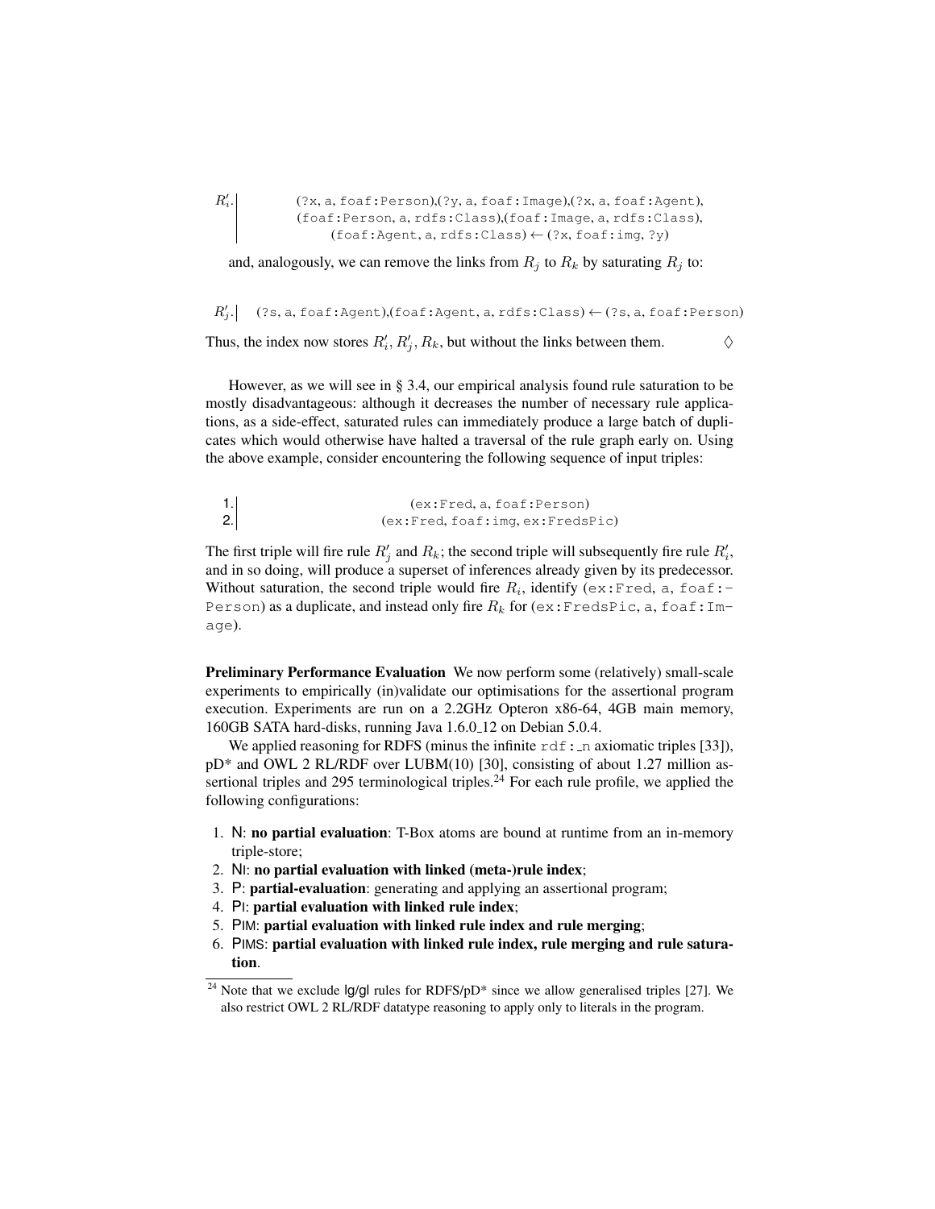$R'_i$. | (?x, a, foaf:Person),(?y, a, foaf:Image),(?x, a, foaf:Agent),
(foaf:Person, a, rdfs:Class),(foaf:Image, a, rdfs:Class),
(foaf:Agent, a, rdfs:Class) ← (?x, foaf:img, ?y)

and, analogously, we can remove the links from $R_j$ to $R_k$ by saturating $R_j$ to:

$R'_j$. | (?s, a, foaf:Agent),(foaf:Agent, a, rdfs:Class) ← (?s, a, foaf:Person)

Thus, the index now stores $R'_i, R'_j, R_k$, but without the links between them. ◇

However, as we will see in § 3.4, our empirical analysis found rule saturation to be mostly disadvantageous: although it decreases the number of necessary rule applications, as a side-effect, saturated rules can immediately produce a large batch of duplicates which would otherwise have halted a traversal of the rule graph early on. Using the above example, consider encountering the following sequence of input triples:

1. | (ex:Fred, a, foaf:Person)
2. | (ex:Fred, foaf:img, ex:FredsPic)

The first triple will fire rule $R'_j$ and $R_k$; the second triple will subsequently fire rule $R'_i$, and in so doing, will produce a superset of inferences already given by its predecessor. Without saturation, the second triple would fire $R_i$, identify (ex:Fred, a, foaf:-Person) as a duplicate, and instead only fire $R_k$ for (ex:FredsPic, a, foaf:Image).

**Preliminary Performance Evaluation** We now perform some (relatively) small-scale experiments to empirically (in)validate our optimisations for the assertional program execution. Experiments are run on a 2.2GHz Opteron x86-64, 4GB main memory, 160GB SATA hard-disks, running Java 1.6.0_12 on Debian 5.0.4.

We applied reasoning for RDFS (minus the infinite rdf:_n axiomatic triples [33]), pD* and OWL 2 RL/RDF over LUBM(10) [30], consisting of about 1.27 million assertional triples and 295 terminological triples.[24] For each rule profile, we applied the following configurations:

1. N: **no partial evaluation**: T-Box atoms are bound at runtime from an in-memory triple-store;
2. NI: **no partial evaluation with linked (meta-)rule index**;
3. P: **partial-evaluation**: generating and applying an assertional program;
4. PI: **partial evaluation with linked rule index**;
5. PIM: **partial evaluation with linked rule index and rule merging**;
6. PIMS: **partial evaluation with linked rule index, rule merging and rule saturation**.

[24] Note that we exclude lg/gl rules for RDFS/pD* since we allow generalised triples [27]. We also restrict OWL 2 RL/RDF datatype reasoning to apply only to literals in the program.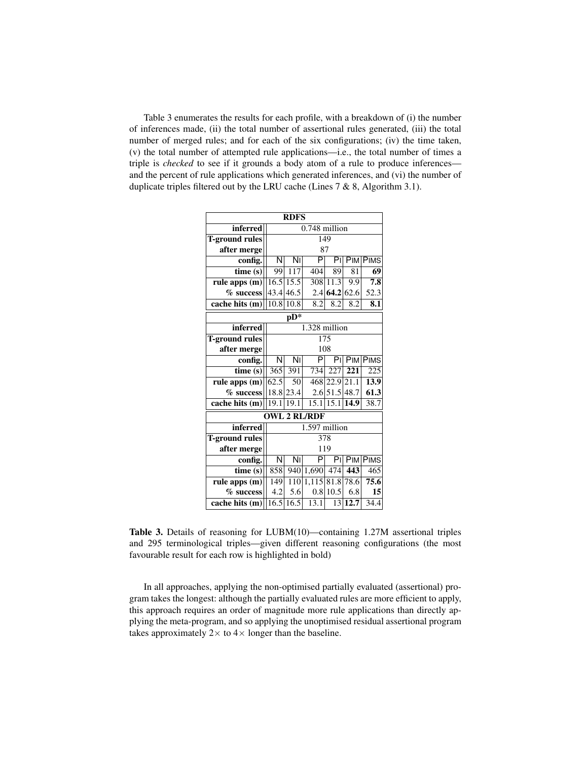Table 3 enumerates the results for each profile, with a breakdown of (i) the number of inferences made, (ii) the total number of assertional rules generated, (iii) the total number of merged rules; and for each of the six configurations; (iv) the time taken, (v) the total number of attempted rule applications—i.e., the total number of times a triple is *checked* to see if it grounds a body atom of a rule to produce inferences—and the percent of rule applications which generated inferences, and (vi) the number of duplicate triples filtered out by the LRU cache (Lines 7 & 8, Algorithm 3.1).

| **RDFS** | | | | | | |
|---|---|---|---|---|---|---|
| **inferred** | 0.748 million | | | | | |
| **T-ground rules** | 149 | | | | | |
| **after merge** | 87 | | | | | |
| **config.** | N | NI | P | PI | PIM | PIMS |
| **time (s)** | 99 | 117 | 404 | 89 | 81 | **69** |
| **rule apps (m)** | 16.5 | 15.5 | 308 | 11.3 | 9.9 | **7.8** |
| **% success** | 43.4 | 46.5 | 2.4 | **64.2** | 62.6 | 52.3 |
| **cache hits (m)** | 10.8 | 10.8 | 8.2 | 8.2 | 8.2 | **8.1** |
| **pD*** | | | | | | |
| **inferred** | 1.328 million | | | | | |
| **T-ground rules** | 175 | | | | | |
| **after merge** | 108 | | | | | |
| **config.** | N | NI | P | PI | PIM | PIMS |
| **time (s)** | 365 | 391 | 734 | 227 | **221** | 225 |
| **rule apps (m)** | 62.5 | 50 | 468 | 22.9 | 21.1 | **13.9** |
| **% success** | 18.8 | 23.4 | 2.6 | 51.5 | 48.7 | **61.3** |
| **cache hits (m)** | 19.1 | 19.1 | 15.1 | 15.1 | **14.9** | 38.7 |
| **OWL 2 RL/RDF** | | | | | | |
| **inferred** | 1.597 million | | | | | |
| **T-ground rules** | 378 | | | | | |
| **after merge** | 119 | | | | | |
| **config.** | N | NI | P | PI | PIM | PIMS |
| **time (s)** | 858 | 940 | 1,690 | 474 | **443** | 465 |
| **rule apps (m)** | 149 | 110 | 1,115 | 81.8 | 78.6 | **75.6** |
| **% success** | 4.2 | 5.6 | 0.8 | 10.5 | 6.8 | **15** |
| **cache hits (m)** | 16.5 | 16.5 | 13.1 | 13 | **12.7** | 34.4 |

**Table 3.** Details of reasoning for LUBM(10)—containing 1.27M assertional triples and 295 terminological triples—given different reasoning configurations (the most favourable result for each row is highlighted in bold)

In all approaches, applying the non-optimised partially evaluated (assertional) program takes the longest: although the partially evaluated rules are more efficient to apply, this approach requires an order of magnitude more rule applications than directly applying the meta-program, and so applying the unoptimised residual assertional program takes approximately $2\times$ to $4\times$ longer than the baseline.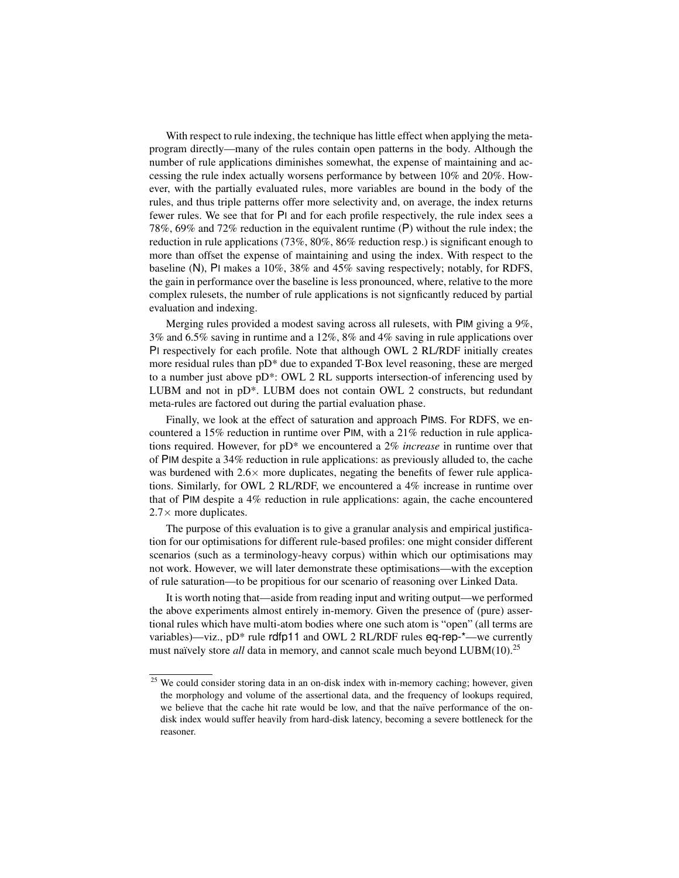With respect to rule indexing, the technique has little effect when applying the meta-program directly—many of the rules contain open patterns in the body. Although the number of rule applications diminishes somewhat, the expense of maintaining and accessing the rule index actually worsens performance by between 10% and 20%. However, with the partially evaluated rules, more variables are bound in the body of the rules, and thus triple patterns offer more selectivity and, on average, the index returns fewer rules. We see that for PI and for each profile respectively, the rule index sees a 78%, 69% and 72% reduction in the equivalent runtime (P) without the rule index; the reduction in rule applications (73%, 80%, 86% reduction resp.) is significant enough to more than offset the expense of maintaining and using the index. With respect to the baseline (N), PI makes a 10%, 38% and 45% saving respectively; notably, for RDFS, the gain in performance over the baseline is less pronounced, where, relative to the more complex rulesets, the number of rule applications is not signficantly reduced by partial evaluation and indexing.

Merging rules provided a modest saving across all rulesets, with PIM giving a 9%, 3% and 6.5% saving in runtime and a 12%, 8% and 4% saving in rule applications over PI respectively for each profile. Note that although OWL 2 RL/RDF initially creates more residual rules than pD* due to expanded T-Box level reasoning, these are merged to a number just above pD*: OWL 2 RL supports intersection-of inferencing used by LUBM and not in pD*. LUBM does not contain OWL 2 constructs, but redundant meta-rules are factored out during the partial evaluation phase.

Finally, we look at the effect of saturation and approach PIMS. For RDFS, we encountered a 15% reduction in runtime over PIM, with a 21% reduction in rule applications required. However, for pD* we encountered a 2% *increase* in runtime over that of PIM despite a 34% reduction in rule applications: as previously alluded to, the cache was burdened with $2.6\times$ more duplicates, negating the benefits of fewer rule applications. Similarly, for OWL 2 RL/RDF, we encountered a 4% increase in runtime over that of PIM despite a 4% reduction in rule applications: again, the cache encountered $2.7\times$ more duplicates.

The purpose of this evaluation is to give a granular analysis and empirical justification for our optimisations for different rule-based profiles: one might consider different scenarios (such as a terminology-heavy corpus) within which our optimisations may not work. However, we will later demonstrate these optimisations—with the exception of rule saturation—to be propitious for our scenario of reasoning over Linked Data.

It is worth noting that—aside from reading input and writing output—we performed the above experiments almost entirely in-memory. Given the presence of (pure) assertional rules which have multi-atom bodies where one such atom is "open" (all terms are variables)—viz., pD* rule rdfp11 and OWL 2 RL/RDF rules eq-rep-*—we currently must naïvely store *all* data in memory, and cannot scale much beyond LUBM(10).[25]

[25] We could consider storing data in an on-disk index with in-memory caching; however, given the morphology and volume of the assertional data, and the frequency of lookups required, we believe that the cache hit rate would be low, and that the naïve performance of the on-disk index would suffer heavily from hard-disk latency, becoming a severe bottleneck for the reasoner.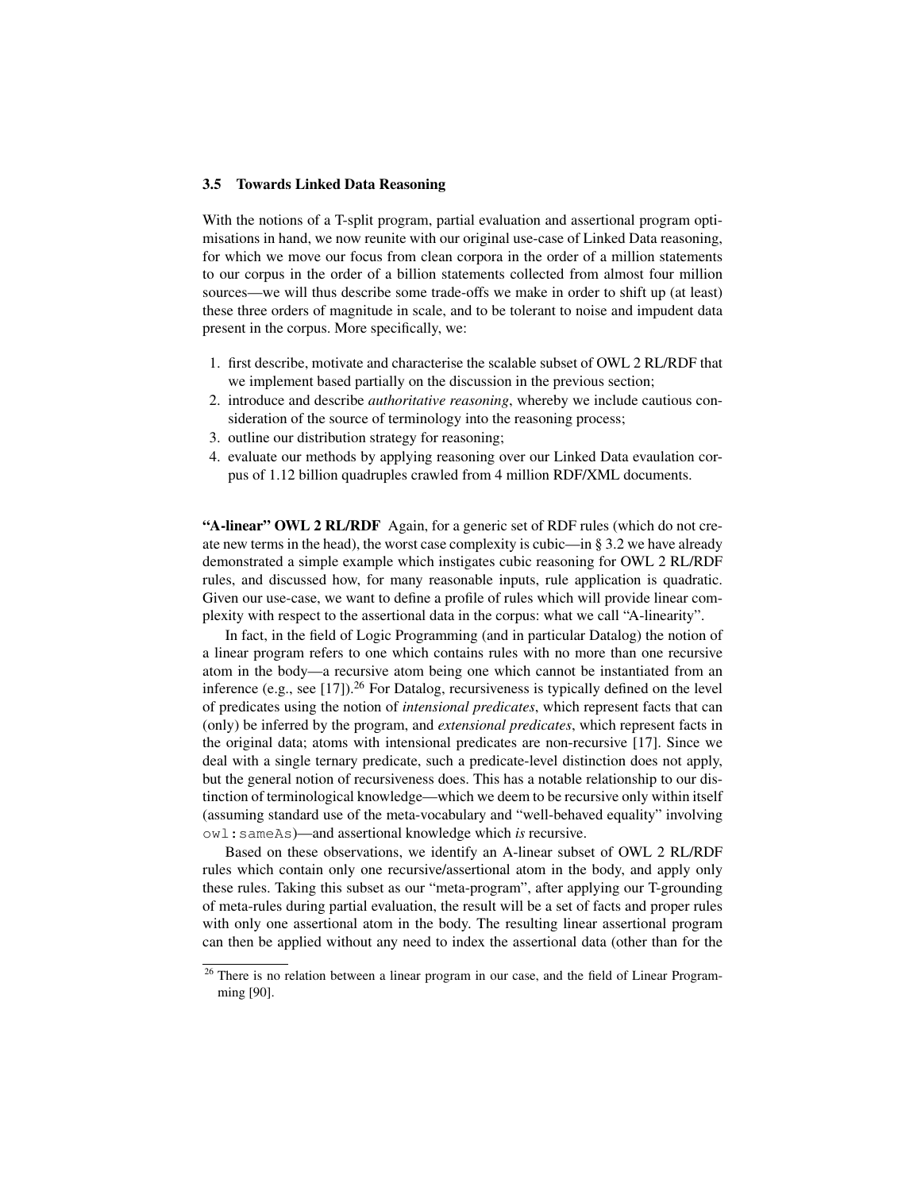### 3.5 Towards Linked Data Reasoning

With the notions of a T-split program, partial evaluation and assertional program optimisations in hand, we now reunite with our original use-case of Linked Data reasoning, for which we move our focus from clean corpora in the order of a million statements to our corpus in the order of a billion statements collected from almost four million sources—we will thus describe some trade-offs we make in order to shift up (at least) these three orders of magnitude in scale, and to be tolerant to noise and impudent data present in the corpus. More specifically, we:

1. first describe, motivate and characterise the scalable subset of OWL 2 RL/RDF that we implement based partially on the discussion in the previous section;
2. introduce and describe *authoritative reasoning*, whereby we include cautious consideration of the source of terminology into the reasoning process;
3. outline our distribution strategy for reasoning;
4. evaluate our methods by applying reasoning over our Linked Data evaulation corpus of 1.12 billion quadruples crawled from 4 million RDF/XML documents.

**"A-linear" OWL 2 RL/RDF** Again, for a generic set of RDF rules (which do not create new terms in the head), the worst case complexity is cubic—in § 3.2 we have already demonstrated a simple example which instigates cubic reasoning for OWL 2 RL/RDF rules, and discussed how, for many reasonable inputs, rule application is quadratic. Given our use-case, we want to define a profile of rules which will provide linear complexity with respect to the assertional data in the corpus: what we call "A-linearity".

In fact, in the field of Logic Programming (and in particular Datalog) the notion of a linear program refers to one which contains rules with no more than one recursive atom in the body—a recursive atom being one which cannot be instantiated from an inference (e.g., see [17]).[26] For Datalog, recursiveness is typically defined on the level of predicates using the notion of *intensional predicates*, which represent facts that can (only) be inferred by the program, and *extensional predicates*, which represent facts in the original data; atoms with intensional predicates are non-recursive [17]. Since we deal with a single ternary predicate, such a predicate-level distinction does not apply, but the general notion of recursiveness does. This has a notable relationship to our distinction of terminological knowledge—which we deem to be recursive only within itself (assuming standard use of the meta-vocabulary and "well-behaved equality" involving `owl:sameAs`)—and assertional knowledge which *is* recursive.

Based on these observations, we identify an A-linear subset of OWL 2 RL/RDF rules which contain only one recursive/assertional atom in the body, and apply only these rules. Taking this subset as our "meta-program", after applying our T-grounding of meta-rules during partial evaluation, the result will be a set of facts and proper rules with only one assertional atom in the body. The resulting linear assertional program can then be applied without any need to index the assertional data (other than for the

[26] There is no relation between a linear program in our case, and the field of Linear Programming [90].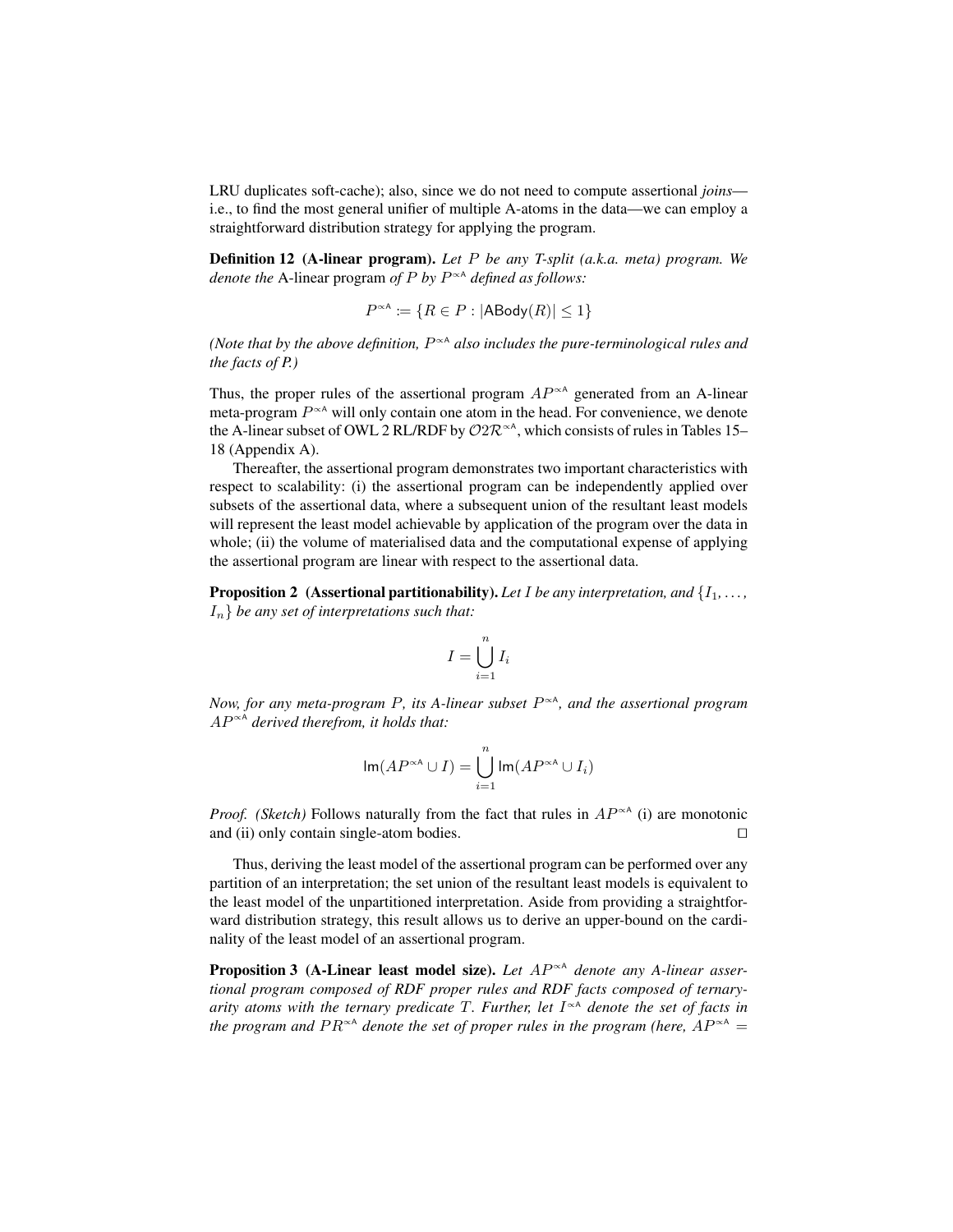LRU duplicates soft-cache); also, since we do not need to compute assertional *joins*—i.e., to find the most general unifier of multiple A-atoms in the data—we can employ a straightforward distribution strategy for applying the program.

**Definition 12 (A-linear program).** *Let $P$ be any T-split (a.k.a. meta) program. We denote the* A-linear program *of $P$ by $P^{\propto \mathsf{A}}$ defined as follows:*

$$P^{\propto \mathsf{A}} := \{R \in P : |\mathsf{ABody}(R)| \leq 1\}$$

*(Note that by the above definition, $P^{\propto \mathsf{A}}$ also includes the pure-terminological rules and the facts of P.)*

Thus, the proper rules of the assertional program $AP^{\propto \mathsf{A}}$ generated from an A-linear meta-program $P^{\propto \mathsf{A}}$ will only contain one atom in the head. For convenience, we denote the A-linear subset of OWL 2 RL/RDF by $\mathcal{O}2\mathcal{R}^{\propto \mathsf{A}}$, which consists of rules in Tables 15–18 (Appendix A).

Thereafter, the assertional program demonstrates two important characteristics with respect to scalability: (i) the assertional program can be independently applied over subsets of the assertional data, where a subsequent union of the resultant least models will represent the least model achievable by application of the program over the data in whole; (ii) the volume of materialised data and the computational expense of applying the assertional program are linear with respect to the assertional data.

**Proposition 2 (Assertional partitionability).** *Let $I$ be any interpretation, and $\{I_1, \ldots, I_n\}$ be any set of interpretations such that:*

$$I = \bigcup_{i=1}^{n} I_i$$

*Now, for any meta-program $P$, its A-linear subset $P^{\propto \mathsf{A}}$, and the assertional program $AP^{\propto \mathsf{A}}$ derived therefrom, it holds that:*

$$\mathsf{lm}(AP^{\propto \mathsf{A}} \cup I) = \bigcup_{i=1}^{n} \mathsf{lm}(AP^{\propto \mathsf{A}} \cup I_i)$$

*Proof. (Sketch)* Follows naturally from the fact that rules in $AP^{\propto \mathsf{A}}$ (i) are monotonic and (ii) only contain single-atom bodies. $\square$

Thus, deriving the least model of the assertional program can be performed over any partition of an interpretation; the set union of the resultant least models is equivalent to the least model of the unpartitioned interpretation. Aside from providing a straightforward distribution strategy, this result allows us to derive an upper-bound on the cardinality of the least model of an assertional program.

**Proposition 3 (A-Linear least model size).** *Let $AP^{\propto \mathsf{A}}$ denote any A-linear assertional program composed of RDF proper rules and RDF facts composed of ternary-arity atoms with the ternary predicate $T$. Further, let $I^{\propto \mathsf{A}}$ denote the set of facts in the program and $PR^{\propto \mathsf{A}}$ denote the set of proper rules in the program (here, $AP^{\propto \mathsf{A}} =$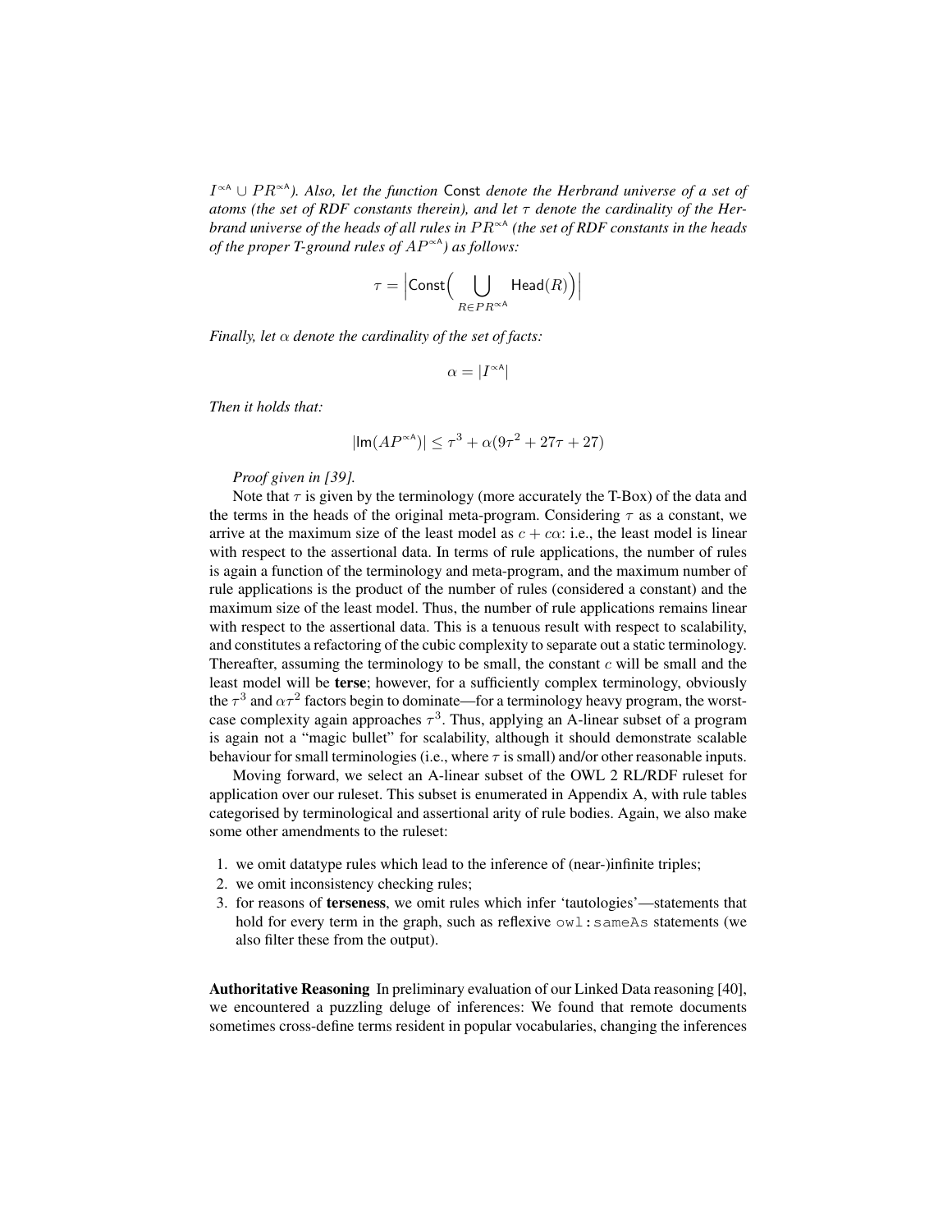*$I^{\propto A} \cup PR^{\propto A}$). Also, let the function* Const *denote the Herbrand universe of a set of atoms (the set of RDF constants therein), and let $\tau$ denote the cardinality of the Herbrand universe of the heads of all rules in $PR^{\propto A}$ (the set of RDF constants in the heads of the proper T-ground rules of $AP^{\propto A}$) as follows:*

$$\tau = \Big|\mathsf{Const}\Big( \bigcup_{R \in PR^{\propto A}} \mathsf{Head}(R)\Big)\Big|$$

*Finally, let $\alpha$ denote the cardinality of the set of facts:*

$$\alpha = |I^{\propto A}|$$

*Then it holds that:*

$$|\mathsf{lm}(AP^{\propto A})| \leq \tau^3 + \alpha(9\tau^2 + 27\tau + 27)$$

*Proof given in [39].*

Note that $\tau$ is given by the terminology (more accurately the T-Box) of the data and the terms in the heads of the original meta-program. Considering $\tau$ as a constant, we arrive at the maximum size of the least model as $c + c\alpha$: i.e., the least model is linear with respect to the assertional data. In terms of rule applications, the number of rules is again a function of the terminology and meta-program, and the maximum number of rule applications is the product of the number of rules (considered a constant) and the maximum size of the least model. Thus, the number of rule applications remains linear with respect to the assertional data. This is a tenuous result with respect to scalability, and constitutes a refactoring of the cubic complexity to separate out a static terminology. Thereafter, assuming the terminology to be small, the constant $c$ will be small and the least model will be **terse**; however, for a sufficiently complex terminology, obviously the $\tau^3$ and $\alpha\tau^2$ factors begin to dominate—for a terminology heavy program, the worst-case complexity again approaches $\tau^3$. Thus, applying an A-linear subset of a program is again not a "magic bullet" for scalability, although it should demonstrate scalable behaviour for small terminologies (i.e., where $\tau$ is small) and/or other reasonable inputs.

Moving forward, we select an A-linear subset of the OWL 2 RL/RDF ruleset for application over our ruleset. This subset is enumerated in Appendix A, with rule tables categorised by terminological and assertional arity of rule bodies. Again, we also make some other amendments to the ruleset:

1. we omit datatype rules which lead to the inference of (near-)infinite triples;
2. we omit inconsistency checking rules;
3. for reasons of **terseness**, we omit rules which infer 'tautologies'—statements that hold for every term in the graph, such as reflexive `owl:sameAs` statements (we also filter these from the output).

**Authoritative Reasoning** In preliminary evaluation of our Linked Data reasoning [40], we encountered a puzzling deluge of inferences: We found that remote documents sometimes cross-define terms resident in popular vocabularies, changing the inferences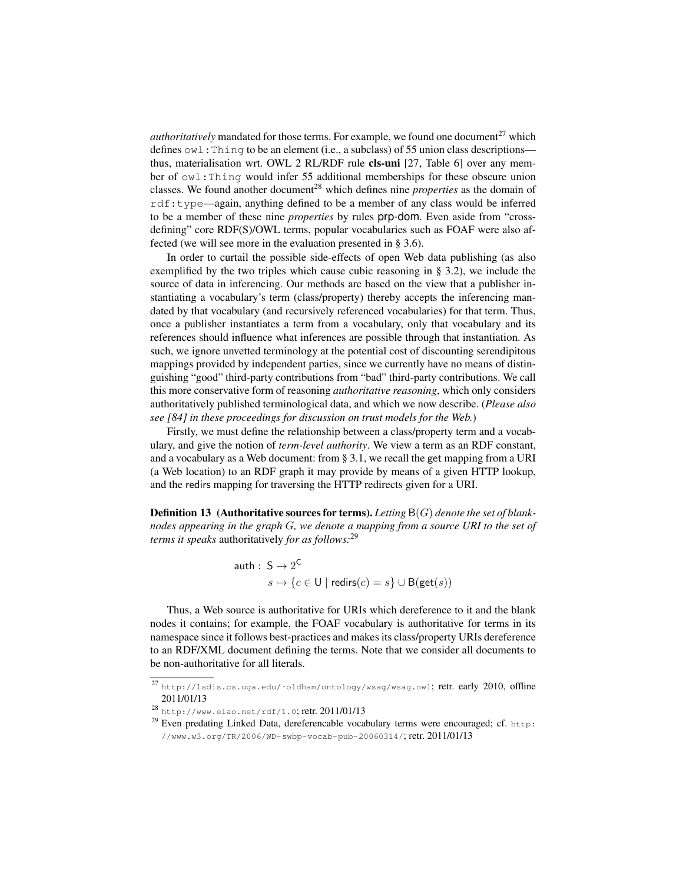*authoritatively* mandated for those terms. For example, we found one document[27] which defines `owl:Thing` to be an element (i.e., a subclass) of 55 union class descriptions—thus, materialisation wrt. OWL 2 RL/RDF rule **cls-uni** [27, Table 6] over any member of `owl:Thing` would infer 55 additional memberships for these obscure union classes. We found another document[28] which defines nine *properties* as the domain of `rdf:type`—again, anything defined to be a member of any class would be inferred to be a member of these nine *properties* by rules prp-dom. Even aside from "cross-defining" core RDF(S)/OWL terms, popular vocabularies such as FOAF were also affected (we will see more in the evaluation presented in § 3.6).

In order to curtail the possible side-effects of open Web data publishing (as also exemplified by the two triples which cause cubic reasoning in § 3.2), we include the source of data in inferencing. Our methods are based on the view that a publisher instantiating a vocabulary's term (class/property) thereby accepts the inferencing mandated by that vocabulary (and recursively referenced vocabularies) for that term. Thus, once a publisher instantiates a term from a vocabulary, only that vocabulary and its references should influence what inferences are possible through that instantiation. As such, we ignore unvetted terminology at the potential cost of discounting serendipitous mappings provided by independent parties, since we currently have no means of distinguishing "good" third-party contributions from "bad" third-party contributions. We call this more conservative form of reasoning *authoritative reasoning*, which only considers authoritatively published terminological data, and which we now describe. (*Please also see [84] in these proceedings for discussion on trust models for the Web.*)

Firstly, we must define the relationship between a class/property term and a vocabulary, and give the notion of *term-level authority*. We view a term as an RDF constant, and a vocabulary as a Web document: from § 3.1, we recall the get mapping from a URI (a Web location) to an RDF graph it may provide by means of a given HTTP lookup, and the redirs mapping for traversing the HTTP redirects given for a URI.

**Definition 13 (Authoritative sources for terms).** *Letting $\mathsf{B}(G)$ denote the set of blank-nodes appearing in the graph $G$, we denote a mapping from a source URI to the set of terms it speaks* authoritatively *for as follows:*[29]

$$\begin{aligned} \mathsf{auth} :\ & \mathsf{S} \rightarrow 2^{\mathsf{C}} \\ & s \mapsto \{c \in \mathsf{U} \mid \mathsf{redirs}(c) = s\} \cup \mathsf{B}(\mathsf{get}(s)) \end{aligned}$$

Thus, a Web source is authoritative for URIs which dereference to it and the blank nodes it contains; for example, the FOAF vocabulary is authoritative for terms in its namespace since it follows best-practices and makes its class/property URIs dereference to an RDF/XML document defining the terms. Note that we consider all documents to be non-authoritative for all literals.

[27] `http://lsdis.cs.uga.edu/~oldham/ontology/wsag/wsag.owl`; retr. early 2010, offline 2011/01/13

[28] `http://www.eiao.net/rdf/1.0`; retr. 2011/01/13

[29] Even predating Linked Data, dereferencable vocabulary terms were encouraged; cf. `http://www.w3.org/TR/2006/WD-swbp-vocab-pub-20060314/`; retr. 2011/01/13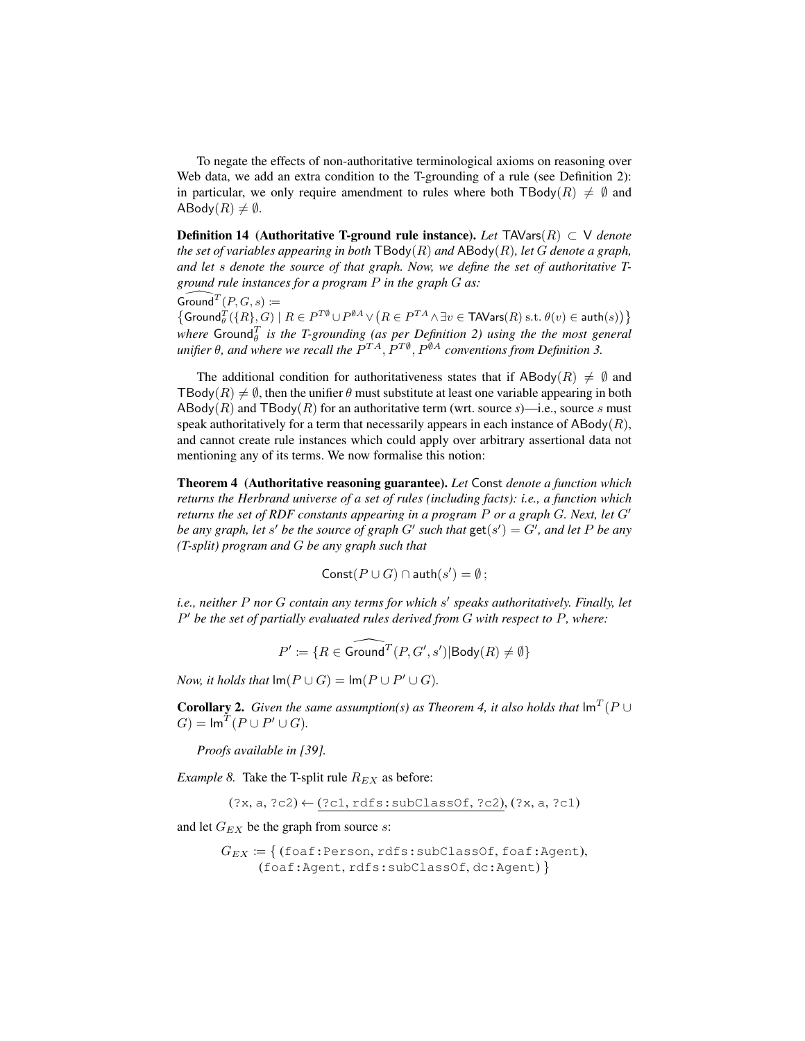To negate the effects of non-authoritative terminological axioms on reasoning over Web data, we add an extra condition to the T-grounding of a rule (see Definition 2): in particular, we only require amendment to rules where both $\mathsf{TBody}(R) \neq \emptyset$ and $\mathsf{ABody}(R) \neq \emptyset$.

**Definition 14 (Authoritative T-ground rule instance).** *Let* $\mathsf{TAVars}(R) \subset \mathsf{V}$ *denote the set of variables appearing in both* $\mathsf{TBody}(R)$ *and* $\mathsf{ABody}(R)$*, let* $G$ *denote a graph, and let* $s$ *denote the source of that graph. Now, we define the set of authoritative T-ground rule instances for a program* $P$ *in the graph* $G$ *as:*

$\widehat{\mathsf{Ground}}^T(P, G, s) :=$
$\big\{\mathsf{Ground}^T_\theta(\{R\}, G) \mid R \in P^{T\emptyset} \cup P^{\emptyset A} \vee \big(R \in P^{TA} \wedge \exists v \in \mathsf{TAVars}(R) \text{ s.t. } \theta(v) \in \mathsf{auth}(s)\big)\big\}$
*where* $\mathsf{Ground}^T_\theta$ *is the T-grounding (as per Definition 2) using the the most general unifier* $\theta$*, and where we recall the* $P^{TA}, P^{T\emptyset}, P^{\emptyset A}$ *conventions from Definition 3.*

The additional condition for authoritativeness states that if $\mathsf{ABody}(R) \neq \emptyset$ and $\mathsf{TBody}(R) \neq \emptyset$, then the unifier $\theta$ must substitute at least one variable appearing in both $\mathsf{ABody}(R)$ and $\mathsf{TBody}(R)$ for an authoritative term (wrt. source *s*)—i.e., source $s$ must speak authoritatively for a term that necessarily appears in each instance of $\mathsf{ABody}(R)$, and cannot create rule instances which could apply over arbitrary assertional data not mentioning any of its terms. We now formalise this notion:

**Theorem 4 (Authoritative reasoning guarantee).** *Let* $\mathsf{Const}$ *denote a function which returns the Herbrand universe of a set of rules (including facts): i.e., a function which returns the set of RDF constants appearing in a program* $P$ *or a graph* $G$*. Next, let* $G'$ *be any graph, let* $s'$ *be the source of graph* $G'$ *such that* $\mathsf{get}(s') = G'$*, and let* $P$ *be any (T-split) program and* $G$ *be any graph such that*

$$\mathsf{Const}(P \cup G) \cap \mathsf{auth}(s') = \emptyset\,;$$

*i.e., neither* $P$ *nor* $G$ *contain any terms for which* $s'$ *speaks authoritatively. Finally, let* $P'$ *be the set of partially evaluated rules derived from* $G$ *with respect to* $P$*, where:*

$$P' := \{R \in \widehat{\mathsf{Ground}}^T(P, G', s') | \mathsf{Body}(R) \neq \emptyset\}$$

*Now, it holds that* $\mathsf{lm}(P \cup G) = \mathsf{lm}(P \cup P' \cup G)$.

**Corollary 2.** *Given the same assumption(s) as Theorem 4, it also holds that* $\mathsf{lm}^T(P \cup G) = \mathsf{lm}^T(P \cup P' \cup G)$.

*Proofs available in [39].*

*Example 8.* Take the T-split rule $R_{EX}$ as before:

(?x, a, ?c2) ← <u>(?c1, rdfs:subClassOf, ?c2)</u>, (?x, a, ?c1)

and let $G_{EX}$ be the graph from source $s$:

$G_{EX} := \{$ (foaf:Person, rdfs:subClassOf, foaf:Agent),
(foaf:Agent, rdfs:subClassOf, dc:Agent) $\}$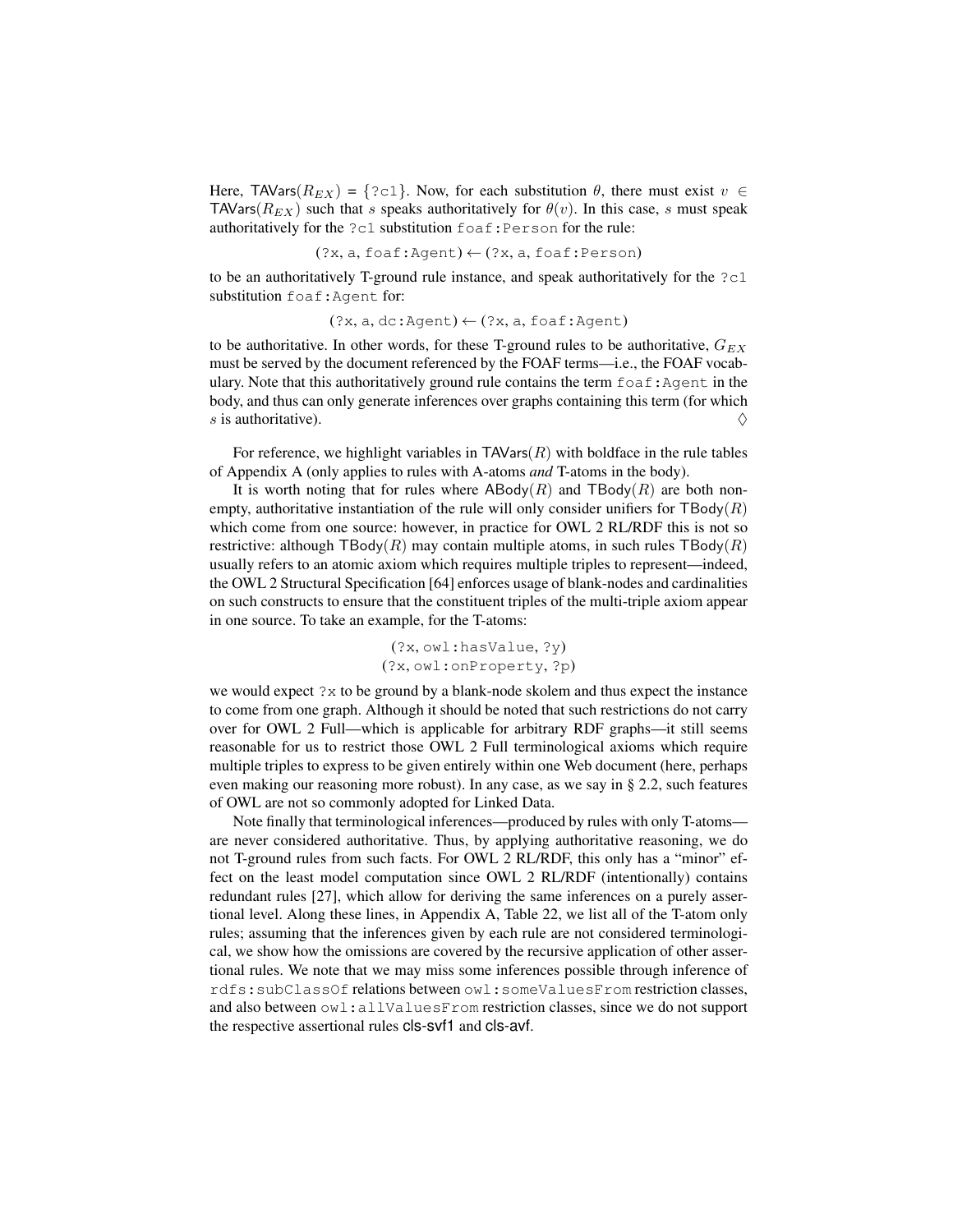Here, $\mathsf{TAVars}(R_{EX})$ = {?c1}. Now, for each substitution $\theta$, there must exist $v \in \mathsf{TAVars}(R_{EX})$ such that $s$ speaks authoritatively for $\theta(v)$. In this case, $s$ must speak authoritatively for the ?c1 substitution foaf:Person for the rule:

$$(\texttt{?x}, \texttt{a}, \texttt{foaf:Agent}) \leftarrow (\texttt{?x}, \texttt{a}, \texttt{foaf:Person})$$

to be an authoritatively T-ground rule instance, and speak authoritatively for the ?c1 substitution foaf:Agent for:

$$(\texttt{?x}, \texttt{a}, \texttt{dc:Agent}) \leftarrow (\texttt{?x}, \texttt{a}, \texttt{foaf:Agent})$$

to be authoritative. In other words, for these T-ground rules to be authoritative, $G_{EX}$ must be served by the document referenced by the FOAF terms—i.e., the FOAF vocabulary. Note that this authoritatively ground rule contains the term foaf:Agent in the body, and thus can only generate inferences over graphs containing this term (for which $s$ is authoritative). ◊

For reference, we highlight variables in $\mathsf{TAVars}(R)$ with boldface in the rule tables of Appendix A (only applies to rules with A-atoms *and* T-atoms in the body).

It is worth noting that for rules where $\mathsf{ABody}(R)$ and $\mathsf{TBody}(R)$ are both non-empty, authoritative instantiation of the rule will only consider unifiers for $\mathsf{TBody}(R)$ which come from one source: however, in practice for OWL 2 RL/RDF this is not so restrictive: although $\mathsf{TBody}(R)$ may contain multiple atoms, in such rules $\mathsf{TBody}(R)$ usually refers to an atomic axiom which requires multiple triples to represent—indeed, the OWL 2 Structural Specification [64] enforces usage of blank-nodes and cardinalities on such constructs to ensure that the constituent triples of the multi-triple axiom appear in one source. To take an example, for the T-atoms:

$$(\texttt{?x}, \texttt{owl:hasValue}, \texttt{?y})$$
$$(\texttt{?x}, \texttt{owl:onProperty}, \texttt{?p})$$

we would expect ?x to be ground by a blank-node skolem and thus expect the instance to come from one graph. Although it should be noted that such restrictions do not carry over for OWL 2 Full—which is applicable for arbitrary RDF graphs—it still seems reasonable for us to restrict those OWL 2 Full terminological axioms which require multiple triples to express to be given entirely within one Web document (here, perhaps even making our reasoning more robust). In any case, as we say in § 2.2, such features of OWL are not so commonly adopted for Linked Data.

Note finally that terminological inferences—produced by rules with only T-atoms—are never considered authoritative. Thus, by applying authoritative reasoning, we do not T-ground rules from such facts. For OWL 2 RL/RDF, this only has a "minor" effect on the least model computation since OWL 2 RL/RDF (intentionally) contains redundant rules [27], which allow for deriving the same inferences on a purely assertional level. Along these lines, in Appendix A, Table 22, we list all of the T-atom only rules; assuming that the inferences given by each rule are not considered terminological, we show how the omissions are covered by the recursive application of other assertional rules. We note that we may miss some inferences possible through inference of rdfs:subClassOf relations between owl:someValuesFrom restriction classes, and also between owl:allValuesFrom restriction classes, since we do not support the respective assertional rules cls-svf1 and cls-avf.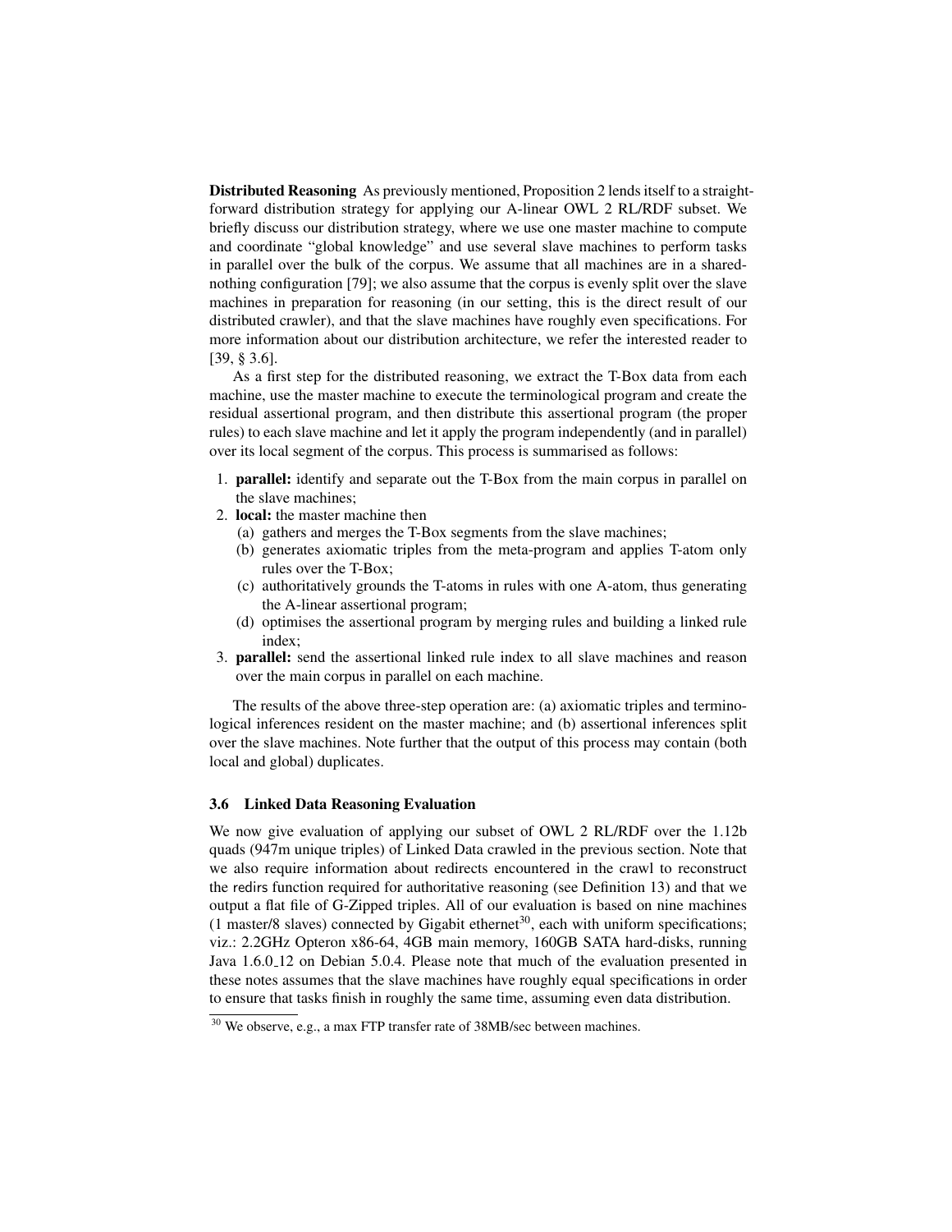**Distributed Reasoning** As previously mentioned, Proposition 2 lends itself to a straightforward distribution strategy for applying our A-linear OWL 2 RL/RDF subset. We briefly discuss our distribution strategy, where we use one master machine to compute and coordinate "global knowledge" and use several slave machines to perform tasks in parallel over the bulk of the corpus. We assume that all machines are in a shared-nothing configuration [79]; we also assume that the corpus is evenly split over the slave machines in preparation for reasoning (in our setting, this is the direct result of our distributed crawler), and that the slave machines have roughly even specifications. For more information about our distribution architecture, we refer the interested reader to [39, § 3.6].

As a first step for the distributed reasoning, we extract the T-Box data from each machine, use the master machine to execute the terminological program and create the residual assertional program, and then distribute this assertional program (the proper rules) to each slave machine and let it apply the program independently (and in parallel) over its local segment of the corpus. This process is summarised as follows:

1. **parallel:** identify and separate out the T-Box from the main corpus in parallel on the slave machines;
2. **local:** the master machine then
   (a) gathers and merges the T-Box segments from the slave machines;
   (b) generates axiomatic triples from the meta-program and applies T-atom only rules over the T-Box;
   (c) authoritatively grounds the T-atoms in rules with one A-atom, thus generating the A-linear assertional program;
   (d) optimises the assertional program by merging rules and building a linked rule index;
3. **parallel:** send the assertional linked rule index to all slave machines and reason over the main corpus in parallel on each machine.

The results of the above three-step operation are: (a) axiomatic triples and terminological inferences resident on the master machine; and (b) assertional inferences split over the slave machines. Note further that the output of this process may contain (both local and global) duplicates.

### 3.6 Linked Data Reasoning Evaluation

We now give evaluation of applying our subset of OWL 2 RL/RDF over the 1.12b quads (947m unique triples) of Linked Data crawled in the previous section. Note that we also require information about redirects encountered in the crawl to reconstruct the redirs function required for authoritative reasoning (see Definition 13) and that we output a flat file of G-Zipped triples. All of our evaluation is based on nine machines (1 master/8 slaves) connected by Gigabit ethernet[30], each with uniform specifications; viz.: 2.2GHz Opteron x86-64, 4GB main memory, 160GB SATA hard-disks, running Java 1.6.0_12 on Debian 5.0.4. Please note that much of the evaluation presented in these notes assumes that the slave machines have roughly equal specifications in order to ensure that tasks finish in roughly the same time, assuming even data distribution.

[30] We observe, e.g., a max FTP transfer rate of 38MB/sec between machines.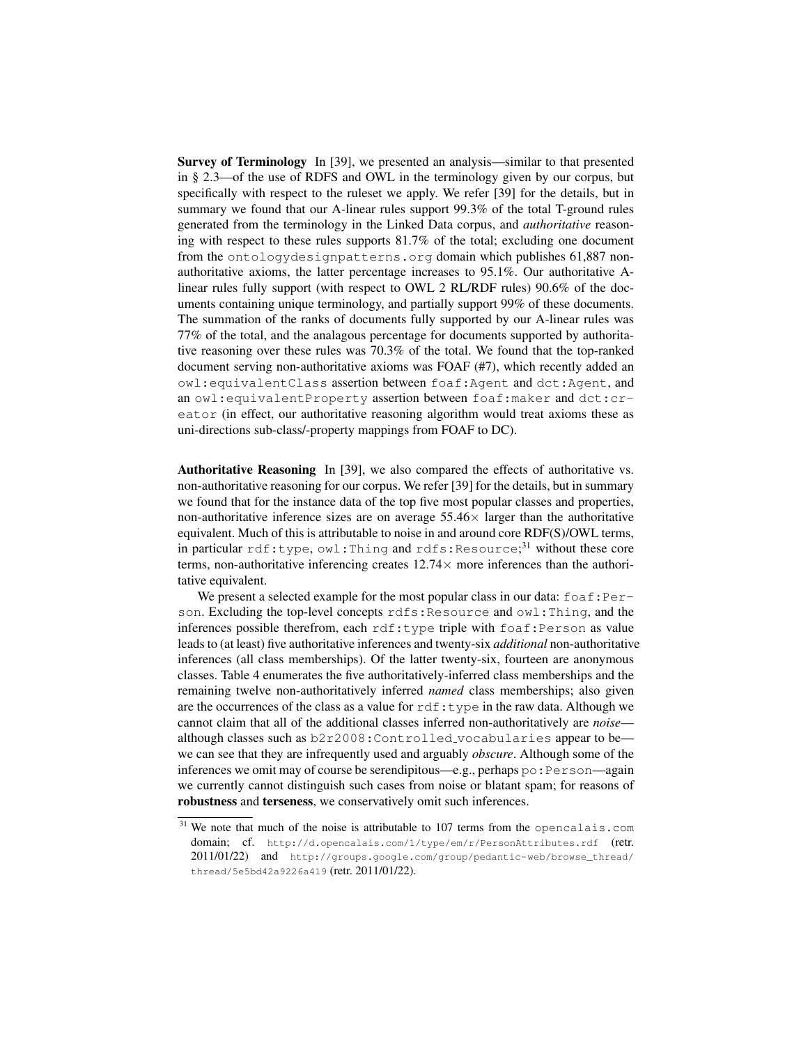**Survey of Terminology** In [39], we presented an analysis—similar to that presented in § 2.3—of the use of RDFS and OWL in the terminology given by our corpus, but specifically with respect to the ruleset we apply. We refer [39] for the details, but in summary we found that our A-linear rules support 99.3% of the total T-ground rules generated from the terminology in the Linked Data corpus, and *authoritative* reasoning with respect to these rules supports 81.7% of the total; excluding one document from the `ontologydesignpatterns.org` domain which publishes 61,887 non-authoritative axioms, the latter percentage increases to 95.1%. Our authoritative A-linear rules fully support (with respect to OWL 2 RL/RDF rules) 90.6% of the documents containing unique terminology, and partially support 99% of these documents. The summation of the ranks of documents fully supported by our A-linear rules was 77% of the total, and the analagous percentage for documents supported by authoritative reasoning over these rules was 70.3% of the total. We found that the top-ranked document serving non-authoritative axioms was FOAF (#7), which recently added an `owl:equivalentClass` assertion between `foaf:Agent` and `dct:Agent`, and an `owl:equivalentProperty` assertion between `foaf:maker` and `dct:creator` (in effect, our authoritative reasoning algorithm would treat axioms these as uni-directions sub-class/-property mappings from FOAF to DC).

**Authoritative Reasoning** In [39], we also compared the effects of authoritative vs. non-authoritative reasoning for our corpus. We refer [39] for the details, but in summary we found that for the instance data of the top five most popular classes and properties, non-authoritative inference sizes are on average $55.46\times$ larger than the authoritative equivalent. Much of this is attributable to noise in and around core RDF(S)/OWL terms, in particular `rdf:type`, `owl:Thing` and `rdfs:Resource`;[31] without these core terms, non-authoritative inferencing creates $12.74\times$ more inferences than the authoritative equivalent.

We present a selected example for the most popular class in our data: `foaf:Person`. Excluding the top-level concepts `rdfs:Resource` and `owl:Thing`, and the inferences possible therefrom, each `rdf:type` triple with `foaf:Person` as value leads to (at least) five authoritative inferences and twenty-six *additional* non-authoritative inferences (all class memberships). Of the latter twenty-six, fourteen are anonymous classes. Table 4 enumerates the five authoritatively-inferred class memberships and the remaining twelve non-authoritatively inferred *named* class memberships; also given are the occurrences of the class as a value for `rdf:type` in the raw data. Although we cannot claim that all of the additional classes inferred non-authoritatively are *noise*—although classes such as `b2r2008:Controlled_vocabularies` appear to be—we can see that they are infrequently used and arguably *obscure*. Although some of the inferences we omit may of course be serendipitous—e.g., perhaps `po:Person`—again we currently cannot distinguish such cases from noise or blatant spam; for reasons of **robustness** and **terseness**, we conservatively omit such inferences.

[31] We note that much of the noise is attributable to 107 terms from the `opencalais.com` domain; cf. `http://d.opencalais.com/1/type/em/r/PersonAttributes.rdf` (retr. 2011/01/22) and `http://groups.google.com/group/pedantic-web/browse_thread/thread/5e5bd42a9226a419` (retr. 2011/01/22).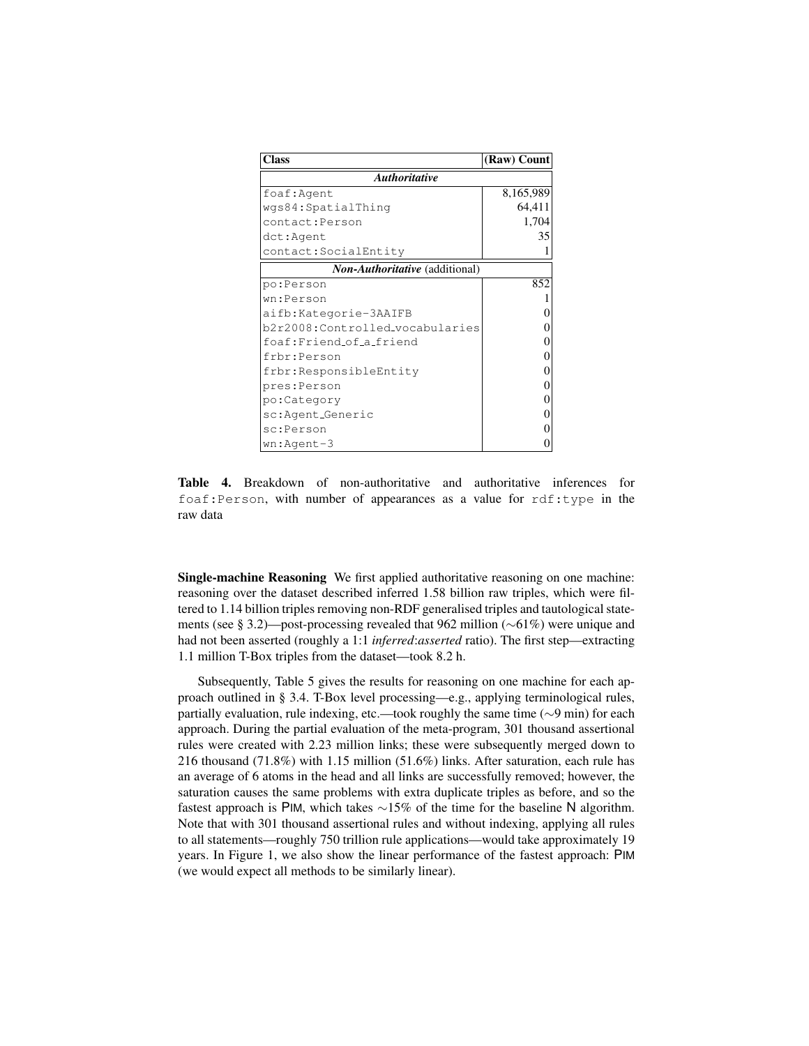| Class | (Raw) Count |
|---|---|
| ***Authoritative*** | |
| foaf:Agent | 8,165,989 |
| wgs84:SpatialThing | 64,411 |
| contact:Person | 1,704 |
| dct:Agent | 35 |
| contact:SocialEntity | 1 |
| ***Non-Authoritative*** (additional) | |
| po:Person | 852 |
| wn:Person | 1 |
| aifb:Kategorie-3AAIFB | 0 |
| b2r2008:Controlled_vocabularies | 0 |
| foaf:Friend_of_a_friend | 0 |
| frbr:Person | 0 |
| frbr:ResponsibleEntity | 0 |
| pres:Person | 0 |
| po:Category | 0 |
| sc:Agent_Generic | 0 |
| sc:Person | 0 |
| wn:Agent-3 | 0 |

**Table 4.** Breakdown of non-authoritative and authoritative inferences for foaf:Person, with number of appearances as a value for rdf:type in the raw data

**Single-machine Reasoning** We first applied authoritative reasoning on one machine: reasoning over the dataset described inferred 1.58 billion raw triples, which were filtered to 1.14 billion triples removing non-RDF generalised triples and tautological statements (see § 3.2)—post-processing revealed that 962 million (∼61%) were unique and had not been asserted (roughly a 1:1 *inferred*:*asserted* ratio). The first step—extracting 1.1 million T-Box triples from the dataset—took 8.2 h.

Subsequently, Table 5 gives the results for reasoning on one machine for each approach outlined in § 3.4. T-Box level processing—e.g., applying terminological rules, partially evaluation, rule indexing, etc.—took roughly the same time (∼9 min) for each approach. During the partial evaluation of the meta-program, 301 thousand assertional rules were created with 2.23 million links; these were subsequently merged down to 216 thousand (71.8%) with 1.15 million (51.6%) links. After saturation, each rule has an average of 6 atoms in the head and all links are successfully removed; however, the saturation causes the same problems with extra duplicate triples as before, and so the fastest approach is PIM, which takes ∼15% of the time for the baseline N algorithm. Note that with 301 thousand assertional rules and without indexing, applying all rules to all statements—roughly 750 trillion rule applications—would take approximately 19 years. In Figure 1, we also show the linear performance of the fastest approach: PIM (we would expect all methods to be similarly linear).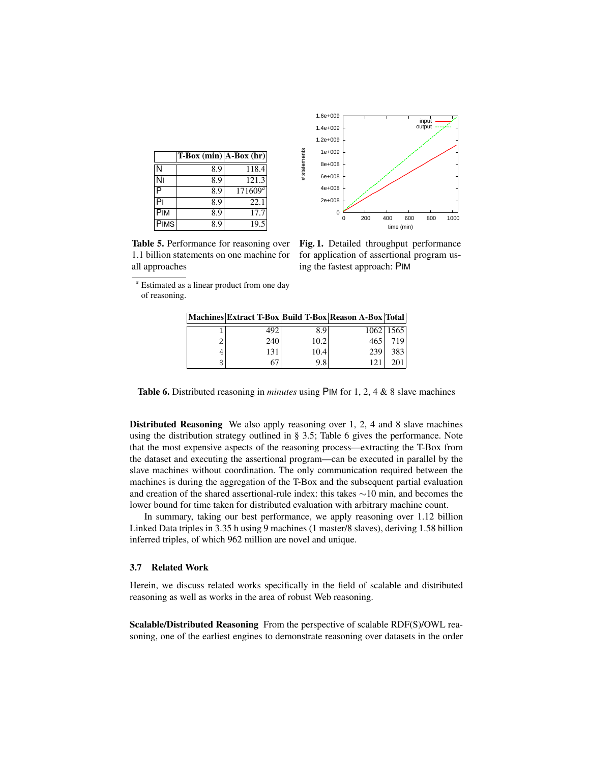| | T-Box (min) | A-Box (hr) |
|---|---|---|
| N | 8.9 | 118.4 |
| NI | 8.9 | 121.3 |
| P | 8.9 | 171609[a] |
| PI | 8.9 | 22.1 |
| PIM | 8.9 | 17.7 |
| PIMS | 8.9 | 19.5 |

**Table 5.** Performance for reasoning over 1.1 billion statements on one machine for all approaches

[a] Estimated as a linear product from one day of reasoning.

**Fig. 1.** Detailed throughput performance for application of assertional program using the fastest approach: PIM

| Machines | Extract T-Box | Build T-Box | Reason A-Box | Total |
|---|---|---|---|---|
| 1 | 492 | 8.9 | 1062 | 1565 |
| 2 | 240 | 10.2 | 465 | 719 |
| 4 | 131 | 10.4 | 239 | 383 |
| 8 | 67 | 9.8 | 121 | 201 |

**Table 6.** Distributed reasoning in *minutes* using PIM for 1, 2, 4 & 8 slave machines

**Distributed Reasoning** We also apply reasoning over 1, 2, 4 and 8 slave machines using the distribution strategy outlined in § 3.5; Table 6 gives the performance. Note that the most expensive aspects of the reasoning process—extracting the T-Box from the dataset and executing the assertional program—can be executed in parallel by the slave machines without coordination. The only communication required between the machines is during the aggregation of the T-Box and the subsequent partial evaluation and creation of the shared assertional-rule index: this takes ∼10 min, and becomes the lower bound for time taken for distributed evaluation with arbitrary machine count.

In summary, taking our best performance, we apply reasoning over 1.12 billion Linked Data triples in 3.35 h using 9 machines (1 master/8 slaves), deriving 1.58 billion inferred triples, of which 962 million are novel and unique.

### 3.7 Related Work

Herein, we discuss related works specifically in the field of scalable and distributed reasoning as well as works in the area of robust Web reasoning.

**Scalable/Distributed Reasoning** From the perspective of scalable RDF(S)/OWL reasoning, one of the earliest engines to demonstrate reasoning over datasets in the order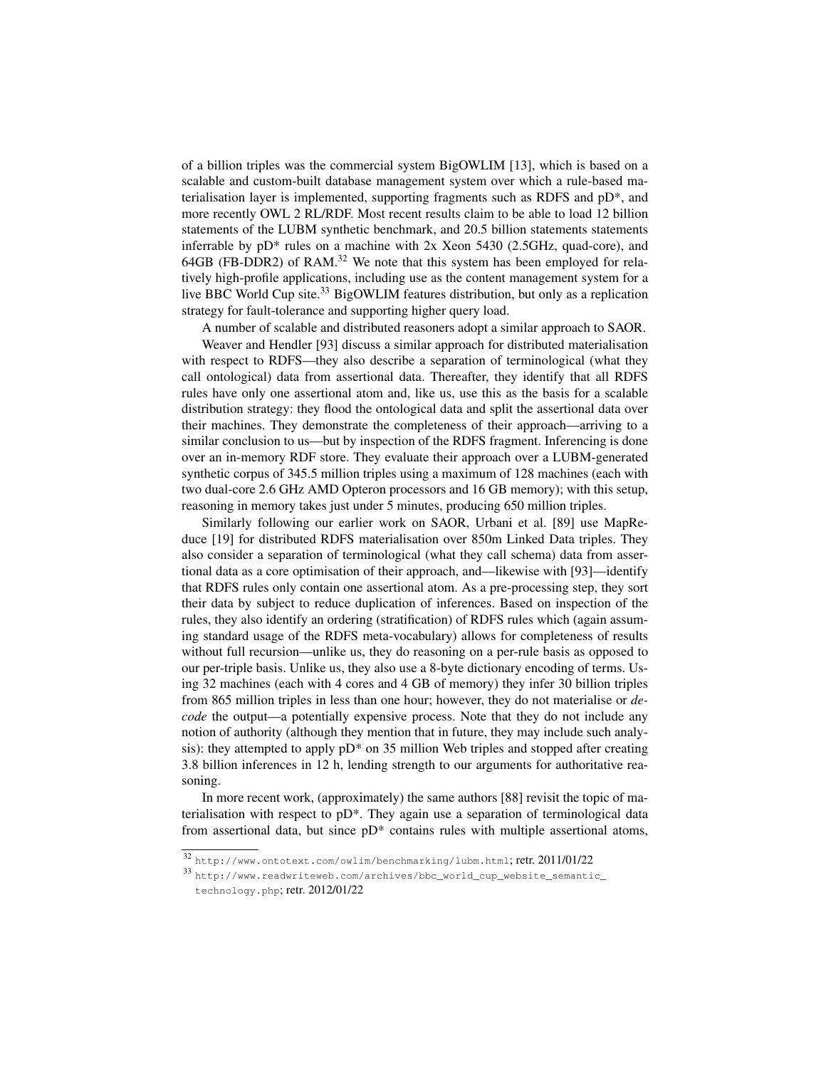of a billion triples was the commercial system BigOWLIM [13], which is based on a scalable and custom-built database management system over which a rule-based materialisation layer is implemented, supporting fragments such as RDFS and pD*, and more recently OWL 2 RL/RDF. Most recent results claim to be able to load 12 billion statements of the LUBM synthetic benchmark, and 20.5 billion statements statements inferrable by pD* rules on a machine with 2x Xeon 5430 (2.5GHz, quad-core), and 64GB (FB-DDR2) of RAM.[32] We note that this system has been employed for relatively high-profile applications, including use as the content management system for a live BBC World Cup site.[33] BigOWLIM features distribution, but only as a replication strategy for fault-tolerance and supporting higher query load.

A number of scalable and distributed reasoners adopt a similar approach to SAOR.

Weaver and Hendler [93] discuss a similar approach for distributed materialisation with respect to RDFS—they also describe a separation of terminological (what they call ontological) data from assertional data. Thereafter, they identify that all RDFS rules have only one assertional atom and, like us, use this as the basis for a scalable distribution strategy: they flood the ontological data and split the assertional data over their machines. They demonstrate the completeness of their approach—arriving to a similar conclusion to us—but by inspection of the RDFS fragment. Inferencing is done over an in-memory RDF store. They evaluate their approach over a LUBM-generated synthetic corpus of 345.5 million triples using a maximum of 128 machines (each with two dual-core 2.6 GHz AMD Opteron processors and 16 GB memory); with this setup, reasoning in memory takes just under 5 minutes, producing 650 million triples.

Similarly following our earlier work on SAOR, Urbani et al. [89] use MapReduce [19] for distributed RDFS materialisation over 850m Linked Data triples. They also consider a separation of terminological (what they call schema) data from assertional data as a core optimisation of their approach, and—likewise with [93]—identify that RDFS rules only contain one assertional atom. As a pre-processing step, they sort their data by subject to reduce duplication of inferences. Based on inspection of the rules, they also identify an ordering (stratification) of RDFS rules which (again assuming standard usage of the RDFS meta-vocabulary) allows for completeness of results without full recursion—unlike us, they do reasoning on a per-rule basis as opposed to our per-triple basis. Unlike us, they also use a 8-byte dictionary encoding of terms. Using 32 machines (each with 4 cores and 4 GB of memory) they infer 30 billion triples from 865 million triples in less than one hour; however, they do not materialise or *decode* the output—a potentially expensive process. Note that they do not include any notion of authority (although they mention that in future, they may include such analysis): they attempted to apply pD* on 35 million Web triples and stopped after creating 3.8 billion inferences in 12 h, lending strength to our arguments for authoritative reasoning.

In more recent work, (approximately) the same authors [88] revisit the topic of materialisation with respect to pD*. They again use a separation of terminological data from assertional data, but since pD* contains rules with multiple assertional atoms,

[32] http://www.ontotext.com/owlim/benchmarking/lubm.html; retr. 2011/01/22

[33] http://www.readwriteweb.com/archives/bbc_world_cup_website_semantic_technology.php; retr. 2012/01/22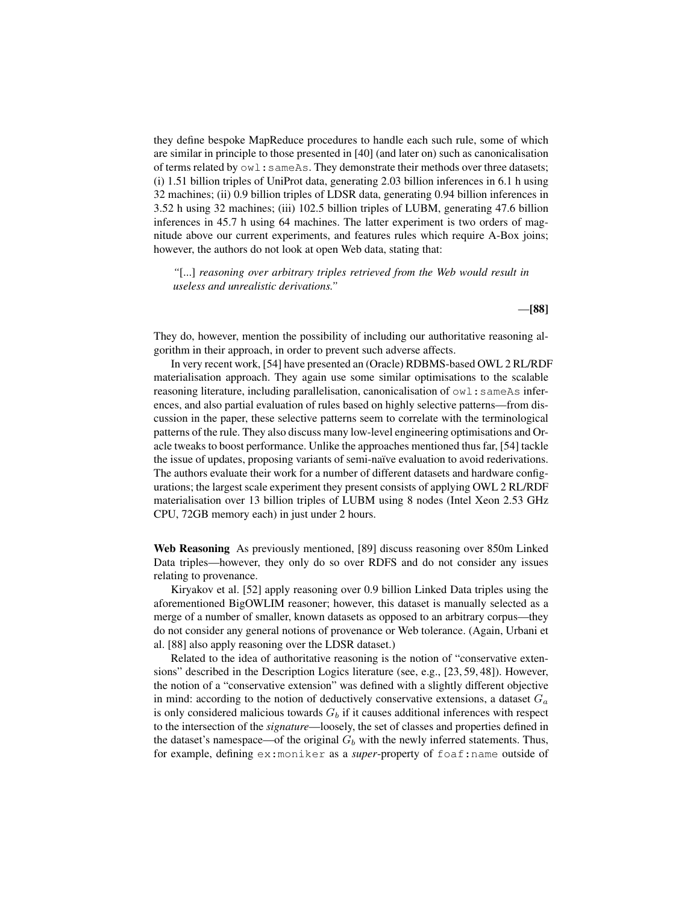they define bespoke MapReduce procedures to handle each such rule, some of which are similar in principle to those presented in [40] (and later on) such as canonicalisation of terms related by `owl:sameAs`. They demonstrate their methods over three datasets; (i) 1.51 billion triples of UniProt data, generating 2.03 billion inferences in 6.1 h using 32 machines; (ii) 0.9 billion triples of LDSR data, generating 0.94 billion inferences in 3.52 h using 32 machines; (iii) 102.5 billion triples of LUBM, generating 47.6 billion inferences in 45.7 h using 64 machines. The latter experiment is two orders of magnitude above our current experiments, and features rules which require A-Box joins; however, the authors do not look at open Web data, stating that:

> *"[...] reasoning over arbitrary triples retrieved from the Web would result in useless and unrealistic derivations."*
>
> —**[88]**

They do, however, mention the possibility of including our authoritative reasoning algorithm in their approach, in order to prevent such adverse affects.

In very recent work, [54] have presented an (Oracle) RDBMS-based OWL 2 RL/RDF materialisation approach. They again use some similar optimisations to the scalable reasoning literature, including parallelisation, canonicalisation of `owl:sameAs` inferences, and also partial evaluation of rules based on highly selective patterns—from discussion in the paper, these selective patterns seem to correlate with the terminological patterns of the rule. They also discuss many low-level engineering optimisations and Oracle tweaks to boost performance. Unlike the approaches mentioned thus far, [54] tackle the issue of updates, proposing variants of semi-naïve evaluation to avoid rederivations. The authors evaluate their work for a number of different datasets and hardware configurations; the largest scale experiment they present consists of applying OWL 2 RL/RDF materialisation over 13 billion triples of LUBM using 8 nodes (Intel Xeon 2.53 GHz CPU, 72GB memory each) in just under 2 hours.

**Web Reasoning** As previously mentioned, [89] discuss reasoning over 850m Linked Data triples—however, they only do so over RDFS and do not consider any issues relating to provenance.

Kiryakov et al. [52] apply reasoning over 0.9 billion Linked Data triples using the aforementioned BigOWLIM reasoner; however, this dataset is manually selected as a merge of a number of smaller, known datasets as opposed to an arbitrary corpus—they do not consider any general notions of provenance or Web tolerance. (Again, Urbani et al. [88] also apply reasoning over the LDSR dataset.)

Related to the idea of authoritative reasoning is the notion of "conservative extensions" described in the Description Logics literature (see, e.g., [23, 59, 48]). However, the notion of a "conservative extension" was defined with a slightly different objective in mind: according to the notion of deductively conservative extensions, a dataset $G_a$ is only considered malicious towards $G_b$ if it causes additional inferences with respect to the intersection of the *signature*—loosely, the set of classes and properties defined in the dataset's namespace—of the original $G_b$ with the newly inferred statements. Thus, for example, defining `ex:moniker` as a ***super***-property of `foaf:name` outside of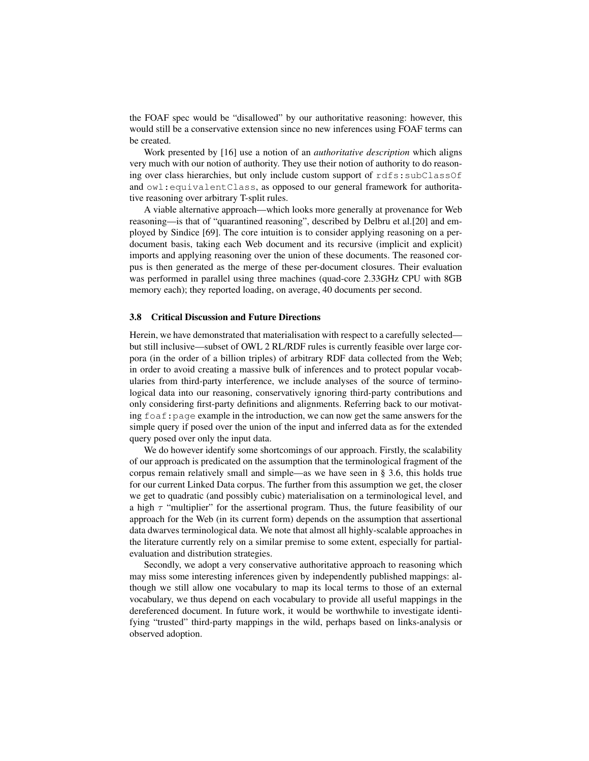the FOAF spec would be "disallowed" by our authoritative reasoning: however, this would still be a conservative extension since no new inferences using FOAF terms can be created.

Work presented by [16] use a notion of an *authoritative description* which aligns very much with our notion of authority. They use their notion of authority to do reasoning over class hierarchies, but only include custom support of `rdfs:subClassOf` and `owl:equivalentClass`, as opposed to our general framework for authoritative reasoning over arbitrary T-split rules.

A viable alternative approach—which looks more generally at provenance for Web reasoning—is that of "quarantined reasoning", described by Delbru et al.[20] and employed by Sindice [69]. The core intuition is to consider applying reasoning on a per-document basis, taking each Web document and its recursive (implicit and explicit) imports and applying reasoning over the union of these documents. The reasoned corpus is then generated as the merge of these per-document closures. Their evaluation was performed in parallel using three machines (quad-core 2.33GHz CPU with 8GB memory each); they reported loading, on average, 40 documents per second.

### 3.8 Critical Discussion and Future Directions

Herein, we have demonstrated that materialisation with respect to a carefully selected—but still inclusive—subset of OWL 2 RL/RDF rules is currently feasible over large corpora (in the order of a billion triples) of arbitrary RDF data collected from the Web; in order to avoid creating a massive bulk of inferences and to protect popular vocabularies from third-party interference, we include analyses of the source of terminological data into our reasoning, conservatively ignoring third-party contributions and only considering first-party definitions and alignments. Referring back to our motivating `foaf:page` example in the introduction, we can now get the same answers for the simple query if posed over the union of the input and inferred data as for the extended query posed over only the input data.

We do however identify some shortcomings of our approach. Firstly, the scalability of our approach is predicated on the assumption that the terminological fragment of the corpus remain relatively small and simple—as we have seen in § 3.6, this holds true for our current Linked Data corpus. The further from this assumption we get, the closer we get to quadratic (and possibly cubic) materialisation on a terminological level, and a high $\tau$ "multiplier" for the assertional program. Thus, the future feasibility of our approach for the Web (in its current form) depends on the assumption that assertional data dwarves terminological data. We note that almost all highly-scalable approaches in the literature currently rely on a similar premise to some extent, especially for partial-evaluation and distribution strategies.

Secondly, we adopt a very conservative authoritative approach to reasoning which may miss some interesting inferences given by independently published mappings: although we still allow one vocabulary to map its local terms to those of an external vocabulary, we thus depend on each vocabulary to provide all useful mappings in the dereferenced document. In future work, it would be worthwhile to investigate identifying "trusted" third-party mappings in the wild, perhaps based on links-analysis or observed adoption.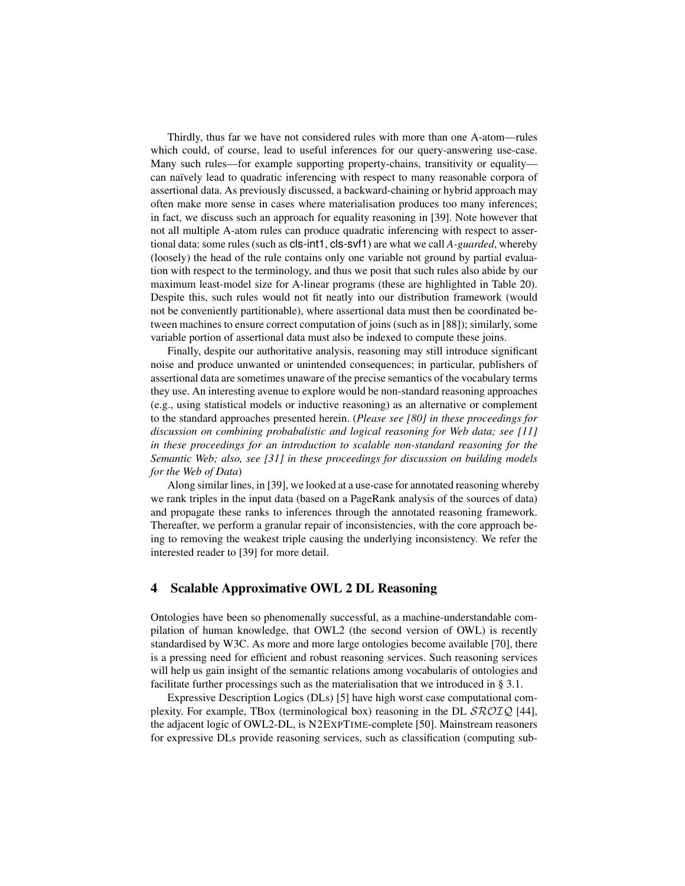Thirdly, thus far we have not considered rules with more than one A-atom—rules which could, of course, lead to useful inferences for our query-answering use-case. Many such rules—for example supporting property-chains, transitivity or equality—can naïvely lead to quadratic inferencing with respect to many reasonable corpora of assertional data. As previously discussed, a backward-chaining or hybrid approach may often make more sense in cases where materialisation produces too many inferences; in fact, we discuss such an approach for equality reasoning in [39]. Note however that not all multiple A-atom rules can produce quadratic inferencing with respect to assertional data: some rules (such as cls-int1, cls-svf1) are what we call *A-guarded*, whereby (loosely) the head of the rule contains only one variable not ground by partial evaluation with respect to the terminology, and thus we posit that such rules also abide by our maximum least-model size for A-linear programs (these are highlighted in Table 20). Despite this, such rules would not fit neatly into our distribution framework (would not be conveniently partitionable), where assertional data must then be coordinated between machines to ensure correct computation of joins (such as in [88]); similarly, some variable portion of assertional data must also be indexed to compute these joins.

Finally, despite our authoritative analysis, reasoning may still introduce significant noise and produce unwanted or unintended consequences; in particular, publishers of assertional data are sometimes unaware of the precise semantics of the vocabulary terms they use. An interesting avenue to explore would be non-standard reasoning approaches (e.g., using statistical models or inductive reasoning) as an alternative or complement to the standard approaches presented herein. (*Please see [80] in these proceedings for discussion on combining probabalistic and logical reasoning for Web data; see [11] in these proceedings for an introduction to scalable non-standard reasoning for the Semantic Web; also, see [31] in these proceedings for discussion on building models for the Web of Data*)

Along similar lines, in [39], we looked at a use-case for annotated reasoning whereby we rank triples in the input data (based on a PageRank analysis of the sources of data) and propagate these ranks to inferences through the annotated reasoning framework. Thereafter, we perform a granular repair of inconsistencies, with the core approach being to removing the weakest triple causing the underlying inconsistency. We refer the interested reader to [39] for more detail.

## 4 Scalable Approximative OWL 2 DL Reasoning

Ontologies have been so phenomenally successful, as a machine-understandable compilation of human knowledge, that OWL2 (the second version of OWL) is recently standardised by W3C. As more and more large ontologies become available [70], there is a pressing need for efficient and robust reasoning services. Such reasoning services will help us gain insight of the semantic relations among vocabularis of ontologies and facilitate further processings such as the materialisation that we introduced in § 3.1.

Expressive Description Logics (DLs) [5] have high worst case computational complexity. For example, TBox (terminological box) reasoning in the DL $\mathcal{SROIQ}$ [44], the adjacent logic of OWL2-DL, is N2EXPTIME-complete [50]. Mainstream reasoners for expressive DLs provide reasoning services, such as classification (computing sub-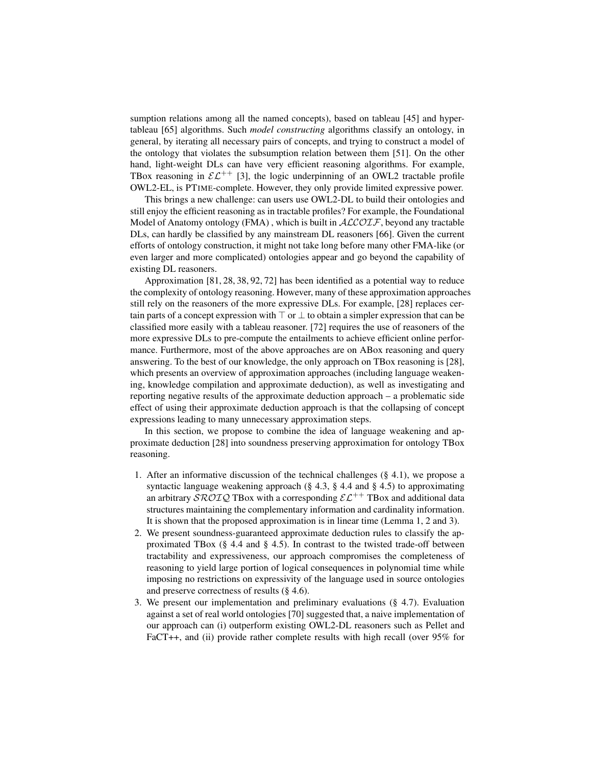sumption relations among all the named concepts), based on tableau [45] and hypertableau [65] algorithms. Such *model constructing* algorithms classify an ontology, in general, by iterating all necessary pairs of concepts, and trying to construct a model of the ontology that violates the subsumption relation between them [51]. On the other hand, light-weight DLs can have very efficient reasoning algorithms. For example, TBox reasoning in $\mathcal{EL}^{++}$ [3], the logic underpinning of an OWL2 tractable profile OWL2-EL, is PTIME-complete. However, they only provide limited expressive power.

This brings a new challenge: can users use OWL2-DL to build their ontologies and still enjoy the efficient reasoning as in tractable profiles? For example, the Foundational Model of Anatomy ontology (FMA) , which is built in $\mathcal{ALCOIF}$, beyond any tractable DLs, can hardly be classified by any mainstream DL reasoners [66]. Given the current efforts of ontology construction, it might not take long before many other FMA-like (or even larger and more complicated) ontologies appear and go beyond the capability of existing DL reasoners.

Approximation [81, 28, 38, 92, 72] has been identified as a potential way to reduce the complexity of ontology reasoning. However, many of these approximation approaches still rely on the reasoners of the more expressive DLs. For example, [28] replaces certain parts of a concept expression with $\top$ or $\bot$ to obtain a simpler expression that can be classified more easily with a tableau reasoner. [72] requires the use of reasoners of the more expressive DLs to pre-compute the entailments to achieve efficient online performance. Furthermore, most of the above approaches are on ABox reasoning and query answering. To the best of our knowledge, the only approach on TBox reasoning is [28], which presents an overview of approximation approaches (including language weakening, knowledge compilation and approximate deduction), as well as investigating and reporting negative results of the approximate deduction approach – a problematic side effect of using their approximate deduction approach is that the collapsing of concept expressions leading to many unnecessary approximation steps.

In this section, we propose to combine the idea of language weakening and approximate deduction [28] into soundness preserving approximation for ontology TBox reasoning.

1. After an informative discussion of the technical challenges (§ 4.1), we propose a syntactic language weakening approach (§ 4.3, § 4.4 and § 4.5) to approximating an arbitrary $\mathcal{SROIQ}$ TBox with a corresponding $\mathcal{EL}^{++}$ TBox and additional data structures maintaining the complementary information and cardinality information. It is shown that the proposed approximation is in linear time (Lemma 1, 2 and 3).
2. We present soundness-guaranteed approximate deduction rules to classify the approximated TBox (§ 4.4 and § 4.5). In contrast to the twisted trade-off between tractability and expressiveness, our approach compromises the completeness of reasoning to yield large portion of logical consequences in polynomial time while imposing no restrictions on expressivity of the language used in source ontologies and preserve correctness of results (§ 4.6).
3. We present our implementation and preliminary evaluations (§ 4.7). Evaluation against a set of real world ontologies [70] suggested that, a naive implementation of our approach can (i) outperform existing OWL2-DL reasoners such as Pellet and FaCT++, and (ii) provide rather complete results with high recall (over 95% for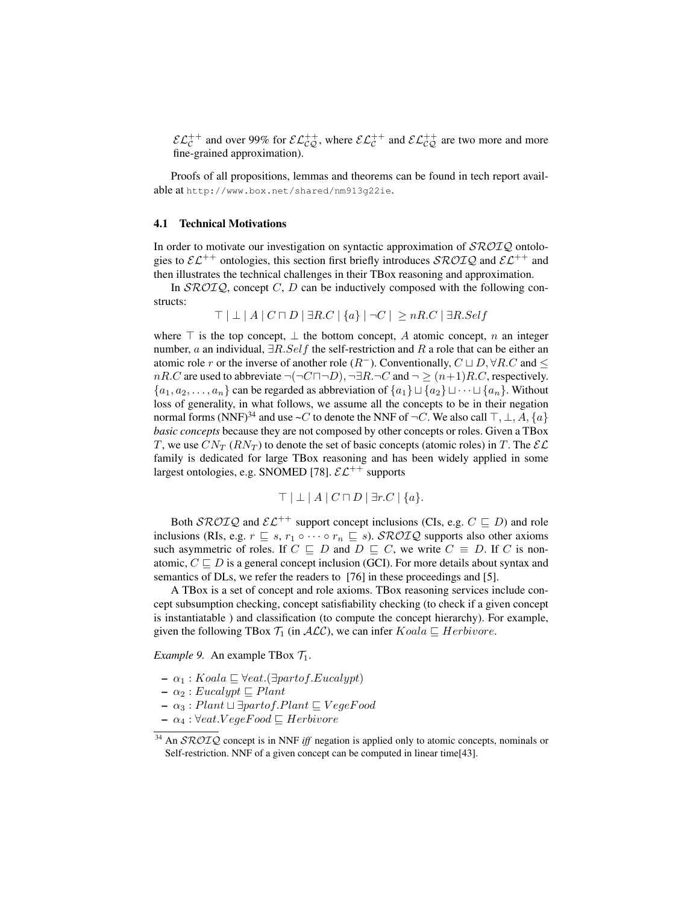$\mathcal{EL}^{++}_{\mathcal{C}}$ and over 99% for $\mathcal{EL}^{++}_{\mathcal{CQ}}$, where $\mathcal{EL}^{++}_{\mathcal{C}}$ and $\mathcal{EL}^{++}_{\mathcal{CQ}}$ are two more and more fine-grained approximation).

Proofs of all propositions, lemmas and theorems can be found in tech report available at `http://www.box.net/shared/nm913g22ie`.

### 4.1 Technical Motivations

In order to motivate our investigation on syntactic approximation of $\mathcal{SROIQ}$ ontologies to $\mathcal{EL}^{++}$ ontologies, this section first briefly introduces $\mathcal{SROIQ}$ and $\mathcal{EL}^{++}$ and then illustrates the technical challenges in their TBox reasoning and approximation.

In $\mathcal{SROIQ}$, concept $C$, $D$ can be inductively composed with the following constructs:

$$\top \mid \bot \mid A \mid C \sqcap D \mid \exists R.C \mid \{a\} \mid \neg C \mid \; \geq nR.C \mid \exists R.Self$$

where $\top$ is the top concept, $\bot$ the bottom concept, $A$ atomic concept, $n$ an integer number, $a$ an individual, $\exists R.Self$ the self-restriction and $R$ a role that can be either an atomic role $r$ or the inverse of another role ($R^{-}$). Conventionally, $C \sqcup D, \forall R.C$ and $\leq nR.C$ are used to abbreviate $\neg(\neg C \sqcap \neg D), \neg\exists R.\neg C$ and $\neg \geq (n+1)R.C$, respectively. $\{a_1, a_2, \ldots, a_n\}$ can be regarded as abbreviation of $\{a_1\} \sqcup \{a_2\} \sqcup \cdots \sqcup \{a_n\}$. Without loss of generality, in what follows, we assume all the concepts to be in their negation normal forms (NNF)[34] and use ~$C$ to denote the NNF of $\neg C$. We also call $\top, \bot, A, \{a\}$ *basic concepts* because they are not composed by other concepts or roles. Given a TBox $T$, we use $CN_T$ ($RN_T$) to denote the set of basic concepts (atomic roles) in $T$. The $\mathcal{EL}$ family is dedicated for large TBox reasoning and has been widely applied in some largest ontologies, e.g. SNOMED [78]. $\mathcal{EL}^{++}$ supports

$$\top \mid \bot \mid A \mid C \sqcap D \mid \exists r.C \mid \{a\}.$$

Both $\mathcal{SROIQ}$ and $\mathcal{EL}^{++}$ support concept inclusions (CIs, e.g. $C \sqsubseteq D$) and role inclusions (RIs, e.g. $r \sqsubseteq s$, $r_1 \circ \cdots \circ r_n \sqsubseteq s$). $\mathcal{SROIQ}$ supports also other axioms such asymmetric of roles. If $C \sqsubseteq D$ and $D \sqsubseteq C$, we write $C \equiv D$. If $C$ is non-atomic, $C \sqsubseteq D$ is a general concept inclusion (GCI). For more details about syntax and semantics of DLs, we refer the readers to [76] in these proceedings and [5].

A TBox is a set of concept and role axioms. TBox reasoning services include concept subsumption checking, concept satisfiability checking (to check if a given concept is instantiatable ) and classification (to compute the concept hierarchy). For example, given the following TBox $\mathcal{T}_1$ (in $\mathcal{ALC}$), we can infer $Koala \sqsubseteq Herbivore$.

*Example 9.* An example TBox $\mathcal{T}_1$.

- $\alpha_1 : Koala \sqsubseteq \forall eat.(\exists partof.Eucalypt)$
- $\alpha_2 : Eucalypt \sqsubseteq Plant$
- $\alpha_3 : Plant \sqcup \exists partof.Plant \sqsubseteq VegeFood$
- $\alpha_4 : \forall eat.VegeFood \sqsubseteq Herbivore$

[34] An $\mathcal{SROIQ}$ concept is in NNF *iff* negation is applied only to atomic concepts, nominals or Self-restriction. NNF of a given concept can be computed in linear time[43].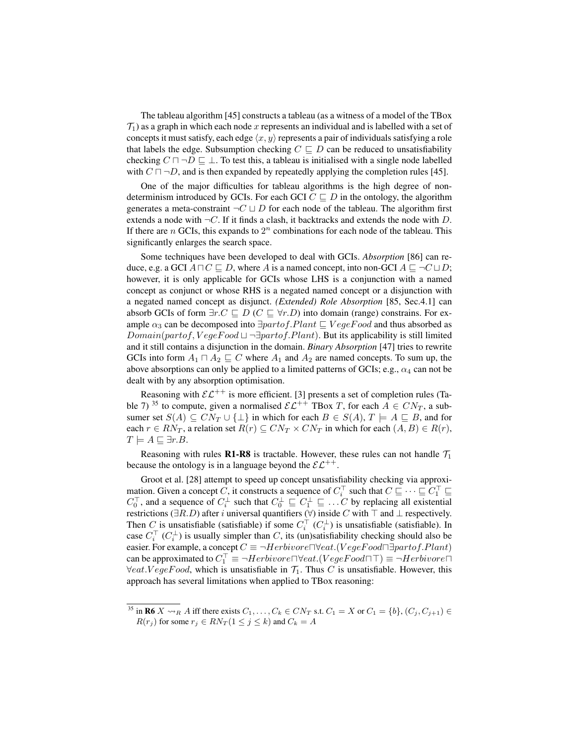The tableau algorithm [45] constructs a tableau (as a witness of a model of the TBox $\mathcal{T}_1$) as a graph in which each node $x$ represents an individual and is labelled with a set of concepts it must satisfy, each edge $\langle x, y\rangle$ represents a pair of individuals satisfying a role that labels the edge. Subsumption checking $C \sqsubseteq D$ can be reduced to unsatisfiability checking $C \sqcap \neg D \sqsubseteq \bot$. To test this, a tableau is initialised with a single node labelled with $C \sqcap \neg D$, and is then expanded by repeatedly applying the completion rules [45].

One of the major difficulties for tableau algorithms is the high degree of non-determinism introduced by GCIs. For each GCI $C \sqsubseteq D$ in the ontology, the algorithm generates a meta-constraint $\neg C \sqcup D$ for each node of the tableau. The algorithm first extends a node with $\neg C$. If it finds a clash, it backtracks and extends the node with $D$. If there are $n$ GCIs, this expands to $2^n$ combinations for each node of the tableau. This significantly enlarges the search space.

Some techniques have been developed to deal with GCIs. *Absorption* [86] can reduce, e.g. a GCI $A \sqcap C \sqsubseteq D$, where $A$ is a named concept, into non-GCI $A \sqsubseteq \neg C \sqcup D$; however, it is only applicable for GCIs whose LHS is a conjunction with a named concept as conjunct or whose RHS is a negated named concept or a disjunction with a negated named concept as disjunct. *(Extended) Role Absorption* [85, Sec.4.1] can absorb GCIs of form $\exists r.C \sqsubseteq D$ ($C \sqsubseteq \forall r.D$) into domain (range) constrains. For example $\alpha_3$ can be decomposed into $\exists partof.Plant \sqsubseteq VegeFood$ and thus absorbed as $Domain(partof, VegeFood \sqcup \neg\exists partof.Plant)$. But its applicability is still limited and it still contains a disjunction in the domain. *Binary Absorption* [47] tries to rewrite GCIs into form $A_1 \sqcap A_2 \sqsubseteq C$ where $A_1$ and $A_2$ are named concepts. To sum up, the above absorptions can only be applied to a limited patterns of GCIs; e.g., $\alpha_4$ can not be dealt with by any absorption optimisation.

Reasoning with $\mathcal{EL}^{++}$ is more efficient. [3] presents a set of completion rules (Table 7) [35] to compute, given a normalised $\mathcal{EL}^{++}$ TBox $T$, for each $A \in CN_T$, a subsumer set $S(A) \subseteq CN_T \cup \{\bot\}$ in which for each $B \in S(A)$, $T \models A \sqsubseteq B$, and for each $r \in RN_T$, a relation set $R(r) \subseteq CN_T \times CN_T$ in which for each $(A, B) \in R(r)$, $T \models A \sqsubseteq \exists r.B$.

Reasoning with rules **R1-R8** is tractable. However, these rules can not handle $\mathcal{T}_1$ because the ontology is in a language beyond the $\mathcal{EL}^{++}$.

Groot et al. [28] attempt to speed up concept unsatisfiability checking via approximation. Given a concept $C$, it constructs a sequence of $C_i^\top$ such that $C \sqsubseteq \cdots \sqsubseteq C_1^\top \sqsubseteq C_0^\top$, and a sequence of $C_i^\bot$ such that $C_0^\bot \sqsubseteq C_1^\bot \sqsubseteq \ldots C$ by replacing all existential restrictions ($\exists R.D$) after $i$ universal quantifiers ($\forall$) inside $C$ with $\top$ and $\bot$ respectively. Then $C$ is unsatisfiable (satisfiable) if some $C_i^\top$ ($C_i^\bot$) is unsatisfiable (satisfiable). In case $C_i^\top$ ($C_i^\bot$) is usually simpler than $C$, its (un)satisfiability checking should also be easier. For example, a concept $C \equiv \neg Herbivore \sqcap \forall eat.(VegeFood \sqcap \exists partof.Plant)$ can be approximated to $C_1^\top \equiv \neg Herbivore \sqcap \forall eat.(VegeFood \sqcap \top) \equiv \neg Herbivore \sqcap \forall eat.VegeFood$, which is unsatisfiable in $\mathcal{T}_1$. Thus $C$ is unsatisfiable. However, this approach has several limitations when applied to TBox reasoning:

[35] in **R6** $X \rightsquigarrow_R A$ iff there exists $C_1, \ldots, C_k \in CN_T$ s.t. $C_1 = X$ or $C_1 = \{b\}$, $(C_j, C_{j+1}) \in R(r_j)$ for some $r_j \in RN_T (1 \le j \le k)$ and $C_k = A$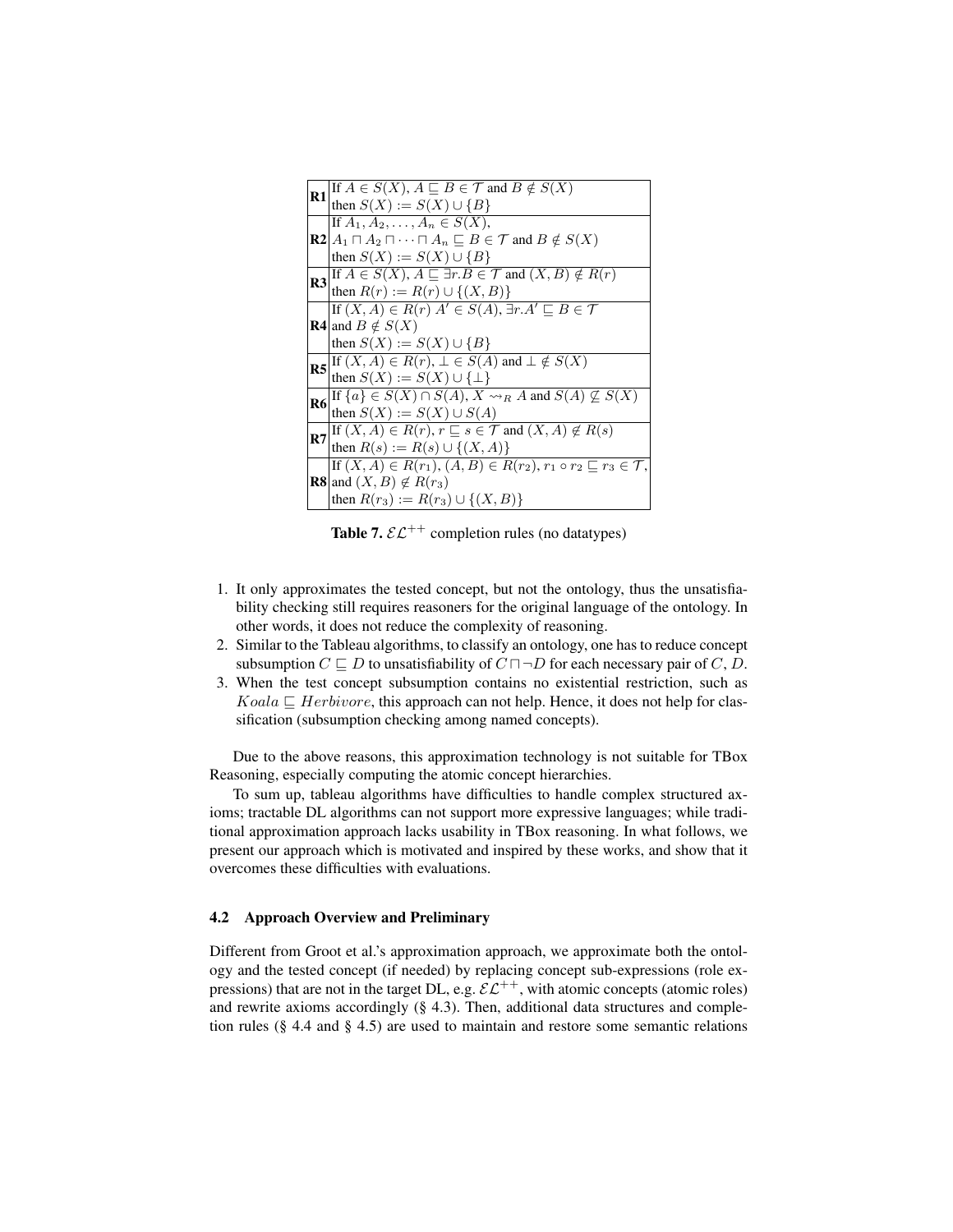| | |
|---|---|
| **R1** | If $A \in S(X)$, $A \sqsubseteq B \in \mathcal{T}$ and $B \notin S(X)$ then $S(X) := S(X) \cup \{B\}$ |
| **R2** | If $A_1, A_2, \ldots, A_n \in S(X)$, $A_1 \sqcap A_2 \sqcap \cdots \sqcap A_n \sqsubseteq B \in \mathcal{T}$ and $B \notin S(X)$ then $S(X) := S(X) \cup \{B\}$ |
| **R3** | If $A \in S(X)$, $A \sqsubseteq \exists r.B \in \mathcal{T}$ and $(X, B) \notin R(r)$ then $R(r) := R(r) \cup \{(X, B)\}$ |
| **R4** | If $(X, A) \in R(r)$ $A' \in S(A)$, $\exists r.A' \sqsubseteq B \in \mathcal{T}$ and $B \notin S(X)$ then $S(X) := S(X) \cup \{B\}$ |
| **R5** | If $(X, A) \in R(r)$, $\bot \in S(A)$ and $\bot \notin S(X)$ then $S(X) := S(X) \cup \{\bot\}$ |
| **R6** | If $\{a\} \in S(X) \cap S(A)$, $X \leadsto_R A$ and $S(A) \not\subseteq S(X)$ then $S(X) := S(X) \cup S(A)$ |
| **R7** | If $(X, A) \in R(r)$, $r \sqsubseteq s \in \mathcal{T}$ and $(X, A) \notin R(s)$ then $R(s) := R(s) \cup \{(X, A)\}$ |
| **R8** | If $(X, A) \in R(r_1)$, $(A, B) \in R(r_2)$, $r_1 \circ r_2 \sqsubseteq r_3 \in \mathcal{T}$, and $(X, B) \notin R(r_3)$ then $R(r_3) := R(r_3) \cup \{(X, B)\}$ |

**Table 7.** $\mathcal{EL}^{++}$ completion rules (no datatypes)

1. It only approximates the tested concept, but not the ontology, thus the unsatisfiability checking still requires reasoners for the original language of the ontology. In other words, it does not reduce the complexity of reasoning.
2. Similar to the Tableau algorithms, to classify an ontology, one has to reduce concept subsumption $C \sqsubseteq D$ to unsatisfiability of $C \sqcap \neg D$ for each necessary pair of $C$, $D$.
3. When the test concept subsumption contains no existential restriction, such as $Koala \sqsubseteq Herbivore$, this approach can not help. Hence, it does not help for classification (subsumption checking among named concepts).

Due to the above reasons, this approximation technology is not suitable for TBox Reasoning, especially computing the atomic concept hierarchies.

To sum up, tableau algorithms have difficulties to handle complex structured axioms; tractable DL algorithms can not support more expressive languages; while traditional approximation approach lacks usability in TBox reasoning. In what follows, we present our approach which is motivated and inspired by these works, and show that it overcomes these difficulties with evaluations.

### 4.2 Approach Overview and Preliminary

Different from Groot et al.'s approximation approach, we approximate both the ontology and the tested concept (if needed) by replacing concept sub-expressions (role expressions) that are not in the target DL, e.g. $\mathcal{EL}^{++}$, with atomic concepts (atomic roles) and rewrite axioms accordingly (§ 4.3). Then, additional data structures and completion rules (§ 4.4 and § 4.5) are used to maintain and restore some semantic relations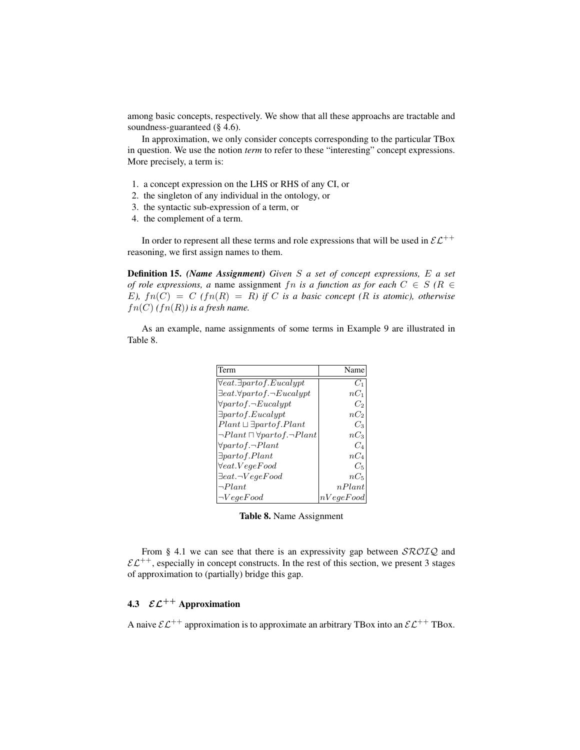among basic concepts, respectively. We show that all these approachs are tractable and soundness-guaranteed (§ 4.6).

In approximation, we only consider concepts corresponding to the particular TBox in question. We use the notion *term* to refer to these "interesting" concept expressions. More precisely, a term is:

1. a concept expression on the LHS or RHS of any CI, or
2. the singleton of any individual in the ontology, or
3. the syntactic sub-expression of a term, or
4. the complement of a term.

In order to represent all these terms and role expressions that will be used in $\mathcal{EL}^{++}$ reasoning, we first assign names to them.

**Definition 15.** ***(Name Assignment)*** *Given $S$ a set of concept expressions, $E$ a set of role expressions, a* name assignment *$fn$ is a function as for each $C \in S$ ($R \in E$), $fn(C) = C$ ($fn(R) = R$) if $C$ is a basic concept ($R$ is atomic), otherwise $fn(C)$ ($fn(R)$) is a fresh name.*

As an example, name assignments of some terms in Example 9 are illustrated in Table 8.

| Term | Name |
|---|---|
| $\forall eat.\exists partof.Eucalypt$ | $C_1$ |
| $\exists eat.\forall partof.\neg Eucalypt$ | $nC_1$ |
| $\forall partof.\neg Eucalypt$ | $C_2$ |
| $\exists partof.Eucalypt$ | $nC_2$ |
| $Plant \sqcup \exists partof.Plant$ | $C_3$ |
| $\neg Plant \sqcap \forall partof.\neg Plant$ | $nC_3$ |
| $\forall partof.\neg Plant$ | $C_4$ |
| $\exists partof.Plant$ | $nC_4$ |
| $\forall eat.VegeFood$ | $C_5$ |
| $\exists eat.\neg VegeFood$ | $nC_5$ |
| $\neg Plant$ | $nPlant$ |
| $\neg VegeFood$ | $nVegeFood$ |

**Table 8.** Name Assignment

From § 4.1 we can see that there is an expressivity gap between $\mathcal{SROIQ}$ and $\mathcal{EL}^{++}$, especially in concept constructs. In the rest of this section, we present 3 stages of approximation to (partially) bridge this gap.

### 4.3 $\mathcal{EL}^{++}$ Approximation

A naive $\mathcal{EL}^{++}$ approximation is to approximate an arbitrary TBox into an $\mathcal{EL}^{++}$ TBox.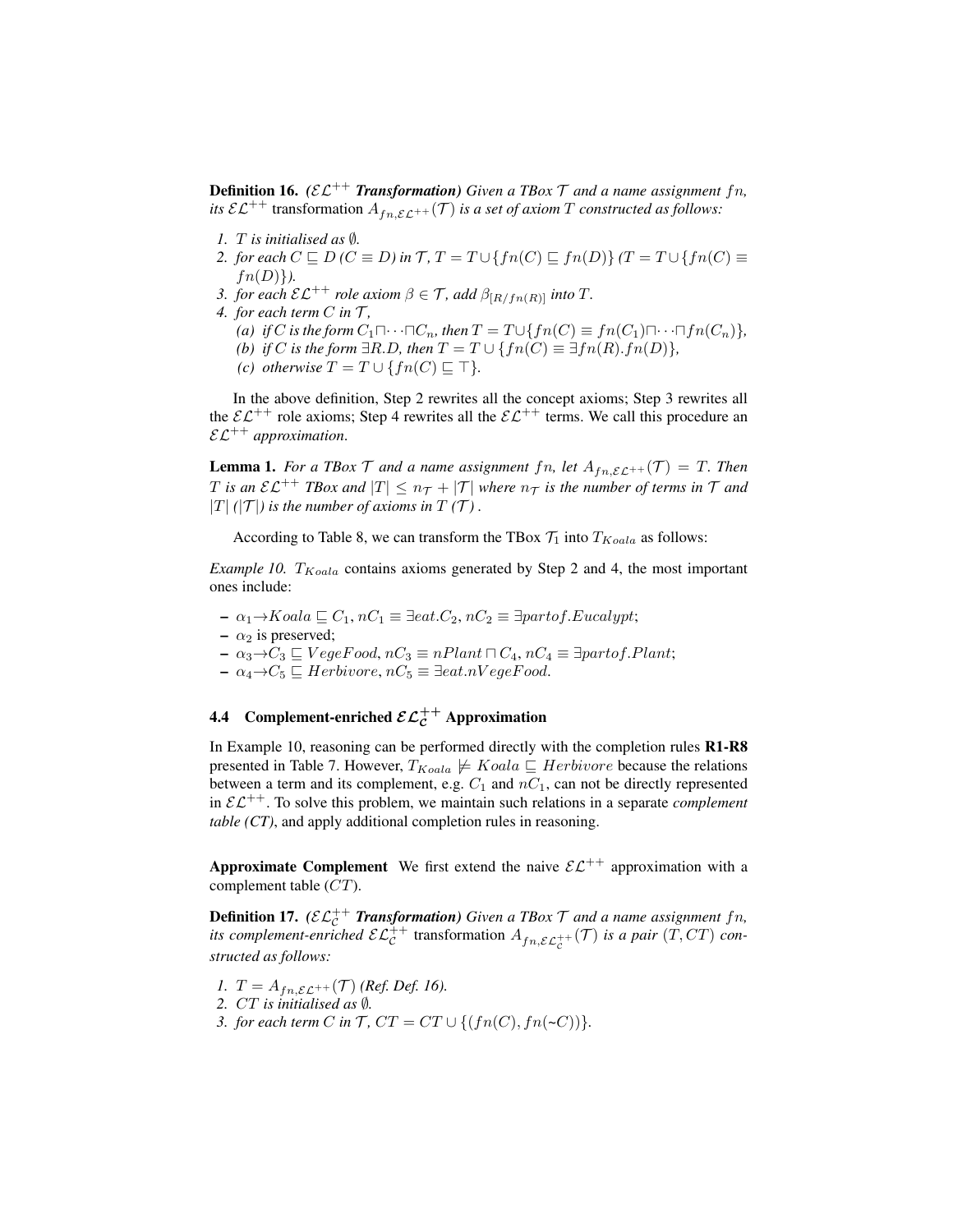**Definition 16.** *($\mathcal{EL}^{++}$ **Transformation**) Given a TBox $\mathcal{T}$ and a name assignment $fn$, its $\mathcal{EL}^{++}$* transformation *$A_{fn,\mathcal{EL}^{++}}(\mathcal{T})$ is a set of axiom $T$ constructed as follows:*

1. *$T$ is initialised as $\emptyset$.*
2. *for each $C \sqsubseteq D$ ($C \equiv D$) in $\mathcal{T}$, $T = T \cup \{fn(C) \sqsubseteq fn(D)\}$ ($T = T \cup \{fn(C) \equiv fn(D)\}$).*
3. *for each $\mathcal{EL}^{++}$ role axiom $\beta \in \mathcal{T}$, add $\beta_{[R/fn(R)]}$ into $T$.*
4. *for each term $C$ in $\mathcal{T}$,*
   - *(a) if $C$ is the form $C_1 \sqcap \cdots \sqcap C_n$, then $T = T \cup \{fn(C) \equiv fn(C_1) \sqcap \cdots \sqcap fn(C_n)\}$,*
   - *(b) if $C$ is the form $\exists R.D$, then $T = T \cup \{fn(C) \equiv \exists fn(R).fn(D)\}$,*
   - *(c) otherwise $T = T \cup \{fn(C) \sqsubseteq \top\}$.*

In the above definition, Step 2 rewrites all the concept axioms; Step 3 rewrites all the $\mathcal{EL}^{++}$ role axioms; Step 4 rewrites all the $\mathcal{EL}^{++}$ terms. We call this procedure an *$\mathcal{EL}^{++}$ approximation*.

**Lemma 1.** *For a TBox $\mathcal{T}$ and a name assignment $fn$, let $A_{fn,\mathcal{EL}^{++}}(\mathcal{T}) = T$. Then $T$ is an $\mathcal{EL}^{++}$ TBox and $|T| \leq n_{\mathcal{T}} + |\mathcal{T}|$ where $n_{\mathcal{T}}$ is the number of terms in $\mathcal{T}$ and $|T|$ ($|\mathcal{T}|$) is the number of axioms in $T$ ($\mathcal{T}$).*

According to Table 8, we can transform the TBox $\mathcal{T}_1$ into $T_{Koala}$ as follows:

*Example 10.* $T_{Koala}$ contains axioms generated by Step 2 and 4, the most important ones include:

- $\alpha_1 \rightarrow Koala \sqsubseteq C_1$, $nC_1 \equiv \exists eat.C_2$, $nC_2 \equiv \exists partof.Eucalypt$;
- $\alpha_2$ is preserved;
- $\alpha_3 \rightarrow C_3 \sqsubseteq VegeFood$, $nC_3 \equiv nPlant \sqcap C_4$, $nC_4 \equiv \exists partof.Plant$;
- $\alpha_4 \rightarrow C_5 \sqsubseteq Herbivore$, $nC_5 \equiv \exists eat.nVegeFood$.

### 4.4 Complement-enriched $\mathcal{EL}^{++}_{\mathcal{C}}$ Approximation

In Example 10, reasoning can be performed directly with the completion rules **R1-R8** presented in Table 7. However, $T_{Koala} \not\models Koala \sqsubseteq Herbivore$ because the relations between a term and its complement, e.g. $C_1$ and $nC_1$, can not be directly represented in $\mathcal{EL}^{++}$. To solve this problem, we maintain such relations in a separate *complement table (CT)*, and apply additional completion rules in reasoning.

**Approximate Complement** We first extend the naive $\mathcal{EL}^{++}$ approximation with a complement table ($CT$).

**Definition 17.** *($\mathcal{EL}^{++}_{\mathcal{C}}$ **Transformation**) Given a TBox $\mathcal{T}$ and a name assignment $fn$, its complement-enriched $\mathcal{EL}^{++}_{\mathcal{C}}$* transformation *$A_{fn,\mathcal{EL}^{++}_{\mathcal{C}}}(\mathcal{T})$ is a pair $(T, CT)$ constructed as follows:*

1. *$T = A_{fn,\mathcal{EL}^{++}}(\mathcal{T})$ (Ref. Def. 16).*
2. *$CT$ is initialised as $\emptyset$.*
3. *for each term $C$ in $\mathcal{T}$, $CT = CT \cup \{(fn(C), fn(\sim C))\}$.*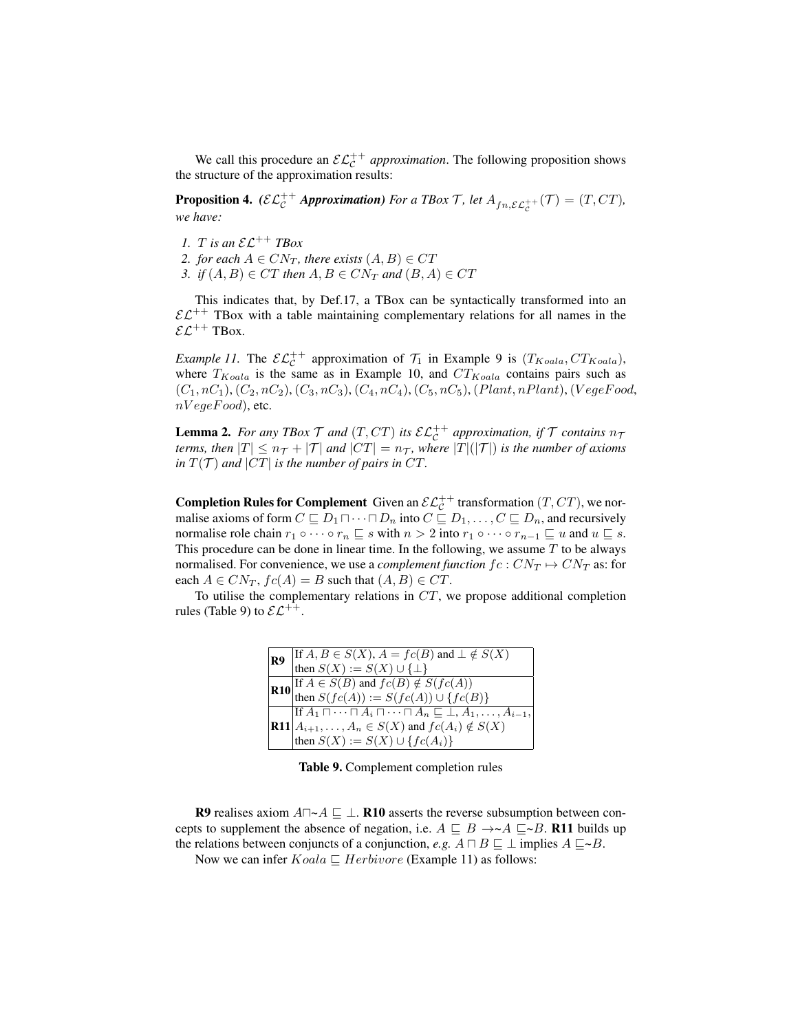We call this procedure an $\mathcal{EL}^{++}_{\mathcal{C}}$ *approximation*. The following proposition shows the structure of the approximation results:

**Proposition 4.** *($\mathcal{EL}^{++}_{\mathcal{C}}$ **Approximation**) For a TBox $\mathcal{T}$, let $A_{fn,\mathcal{EL}^{++}_{\mathcal{C}}}(\mathcal{T}) = (T, CT)$, we have:*

1. *$T$ is an $\mathcal{EL}^{++}$ TBox*
2. *for each $A \in CN_T$, there exists $(A, B) \in CT$*
3. *if $(A, B) \in CT$ then $A, B \in CN_T$ and $(B, A) \in CT$*

This indicates that, by Def.17, a TBox can be syntactically transformed into an $\mathcal{EL}^{++}$ TBox with a table maintaining complementary relations for all names in the $\mathcal{EL}^{++}$ TBox.

*Example 11.* The $\mathcal{EL}^{++}_{\mathcal{C}}$ approximation of $\mathcal{T}_1$ in Example 9 is $(T_{Koala}, CT_{Koala})$, where $T_{Koala}$ is the same as in Example 10, and $CT_{Koala}$ contains pairs such as $(C_1, nC_1), (C_2, nC_2), (C_3, nC_3), (C_4, nC_4), (C_5, nC_5), (Plant, nPlant), (VegeFood, nVegeFood)$, etc.

**Lemma 2.** *For any TBox $\mathcal{T}$ and $(T, CT)$ its $\mathcal{EL}^{++}_{\mathcal{C}}$ approximation, if $\mathcal{T}$ contains $n_{\mathcal{T}}$ terms, then $|T| \leq n_{\mathcal{T}} + |\mathcal{T}|$ and $|CT| = n_{\mathcal{T}}$, where $|T|(|\mathcal{T}|)$ is the number of axioms in $T(\mathcal{T})$ and $|CT|$ is the number of pairs in $CT$.*

**Completion Rules for Complement** Given an $\mathcal{EL}^{++}_{\mathcal{C}}$ transformation $(T, CT)$, we normalise axioms of form $C \sqsubseteq D_1 \sqcap \cdots \sqcap D_n$ into $C \sqsubseteq D_1, \ldots, C \sqsubseteq D_n$, and recursively normalise role chain $r_1 \circ \cdots \circ r_n \sqsubseteq s$ with $n > 2$ into $r_1 \circ \cdots \circ r_{n-1} \sqsubseteq u$ and $u \sqsubseteq s$. This procedure can be done in linear time. In the following, we assume $T$ to be always normalised. For convenience, we use a *complement function* $fc : CN_T \mapsto CN_T$ as: for each $A \in CN_T$, $fc(A) = B$ such that $(A, B) \in CT$.

To utilise the complementary relations in $CT$, we propose additional completion rules (Table 9) to $\mathcal{EL}^{++}$.

| | |
|---|---|
| **R9** | If $A, B \in S(X)$, $A = fc(B)$ and $\bot \notin S(X)$ then $S(X) := S(X) \cup \{\bot\}$ |
| **R10** | If $A \in S(B)$ and $fc(B) \notin S(fc(A))$ then $S(fc(A)) := S(fc(A)) \cup \{fc(B)\}$ |
| **R11** | If $A_1 \sqcap \cdots \sqcap A_i \sqcap \cdots \sqcap A_n \sqsubseteq \bot$, $A_1, \ldots, A_{i-1}, A_{i+1}, \ldots, A_n \in S(X)$ and $fc(A_i) \notin S(X)$ then $S(X) := S(X) \cup \{fc(A_i)\}$ |

**Table 9.** Complement completion rules

**R9** realises axiom $A \sqcap \sim A \sqsubseteq \bot$. **R10** asserts the reverse subsumption between concepts to supplement the absence of negation, i.e. $A \sqsubseteq B \rightarrow \sim A \sqsubseteq \sim B$. **R11** builds up the relations between conjuncts of a conjunction, *e.g.* $A \sqcap B \sqsubseteq \bot$ implies $A \sqsubseteq \sim B$.

Now we can infer $Koala \sqsubseteq Herbivore$ (Example 11) as follows: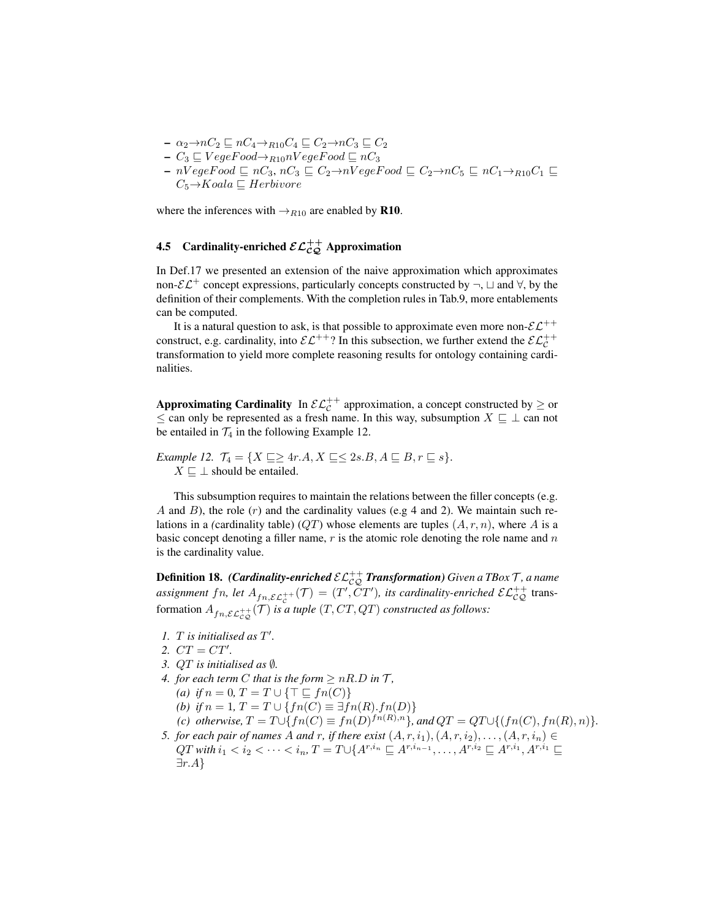- $\alpha_2 \rightarrow nC_2 \sqsubseteq nC_4 \rightarrow_{R10} C_4 \sqsubseteq C_2 \rightarrow nC_3 \sqsubseteq C_2$
- $C_3 \sqsubseteq VegeFood \rightarrow_{R10} nVegeFood \sqsubseteq nC_3$
- $nVegeFood \sqsubseteq nC_3, nC_3 \sqsubseteq C_2 \rightarrow nVegeFood \sqsubseteq C_2 \rightarrow nC_5 \sqsubseteq nC_1 \rightarrow_{R10} C_1 \sqsubseteq C_5 \rightarrow Koala \sqsubseteq Herbivore$

where the inferences with $\rightarrow_{R10}$ are enabled by **R10**.

### 4.5 Cardinality-enriched $\mathcal{EL}^{++}_{\mathcal{CQ}}$ Approximation

In Def.17 we presented an extension of the naive approximation which approximates non-$\mathcal{EL}^{+}$ concept expressions, particularly concepts constructed by $\neg$, $\sqcup$ and $\forall$, by the definition of their complements. With the completion rules in Tab.9, more entablements can be computed.

It is a natural question to ask, is that possible to approximate even more non-$\mathcal{EL}^{++}$ construct, e.g. cardinality, into $\mathcal{EL}^{++}$? In this subsection, we further extend the $\mathcal{EL}^{++}_{\mathcal{C}}$ transformation to yield more complete reasoning results for ontology containing cardinalities.

**Approximating Cardinality** In $\mathcal{EL}^{++}_{\mathcal{C}}$ approximation, a concept constructed by $\geq$ or $\leq$ can only be represented as a fresh name. In this way, subsumption $X \sqsubseteq \bot$ can not be entailed in $\mathcal{T}_4$ in the following Example 12.

*Example 12.* $\mathcal{T}_4 = \{X \sqsubseteq \geq 4r.A, X \sqsubseteq \leq 2s.B, A \sqsubseteq B, r \sqsubseteq s\}$.
$X \sqsubseteq \bot$ should be entailed.

This subsumption requires to maintain the relations between the filler concepts (e.g. $A$ and $B$), the role ($r$) and the cardinality values (e.g 4 and 2). We maintain such relations in a (cardinality table) ($QT$) whose elements are tuples $(A, r, n)$, where $A$ is a basic concept denoting a filler name, $r$ is the atomic role denoting the role name and $n$ is the cardinality value.

**Definition 18.** ***(Cardinality-enriched $\mathcal{EL}^{++}_{\mathcal{CQ}}$ Transformation)*** *Given a TBox $\mathcal{T}$, a name assignment $fn$, let $A_{fn,\mathcal{EL}^{++}_{\mathcal{C}}}(\mathcal{T}) = (T', CT')$, its cardinality-enriched $\mathcal{EL}^{++}_{\mathcal{CQ}}$ transformation $A_{fn,\mathcal{EL}^{++}_{\mathcal{CQ}}}(\mathcal{T})$ is a tuple $(T, CT, QT)$ constructed as follows:*

1. *$T$ is initialised as $T'$.*
2. *$CT = CT'$.*
3. *$QT$ is initialised as $\emptyset$.*
4. *for each term $C$ that is the form $\geq nR.D$ in $\mathcal{T}$,*
   *(a) if $n = 0$, $T = T \cup \{\top \sqsubseteq fn(C)\}$*
   *(b) if $n = 1$, $T = T \cup \{fn(C) \equiv \exists fn(R).fn(D)\}$*
   *(c) otherwise, $T = T \cup \{fn(C) \equiv fn(D)^{fn(R),n}\}$, and $QT = QT \cup \{(fn(C), fn(R), n)\}$.*
5. *for each pair of names $A$ and $r$, if there exist $(A, r, i_1), (A, r, i_2), \ldots, (A, r, i_n) \in QT$ with $i_1 < i_2 < \cdots < i_n$, $T = T \cup \{A^{r,i_n} \sqsubseteq A^{r,i_{n-1}}, \ldots, A^{r,i_2} \sqsubseteq A^{r,i_1}, A^{r,i_1} \sqsubseteq \exists r.A\}$*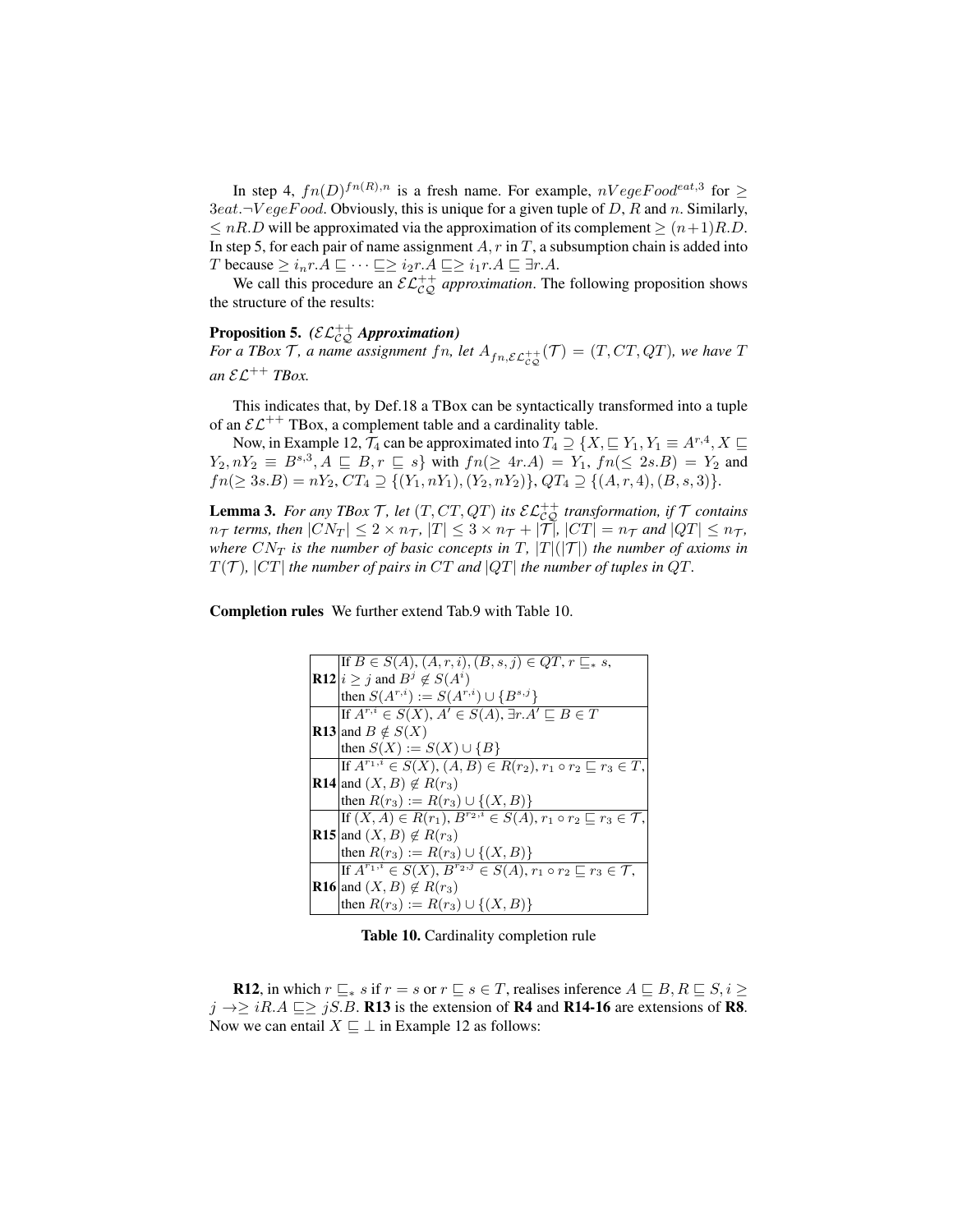In step 4, $fn(D)^{fn(R),n}$ is a fresh name. For example, $nVegeFood^{eat,3}$ for $\geq 3eat.\neg VegeFood$. Obviously, this is unique for a given tuple of $D$, $R$ and $n$. Similarly, $\leq nR.D$ will be approximated via the approximation of its complement $\geq (n+1)R.D$. In step 5, for each pair of name assignment $A, r$ in $T$, a subsumption chain is added into $T$ because $\geq i_n r.A \sqsubseteq \cdots \sqsubseteq \geq i_2 r.A \sqsubseteq \geq i_1 r.A \sqsubseteq \exists r.A$.

We call this procedure an $\mathcal{EL}^{++}_{\mathcal{CQ}}$ *approximation*. The following proposition shows the structure of the results:

**Proposition 5.** ***($\mathcal{EL}^{++}_{\mathcal{CQ}}$ Approximation)***
*For a TBox $\mathcal{T}$, a name assignment $fn$, let $A_{fn,\mathcal{EL}^{++}_{\mathcal{CQ}}}(\mathcal{T}) = (T, CT, QT)$, we have $T$ an $\mathcal{EL}^{++}$ TBox.*

This indicates that, by Def.18 a TBox can be syntactically transformed into a tuple of an $\mathcal{EL}^{++}$ TBox, a complement table and a cardinality table.

Now, in Example 12, $\mathcal{T}_4$ can be approximated into $T_4 \supseteq \{X, \sqsubseteq Y_1, Y_1 \equiv A^{r,4}, X \sqsubseteq Y_2, nY_2 \equiv B^{s,3}, A \sqsubseteq B, r \sqsubseteq s\}$ with $fn(\geq 4r.A) = Y_1$, $fn(\leq 2s.B) = Y_2$ and $fn(\geq 3s.B) = nY_2$, $CT_4 \supseteq \{(Y_1, nY_1), (Y_2, nY_2)\}$, $QT_4 \supseteq \{(A, r, 4), (B, s, 3)\}$.

**Lemma 3.** *For any TBox $\mathcal{T}$, let $(T, CT, QT)$ its $\mathcal{EL}^{++}_{\mathcal{CQ}}$ transformation, if $\mathcal{T}$ contains $n_{\mathcal{T}}$ terms, then $|CN_T| \leq 2 \times n_{\mathcal{T}}$, $|T| \leq 3 \times n_{\mathcal{T}} + |\mathcal{T}|$, $|CT| = n_{\mathcal{T}}$ and $|QT| \leq n_{\mathcal{T}}$, where $CN_T$ is the number of basic concepts in $T$, $|T|(|\mathcal{T}|)$ the number of axioms in $T(\mathcal{T})$, $|CT|$ the number of pairs in $CT$ and $|QT|$ the number of tuples in $QT$.*

**Completion rules** We further extend Tab.9 with Table 10.

| | |
|---|---|
| **R12** | If $B \in S(A)$, $(A, r, i), (B, s, j) \in QT$, $r \sqsubseteq_* s$, $i \geq j$ and $B^j \notin S(A^i)$ then $S(A^{r,i}) := S(A^{r,i}) \cup \{B^{s,j}\}$ |
| **R13** | If $A^{r,i} \in S(X)$, $A' \in S(A)$, $\exists r.A' \sqsubseteq B \in T$ and $B \notin S(X)$ then $S(X) := S(X) \cup \{B\}$ |
| **R14** | If $A^{r_1,i} \in S(X)$, $(A, B) \in R(r_2)$, $r_1 \circ r_2 \sqsubseteq r_3 \in T$, and $(X, B) \notin R(r_3)$ then $R(r_3) := R(r_3) \cup \{(X, B)\}$ |
| **R15** | If $(X, A) \in R(r_1)$, $B^{r_2,i} \in S(A)$, $r_1 \circ r_2 \sqsubseteq r_3 \in \mathcal{T}$, and $(X, B) \notin R(r_3)$ then $R(r_3) := R(r_3) \cup \{(X, B)\}$ |
| **R16** | If $A^{r_1,i} \in S(X)$, $B^{r_2,j} \in S(A)$, $r_1 \circ r_2 \sqsubseteq r_3 \in \mathcal{T}$, and $(X, B) \notin R(r_3)$ then $R(r_3) := R(r_3) \cup \{(X, B)\}$ |

**Table 10.** Cardinality completion rule

**R12**, in which $r \sqsubseteq_* s$ if $r = s$ or $r \sqsubseteq s \in T$, realises inference $A \sqsubseteq B, R \sqsubseteq S, i \geq j \rightarrow \geq iR.A \sqsubseteq \geq jS.B$. **R13** is the extension of **R4** and **R14-16** are extensions of **R8**. Now we can entail $X \sqsubseteq \bot$ in Example 12 as follows: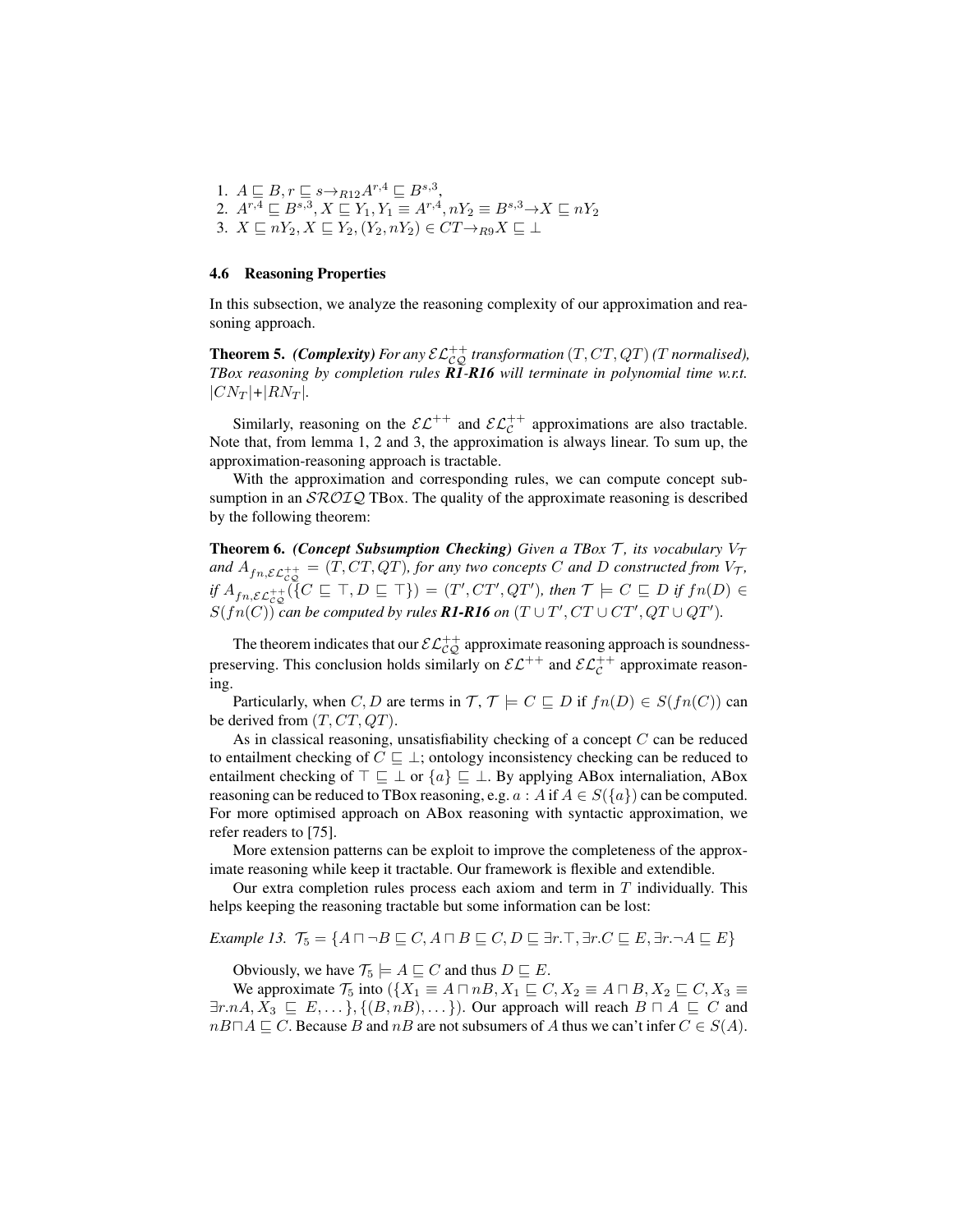1. $A \sqsubseteq B, r \sqsubseteq s \rightarrow_{R12} A^{r,4} \sqsubseteq B^{s,3}$,
2. $A^{r,4} \sqsubseteq B^{s,3}, X \sqsubseteq Y_1, Y_1 \equiv A^{r,4}, nY_2 \equiv B^{s,3} \rightarrow X \sqsubseteq nY_2$
3. $X \sqsubseteq nY_2, X \sqsubseteq Y_2, (Y_2, nY_2) \in CT \rightarrow_{R9} X \sqsubseteq \bot$

### 4.6 Reasoning Properties

In this subsection, we analyze the reasoning complexity of our approximation and reasoning approach.

**Theorem 5.** ***(Complexity)*** *For any $\mathcal{EL}^{++}_{\mathcal{CQ}}$ transformation $(T, CT, QT)$ ($T$ normalised), TBox reasoning by completion rules **R1-R16** will terminate in polynomial time w.r.t. $|CN_T|$+$|RN_T|$.*

Similarly, reasoning on the $\mathcal{EL}^{++}$ and $\mathcal{EL}^{++}_{\mathcal{C}}$ approximations are also tractable. Note that, from lemma 1, 2 and 3, the approximation is always linear. To sum up, the approximation-reasoning approach is tractable.

With the approximation and corresponding rules, we can compute concept subsumption in an $\mathcal{SROIQ}$ TBox. The quality of the approximate reasoning is described by the following theorem:

**Theorem 6.** ***(Concept Subsumption Checking)*** *Given a TBox $\mathcal{T}$, its vocabulary $V_{\mathcal{T}}$ and $A_{fn,\mathcal{EL}^{++}_{\mathcal{CQ}}} = (T, CT, QT)$, for any two concepts $C$ and $D$ constructed from $V_{\mathcal{T}}$, if $A_{fn,\mathcal{EL}^{++}_{\mathcal{CQ}}}(\{C \sqsubseteq \top, D \sqsubseteq \top\}) = (T', CT', QT')$, then $\mathcal{T} \models C \sqsubseteq D$ if $fn(D) \in S(fn(C))$ can be computed by rules **R1-R16** on $(T \cup T', CT \cup CT', QT \cup QT')$.*

The theorem indicates that our $\mathcal{EL}^{++}_{\mathcal{CQ}}$ approximate reasoning approach is soundness-preserving. This conclusion holds similarly on $\mathcal{EL}^{++}$ and $\mathcal{EL}^{++}_{\mathcal{C}}$ approximate reasoning.

Particularly, when $C, D$ are terms in $\mathcal{T}$, $\mathcal{T} \models C \sqsubseteq D$ if $fn(D) \in S(fn(C))$ can be derived from $(T, CT, QT)$.

As in classical reasoning, unsatisfiability checking of a concept $C$ can be reduced to entailment checking of $C \sqsubseteq \bot$; ontology inconsistency checking can be reduced to entailment checking of $\top \sqsubseteq \bot$ or $\{a\} \sqsubseteq \bot$. By applying ABox internaliation, ABox reasoning can be reduced to TBox reasoning, e.g. $a : A$ if $A \in S(\{a\})$ can be computed. For more optimised approach on ABox reasoning with syntactic approximation, we refer readers to [75].

More extension patterns can be exploit to improve the completeness of the approximate reasoning while keep it tractable. Our framework is flexible and extendible.

Our extra completion rules process each axiom and term in $T$ individually. This helps keeping the reasoning tractable but some information can be lost:

*Example 13.* $\mathcal{T}_5 = \{A \sqcap \neg B \sqsubseteq C, A \sqcap B \sqsubseteq C, D \sqsubseteq \exists r.\top, \exists r.C \sqsubseteq E, \exists r.\neg A \sqsubseteq E\}$

Obviously, we have $\mathcal{T}_5 \models A \sqsubseteq C$ and thus $D \sqsubseteq E$.

We approximate $\mathcal{T}_5$ into $(\{X_1 \equiv A \sqcap nB, X_1 \sqsubseteq C, X_2 \equiv A \sqcap B, X_2 \sqsubseteq C, X_3 \equiv \exists r.nA, X_3 \sqsubseteq E, \dots\}, \{(B, nB), \dots\})$. Our approach will reach $B \sqcap A \sqsubseteq C$ and $nB \sqcap A \sqsubseteq C$. Because $B$ and $nB$ are not subsumers of $A$ thus we can't infer $C \in S(A)$.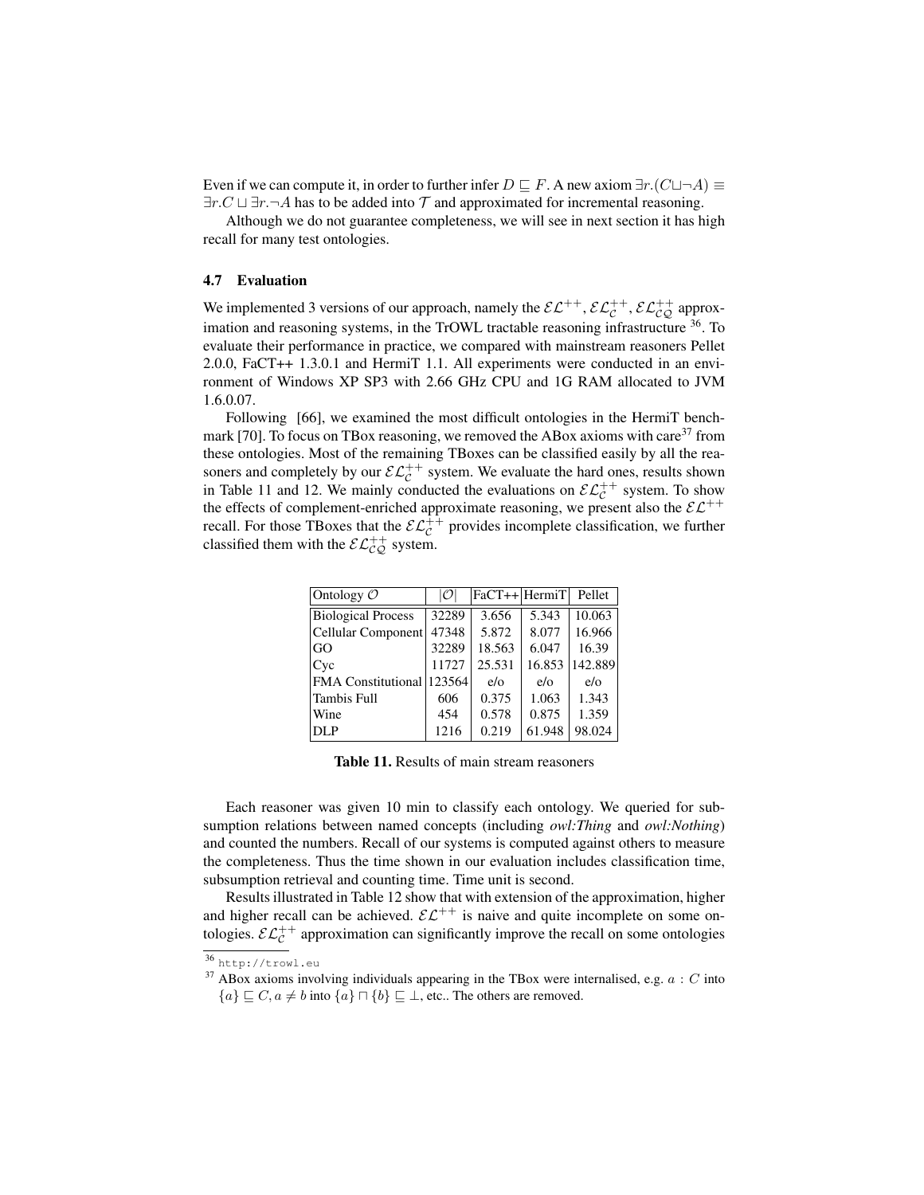Even if we can compute it, in order to further infer $D \sqsubseteq F$. A new axiom $\exists r.(C \sqcup \neg A) \equiv \exists r.C \sqcup \exists r.\neg A$ has to be added into $\mathcal{T}$ and approximated for incremental reasoning.

Although we do not guarantee completeness, we will see in next section it has high recall for many test ontologies.

### 4.7 Evaluation

We implemented 3 versions of our approach, namely the $\mathcal{EL}^{++}$, $\mathcal{EL}_{\mathcal{C}}^{++}$, $\mathcal{EL}_{\mathcal{CQ}}^{++}$ approximation and reasoning systems, in the TrOWL tractable reasoning infrastructure [36]. To evaluate their performance in practice, we compared with mainstream reasoners Pellet 2.0.0, FaCT++ 1.3.0.1 and HermiT 1.1. All experiments were conducted in an environment of Windows XP SP3 with 2.66 GHz CPU and 1G RAM allocated to JVM 1.6.0.07.

Following [66], we examined the most difficult ontologies in the HermiT benchmark [70]. To focus on TBox reasoning, we removed the ABox axioms with care[37] from these ontologies. Most of the remaining TBoxes can be classified easily by all the reasoners and completely by our $\mathcal{EL}_{\mathcal{C}}^{++}$ system. We evaluate the hard ones, results shown in Table 11 and 12. We mainly conducted the evaluations on $\mathcal{EL}_{\mathcal{C}}^{++}$ system. To show the effects of complement-enriched approximate reasoning, we present also the $\mathcal{EL}^{++}$ recall. For those TBoxes that the $\mathcal{EL}_{\mathcal{C}}^{++}$ provides incomplete classification, we further classified them with the $\mathcal{EL}_{\mathcal{CQ}}^{++}$ system.

| Ontology $\mathcal{O}$ | $\lvert\mathcal{O}\rvert$ | FaCT++ | HermiT | Pellet |
|---|---|---|---|---|
| Biological Process | 32289 | 3.656 | 5.343 | 10.063 |
| Cellular Component | 47348 | 5.872 | 8.077 | 16.966 |
| GO | 32289 | 18.563 | 6.047 | 16.39 |
| Cyc | 11727 | 25.531 | 16.853 | 142.889 |
| FMA Constitutional | 123564 | e/o | e/o | e/o |
| Tambis Full | 606 | 0.375 | 1.063 | 1.343 |
| Wine | 454 | 0.578 | 0.875 | 1.359 |
| DLP | 1216 | 0.219 | 61.948 | 98.024 |

**Table 11.** Results of main stream reasoners

Each reasoner was given 10 min to classify each ontology. We queried for subsumption relations between named concepts (including *owl:Thing* and *owl:Nothing*) and counted the numbers. Recall of our systems is computed against others to measure the completeness. Thus the time shown in our evaluation includes classification time, subsumption retrieval and counting time. Time unit is second.

Results illustrated in Table 12 show that with extension of the approximation, higher and higher recall can be achieved. $\mathcal{EL}^{++}$ is naive and quite incomplete on some ontologies. $\mathcal{EL}_{\mathcal{C}}^{++}$ approximation can significantly improve the recall on some ontologies

[36] http://trowl.eu

[37] ABox axioms involving individuals appearing in the TBox were internalised, e.g. $a : C$ into $\{a\} \sqsubseteq C$, $a \neq b$ into $\{a\} \sqcap \{b\} \sqsubseteq \bot$, etc.. The others are removed.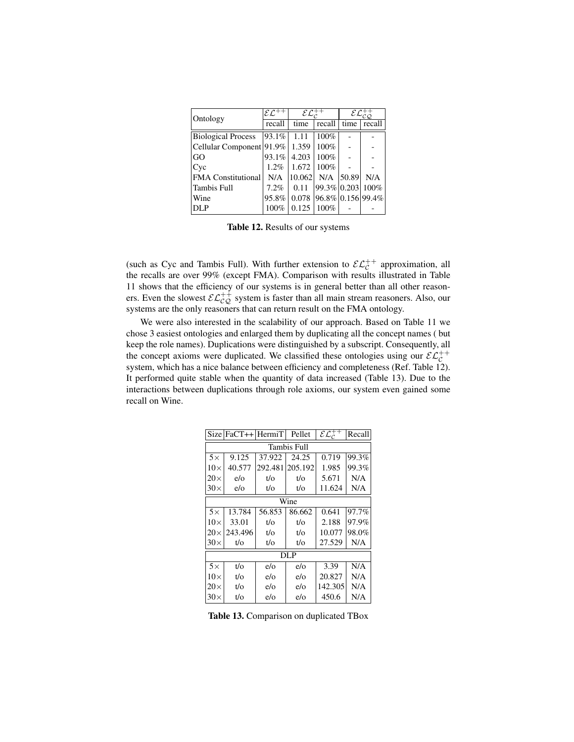| Ontology | $\mathcal{EL}^{++}$ | $\mathcal{EL}_{\mathcal{C}}^{++}$ | | $\mathcal{EL}_{\mathcal{CQ}}^{++}$ | |
|---|---|---|---|---|---|
| | recall | time | recall | time | recall |
| Biological Process | 93.1% | 1.11 | 100% | - | - |
| Cellular Component | 91.9% | 1.359 | 100% | - | - |
| GO | 93.1% | 4.203 | 100% | - | - |
| Cyc | 1.2% | 1.672 | 100% | - | - |
| FMA Constitutional | N/A | 10.062 | N/A | 50.89 | N/A |
| Tambis Full | 7.2% | 0.11 | 99.3% | 0.203 | 100% |
| Wine | 95.8% | 0.078 | 96.8% | 0.156 | 99.4% |
| DLP | 100% | 0.125 | 100% | - | - |

**Table 12.** Results of our systems

(such as Cyc and Tambis Full). With further extension to $\mathcal{EL}_{\mathcal{C}}^{++}$ approximation, all the recalls are over 99% (except FMA). Comparison with results illustrated in Table 11 shows that the efficiency of our systems is in general better than all other reasoners. Even the slowest $\mathcal{EL}_{\mathcal{CQ}}^{++}$ system is faster than all main stream reasoners. Also, our systems are the only reasoners that can return result on the FMA ontology.

We were also interested in the scalability of our approach. Based on Table 11 we chose 3 easiest ontologies and enlarged them by duplicating all the concept names ( but keep the role names). Duplications were distinguished by a subscript. Consequently, all the concept axioms were duplicated. We classified these ontologies using our $\mathcal{EL}_{\mathcal{C}}^{++}$ system, which has a nice balance between efficiency and completeness (Ref. Table 12). It performed quite stable when the quantity of data increased (Table 13). Due to the interactions between duplications through role axioms, our system even gained some recall on Wine.

| Size | FaCT++ | HermiT | Pellet | $\mathcal{EL}_{\mathcal{C}}^{++}$ | Recall |
|---|---|---|---|---|---|
| Tambis Full | | | | | |
| 5× | 9.125 | 37.922 | 24.25 | 0.719 | 99.3% |
| 10× | 40.577 | 292.481 | 205.192 | 1.985 | 99.3% |
| 20× | e/o | t/o | t/o | 5.671 | N/A |
| 30× | e/o | t/o | t/o | 11.624 | N/A |
| Wine | | | | | |
| 5× | 13.784 | 56.853 | 86.662 | 0.641 | 97.7% |
| 10× | 33.01 | t/o | t/o | 2.188 | 97.9% |
| 20× | 243.496 | t/o | t/o | 10.077 | 98.0% |
| 30× | t/o | t/o | t/o | 27.529 | N/A |
| DLP | | | | | |
| 5× | t/o | e/o | e/o | 3.39 | N/A |
| 10× | t/o | e/o | e/o | 20.827 | N/A |
| 20× | t/o | e/o | e/o | 142.305 | N/A |
| 30× | t/o | e/o | e/o | 450.6 | N/A |

**Table 13.** Comparison on duplicated TBox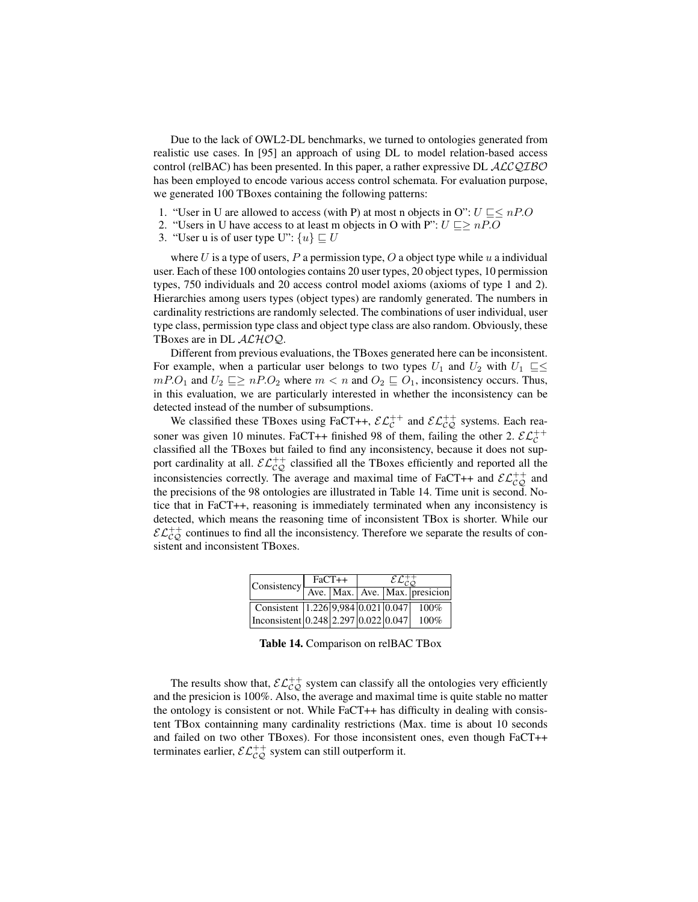Due to the lack of OWL2-DL benchmarks, we turned to ontologies generated from realistic use cases. In [95] an approach of using DL to model relation-based access control (relBAC) has been presented. In this paper, a rather expressive DL $\mathcal{ALCQIBO}$ has been employed to encode various access control schemata. For evaluation purpose, we generated 100 TBoxes containing the following patterns:

1. "User in U are allowed to access (with P) at most n objects in O": $U \sqsubseteq \leq nP.O$
2. "Users in U have access to at least m objects in O with P": $U \sqsubseteq \geq nP.O$
3. "User u is of user type U": $\{u\} \sqsubseteq U$

where $U$ is a type of users, $P$ a permission type, $O$ a object type while $u$ a individual user. Each of these 100 ontologies contains 20 user types, 20 object types, 10 permission types, 750 individuals and 20 access control model axioms (axioms of type 1 and 2). Hierarchies among users types (object types) are randomly generated. The numbers in cardinality restrictions are randomly selected. The combinations of user individual, user type class, permission type class and object type class are also random. Obviously, these TBoxes are in DL $\mathcal{ALHOQ}$.

Different from previous evaluations, the TBoxes generated here can be inconsistent. For example, when a particular user belongs to two types $U_1$ and $U_2$ with $U_1 \sqsubseteq \leq mP.O_1$ and $U_2 \sqsubseteq \geq nP.O_2$ where $m < n$ and $O_2 \sqsubseteq O_1$, inconsistency occurs. Thus, in this evaluation, we are particularly interested in whether the inconsistency can be detected instead of the number of subsumptions.

We classified these TBoxes using FaCT++, $\mathcal{EL}_{\mathcal{C}}^{++}$ and $\mathcal{EL}_{\mathcal{CQ}}^{++}$ systems. Each reasoner was given 10 minutes. FaCT++ finished 98 of them, failing the other 2. $\mathcal{EL}_{\mathcal{C}}^{++}$ classified all the TBoxes but failed to find any inconsistency, because it does not support cardinality at all. $\mathcal{EL}_{\mathcal{CQ}}^{++}$ classified all the TBoxes efficiently and reported all the inconsistencies correctly. The average and maximal time of FaCT++ and $\mathcal{EL}_{\mathcal{CQ}}^{++}$ and the precisions of the 98 ontologies are illustrated in Table 14. Time unit is second. Notice that in FaCT++, reasoning is immediately terminated when any inconsistency is detected, which means the reasoning time of inconsistent TBox is shorter. While our $\mathcal{EL}_{\mathcal{CQ}}^{++}$ continues to find all the inconsistency. Therefore we separate the results of consistent and inconsistent TBoxes.

| Consistency | FaCT++ | | $\mathcal{EL}_{\mathcal{CQ}}^{++}$ | | |
|---|---|---|---|---|---|
| | Ave. | Max. | Ave. | Max. | presicion |
| Consistent | 1.226 | 9,984 | 0.021 | 0.047 | 100% |
| Inconsistent | 0.248 | 2.297 | 0.022 | 0.047 | 100% |

**Table 14.** Comparison on relBAC TBox

The results show that, $\mathcal{EL}_{\mathcal{CQ}}^{++}$ system can classify all the ontologies very efficiently and the presicion is 100%. Also, the average and maximal time is quite stable no matter the ontology is consistent or not. While FaCT++ has difficulty in dealing with consistent TBox containning many cardinality restrictions (Max. time is about 10 seconds and failed on two other TBoxes). For those inconsistent ones, even though FaCT++ terminates earlier, $\mathcal{EL}_{\mathcal{CQ}}^{++}$ system can still outperform it.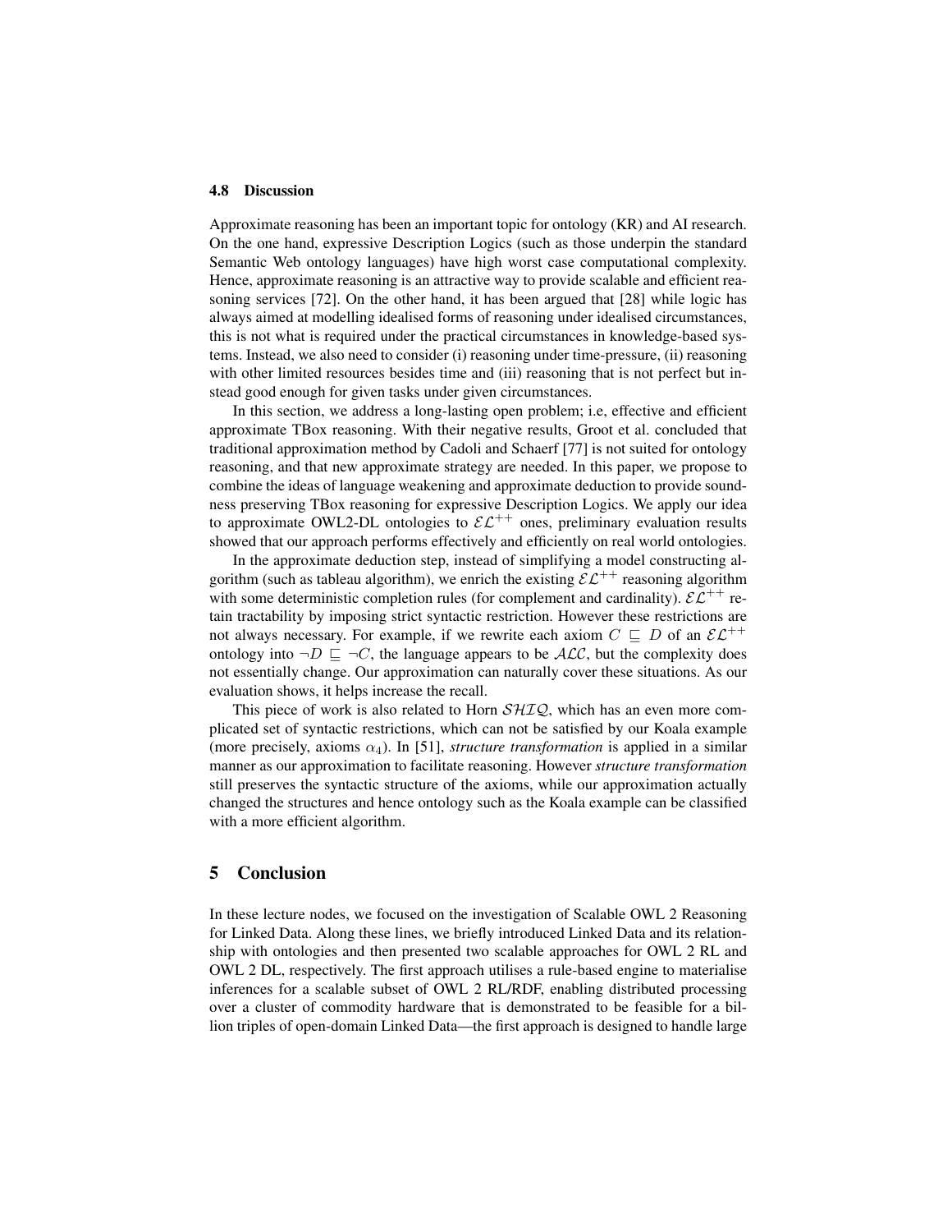### 4.8 Discussion

Approximate reasoning has been an important topic for ontology (KR) and AI research. On the one hand, expressive Description Logics (such as those underpin the standard Semantic Web ontology languages) have high worst case computational complexity. Hence, approximate reasoning is an attractive way to provide scalable and efficient reasoning services [72]. On the other hand, it has been argued that [28] while logic has always aimed at modelling idealised forms of reasoning under idealised circumstances, this is not what is required under the practical circumstances in knowledge-based systems. Instead, we also need to consider (i) reasoning under time-pressure, (ii) reasoning with other limited resources besides time and (iii) reasoning that is not perfect but instead good enough for given tasks under given circumstances.

In this section, we address a long-lasting open problem; i.e, effective and efficient approximate TBox reasoning. With their negative results, Groot et al. concluded that traditional approximation method by Cadoli and Schaerf [77] is not suited for ontology reasoning, and that new approximate strategy are needed. In this paper, we propose to combine the ideas of language weakening and approximate deduction to provide soundness preserving TBox reasoning for expressive Description Logics. We apply our idea to approximate OWL2-DL ontologies to $\mathcal{EL}^{++}$ ones, preliminary evaluation results showed that our approach performs effectively and efficiently on real world ontologies.

In the approximate deduction step, instead of simplifying a model constructing algorithm (such as tableau algorithm), we enrich the existing $\mathcal{EL}^{++}$ reasoning algorithm with some deterministic completion rules (for complement and cardinality). $\mathcal{EL}^{++}$ retain tractability by imposing strict syntactic restriction. However these restrictions are not always necessary. For example, if we rewrite each axiom $C \sqsubseteq D$ of an $\mathcal{EL}^{++}$ ontology into $\neg D \sqsubseteq \neg C$, the language appears to be $\mathcal{ALC}$, but the complexity does not essentially change. Our approximation can naturally cover these situations. As our evaluation shows, it helps increase the recall.

This piece of work is also related to Horn $\mathcal{SHIQ}$, which has an even more complicated set of syntactic restrictions, which can not be satisfied by our Koala example (more precisely, axioms $\alpha_4$). In [51], *structure transformation* is applied in a similar manner as our approximation to facilitate reasoning. However *structure transformation* still preserves the syntactic structure of the axioms, while our approximation actually changed the structures and hence ontology such as the Koala example can be classified with a more efficient algorithm.

## 5 Conclusion

In these lecture nodes, we focused on the investigation of Scalable OWL 2 Reasoning for Linked Data. Along these lines, we briefly introduced Linked Data and its relationship with ontologies and then presented two scalable approaches for OWL 2 RL and OWL 2 DL, respectively. The first approach utilises a rule-based engine to materialise inferences for a scalable subset of OWL 2 RL/RDF, enabling distributed processing over a cluster of commodity hardware that is demonstrated to be feasible for a billion triples of open-domain Linked Data—the first approach is designed to handle large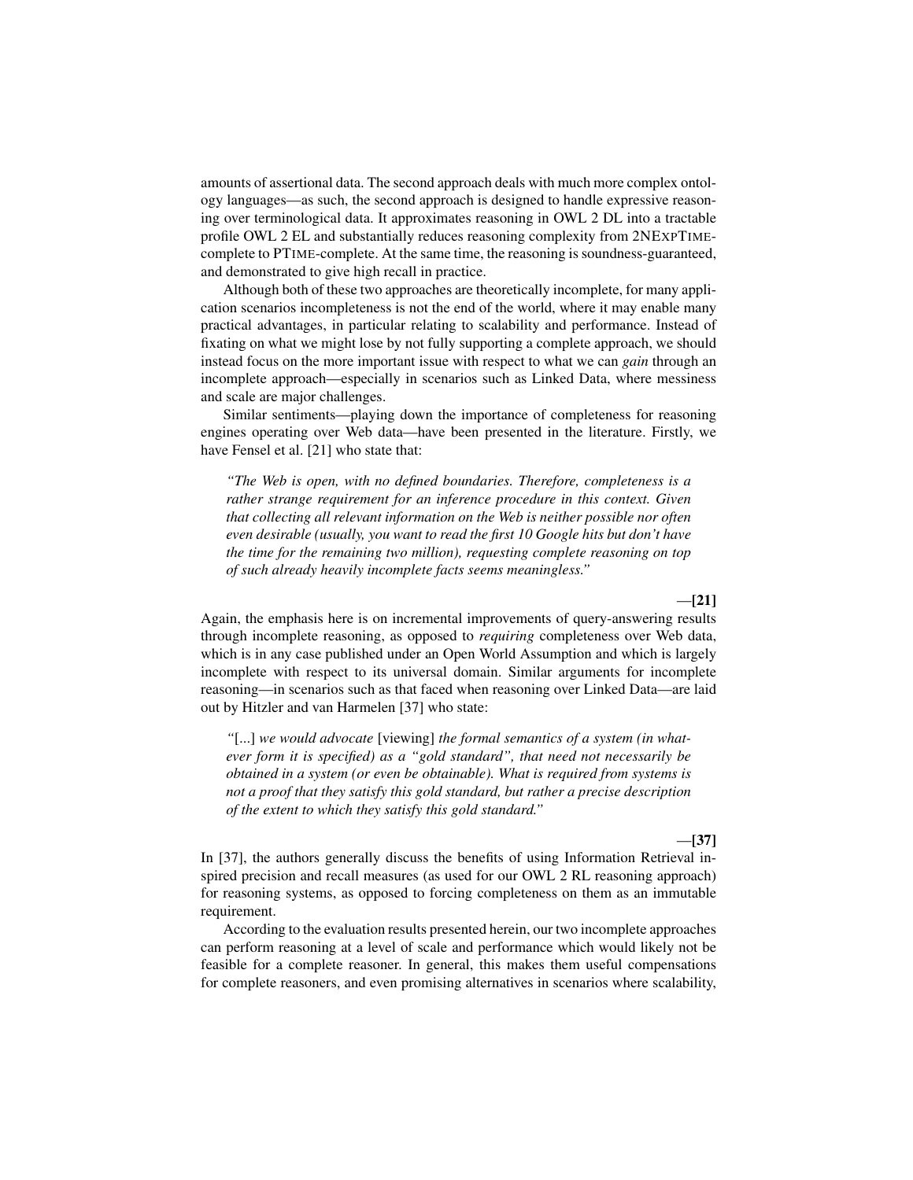amounts of assertional data. The second approach deals with much more complex ontology languages—as such, the second approach is designed to handle expressive reasoning over terminological data. It approximates reasoning in OWL 2 DL into a tractable profile OWL 2 EL and substantially reduces reasoning complexity from 2NEXPTIME-complete to PTIME-complete. At the same time, the reasoning is soundness-guaranteed, and demonstrated to give high recall in practice.

Although both of these two approaches are theoretically incomplete, for many application scenarios incompleteness is not the end of the world, where it may enable many practical advantages, in particular relating to scalability and performance. Instead of fixating on what we might lose by not fully supporting a complete approach, we should instead focus on the more important issue with respect to what we can *gain* through an incomplete approach—especially in scenarios such as Linked Data, where messiness and scale are major challenges.

Similar sentiments—playing down the importance of completeness for reasoning engines operating over Web data—have been presented in the literature. Firstly, we have Fensel et al. [21] who state that:

> *"The Web is open, with no defined boundaries. Therefore, completeness is a rather strange requirement for an inference procedure in this context. Given that collecting all relevant information on the Web is neither possible nor often even desirable (usually, you want to read the first 10 Google hits but don't have the time for the remaining two million), requesting complete reasoning on top of such already heavily incomplete facts seems meaningless."*
>
> —**[21]**

Again, the emphasis here is on incremental improvements of query-answering results through incomplete reasoning, as opposed to *requiring* completeness over Web data, which is in any case published under an Open World Assumption and which is largely incomplete with respect to its universal domain. Similar arguments for incomplete reasoning—in scenarios such as that faced when reasoning over Linked Data—are laid out by Hitzler and van Harmelen [37] who state:

> *"*[...] *we would advocate* [viewing] *the formal semantics of a system (in whatever form it is specified) as a "gold standard", that need not necessarily be obtained in a system (or even be obtainable). What is required from systems is not a proof that they satisfy this gold standard, but rather a precise description of the extent to which they satisfy this gold standard."*
>
> —**[37]**

In [37], the authors generally discuss the benefits of using Information Retrieval inspired precision and recall measures (as used for our OWL 2 RL reasoning approach) for reasoning systems, as opposed to forcing completeness on them as an immutable requirement.

According to the evaluation results presented herein, our two incomplete approaches can perform reasoning at a level of scale and performance which would likely not be feasible for a complete reasoner. In general, this makes them useful compensations for complete reasoners, and even promising alternatives in scenarios where scalability,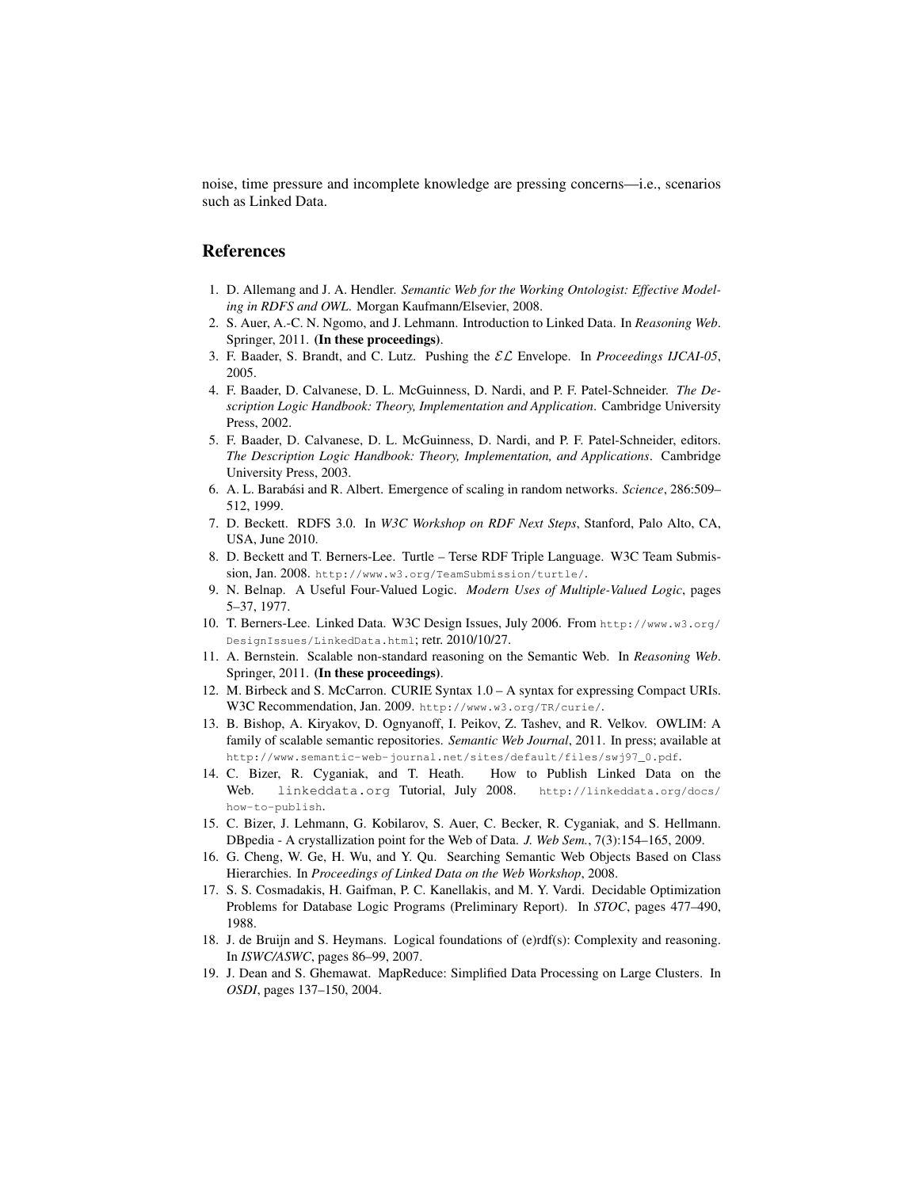noise, time pressure and incomplete knowledge are pressing concerns—i.e., scenarios such as Linked Data.

## References

1. D. Allemang and J. A. Hendler. *Semantic Web for the Working Ontologist: Effective Modeling in RDFS and OWL*. Morgan Kaufmann/Elsevier, 2008.
2. S. Auer, A.-C. N. Ngomo, and J. Lehmann. Introduction to Linked Data. In *Reasoning Web*. Springer, 2011. **(In these proceedings)**.
3. F. Baader, S. Brandt, and C. Lutz. Pushing the $\mathcal{EL}$ Envelope. In *Proceedings IJCAI-05*, 2005.
4. F. Baader, D. Calvanese, D. L. McGuinness, D. Nardi, and P. F. Patel-Schneider. *The Description Logic Handbook: Theory, Implementation and Application*. Cambridge University Press, 2002.
5. F. Baader, D. Calvanese, D. L. McGuinness, D. Nardi, and P. F. Patel-Schneider, editors. *The Description Logic Handbook: Theory, Implementation, and Applications*. Cambridge University Press, 2003.
6. A. L. Barabási and R. Albert. Emergence of scaling in random networks. *Science*, 286:509–512, 1999.
7. D. Beckett. RDFS 3.0. In *W3C Workshop on RDF Next Steps*, Stanford, Palo Alto, CA, USA, June 2010.
8. D. Beckett and T. Berners-Lee. Turtle – Terse RDF Triple Language. W3C Team Submission, Jan. 2008. `http://www.w3.org/TeamSubmission/turtle/`.
9. N. Belnap. A Useful Four-Valued Logic. *Modern Uses of Multiple-Valued Logic*, pages 5–37, 1977.
10. T. Berners-Lee. Linked Data. W3C Design Issues, July 2006. From `http://www.w3.org/DesignIssues/LinkedData.html`; retr. 2010/10/27.
11. A. Bernstein. Scalable non-standard reasoning on the Semantic Web. In *Reasoning Web*. Springer, 2011. **(In these proceedings)**.
12. M. Birbeck and S. McCarron. CURIE Syntax 1.0 – A syntax for expressing Compact URIs. W3C Recommendation, Jan. 2009. `http://www.w3.org/TR/curie/`.
13. B. Bishop, A. Kiryakov, D. Ognyanoff, I. Peikov, Z. Tashev, and R. Velkov. OWLIM: A family of scalable semantic repositories. *Semantic Web Journal*, 2011. In press; available at `http://www.semantic-web-journal.net/sites/default/files/swj97_0.pdf`.
14. C. Bizer, R. Cyganiak, and T. Heath. How to Publish Linked Data on the Web. `linkeddata.org` Tutorial, July 2008. `http://linkeddata.org/docs/how-to-publish`.
15. C. Bizer, J. Lehmann, G. Kobilarov, S. Auer, C. Becker, R. Cyganiak, and S. Hellmann. DBpedia - A crystallization point for the Web of Data. *J. Web Sem.*, 7(3):154–165, 2009.
16. G. Cheng, W. Ge, H. Wu, and Y. Qu. Searching Semantic Web Objects Based on Class Hierarchies. In *Proceedings of Linked Data on the Web Workshop*, 2008.
17. S. S. Cosmadakis, H. Gaifman, P. C. Kanellakis, and M. Y. Vardi. Decidable Optimization Problems for Database Logic Programs (Preliminary Report). In *STOC*, pages 477–490, 1988.
18. J. de Bruijn and S. Heymans. Logical foundations of (e)rdf(s): Complexity and reasoning. In *ISWC/ASWC*, pages 86–99, 2007.
19. J. Dean and S. Ghemawat. MapReduce: Simplified Data Processing on Large Clusters. In *OSDI*, pages 137–150, 2004.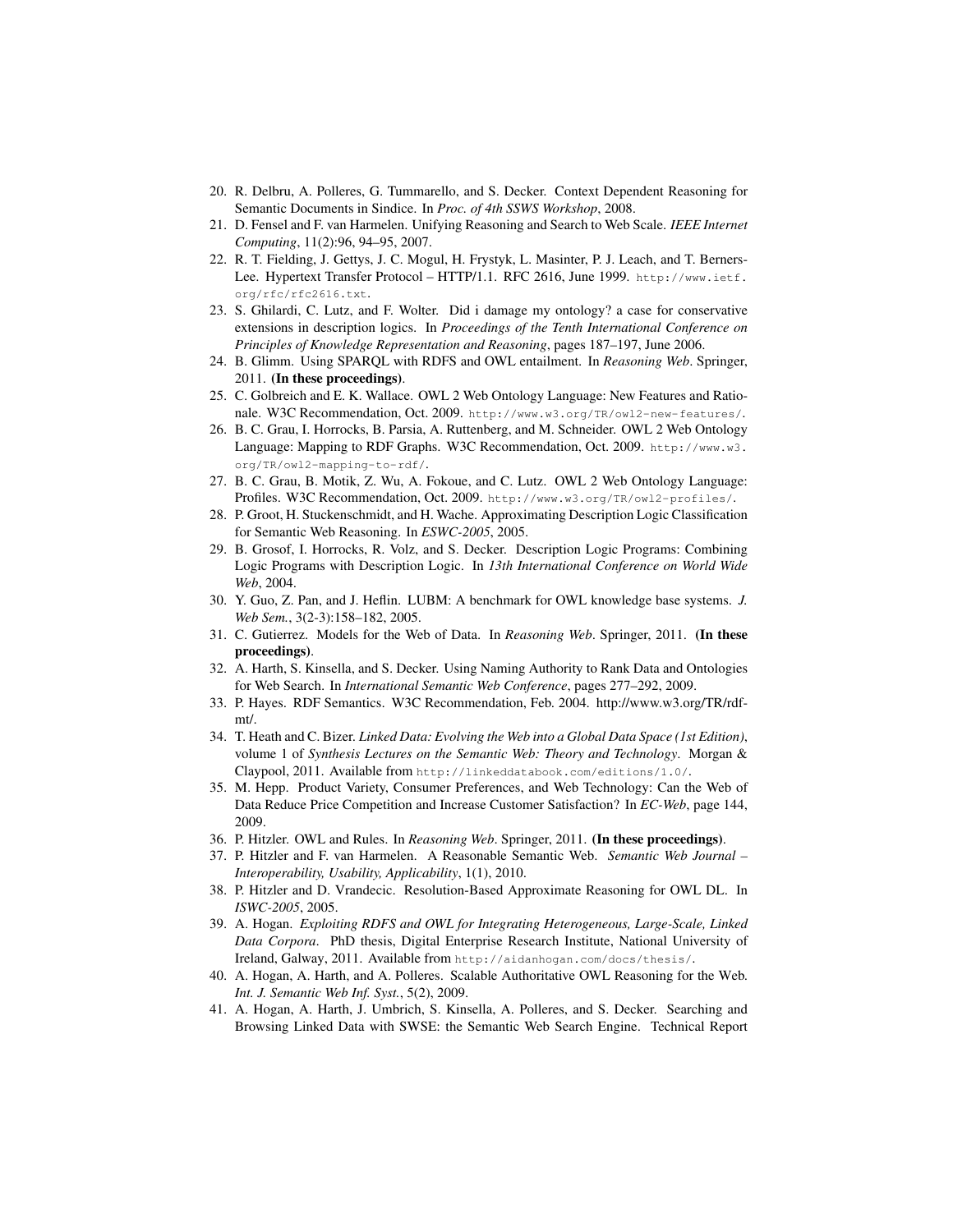20. R. Delbru, A. Polleres, G. Tummarello, and S. Decker. Context Dependent Reasoning for Semantic Documents in Sindice. In *Proc. of 4th SSWS Workshop*, 2008.
21. D. Fensel and F. van Harmelen. Unifying Reasoning and Search to Web Scale. *IEEE Internet Computing*, 11(2):96, 94–95, 2007.
22. R. T. Fielding, J. Gettys, J. C. Mogul, H. Frystyk, L. Masinter, P. J. Leach, and T. Berners-Lee. Hypertext Transfer Protocol – HTTP/1.1. RFC 2616, June 1999. `http://www.ietf.org/rfc/rfc2616.txt`.
23. S. Ghilardi, C. Lutz, and F. Wolter. Did i damage my ontology? a case for conservative extensions in description logics. In *Proceedings of the Tenth International Conference on Principles of Knowledge Representation and Reasoning*, pages 187–197, June 2006.
24. B. Glimm. Using SPARQL with RDFS and OWL entailment. In *Reasoning Web*. Springer, 2011. **(In these proceedings)**.
25. C. Golbreich and E. K. Wallace. OWL 2 Web Ontology Language: New Features and Rationale. W3C Recommendation, Oct. 2009. `http://www.w3.org/TR/owl2-new-features/`.
26. B. C. Grau, I. Horrocks, B. Parsia, A. Ruttenberg, and M. Schneider. OWL 2 Web Ontology Language: Mapping to RDF Graphs. W3C Recommendation, Oct. 2009. `http://www.w3.org/TR/owl2-mapping-to-rdf/`.
27. B. C. Grau, B. Motik, Z. Wu, A. Fokoue, and C. Lutz. OWL 2 Web Ontology Language: Profiles. W3C Recommendation, Oct. 2009. `http://www.w3.org/TR/owl2-profiles/`.
28. P. Groot, H. Stuckenschmidt, and H. Wache. Approximating Description Logic Classification for Semantic Web Reasoning. In *ESWC-2005*, 2005.
29. B. Grosof, I. Horrocks, R. Volz, and S. Decker. Description Logic Programs: Combining Logic Programs with Description Logic. In *13th International Conference on World Wide Web*, 2004.
30. Y. Guo, Z. Pan, and J. Heflin. LUBM: A benchmark for OWL knowledge base systems. *J. Web Sem.*, 3(2-3):158–182, 2005.
31. C. Gutierrez. Models for the Web of Data. In *Reasoning Web*. Springer, 2011. **(In these proceedings)**.
32. A. Harth, S. Kinsella, and S. Decker. Using Naming Authority to Rank Data and Ontologies for Web Search. In *International Semantic Web Conference*, pages 277–292, 2009.
33. P. Hayes. RDF Semantics. W3C Recommendation, Feb. 2004. http://www.w3.org/TR/rdf-mt/.
34. T. Heath and C. Bizer. *Linked Data: Evolving the Web into a Global Data Space (1st Edition)*, volume 1 of *Synthesis Lectures on the Semantic Web: Theory and Technology*. Morgan & Claypool, 2011. Available from `http://linkeddatabook.com/editions/1.0/`.
35. M. Hepp. Product Variety, Consumer Preferences, and Web Technology: Can the Web of Data Reduce Price Competition and Increase Customer Satisfaction? In *EC-Web*, page 144, 2009.
36. P. Hitzler. OWL and Rules. In *Reasoning Web*. Springer, 2011. **(In these proceedings)**.
37. P. Hitzler and F. van Harmelen. A Reasonable Semantic Web. *Semantic Web Journal – Interoperability, Usability, Applicability*, 1(1), 2010.
38. P. Hitzler and D. Vrandecic. Resolution-Based Approximate Reasoning for OWL DL. In *ISWC-2005*, 2005.
39. A. Hogan. *Exploiting RDFS and OWL for Integrating Heterogeneous, Large-Scale, Linked Data Corpora*. PhD thesis, Digital Enterprise Research Institute, National University of Ireland, Galway, 2011. Available from `http://aidanhogan.com/docs/thesis/`.
40. A. Hogan, A. Harth, and A. Polleres. Scalable Authoritative OWL Reasoning for the Web. *Int. J. Semantic Web Inf. Syst.*, 5(2), 2009.
41. A. Hogan, A. Harth, J. Umbrich, S. Kinsella, A. Polleres, and S. Decker. Searching and Browsing Linked Data with SWSE: the Semantic Web Search Engine. Technical Report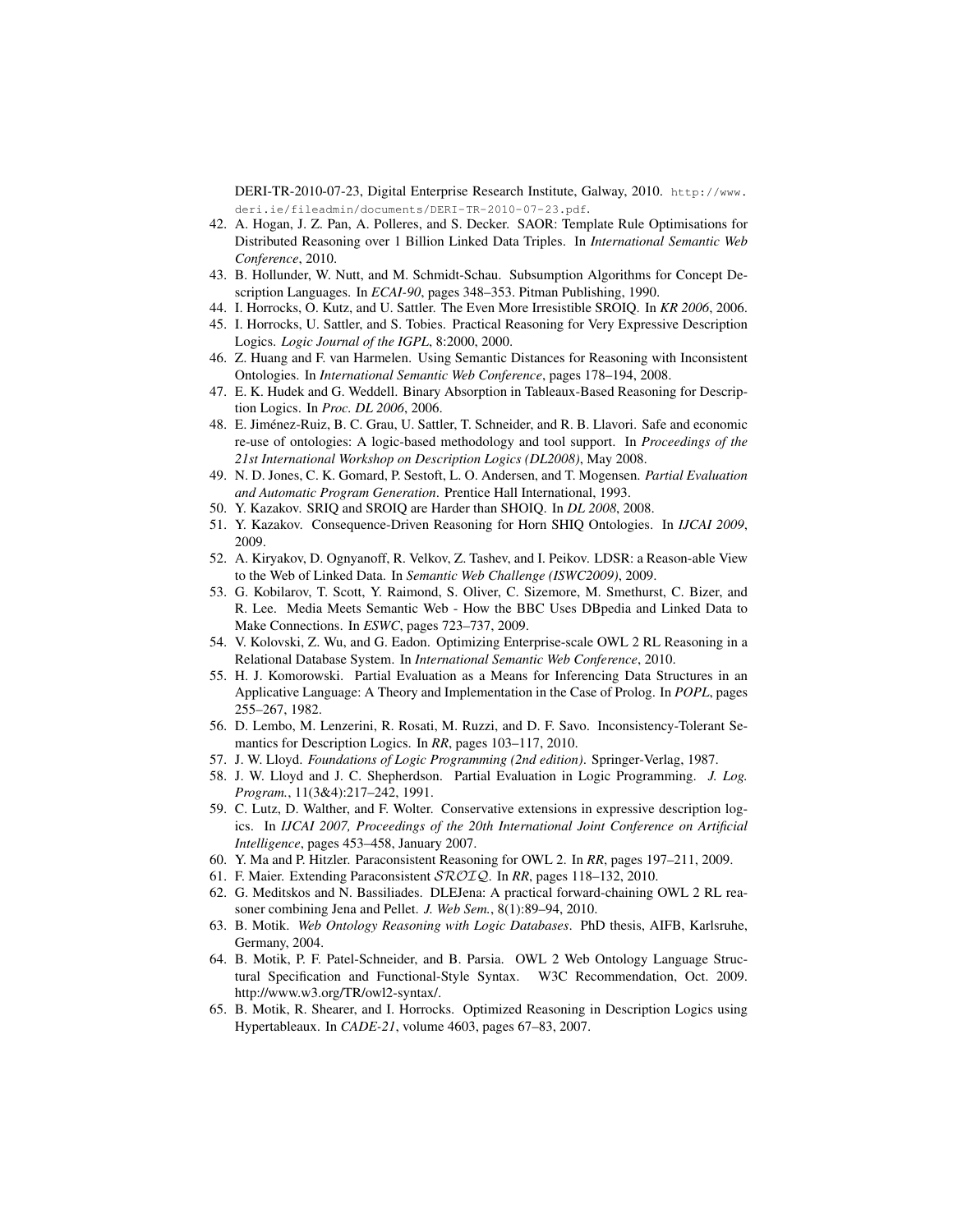DERI-TR-2010-07-23, Digital Enterprise Research Institute, Galway, 2010. http://www.deri.ie/fileadmin/documents/DERI-TR-2010-07-23.pdf.

42. A. Hogan, J. Z. Pan, A. Polleres, and S. Decker. SAOR: Template Rule Optimisations for Distributed Reasoning over 1 Billion Linked Data Triples. In *International Semantic Web Conference*, 2010.
43. B. Hollunder, W. Nutt, and M. Schmidt-Schau. Subsumption Algorithms for Concept Description Languages. In *ECAI-90*, pages 348–353. Pitman Publishing, 1990.
44. I. Horrocks, O. Kutz, and U. Sattler. The Even More Irresistible SROIQ. In *KR 2006*, 2006.
45. I. Horrocks, U. Sattler, and S. Tobies. Practical Reasoning for Very Expressive Description Logics. *Logic Journal of the IGPL*, 8:2000, 2000.
46. Z. Huang and F. van Harmelen. Using Semantic Distances for Reasoning with Inconsistent Ontologies. In *International Semantic Web Conference*, pages 178–194, 2008.
47. E. K. Hudek and G. Weddell. Binary Absorption in Tableaux-Based Reasoning for Description Logics. In *Proc. DL 2006*, 2006.
48. E. Jiménez-Ruiz, B. C. Grau, U. Sattler, T. Schneider, and R. B. Llavori. Safe and economic re-use of ontologies: A logic-based methodology and tool support. In *Proceedings of the 21st International Workshop on Description Logics (DL2008)*, May 2008.
49. N. D. Jones, C. K. Gomard, P. Sestoft, L. O. Andersen, and T. Mogensen. *Partial Evaluation and Automatic Program Generation*. Prentice Hall International, 1993.
50. Y. Kazakov. SRIQ and SROIQ are Harder than SHOIQ. In *DL 2008*, 2008.
51. Y. Kazakov. Consequence-Driven Reasoning for Horn SHIQ Ontologies. In *IJCAI 2009*, 2009.
52. A. Kiryakov, D. Ognyanoff, R. Velkov, Z. Tashev, and I. Peikov. LDSR: a Reason-able View to the Web of Linked Data. In *Semantic Web Challenge (ISWC2009)*, 2009.
53. G. Kobilarov, T. Scott, Y. Raimond, S. Oliver, C. Sizemore, M. Smethurst, C. Bizer, and R. Lee. Media Meets Semantic Web - How the BBC Uses DBpedia and Linked Data to Make Connections. In *ESWC*, pages 723–737, 2009.
54. V. Kolovski, Z. Wu, and G. Eadon. Optimizing Enterprise-scale OWL 2 RL Reasoning in a Relational Database System. In *International Semantic Web Conference*, 2010.
55. H. J. Komorowski. Partial Evaluation as a Means for Inferencing Data Structures in an Applicative Language: A Theory and Implementation in the Case of Prolog. In *POPL*, pages 255–267, 1982.
56. D. Lembo, M. Lenzerini, R. Rosati, M. Ruzzi, and D. F. Savo. Inconsistency-Tolerant Semantics for Description Logics. In *RR*, pages 103–117, 2010.
57. J. W. Lloyd. *Foundations of Logic Programming (2nd edition)*. Springer-Verlag, 1987.
58. J. W. Lloyd and J. C. Shepherdson. Partial Evaluation in Logic Programming. *J. Log. Program.*, 11(3&4):217–242, 1991.
59. C. Lutz, D. Walther, and F. Wolter. Conservative extensions in expressive description logics. In *IJCAI 2007, Proceedings of the 20th International Joint Conference on Artificial Intelligence*, pages 453–458, January 2007.
60. Y. Ma and P. Hitzler. Paraconsistent Reasoning for OWL 2. In *RR*, pages 197–211, 2009.
61. F. Maier. Extending Paraconsistent $\mathcal{SROIQ}$. In *RR*, pages 118–132, 2010.
62. G. Meditskos and N. Bassiliades. DLEJena: A practical forward-chaining OWL 2 RL reasoner combining Jena and Pellet. *J. Web Sem.*, 8(1):89–94, 2010.
63. B. Motik. *Web Ontology Reasoning with Logic Databases*. PhD thesis, AIFB, Karlsruhe, Germany, 2004.
64. B. Motik, P. F. Patel-Schneider, and B. Parsia. OWL 2 Web Ontology Language Structural Specification and Functional-Style Syntax. W3C Recommendation, Oct. 2009. http://www.w3.org/TR/owl2-syntax/.
65. B. Motik, R. Shearer, and I. Horrocks. Optimized Reasoning in Description Logics using Hypertableaux. In *CADE-21*, volume 4603, pages 67–83, 2007.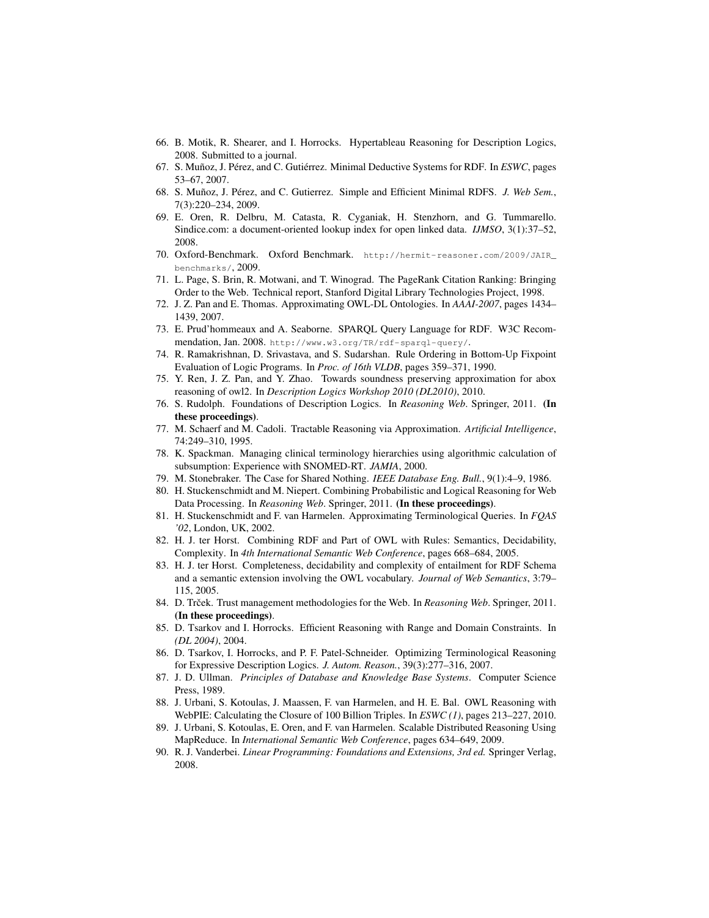66. B. Motik, R. Shearer, and I. Horrocks. Hypertableau Reasoning for Description Logics, 2008. Submitted to a journal.
67. S. Muñoz, J. Pérez, and C. Gutiérrez. Minimal Deductive Systems for RDF. In *ESWC*, pages 53–67, 2007.
68. S. Muñoz, J. Pérez, and C. Gutierrez. Simple and Efficient Minimal RDFS. *J. Web Sem.*, 7(3):220–234, 2009.
69. E. Oren, R. Delbru, M. Catasta, R. Cyganiak, H. Stenzhorn, and G. Tummarello. Sindice.com: a document-oriented lookup index for open linked data. *IJMSO*, 3(1):37–52, 2008.
70. Oxford-Benchmark. Oxford Benchmark. http://hermit-reasoner.com/2009/JAIR_benchmarks/, 2009.
71. L. Page, S. Brin, R. Motwani, and T. Winograd. The PageRank Citation Ranking: Bringing Order to the Web. Technical report, Stanford Digital Library Technologies Project, 1998.
72. J. Z. Pan and E. Thomas. Approximating OWL-DL Ontologies. In *AAAI-2007*, pages 1434–1439, 2007.
73. E. Prud'hommeaux and A. Seaborne. SPARQL Query Language for RDF. W3C Recommendation, Jan. 2008. http://www.w3.org/TR/rdf-sparql-query/.
74. R. Ramakrishnan, D. Srivastava, and S. Sudarshan. Rule Ordering in Bottom-Up Fixpoint Evaluation of Logic Programs. In *Proc. of 16th VLDB*, pages 359–371, 1990.
75. Y. Ren, J. Z. Pan, and Y. Zhao. Towards soundness preserving approximation for abox reasoning of owl2. In *Description Logics Workshop 2010 (DL2010)*, 2010.
76. S. Rudolph. Foundations of Description Logics. In *Reasoning Web*. Springer, 2011. **(In these proceedings)**.
77. M. Schaerf and M. Cadoli. Tractable Reasoning via Approximation. *Artificial Intelligence*, 74:249–310, 1995.
78. K. Spackman. Managing clinical terminology hierarchies using algorithmic calculation of subsumption: Experience with SNOMED-RT. *JAMIA*, 2000.
79. M. Stonebraker. The Case for Shared Nothing. *IEEE Database Eng. Bull.*, 9(1):4–9, 1986.
80. H. Stuckenschmidt and M. Niepert. Combining Probabilistic and Logical Reasoning for Web Data Processing. In *Reasoning Web*. Springer, 2011. **(In these proceedings)**.
81. H. Stuckenschmidt and F. van Harmelen. Approximating Terminological Queries. In *FQAS '02*, London, UK, 2002.
82. H. J. ter Horst. Combining RDF and Part of OWL with Rules: Semantics, Decidability, Complexity. In *4th International Semantic Web Conference*, pages 668–684, 2005.
83. H. J. ter Horst. Completeness, decidability and complexity of entailment for RDF Schema and a semantic extension involving the OWL vocabulary. *Journal of Web Semantics*, 3:79–115, 2005.
84. D. Trček. Trust management methodologies for the Web. In *Reasoning Web*. Springer, 2011. **(In these proceedings)**.
85. D. Tsarkov and I. Horrocks. Efficient Reasoning with Range and Domain Constraints. In *(DL 2004)*, 2004.
86. D. Tsarkov, I. Horrocks, and P. F. Patel-Schneider. Optimizing Terminological Reasoning for Expressive Description Logics. *J. Autom. Reason.*, 39(3):277–316, 2007.
87. J. D. Ullman. *Principles of Database and Knowledge Base Systems*. Computer Science Press, 1989.
88. J. Urbani, S. Kotoulas, J. Maassen, F. van Harmelen, and H. E. Bal. OWL Reasoning with WebPIE: Calculating the Closure of 100 Billion Triples. In *ESWC (1)*, pages 213–227, 2010.
89. J. Urbani, S. Kotoulas, E. Oren, and F. van Harmelen. Scalable Distributed Reasoning Using MapReduce. In *International Semantic Web Conference*, pages 634–649, 2009.
90. R. J. Vanderbei. *Linear Programming: Foundations and Extensions, 3rd ed.* Springer Verlag, 2008.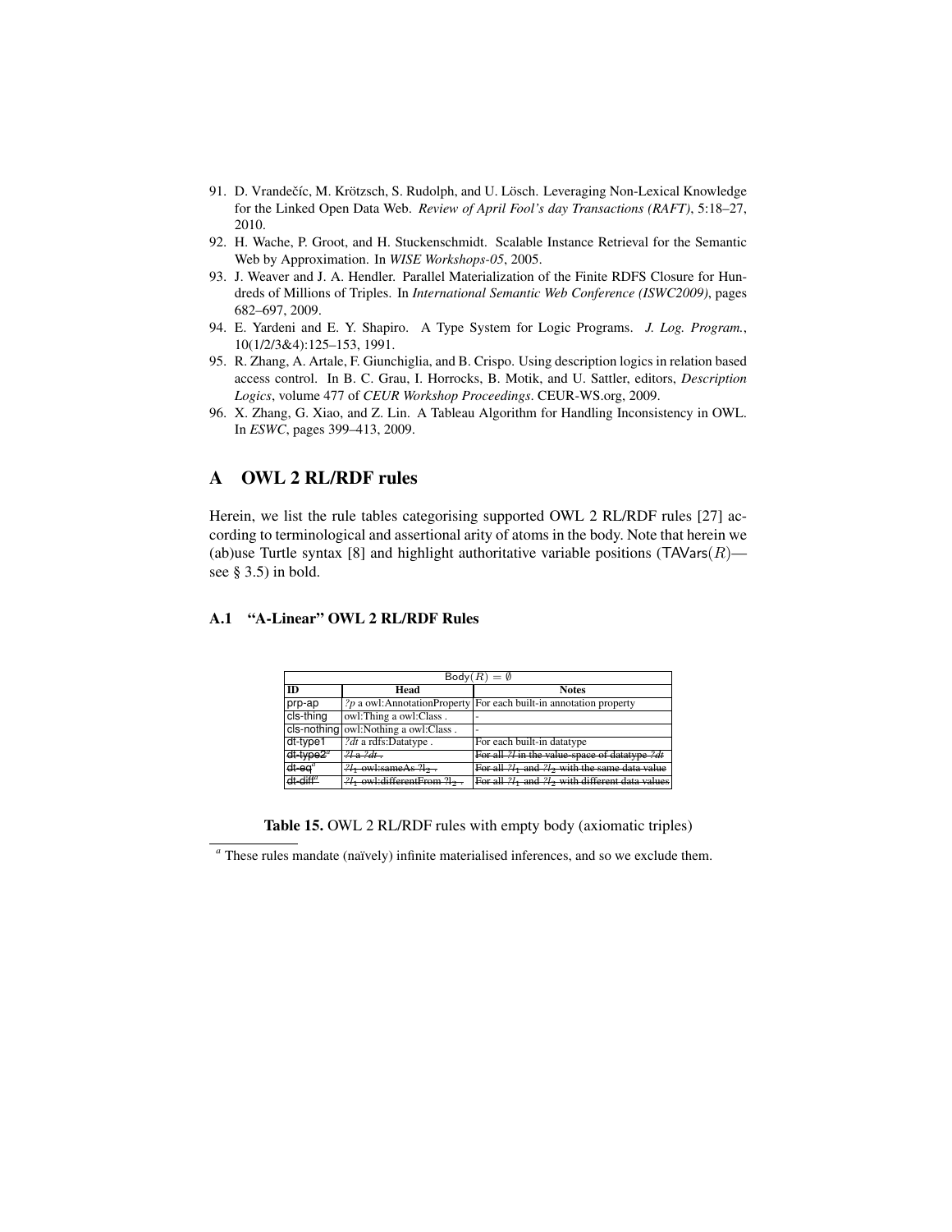91. D. Vrandečíc, M. Krötzsch, S. Rudolph, and U. Lösch. Leveraging Non-Lexical Knowledge for the Linked Open Data Web. *Review of April Fool's day Transactions (RAFT)*, 5:18–27, 2010.
92. H. Wache, P. Groot, and H. Stuckenschmidt. Scalable Instance Retrieval for the Semantic Web by Approximation. In *WISE Workshops-05*, 2005.
93. J. Weaver and J. A. Hendler. Parallel Materialization of the Finite RDFS Closure for Hundreds of Millions of Triples. In *International Semantic Web Conference (ISWC2009)*, pages 682–697, 2009.
94. E. Yardeni and E. Y. Shapiro. A Type System for Logic Programs. *J. Log. Program.*, 10(1/2/3&4):125–153, 1991.
95. R. Zhang, A. Artale, F. Giunchiglia, and B. Crispo. Using description logics in relation based access control. In B. C. Grau, I. Horrocks, B. Motik, and U. Sattler, editors, *Description Logics*, volume 477 of *CEUR Workshop Proceedings*. CEUR-WS.org, 2009.
96. X. Zhang, G. Xiao, and Z. Lin. A Tableau Algorithm for Handling Inconsistency in OWL. In *ESWC*, pages 399–413, 2009.

# A OWL 2 RL/RDF rules

Herein, we list the rule tables categorising supported OWL 2 RL/RDF rules [27] according to terminological and assertional arity of atoms in the body. Note that herein we (ab)use Turtle syntax [8] and highlight authoritative variable positions ($\mathsf{TAVars}(R)$—see § 3.5) in bold.

## A.1 "A-Linear" OWL 2 RL/RDF Rules

| $\mathsf{Body}(R) = \emptyset$ | | |
|---|---|---|
| **ID** | **Head** | **Notes** |
| prp-ap | *?p* a owl:AnnotationProperty | For each built-in annotation property |
| cls-thing | owl:Thing a owl:Class . | - |
| cls-nothing | owl:Nothing a owl:Class . | - |
| dt-type1 | *?dt* a rdfs:Datatype . | For each built-in datatype |
| ~~dt-type2~~[a] | ~~*?l* a *?dt* .~~ | ~~For all *?l* in the value-space of datatype *?dt*~~ |
| ~~dt-eq~~[a] | ~~$?l_1$ owl:sameAs $?l_2$ .~~ | ~~For all $?l_1$ and $?l_2$ with the same data value~~ |
| ~~dt-diff~~[a] | ~~$?l_1$ owl:differentFrom $?l_2$ .~~ | ~~For all $?l_1$ and $?l_2$ with different data values~~ |

**Table 15.** OWL 2 RL/RDF rules with empty body (axiomatic triples)

[a] These rules mandate (naïvely) infinite materialised inferences, and so we exclude them.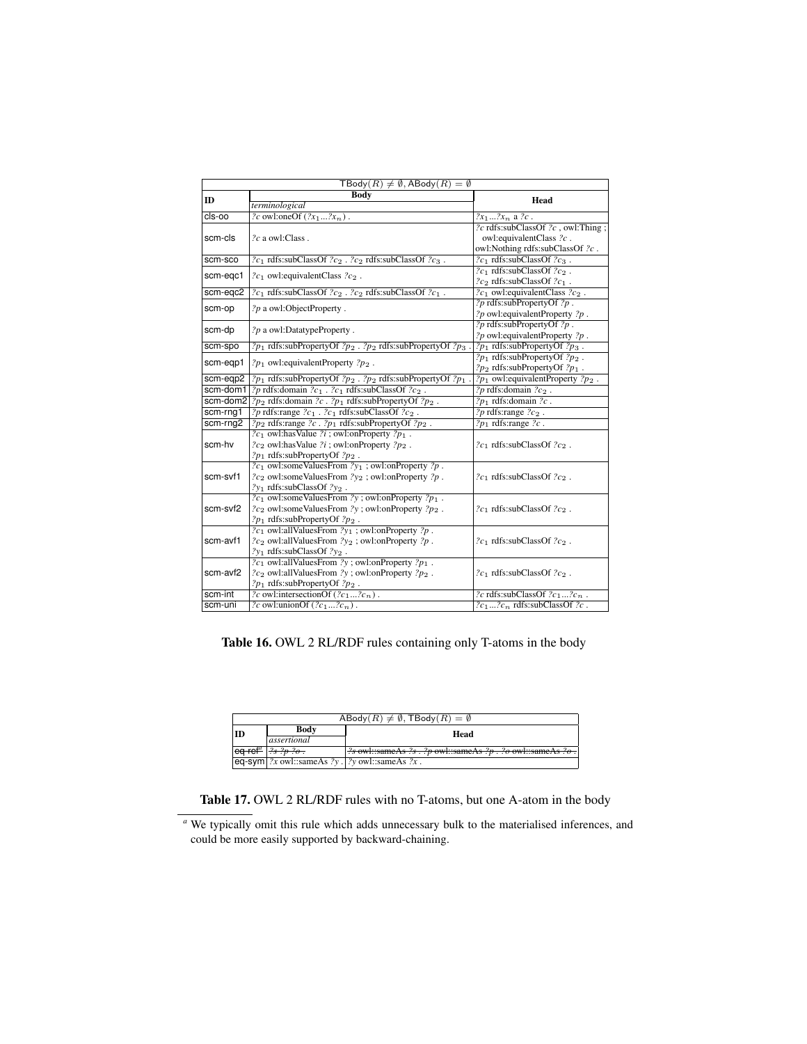| $\mathsf{TBody}(R) \neq \emptyset, \mathsf{ABody}(R) = \emptyset$ | | |
|---|---|---|
| **ID** | **Body** *terminological* | **Head** |
| cls-oo | ?c owl:oneOf (?$x_1$...?$x_n$) . | ?$x_1$...?$x_n$ a ?c . |
| scm-cls | ?c a owl:Class . | ?c rdfs:subClassOf ?c , owl:Thing ; owl:equivalentClass ?c . owl:Nothing rdfs:subClassOf ?c . |
| scm-sco | ?$c_1$ rdfs:subClassOf ?$c_2$ . ?$c_2$ rdfs:subClassOf ?$c_3$ . | ?$c_1$ rdfs:subClassOf ?$c_3$ . |
| scm-eqc1 | ?$c_1$ owl:equivalentClass ?$c_2$ . | ?$c_1$ rdfs:subClassOf ?$c_2$ . ?$c_2$ rdfs:subClassOf ?$c_1$ . |
| scm-eqc2 | ?$c_1$ rdfs:subClassOf ?$c_2$ . ?$c_2$ rdfs:subClassOf ?$c_1$ . | ?$c_1$ owl:equivalentClass ?$c_2$ . |
| scm-op | ?p a owl:ObjectProperty . | ?p rdfs:subPropertyOf ?p . ?p owl:equivalentProperty ?p . |
| scm-dp | ?p a owl:DatatypeProperty . | ?p rdfs:subPropertyOf ?p . ?p owl:equivalentProperty ?p . |
| scm-spo | ?$p_1$ rdfs:subPropertyOf ?$p_2$ . ?$p_2$ rdfs:subPropertyOf ?$p_3$ . | ?$p_1$ rdfs:subPropertyOf ?$p_3$ . |
| scm-eqp1 | ?$p_1$ owl:equivalentProperty ?$p_2$ . | ?$p_1$ rdfs:subPropertyOf ?$p_2$ . ?$p_2$ rdfs:subPropertyOf ?$p_1$ . |
| scm-eqp2 | ?$p_1$ rdfs:subPropertyOf ?$p_2$ . ?$p_2$ rdfs:subPropertyOf ?$p_1$ . | ?$p_1$ owl:equivalentProperty ?$p_2$ . |
| scm-dom1 | ?p rdfs:domain ?$c_1$ . ?$c_1$ rdfs:subClassOf ?$c_2$ . | ?p rdfs:domain ?$c_2$ . |
| scm-dom2 | ?$p_2$ rdfs:domain ?c . ?$p_1$ rdfs:subPropertyOf ?$p_2$ . | ?$p_1$ rdfs:domain ?c . |
| scm-rng1 | ?p rdfs:range ?$c_1$ . ?$c_1$ rdfs:subClassOf ?$c_2$ . | ?p rdfs:range ?$c_2$ . |
| scm-rng2 | ?$p_2$ rdfs:range ?c . ?$p_1$ rdfs:subPropertyOf ?$p_2$ . | ?$p_1$ rdfs:range ?c . |
| scm-hv | ?$c_1$ owl:hasValue ?i ; owl:onProperty ?$p_1$ . ?$c_2$ owl:hasValue ?i ; owl:onProperty ?$p_2$ . ?$p_1$ rdfs:subPropertyOf ?$p_2$ . | ?$c_1$ rdfs:subClassOf ?$c_2$ . |
| scm-svf1 | ?$c_1$ owl:someValuesFrom ?$y_1$ ; owl:onProperty ?p . ?$c_2$ owl:someValuesFrom ?$y_2$ ; owl:onProperty ?p . ?$y_1$ rdfs:subClassOf ?$y_2$ . | ?$c_1$ rdfs:subClassOf ?$c_2$ . |
| scm-svf2 | ?$c_1$ owl:someValuesFrom ?y ; owl:onProperty ?$p_1$ . ?$c_2$ owl:someValuesFrom ?y ; owl:onProperty ?$p_2$ . ?$p_1$ rdfs:subPropertyOf ?$p_2$ . | ?$c_1$ rdfs:subClassOf ?$c_2$ . |
| scm-avf1 | ?$c_1$ owl:allValuesFrom ?$y_1$ ; owl:onProperty ?p . ?$c_2$ owl:allValuesFrom ?$y_2$ ; owl:onProperty ?p . ?$y_1$ rdfs:subClassOf ?$y_2$ . | ?$c_1$ rdfs:subClassOf ?$c_2$ . |
| scm-avf2 | ?$c_1$ owl:allValuesFrom ?y ; owl:onProperty ?$p_1$ . ?$c_2$ owl:allValuesFrom ?y ; owl:onProperty ?$p_2$ . ?$p_1$ rdfs:subPropertyOf ?$p_2$ . | ?$c_1$ rdfs:subClassOf ?$c_2$ . |
| scm-int | ?c owl:intersectionOf (?$c_1$...?$c_n$) . | ?c rdfs:subClassOf ?$c_1$...?$c_n$ . |
| scm-uni | ?c owl:unionOf (?$c_1$...?$c_n$) . | ?$c_1$...?$c_n$ rdfs:subClassOf ?c . |

**Table 16.** OWL 2 RL/RDF rules containing only T-atoms in the body

| $\mathsf{ABody}(R) \neq \emptyset, \mathsf{TBody}(R) = \emptyset$ | | |
|---|---|---|
| **ID** | **Body** *assertional* | **Head** |
| ~~eq-ref~~[a] | ~~?s ?p ?o .~~ | ~~?s owl::sameAs ?s . ?p owl::sameAs ?p . ?o owl::sameAs ?o .~~ |
| eq-sym | ?x owl::sameAs ?y . | ?y owl::sameAs ?x . |

**Table 17.** OWL 2 RL/RDF rules with no T-atoms, but one A-atom in the body

[a] We typically omit this rule which adds unnecessary bulk to the materialised inferences, and could be more easily supported by backward-chaining.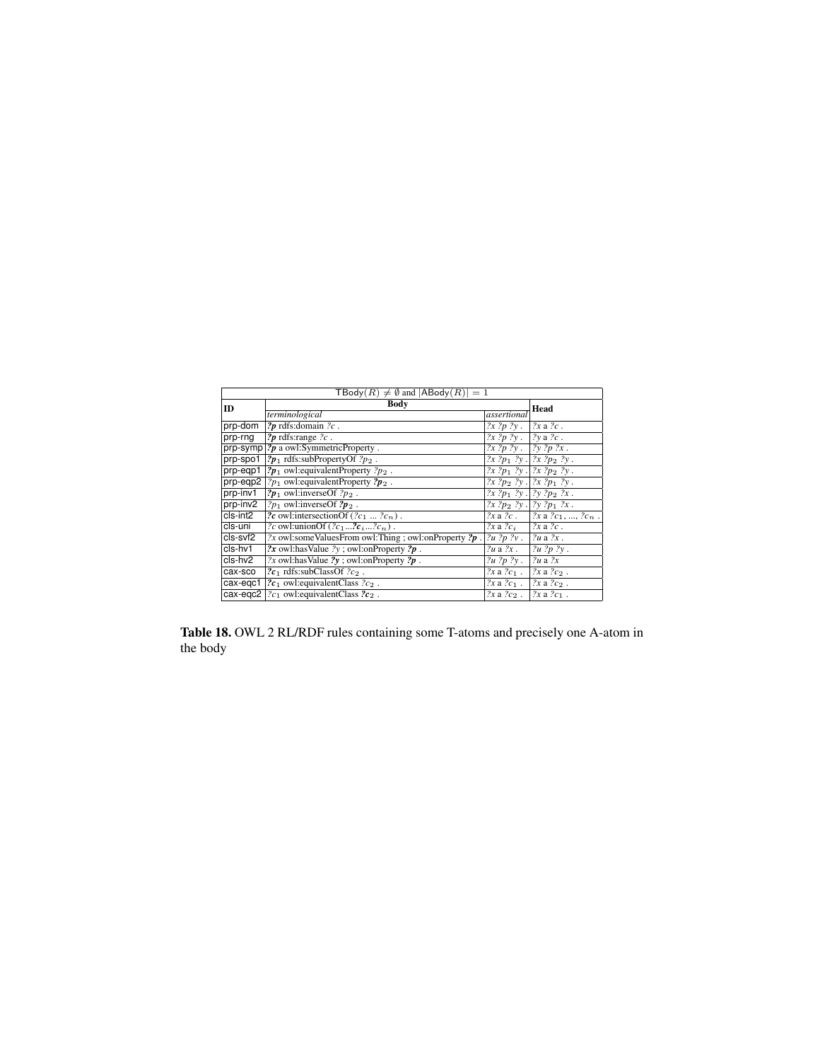| $\mathsf{TBody}(R) \neq \emptyset$ and $\lvert\mathsf{ABody}(R)\rvert = 1$ | | | |
|---|---|---|---|
| **ID** | **Body** | | **Head** |
| | *terminological* | *assertional* | |
| prp-dom | ***?p*** rdfs:domain *?c* . | *?x ?p ?y* . | *?x* a *?c* . |
| prp-rng | ***?p*** rdfs:range *?c* . | *?x ?p ?y* . | *?y* a *?c* . |
| prp-symp | ***?p*** a owl:SymmetricProperty . | *?x ?p ?y* . | *?y ?p ?x* . |
| prp-spo1 | ***?p*** $_1$ rdfs:subPropertyOf *?p* $_2$ . | *?x ?p* $_1$ *?y* . | *?x ?p* $_2$ *?y* . |
| prp-eqp1 | ***?p*** $_1$ owl:equivalentProperty *?p* $_2$ . | *?x ?p* $_1$ *?y* . | *?x ?p* $_2$ *?y* . |
| prp-eqp2 | *?p* $_1$ owl:equivalentProperty ***?p*** $_2$ . | *?x ?p* $_2$ *?y* . | *?x ?p* $_1$ *?y* . |
| prp-inv1 | ***?p*** $_1$ owl:inverseOf *?p* $_2$ . | *?x ?p* $_1$ *?y* . | *?y ?p* $_2$ *?x* . |
| prp-inv2 | *?p* $_1$ owl:inverseOf ***?p*** $_2$ . | *?x ?p* $_2$ *?y* . | *?y ?p* $_1$ *?x* . |
| cls-int2 | ***?c*** owl:intersectionOf (*?c* $_1$ ... *?c* $_n$) . | *?x* a *?c* . | *?x* a *?c* $_1$, ..., *?c* $_n$ . |
| cls-uni | *?c* owl:unionOf (*?c* $_1$ ...***?c*** $_i$ ...*?c* $_n$) . | *?x* a *?c* $_i$ | *?x* a *?c* . |
| cls-svf2 | *?x* owl:someValuesFrom owl:Thing ; owl:onProperty ***?p*** . | *?u ?p ?v* . | *?u* a *?x* . |
| cls-hv1 | ***?x*** owl:hasValue *?y* ; owl:onProperty ***?p*** . | *?u* a *?x* . | *?u ?p ?y* . |
| cls-hv2 | *?x* owl:hasValue ***?y*** ; owl:onProperty ***?p*** . | *?u ?p ?y* . | *?u* a *?x* |
| cax-sco | ***?c*** $_1$ rdfs:subClassOf *?c* $_2$ . | *?x* a *?c* $_1$ . | *?x* a *?c* $_2$ . |
| cax-eqc1 | ***?c*** $_1$ owl:equivalentClass *?c* $_2$ . | *?x* a *?c* $_1$ . | *?x* a *?c* $_2$ . |
| cax-eqc2 | *?c* $_1$ owl:equivalentClass ***?c*** $_2$ . | *?x* a *?c* $_2$ . | *?x* a *?c* $_1$ . |

**Table 18.** OWL 2 RL/RDF rules containing some T-atoms and precisely one A-atom in the body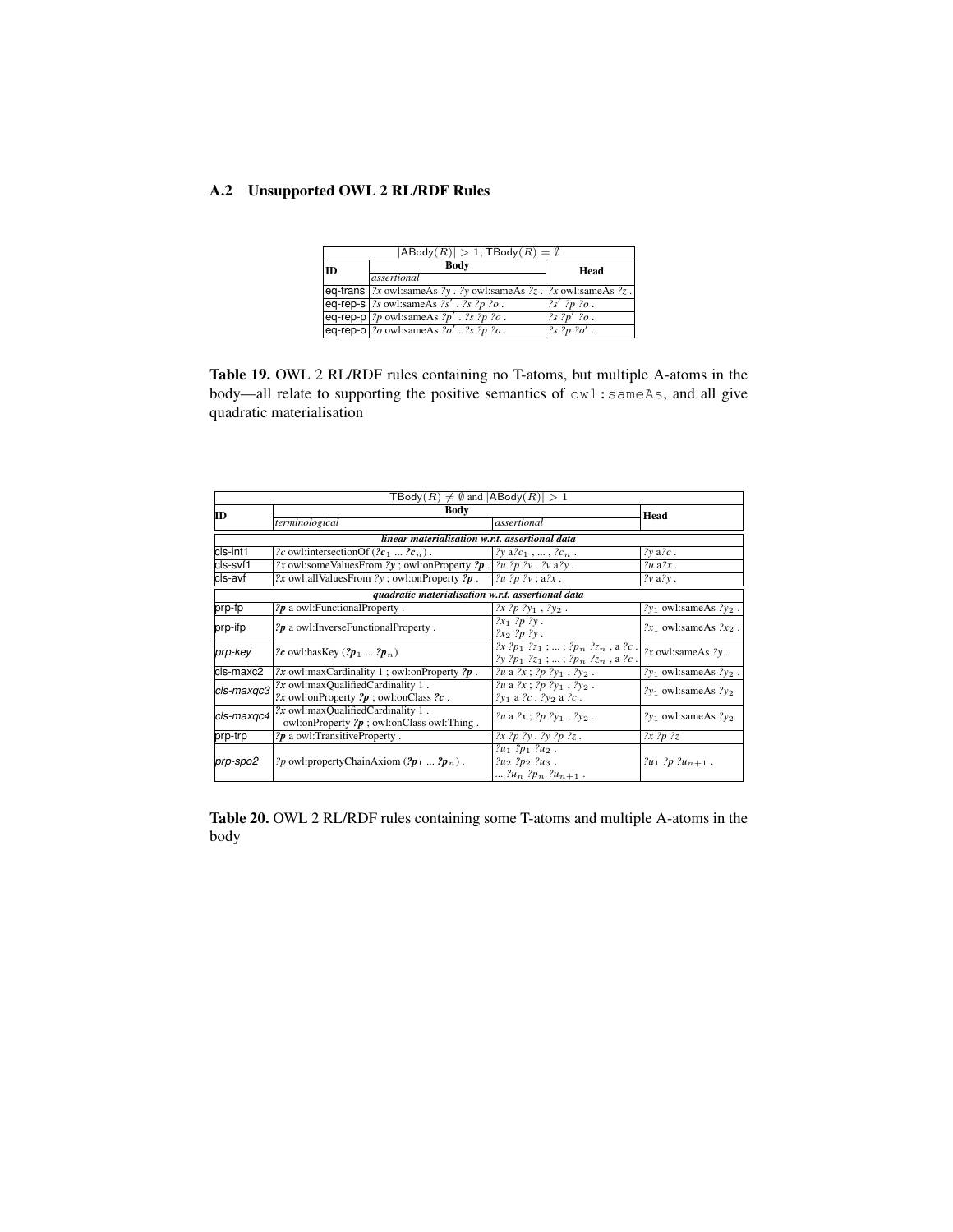### A.2 Unsupported OWL 2 RL/RDF Rules

| $\vert\mathsf{ABody}(R)\vert > 1, \mathsf{TBody}(R) = \emptyset$ | | |
|---|---|---|
| **ID** | **Body** | **Head** |
| | *assertional* | |
| eq-trans | ?x owl:sameAs ?y . ?y owl:sameAs ?z . | ?x owl:sameAs ?z . |
| eq-rep-s | ?s owl:sameAs ?s′ . ?s ?p ?o . | ?s′ ?p ?o . |
| eq-rep-p | ?p owl:sameAs ?p′ . ?s ?p ?o . | ?s ?p′ ?o . |
| eq-rep-o | ?o owl:sameAs ?o′ . ?s ?p ?o . | ?s ?p ?o′ . |

**Table 19.** OWL 2 RL/RDF rules containing no T-atoms, but multiple A-atoms in the body—all relate to supporting the positive semantics of `owl:sameAs`, and all give quadratic materialisation

| $\mathsf{TBody}(R) \neq \emptyset$ and $\vert\mathsf{ABody}(R)\vert > 1$ | | | |
|---|---|---|---|
| **ID** | **Body** | | **Head** |
| | *terminological* | *assertional* | |
| | ***linear materialisation w.r.t. assertional data*** | | |
| cls-int1 | ?c owl:intersectionOf (**?c**$_1$ ... **?c**$_n$) . | ?y a ?c$_1$ , ... , ?c$_n$ . | ?y a ?c . |
| cls-svf1 | ?x owl:someValuesFrom **?y** ; owl:onProperty **?p** . | ?u ?p ?v . ?v a ?y . | ?u a ?x . |
| cls-avf | **?x** owl:allValuesFrom ?y ; owl:onProperty **?p** . | ?u ?p ?v ; a ?x . | ?v a ?y . |
| | ***quadratic materialisation w.r.t. assertional data*** | | |
| prp-fp | **?p** a owl:FunctionalProperty . | ?x ?p ?y$_1$ , ?y$_2$ . | ?y$_1$ owl:sameAs ?y$_2$ . |
| prp-ifp | **?p** a owl:InverseFunctionalProperty . | ?x$_1$ ?p ?y . ?x$_2$ ?p ?y . | ?x$_1$ owl:sameAs ?x$_2$ . |
| *prp-key* | **?c** owl:hasKey (**?p**$_1$ ... **?p**$_n$) | ?x ?p$_1$ ?z$_1$ ; ... ; ?p$_n$ ?z$_n$ , a ?c . ?y ?p$_1$ ?z$_1$ ; ... ; ?p$_n$ ?z$_n$ , a ?c . | ?x owl:sameAs ?y . |
| cls-maxc2 | **?x** owl:maxCardinality 1 ; owl:onProperty **?p** . | ?u a ?x ; ?p ?y$_1$ , ?y$_2$ . | ?y$_1$ owl:sameAs ?y$_2$ . |
| *cls-maxqc3* | **?x** owl:maxQualifiedCardinality 1 . **?x** owl:onProperty **?p** ; owl:onClass **?c** . | ?u a ?x ; ?p ?y$_1$ , ?y$_2$ . ?y$_1$ a ?c . ?y$_2$ a ?c . | ?y$_1$ owl:sameAs ?y$_2$ |
| *cls-maxqc4* | **?x** owl:maxQualifiedCardinality 1 . owl:onProperty **?p** ; owl:onClass owl:Thing . | ?u a ?x ; ?p ?y$_1$ , ?y$_2$ . | ?y$_1$ owl:sameAs ?y$_2$ |
| prp-trp | **?p** a owl:TransitiveProperty . | ?x ?p ?y . ?y ?p ?z . | ?x ?p ?z |
| *prp-spo2* | ?p owl:propertyChainAxiom (**?p**$_1$ ... **?p**$_n$) . | ?u$_1$ ?p$_1$ ?u$_2$ . ?u$_2$ ?p$_2$ ?u$_3$ . ... ?u$_n$ ?p$_n$ ?u$_{n+1}$ . | ?u$_1$ ?p ?u$_{n+1}$ . |

**Table 20.** OWL 2 RL/RDF rules containing some T-atoms and multiple A-atoms in the body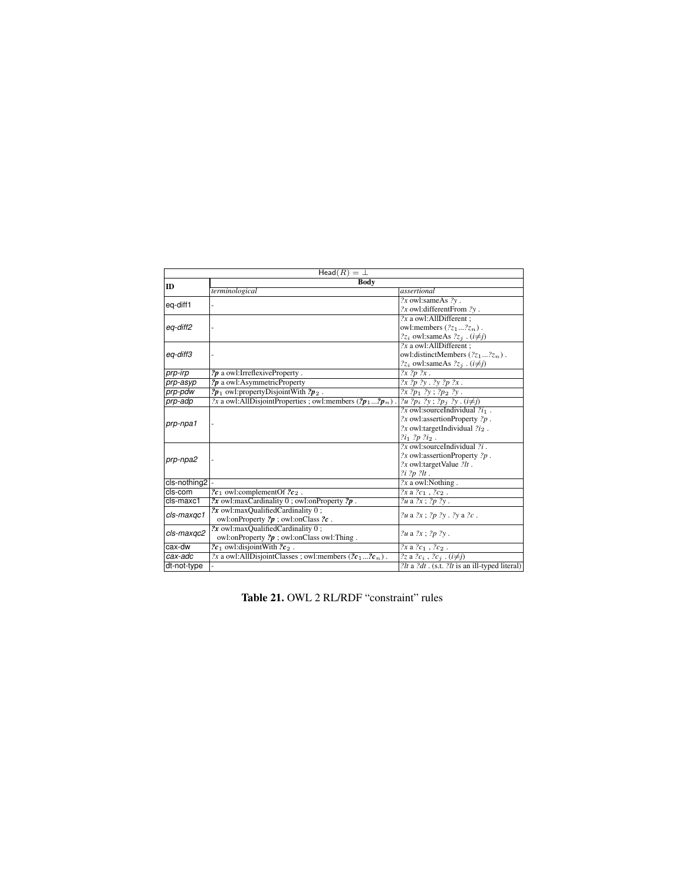| Head($R$) = $\bot$ | | |
|---|---|---|
| **ID** | **Body** | |
| | *terminological* | *assertional* |
| eq-diff1 | - | *?x* owl:sameAs *?y* . *?x* owl:differentFrom *?y* . |
| *eq-diff2* | - | *?x* a owl:AllDifferent ; owl:members ($?z_1 ... ?z_n$) . $?z_i$ owl:sameAs $?z_j$ . ($i \neq j$) |
| *eq-diff3* | - | *?x* a owl:AllDifferent ; owl:distinctMembers ($?z_1 ... ?z_n$) . $?z_i$ owl:sameAs $?z_j$ . ($i \neq j$) |
| *prp-irp* | ***?p*** a owl:IrreflexiveProperty . | *?x ?p ?x* . |
| *prp-asyp* | ***?p*** a owl:AsymmetricProperty | *?x ?p ?y* . *?y ?p ?x* . |
| *prp-pdw* | $?p_1$ owl:propertyDisjointWith $?p_2$ . | *?x* $?p_1$ *?y* ; $?p_2$ *?y* . |
| *prp-adp* | *?x* a owl:AllDisjointProperties ; owl:members ($?p_1 ... ?p_n$) . | *?u* $?p_i$ *?y* ; $?p_j$ *?y* . ($i \neq j$) |
| *prp-npa1* | - | *?x* owl:sourceIndividual $?i_1$ . *?x* owl:assertionProperty *?p* . *?x* owl:targetIndividual $?i_2$ . $?i_1$ *?p* $?i_2$ . |
| *prp-npa2* | - | *?x* owl:sourceIndividual *?i* . *?x* owl:assertionProperty *?p* . *?x* owl:targetValue *?lt* . *?i ?p ?lt* . |
| cls-nothing2 | - | *?x* a owl:Nothing . |
| cls-com | $?c_1$ owl:complementOf $?c_2$ . | *?x* a $?c_1$ , $?c_2$ . |
| cls-maxc1 | ***?x*** owl:maxCardinality 0 ; owl:onProperty ***?p*** . | *?u* a *?x* ; *?p ?y* . |
| *cls-maxqc1* | ***?x*** owl:maxQualifiedCardinality 0 ; owl:onProperty ***?p*** ; owl:onClass ***?c*** . | *?u* a *?x* ; *?p ?y* . *?y* a *?c* . |
| *cls-maxqc2* | ***?x*** owl:maxQualifiedCardinality 0 ; owl:onProperty ***?p*** ; owl:onClass owl:Thing . | *?u* a *?x* ; *?p ?y* . |
| cax-dw | $?c_1$ owl:disjointWith $?c_2$ . | *?x* a $?c_1$ , $?c_2$ . |
| *cax-adc* | *?x* a owl:AllDisjointClasses ; owl:members ($?c_1 ... ?c_n$) . | *?z* a $?c_i$ , $?c_j$ . ($i \neq j$) |
| dt-not-type | - | *?lt* a *?dt* . (s.t. *?lt* is an ill-typed literal) |

**Table 21.** OWL 2 RL/RDF “constraint” rules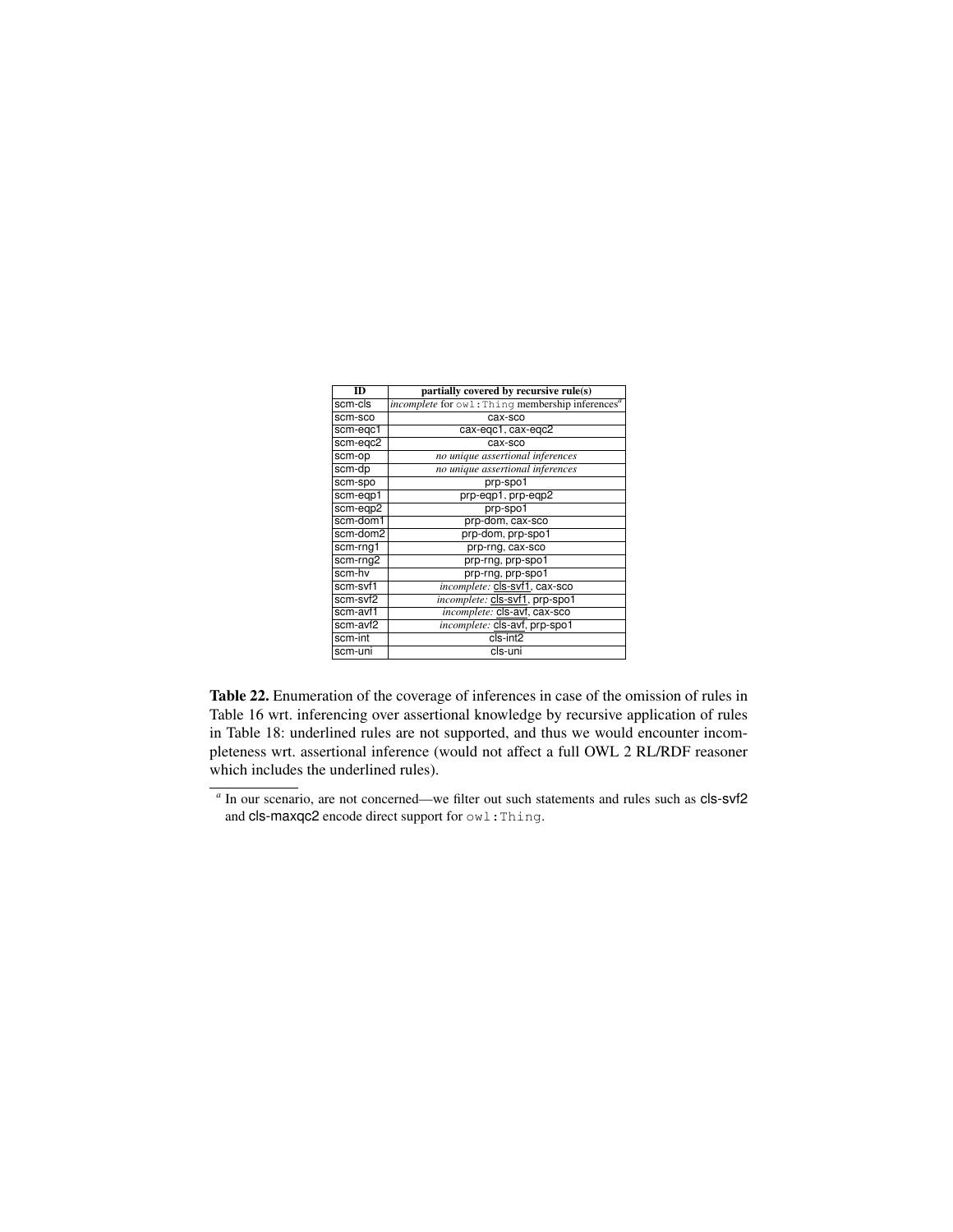| ID | partially covered by recursive rule(s) |
|---|---|
| scm-cls | *incomplete* for owl:Thing membership inferences[a] |
| scm-sco | cax-sco |
| scm-eqc1 | cax-eqc1, cax-eqc2 |
| scm-eqc2 | cax-sco |
| scm-op | *no unique assertional inferences* |
| scm-dp | *no unique assertional inferences* |
| scm-spo | prp-spo1 |
| scm-eqp1 | prp-eqp1, prp-eqp2 |
| scm-eqp2 | prp-spo1 |
| scm-dom1 | prp-dom, cax-sco |
| scm-dom2 | prp-dom, prp-spo1 |
| scm-rng1 | prp-rng, cax-sco |
| scm-rng2 | prp-rng, prp-spo1 |
| scm-hv | prp-rng, prp-spo1 |
| scm-svf1 | *incomplete:* <u>cls-svf1</u>, cax-sco |
| scm-svf2 | *incomplete:* <u>cls-svf1</u>, prp-spo1 |
| scm-avf1 | *incomplete:* <u>cls-avf</u>, cax-sco |
| scm-avf2 | *incomplete:* <u>cls-avf</u>, prp-spo1 |
| scm-int | cls-int2 |
| scm-uni | cls-uni |

**Table 22.** Enumeration of the coverage of inferences in case of the omission of rules in Table 16 wrt. inferencing over assertional knowledge by recursive application of rules in Table 18: underlined rules are not supported, and thus we would encounter incompleteness wrt. assertional inference (would not affect a full OWL 2 RL/RDF reasoner which includes the underlined rules).

[a] In our scenario, are not concerned—we filter out such statements and rules such as cls-svf2 and cls-maxqc2 encode direct support for owl:Thing.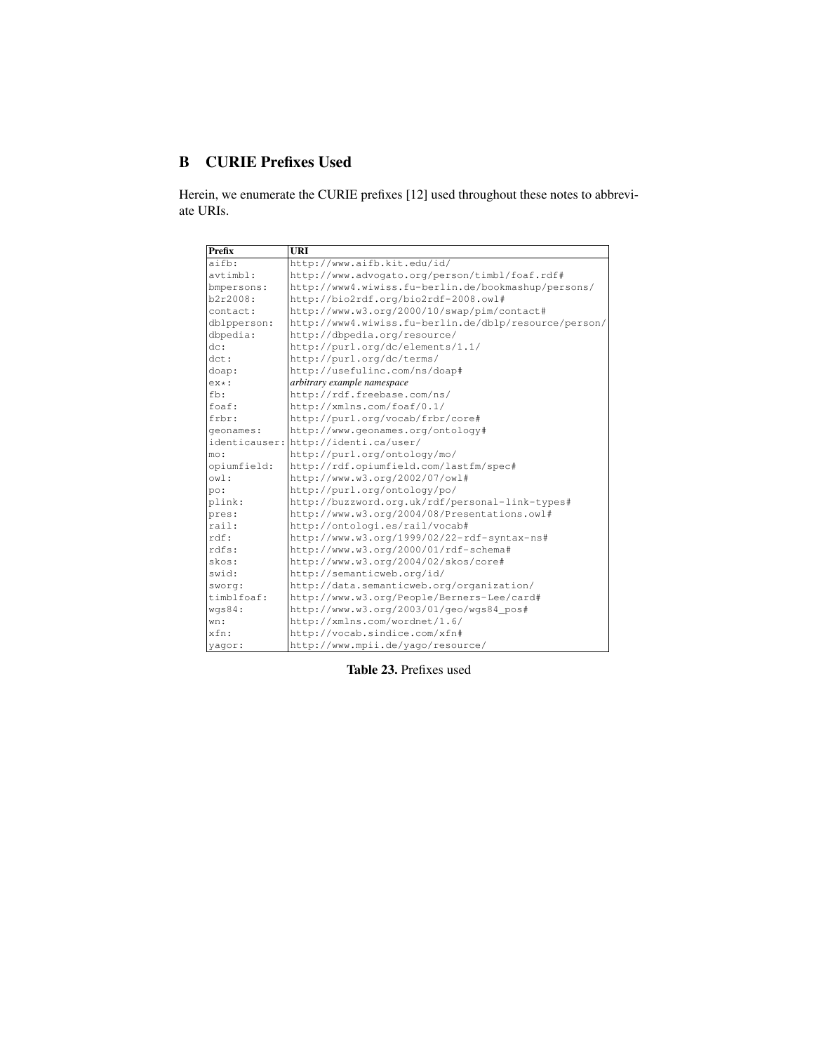## B CURIE Prefixes Used

Herein, we enumerate the CURIE prefixes [12] used throughout these notes to abbreviate URIs.

| Prefix | URI |
|---|---|
| aifb: | http://www.aifb.kit.edu/id/ |
| avtimbl: | http://www.advogato.org/person/timbl/foaf.rdf# |
| bmpersons: | http://www4.wiwiss.fu-berlin.de/bookmashup/persons/ |
| b2r2008: | http://bio2rdf.org/bio2rdf-2008.owl# |
| contact: | http://www.w3.org/2000/10/swap/pim/contact# |
| dblpperson: | http://www4.wiwiss.fu-berlin.de/dblp/resource/person/ |
| dbpedia: | http://dbpedia.org/resource/ |
| dc: | http://purl.org/dc/elements/1.1/ |
| dct: | http://purl.org/dc/terms/ |
| doap: | http://usefulinc.com/ns/doap# |
| ex*: | *arbitrary example namespace* |
| fb: | http://rdf.freebase.com/ns/ |
| foaf: | http://xmlns.com/foaf/0.1/ |
| frbr: | http://purl.org/vocab/frbr/core# |
| geonames: | http://www.geonames.org/ontology# |
| identicauser: | http://identi.ca/user/ |
| mo: | http://purl.org/ontology/mo/ |
| opiumfield: | http://rdf.opiumfield.com/lastfm/spec# |
| owl: | http://www.w3.org/2002/07/owl# |
| po: | http://purl.org/ontology/po/ |
| plink: | http://buzzword.org.uk/rdf/personal-link-types# |
| pres: | http://www.w3.org/2004/08/Presentations.owl# |
| rail: | http://ontologi.es/rail/vocab# |
| rdf: | http://www.w3.org/1999/02/22-rdf-syntax-ns# |
| rdfs: | http://www.w3.org/2000/01/rdf-schema# |
| skos: | http://www.w3.org/2004/02/skos/core# |
| swid: | http://semanticweb.org/id/ |
| sworg: | http://data.semanticweb.org/organization/ |
| timblfoaf: | http://www.w3.org/People/Berners-Lee/card# |
| wgs84: | http://www.w3.org/2003/01/geo/wgs84_pos# |
| wn: | http://xmlns.com/wordnet/1.6/ |
| xfn: | http://vocab.sindice.com/xfn# |
| yagor: | http://www.mpii.de/yago/resource/ |

**Table 23.** Prefixes used